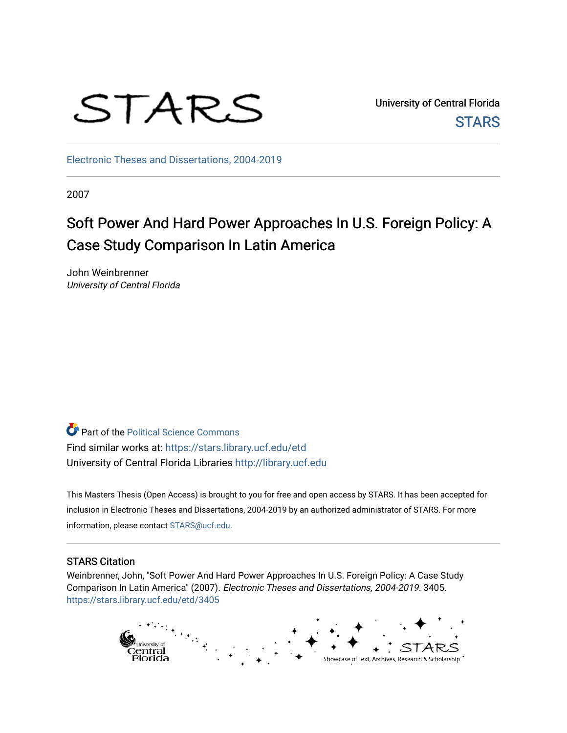STARS

University of Central Florida
STARS

Electronic Theses and Dissertations, 2004-2019

2007

# Soft Power And Hard Power Approaches In U.S. Foreign Policy: A Case Study Comparison In Latin America

John Weinbrenner
*University of Central Florida*

Part of the Political Science Commons
Find similar works at: https://stars.library.ucf.edu/etd
University of Central Florida Libraries http://library.ucf.edu

This Masters Thesis (Open Access) is brought to you for free and open access by STARS. It has been accepted for inclusion in Electronic Theses and Dissertations, 2004-2019 by an authorized administrator of STARS. For more information, please contact STARS@ucf.edu.

## STARS Citation

Weinbrenner, John, "Soft Power And Hard Power Approaches In U.S. Foreign Policy: A Case Study Comparison In Latin America" (2007). *Electronic Theses and Dissertations, 2004-2019*. 3405.
https://stars.library.ucf.edu/etd/3405

University of Central Florida
STARS
Showcase of Text, Archives, Research & Scholarship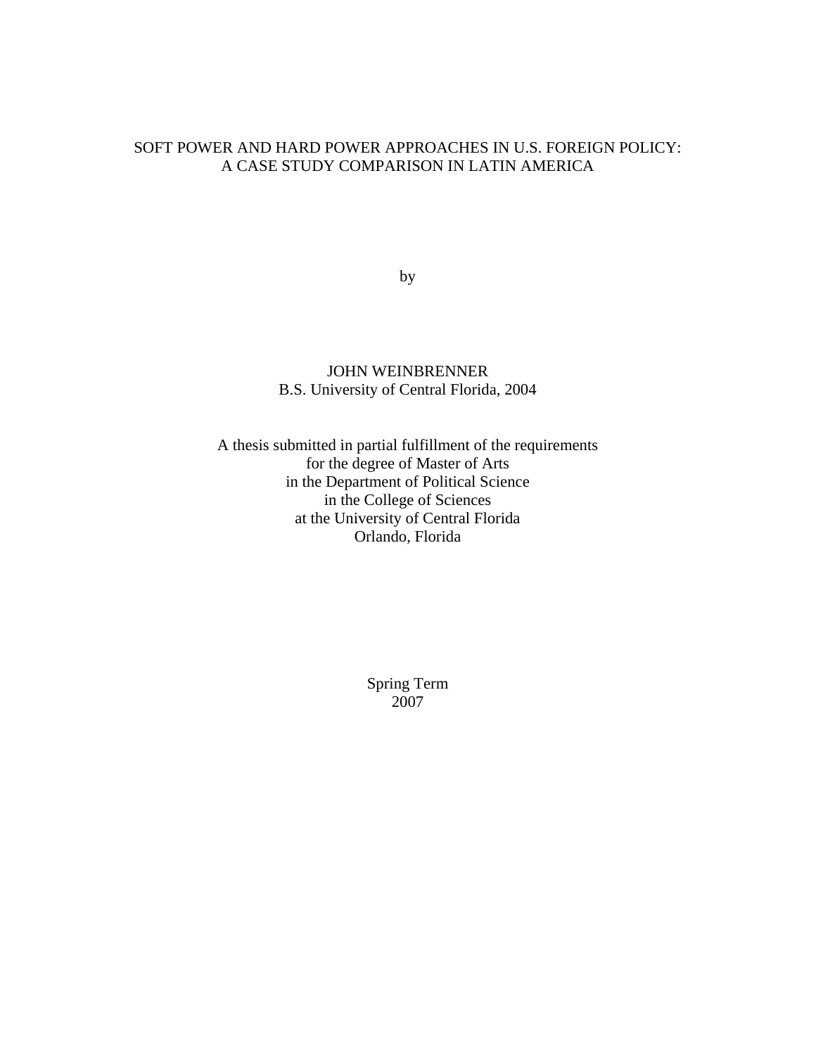# SOFT POWER AND HARD POWER APPROACHES IN U.S. FOREIGN POLICY: A CASE STUDY COMPARISON IN LATIN AMERICA

by

JOHN WEINBRENNER
B.S. University of Central Florida, 2004

A thesis submitted in partial fulfillment of the requirements
for the degree of Master of Arts
in the Department of Political Science
in the College of Sciences
at the University of Central Florida
Orlando, Florida

Spring Term
2007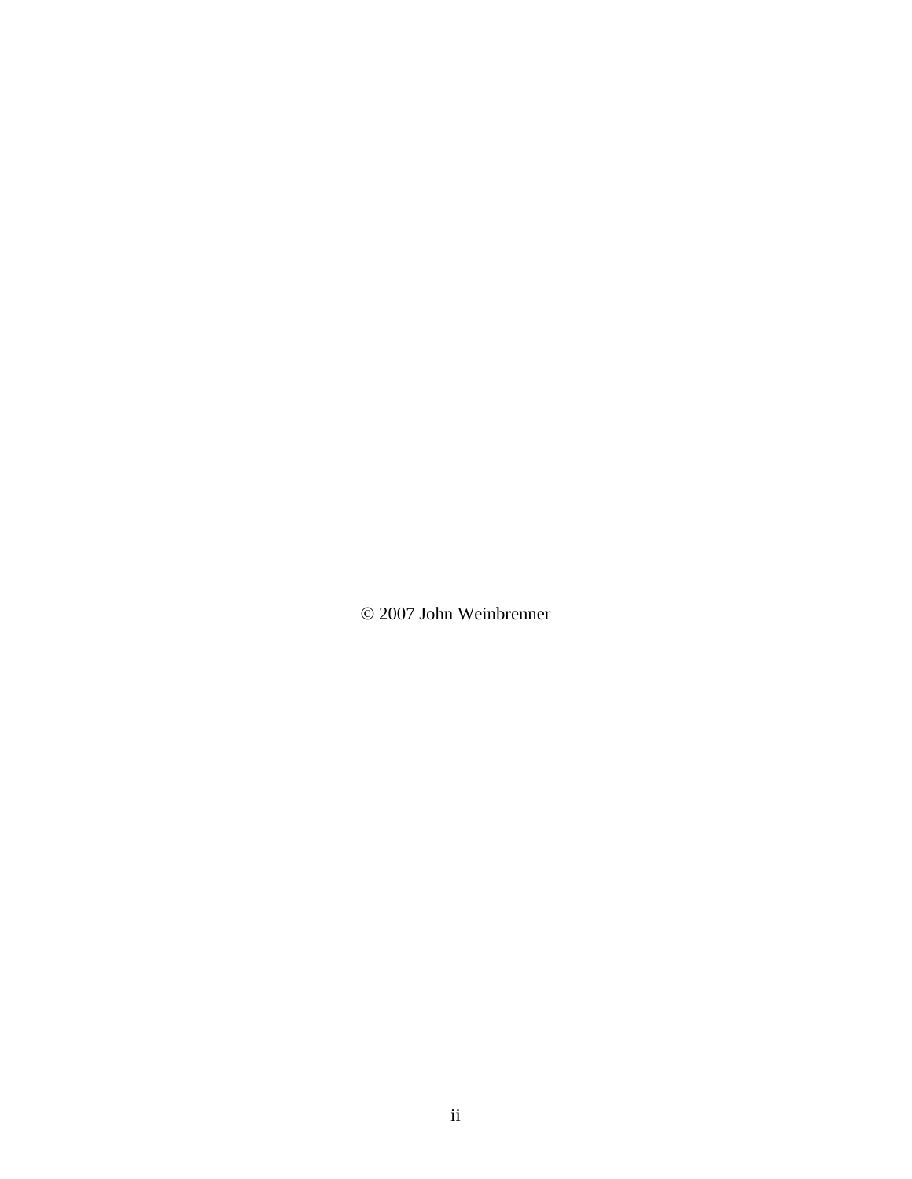© 2007 John Weinbrenner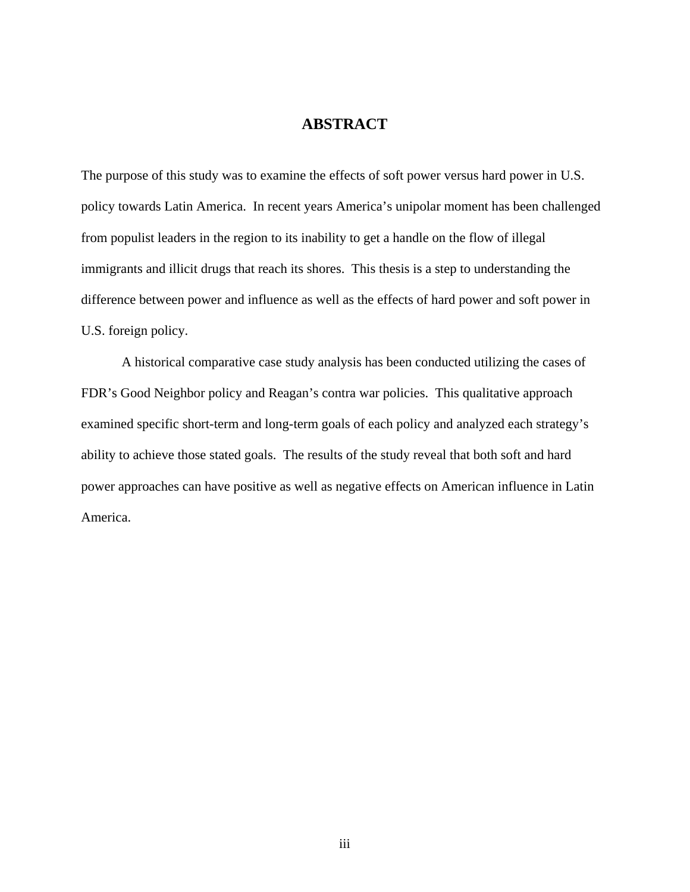# ABSTRACT

The purpose of this study was to examine the effects of soft power versus hard power in U.S. policy towards Latin America. In recent years America's unipolar moment has been challenged from populist leaders in the region to its inability to get a handle on the flow of illegal immigrants and illicit drugs that reach its shores. This thesis is a step to understanding the difference between power and influence as well as the effects of hard power and soft power in U.S. foreign policy.

A historical comparative case study analysis has been conducted utilizing the cases of FDR's Good Neighbor policy and Reagan's contra war policies. This qualitative approach examined specific short-term and long-term goals of each policy and analyzed each strategy's ability to achieve those stated goals. The results of the study reveal that both soft and hard power approaches can have positive as well as negative effects on American influence in Latin America.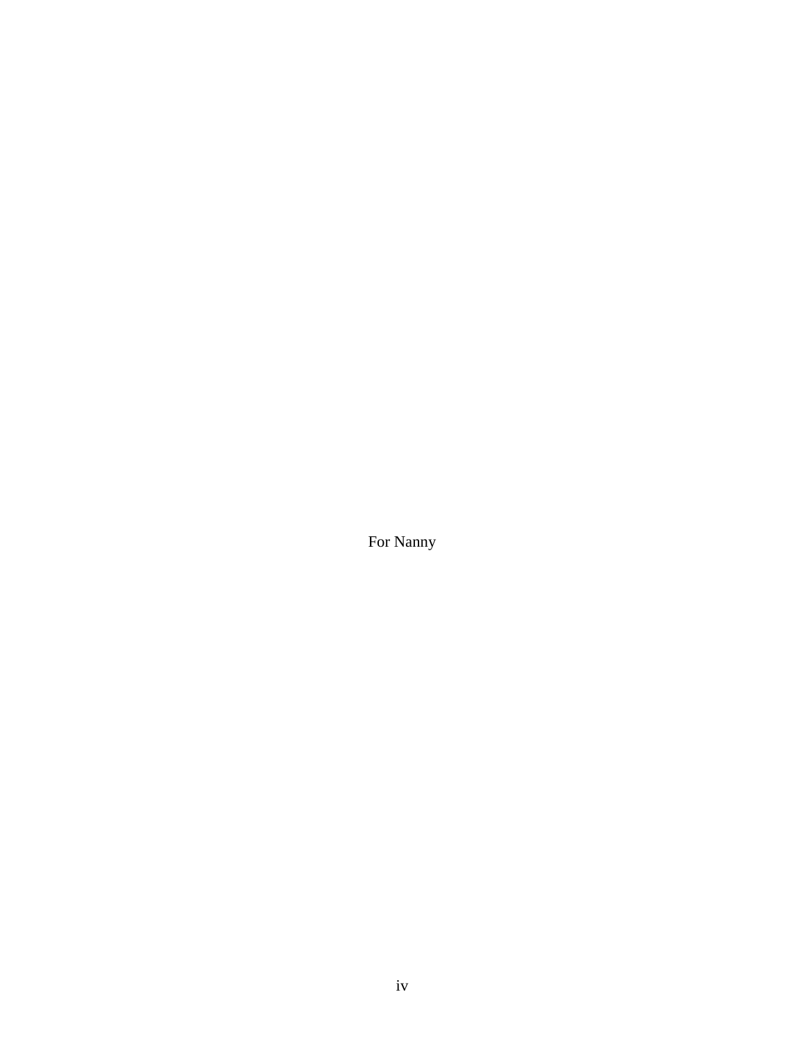For Nanny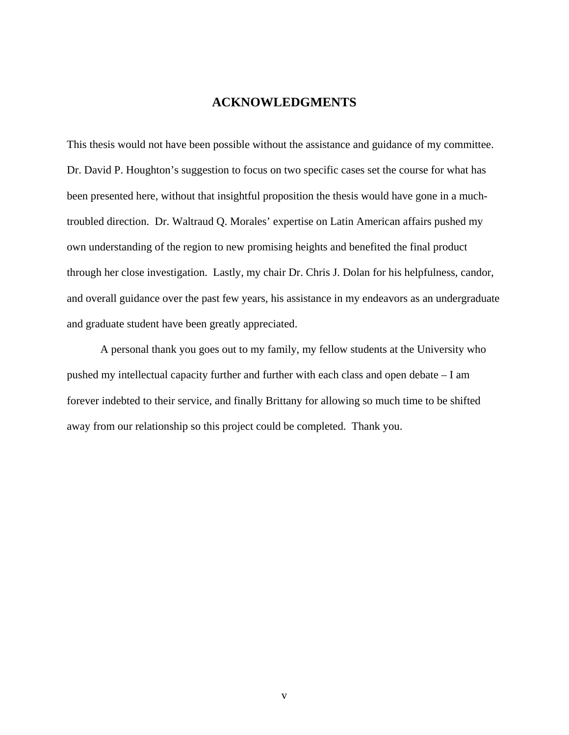# ACKNOWLEDGMENTS

This thesis would not have been possible without the assistance and guidance of my committee. Dr. David P. Houghton's suggestion to focus on two specific cases set the course for what has been presented here, without that insightful proposition the thesis would have gone in a much-troubled direction. Dr. Waltraud Q. Morales' expertise on Latin American affairs pushed my own understanding of the region to new promising heights and benefited the final product through her close investigation. Lastly, my chair Dr. Chris J. Dolan for his helpfulness, candor, and overall guidance over the past few years, his assistance in my endeavors as an undergraduate and graduate student have been greatly appreciated.

A personal thank you goes out to my family, my fellow students at the University who pushed my intellectual capacity further and further with each class and open debate – I am forever indebted to their service, and finally Brittany for allowing so much time to be shifted away from our relationship so this project could be completed. Thank you.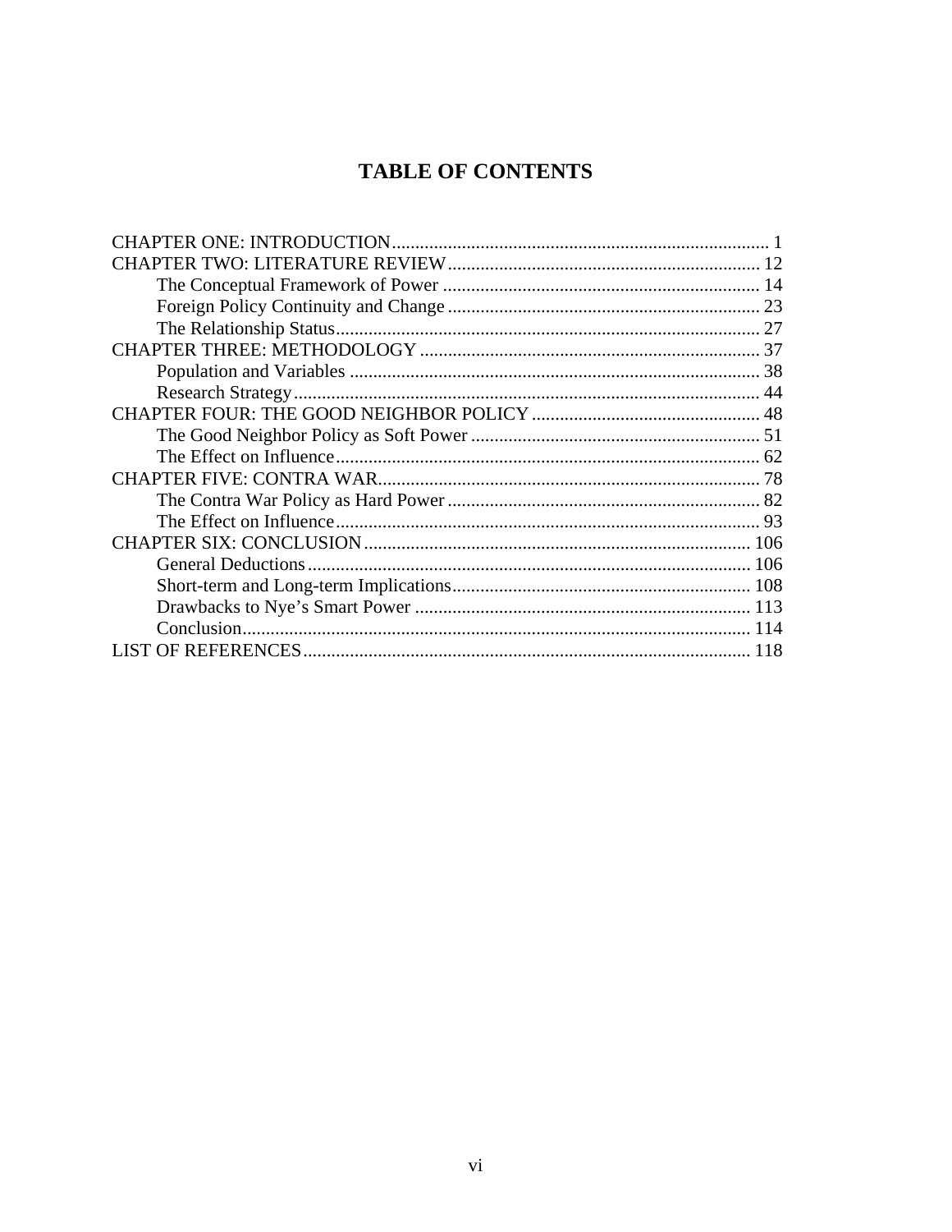# TABLE OF CONTENTS

CHAPTER ONE: INTRODUCTION ........................................................................ 1
CHAPTER TWO: LITERATURE REVIEW ........................................................ 12
    The Conceptual Framework of Power ........................................................ 14
    Foreign Policy Continuity and Change ....................................................... 23
    The Relationship Status ............................................................................ 27
CHAPTER THREE: METHODOLOGY ............................................................ 37
    Population and Variables ......................................................................... 38
    Research Strategy .................................................................................... 44
CHAPTER FOUR: THE GOOD NEIGHBOR POLICY ..................................... 48
    The Good Neighbor Policy as Soft Power ................................................. 51
    The Effect on Influence ............................................................................ 62
CHAPTER FIVE: CONTRA WAR .................................................................... 78
    The Contra War Policy as Hard Power ...................................................... 82
    The Effect on Influence ............................................................................ 93
CHAPTER SIX: CONCLUSION ....................................................................... 106
    General Deductions .................................................................................. 106
    Short-term and Long-term Implications .................................................... 108
    Drawbacks to Nye's Smart Power ............................................................ 113
    Conclusion ................................................................................................ 114
LIST OF REFERENCES ................................................................................... 118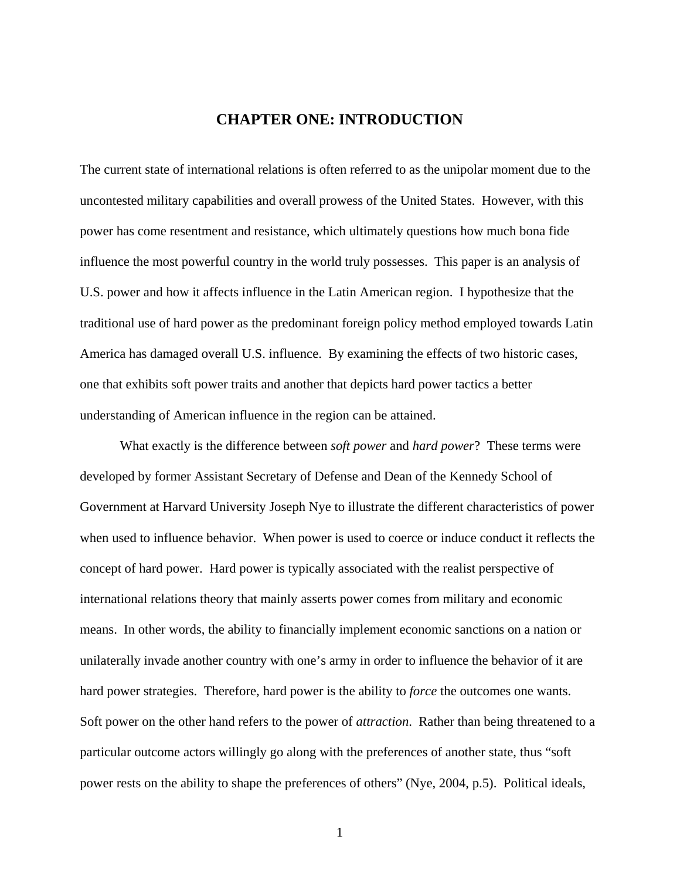# CHAPTER ONE: INTRODUCTION

The current state of international relations is often referred to as the unipolar moment due to the uncontested military capabilities and overall prowess of the United States. However, with this power has come resentment and resistance, which ultimately questions how much bona fide influence the most powerful country in the world truly possesses. This paper is an analysis of U.S. power and how it affects influence in the Latin American region. I hypothesize that the traditional use of hard power as the predominant foreign policy method employed towards Latin America has damaged overall U.S. influence. By examining the effects of two historic cases, one that exhibits soft power traits and another that depicts hard power tactics a better understanding of American influence in the region can be attained.

What exactly is the difference between *soft power* and *hard power*? These terms were developed by former Assistant Secretary of Defense and Dean of the Kennedy School of Government at Harvard University Joseph Nye to illustrate the different characteristics of power when used to influence behavior. When power is used to coerce or induce conduct it reflects the concept of hard power. Hard power is typically associated with the realist perspective of international relations theory that mainly asserts power comes from military and economic means. In other words, the ability to financially implement economic sanctions on a nation or unilaterally invade another country with one's army in order to influence the behavior of it are hard power strategies. Therefore, hard power is the ability to *force* the outcomes one wants. Soft power on the other hand refers to the power of *attraction*. Rather than being threatened to a particular outcome actors willingly go along with the preferences of another state, thus "soft power rests on the ability to shape the preferences of others" (Nye, 2004, p.5). Political ideals,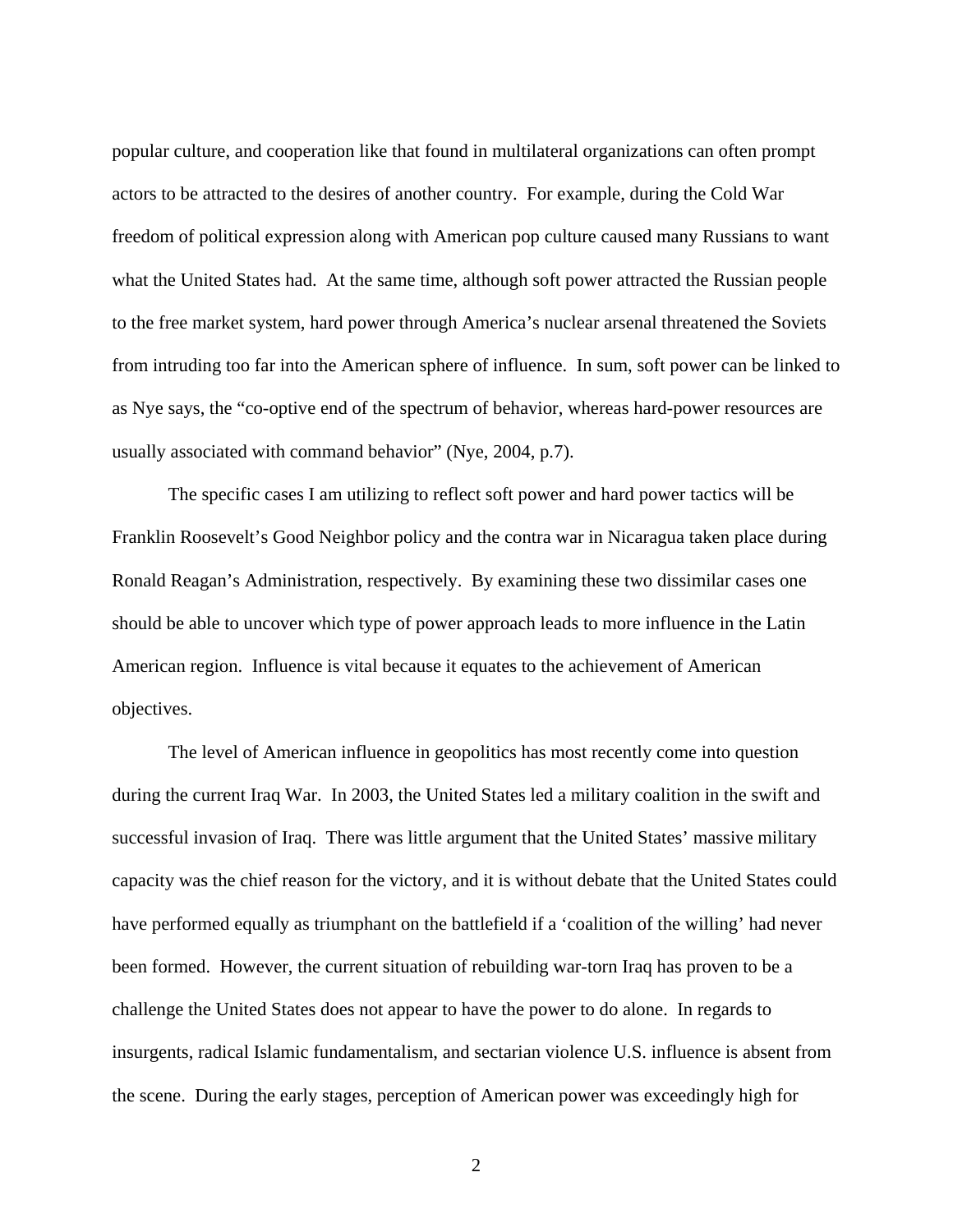popular culture, and cooperation like that found in multilateral organizations can often prompt actors to be attracted to the desires of another country. For example, during the Cold War freedom of political expression along with American pop culture caused many Russians to want what the United States had. At the same time, although soft power attracted the Russian people to the free market system, hard power through America's nuclear arsenal threatened the Soviets from intruding too far into the American sphere of influence. In sum, soft power can be linked to as Nye says, the "co-optive end of the spectrum of behavior, whereas hard-power resources are usually associated with command behavior" (Nye, 2004, p.7).

The specific cases I am utilizing to reflect soft power and hard power tactics will be Franklin Roosevelt's Good Neighbor policy and the contra war in Nicaragua taken place during Ronald Reagan's Administration, respectively. By examining these two dissimilar cases one should be able to uncover which type of power approach leads to more influence in the Latin American region. Influence is vital because it equates to the achievement of American objectives.

The level of American influence in geopolitics has most recently come into question during the current Iraq War. In 2003, the United States led a military coalition in the swift and successful invasion of Iraq. There was little argument that the United States' massive military capacity was the chief reason for the victory, and it is without debate that the United States could have performed equally as triumphant on the battlefield if a 'coalition of the willing' had never been formed. However, the current situation of rebuilding war-torn Iraq has proven to be a challenge the United States does not appear to have the power to do alone. In regards to insurgents, radical Islamic fundamentalism, and sectarian violence U.S. influence is absent from the scene. During the early stages, perception of American power was exceedingly high for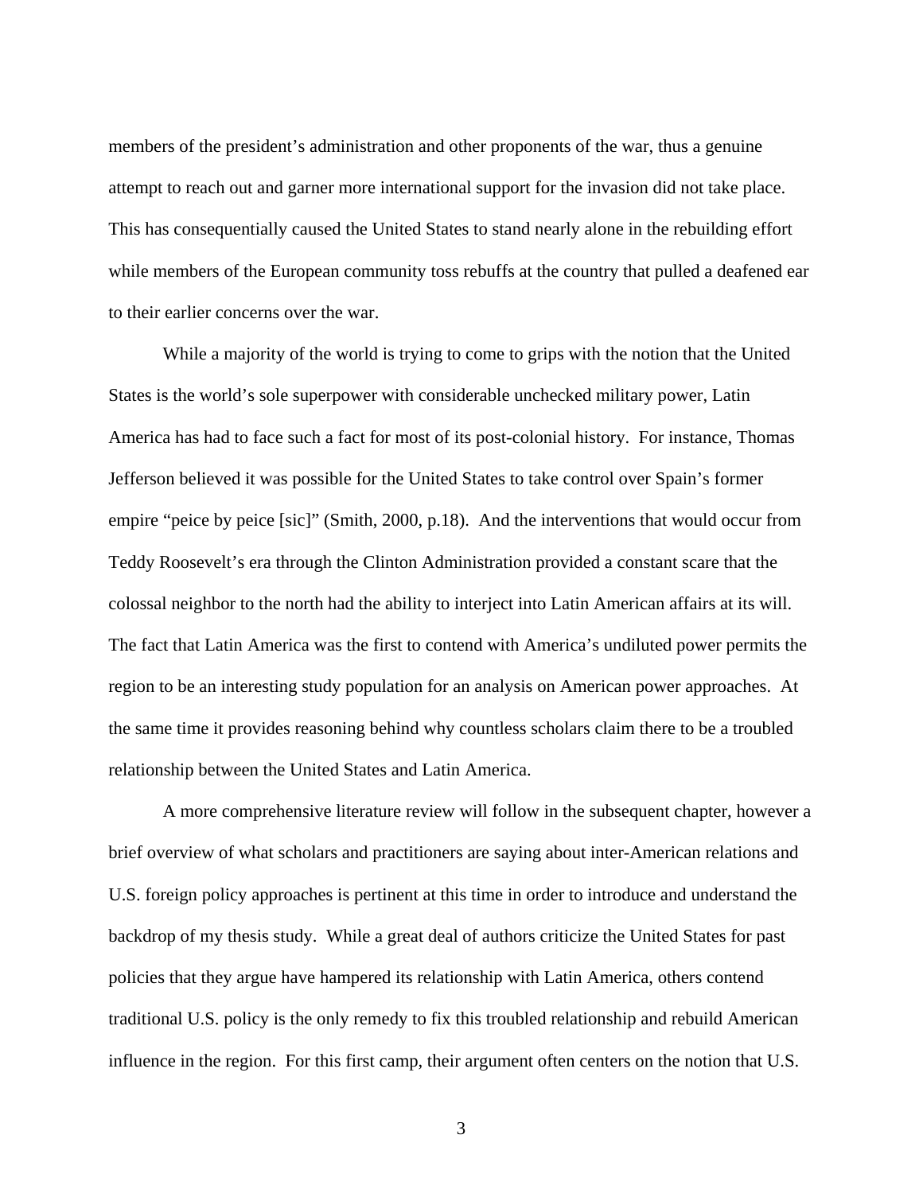members of the president's administration and other proponents of the war, thus a genuine attempt to reach out and garner more international support for the invasion did not take place. This has consequentially caused the United States to stand nearly alone in the rebuilding effort while members of the European community toss rebuffs at the country that pulled a deafened ear to their earlier concerns over the war.

While a majority of the world is trying to come to grips with the notion that the United States is the world's sole superpower with considerable unchecked military power, Latin America has had to face such a fact for most of its post-colonial history. For instance, Thomas Jefferson believed it was possible for the United States to take control over Spain's former empire "peice by peice [sic]" (Smith, 2000, p.18). And the interventions that would occur from Teddy Roosevelt's era through the Clinton Administration provided a constant scare that the colossal neighbor to the north had the ability to interject into Latin American affairs at its will. The fact that Latin America was the first to contend with America's undiluted power permits the region to be an interesting study population for an analysis on American power approaches. At the same time it provides reasoning behind why countless scholars claim there to be a troubled relationship between the United States and Latin America.

A more comprehensive literature review will follow in the subsequent chapter, however a brief overview of what scholars and practitioners are saying about inter-American relations and U.S. foreign policy approaches is pertinent at this time in order to introduce and understand the backdrop of my thesis study. While a great deal of authors criticize the United States for past policies that they argue have hampered its relationship with Latin America, others contend traditional U.S. policy is the only remedy to fix this troubled relationship and rebuild American influence in the region. For this first camp, their argument often centers on the notion that U.S.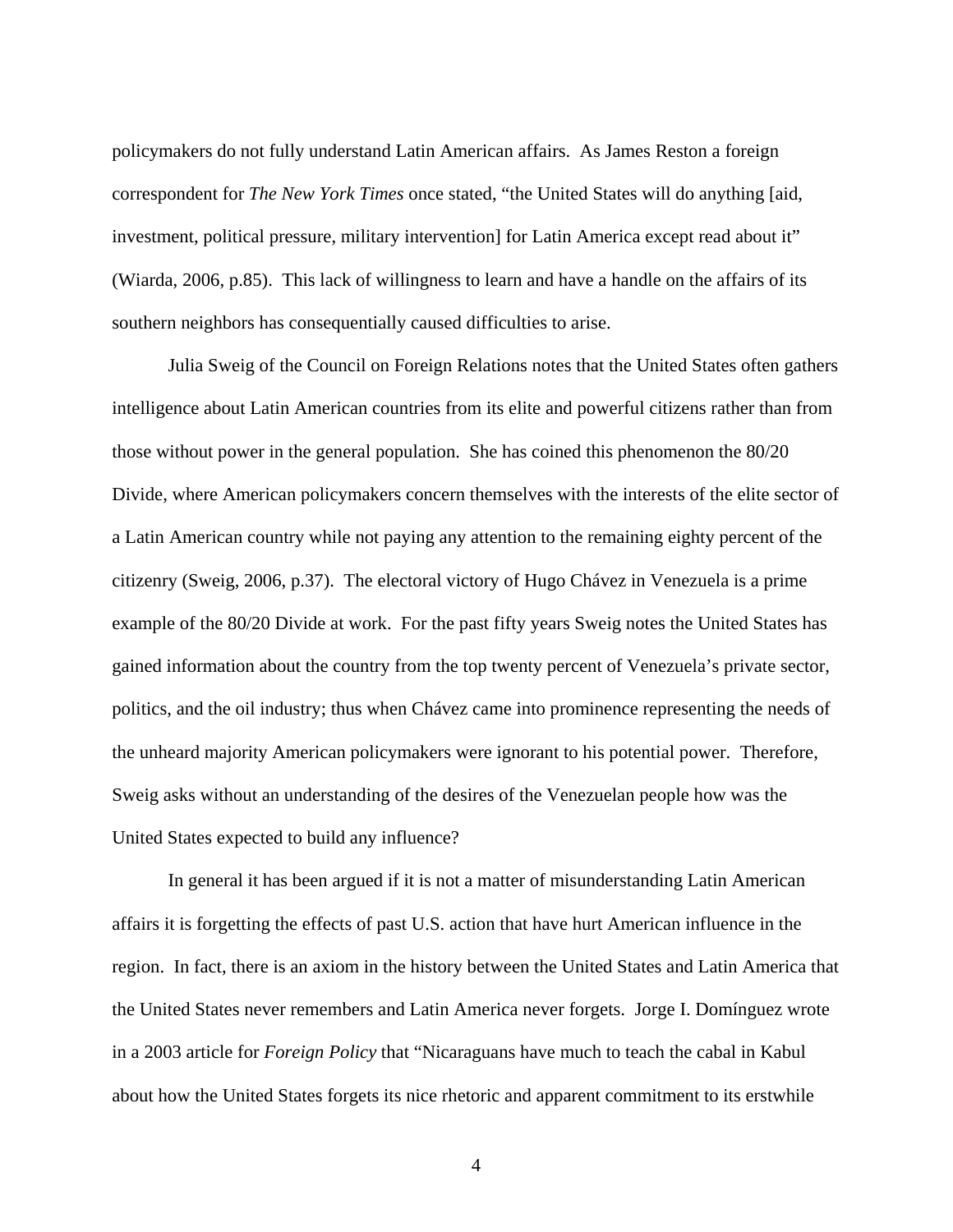policymakers do not fully understand Latin American affairs. As James Reston a foreign correspondent for *The New York Times* once stated, "the United States will do anything [aid, investment, political pressure, military intervention] for Latin America except read about it" (Wiarda, 2006, p.85). This lack of willingness to learn and have a handle on the affairs of its southern neighbors has consequentially caused difficulties to arise.

Julia Sweig of the Council on Foreign Relations notes that the United States often gathers intelligence about Latin American countries from its elite and powerful citizens rather than from those without power in the general population. She has coined this phenomenon the 80/20 Divide, where American policymakers concern themselves with the interests of the elite sector of a Latin American country while not paying any attention to the remaining eighty percent of the citizenry (Sweig, 2006, p.37). The electoral victory of Hugo Chávez in Venezuela is a prime example of the 80/20 Divide at work. For the past fifty years Sweig notes the United States has gained information about the country from the top twenty percent of Venezuela's private sector, politics, and the oil industry; thus when Chávez came into prominence representing the needs of the unheard majority American policymakers were ignorant to his potential power. Therefore, Sweig asks without an understanding of the desires of the Venezuelan people how was the United States expected to build any influence?

In general it has been argued if it is not a matter of misunderstanding Latin American affairs it is forgetting the effects of past U.S. action that have hurt American influence in the region. In fact, there is an axiom in the history between the United States and Latin America that the United States never remembers and Latin America never forgets. Jorge I. Domínguez wrote in a 2003 article for *Foreign Policy* that "Nicaraguans have much to teach the cabal in Kabul about how the United States forgets its nice rhetoric and apparent commitment to its erstwhile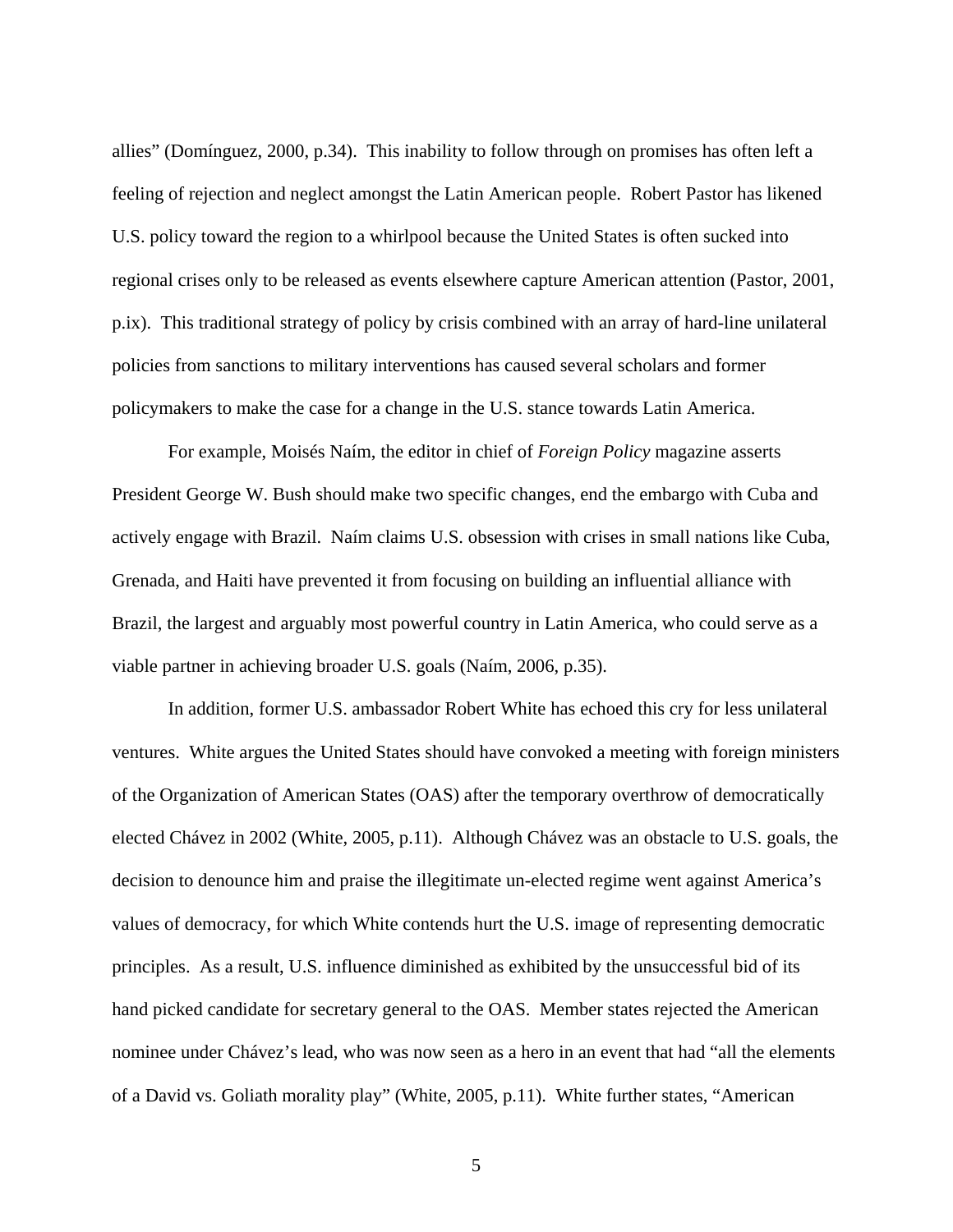allies" (Domínguez, 2000, p.34). This inability to follow through on promises has often left a feeling of rejection and neglect amongst the Latin American people. Robert Pastor has likened U.S. policy toward the region to a whirlpool because the United States is often sucked into regional crises only to be released as events elsewhere capture American attention (Pastor, 2001, p.ix). This traditional strategy of policy by crisis combined with an array of hard-line unilateral policies from sanctions to military interventions has caused several scholars and former policymakers to make the case for a change in the U.S. stance towards Latin America.

For example, Moisés Naím, the editor in chief of *Foreign Policy* magazine asserts President George W. Bush should make two specific changes, end the embargo with Cuba and actively engage with Brazil. Naím claims U.S. obsession with crises in small nations like Cuba, Grenada, and Haiti have prevented it from focusing on building an influential alliance with Brazil, the largest and arguably most powerful country in Latin America, who could serve as a viable partner in achieving broader U.S. goals (Naím, 2006, p.35).

In addition, former U.S. ambassador Robert White has echoed this cry for less unilateral ventures. White argues the United States should have convoked a meeting with foreign ministers of the Organization of American States (OAS) after the temporary overthrow of democratically elected Chávez in 2002 (White, 2005, p.11). Although Chávez was an obstacle to U.S. goals, the decision to denounce him and praise the illegitimate un-elected regime went against America's values of democracy, for which White contends hurt the U.S. image of representing democratic principles. As a result, U.S. influence diminished as exhibited by the unsuccessful bid of its hand picked candidate for secretary general to the OAS. Member states rejected the American nominee under Chávez's lead, who was now seen as a hero in an event that had "all the elements of a David vs. Goliath morality play" (White, 2005, p.11). White further states, "American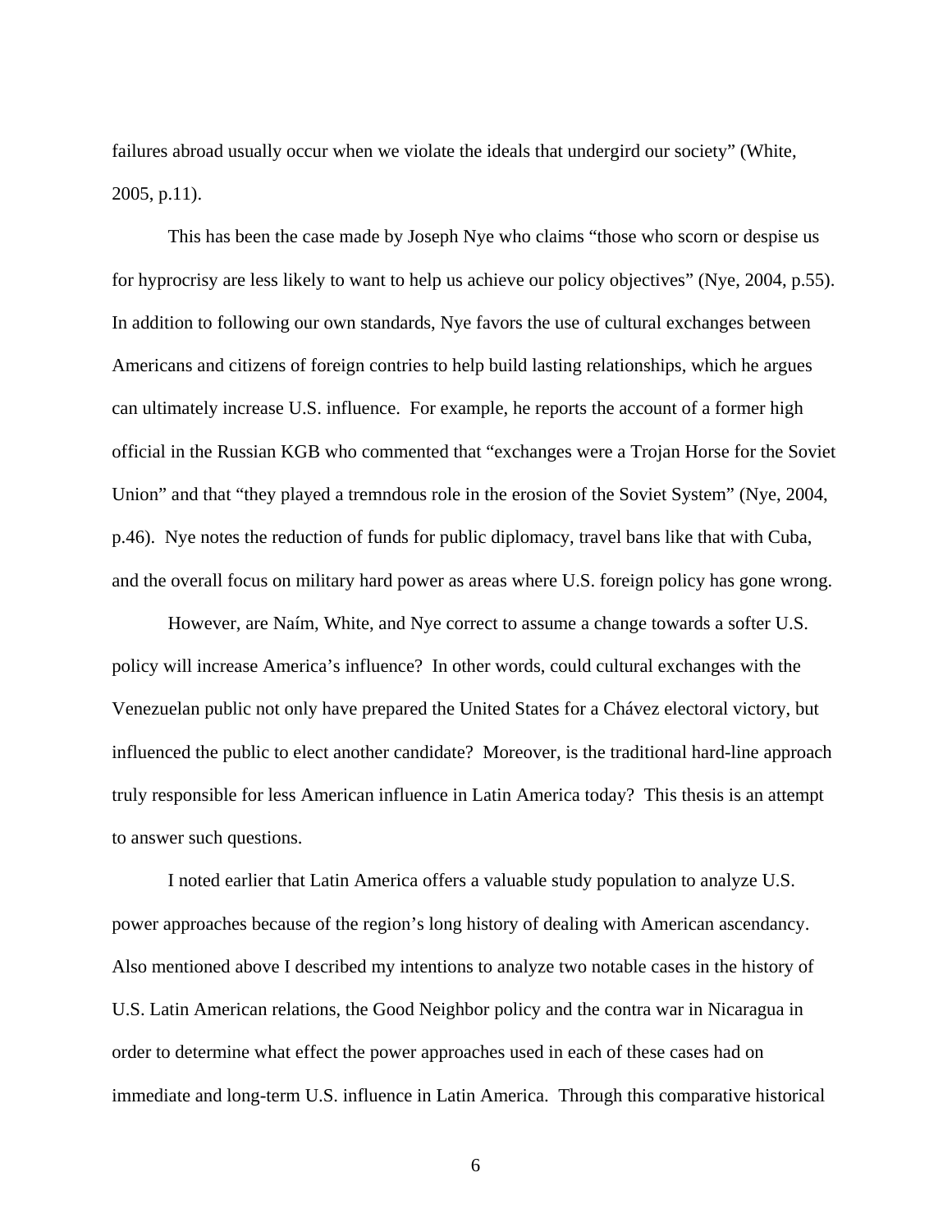failures abroad usually occur when we violate the ideals that undergird our society" (White, 2005, p.11).

This has been the case made by Joseph Nye who claims "those who scorn or despise us for hyprocrisy are less likely to want to help us achieve our policy objectives" (Nye, 2004, p.55). In addition to following our own standards, Nye favors the use of cultural exchanges between Americans and citizens of foreign contries to help build lasting relationships, which he argues can ultimately increase U.S. influence. For example, he reports the account of a former high official in the Russian KGB who commented that "exchanges were a Trojan Horse for the Soviet Union" and that "they played a tremndous role in the erosion of the Soviet System" (Nye, 2004, p.46). Nye notes the reduction of funds for public diplomacy, travel bans like that with Cuba, and the overall focus on military hard power as areas where U.S. foreign policy has gone wrong.

However, are Naím, White, and Nye correct to assume a change towards a softer U.S. policy will increase America's influence? In other words, could cultural exchanges with the Venezuelan public not only have prepared the United States for a Chávez electoral victory, but influenced the public to elect another candidate? Moreover, is the traditional hard-line approach truly responsible for less American influence in Latin America today? This thesis is an attempt to answer such questions.

I noted earlier that Latin America offers a valuable study population to analyze U.S. power approaches because of the region's long history of dealing with American ascendancy. Also mentioned above I described my intentions to analyze two notable cases in the history of U.S. Latin American relations, the Good Neighbor policy and the contra war in Nicaragua in order to determine what effect the power approaches used in each of these cases had on immediate and long-term U.S. influence in Latin America. Through this comparative historical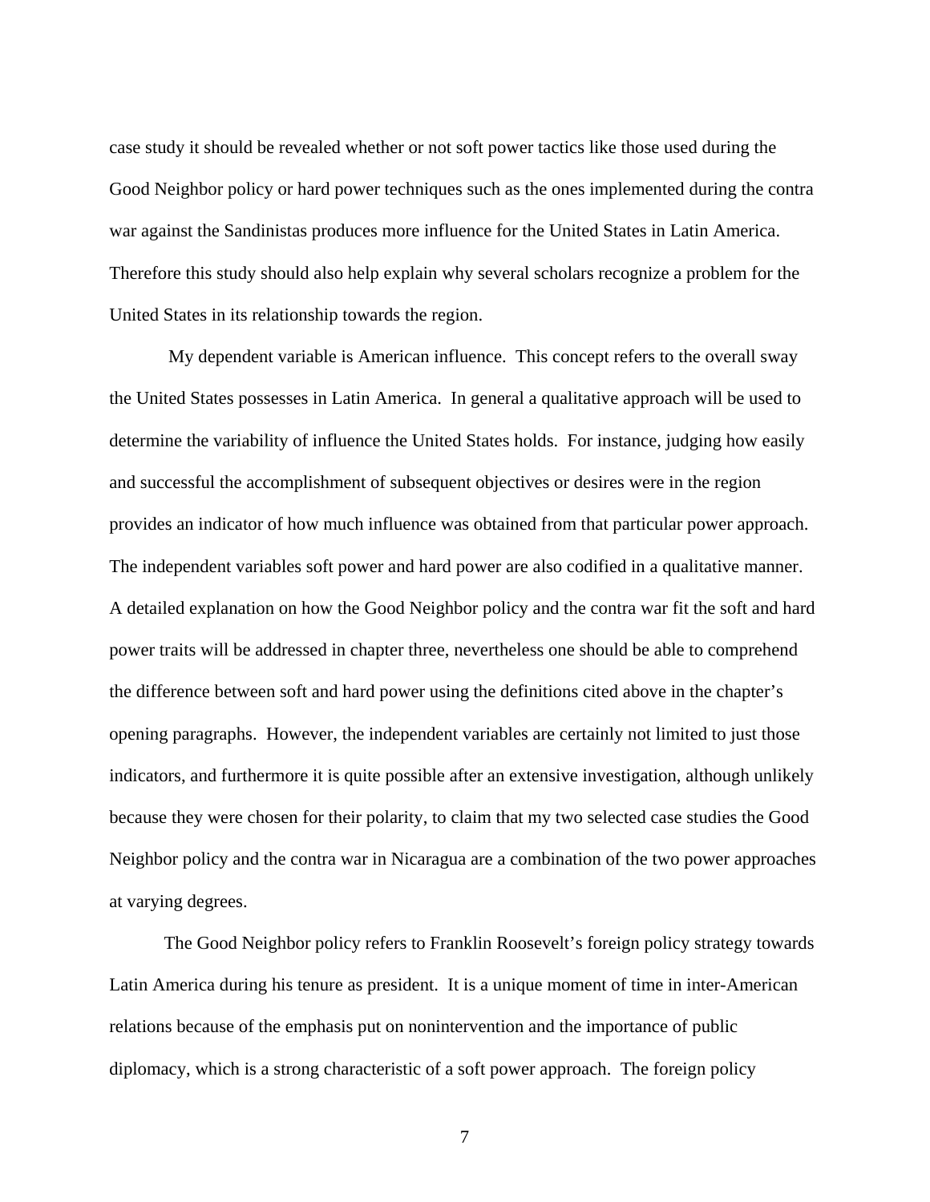case study it should be revealed whether or not soft power tactics like those used during the Good Neighbor policy or hard power techniques such as the ones implemented during the contra war against the Sandinistas produces more influence for the United States in Latin America. Therefore this study should also help explain why several scholars recognize a problem for the United States in its relationship towards the region.

My dependent variable is American influence. This concept refers to the overall sway the United States possesses in Latin America. In general a qualitative approach will be used to determine the variability of influence the United States holds. For instance, judging how easily and successful the accomplishment of subsequent objectives or desires were in the region provides an indicator of how much influence was obtained from that particular power approach. The independent variables soft power and hard power are also codified in a qualitative manner. A detailed explanation on how the Good Neighbor policy and the contra war fit the soft and hard power traits will be addressed in chapter three, nevertheless one should be able to comprehend the difference between soft and hard power using the definitions cited above in the chapter's opening paragraphs. However, the independent variables are certainly not limited to just those indicators, and furthermore it is quite possible after an extensive investigation, although unlikely because they were chosen for their polarity, to claim that my two selected case studies the Good Neighbor policy and the contra war in Nicaragua are a combination of the two power approaches at varying degrees.

The Good Neighbor policy refers to Franklin Roosevelt's foreign policy strategy towards Latin America during his tenure as president. It is a unique moment of time in inter-American relations because of the emphasis put on nonintervention and the importance of public diplomacy, which is a strong characteristic of a soft power approach. The foreign policy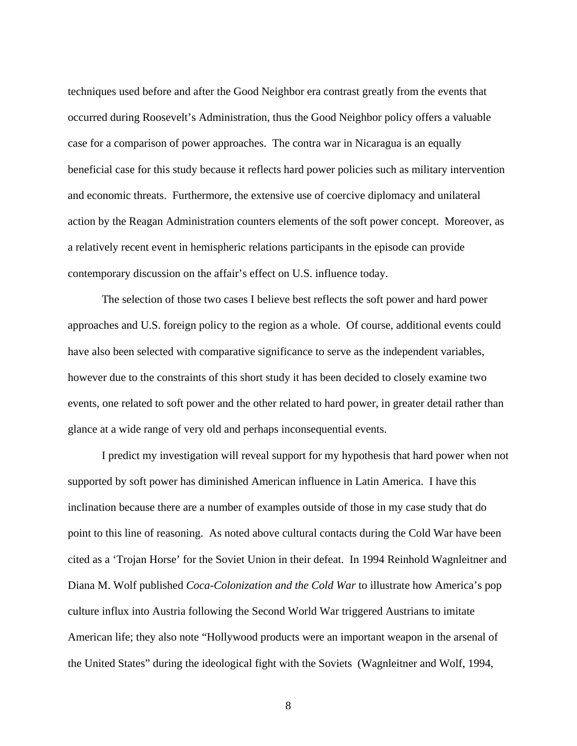techniques used before and after the Good Neighbor era contrast greatly from the events that occurred during Roosevelt's Administration, thus the Good Neighbor policy offers a valuable case for a comparison of power approaches. The contra war in Nicaragua is an equally beneficial case for this study because it reflects hard power policies such as military intervention and economic threats. Furthermore, the extensive use of coercive diplomacy and unilateral action by the Reagan Administration counters elements of the soft power concept. Moreover, as a relatively recent event in hemispheric relations participants in the episode can provide contemporary discussion on the affair's effect on U.S. influence today.

The selection of those two cases I believe best reflects the soft power and hard power approaches and U.S. foreign policy to the region as a whole. Of course, additional events could have also been selected with comparative significance to serve as the independent variables, however due to the constraints of this short study it has been decided to closely examine two events, one related to soft power and the other related to hard power, in greater detail rather than glance at a wide range of very old and perhaps inconsequential events.

I predict my investigation will reveal support for my hypothesis that hard power when not supported by soft power has diminished American influence in Latin America. I have this inclination because there are a number of examples outside of those in my case study that do point to this line of reasoning. As noted above cultural contacts during the Cold War have been cited as a 'Trojan Horse' for the Soviet Union in their defeat. In 1994 Reinhold Wagnleitner and Diana M. Wolf published *Coca-Colonization and the Cold War* to illustrate how America's pop culture influx into Austria following the Second World War triggered Austrians to imitate American life; they also note "Hollywood products were an important weapon in the arsenal of the United States" during the ideological fight with the Soviets (Wagnleitner and Wolf, 1994,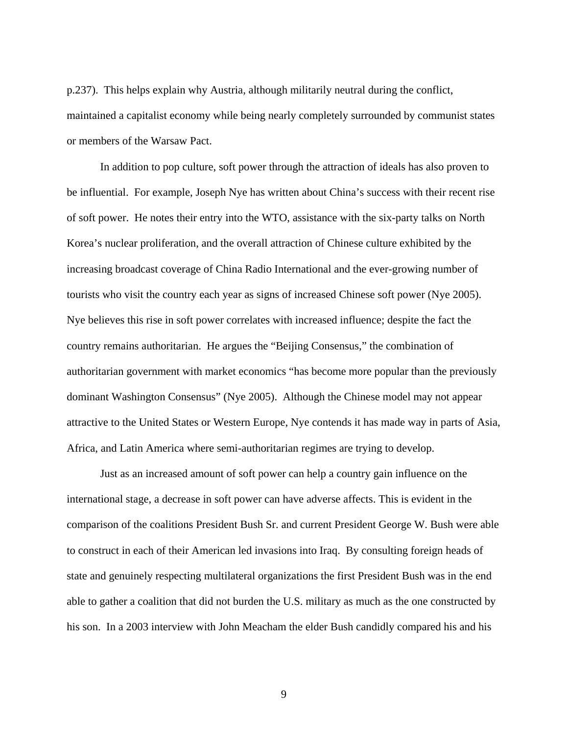p.237). This helps explain why Austria, although militarily neutral during the conflict, maintained a capitalist economy while being nearly completely surrounded by communist states or members of the Warsaw Pact.

In addition to pop culture, soft power through the attraction of ideals has also proven to be influential. For example, Joseph Nye has written about China's success with their recent rise of soft power. He notes their entry into the WTO, assistance with the six-party talks on North Korea's nuclear proliferation, and the overall attraction of Chinese culture exhibited by the increasing broadcast coverage of China Radio International and the ever-growing number of tourists who visit the country each year as signs of increased Chinese soft power (Nye 2005). Nye believes this rise in soft power correlates with increased influence; despite the fact the country remains authoritarian. He argues the "Beijing Consensus," the combination of authoritarian government with market economics "has become more popular than the previously dominant Washington Consensus" (Nye 2005). Although the Chinese model may not appear attractive to the United States or Western Europe, Nye contends it has made way in parts of Asia, Africa, and Latin America where semi-authoritarian regimes are trying to develop.

Just as an increased amount of soft power can help a country gain influence on the international stage, a decrease in soft power can have adverse affects. This is evident in the comparison of the coalitions President Bush Sr. and current President George W. Bush were able to construct in each of their American led invasions into Iraq. By consulting foreign heads of state and genuinely respecting multilateral organizations the first President Bush was in the end able to gather a coalition that did not burden the U.S. military as much as the one constructed by his son. In a 2003 interview with John Meacham the elder Bush candidly compared his and his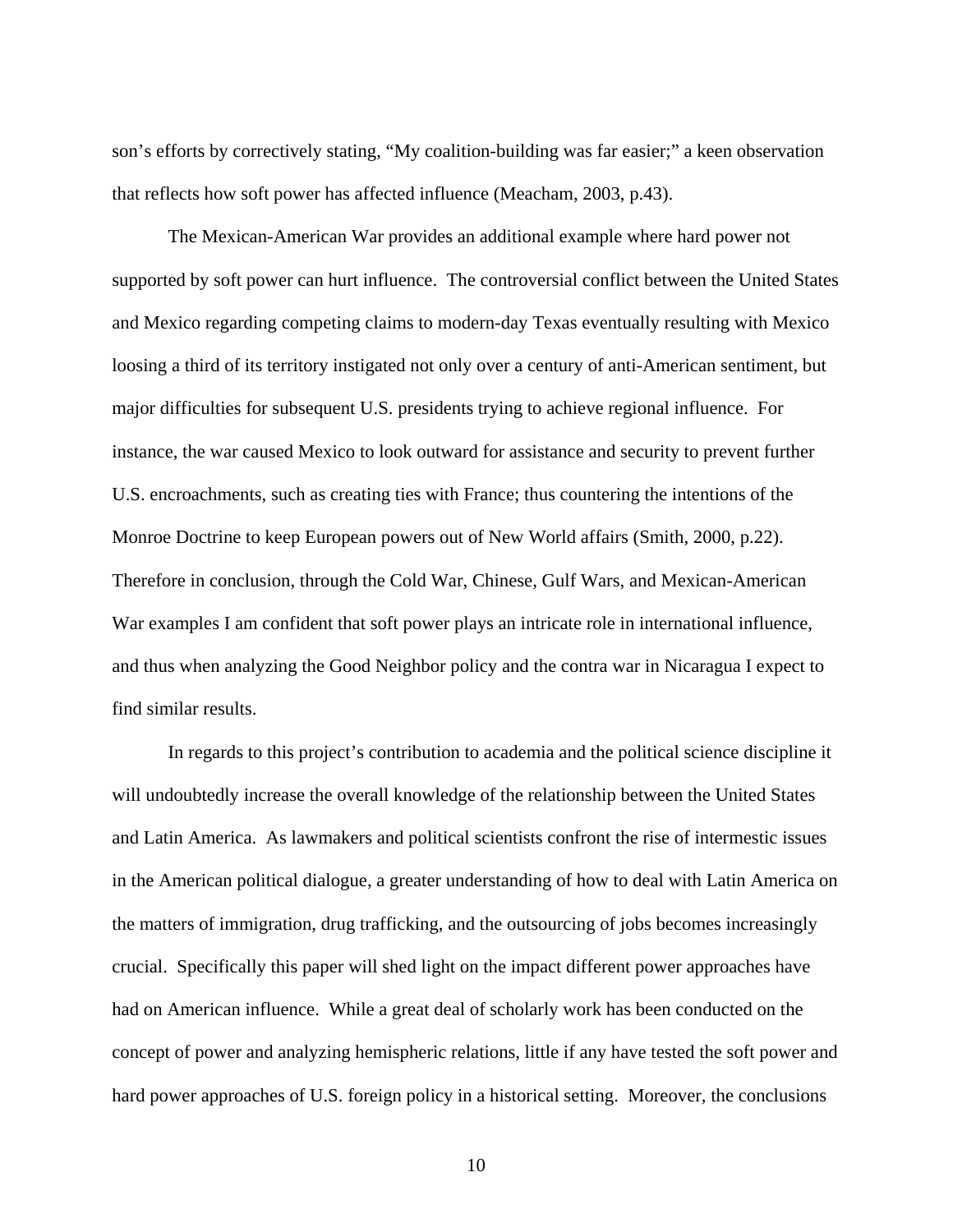son's efforts by correctively stating, "My coalition-building was far easier;" a keen observation that reflects how soft power has affected influence (Meacham, 2003, p.43).

The Mexican-American War provides an additional example where hard power not supported by soft power can hurt influence. The controversial conflict between the United States and Mexico regarding competing claims to modern-day Texas eventually resulting with Mexico loosing a third of its territory instigated not only over a century of anti-American sentiment, but major difficulties for subsequent U.S. presidents trying to achieve regional influence. For instance, the war caused Mexico to look outward for assistance and security to prevent further U.S. encroachments, such as creating ties with France; thus countering the intentions of the Monroe Doctrine to keep European powers out of New World affairs (Smith, 2000, p.22). Therefore in conclusion, through the Cold War, Chinese, Gulf Wars, and Mexican-American War examples I am confident that soft power plays an intricate role in international influence, and thus when analyzing the Good Neighbor policy and the contra war in Nicaragua I expect to find similar results.

In regards to this project's contribution to academia and the political science discipline it will undoubtedly increase the overall knowledge of the relationship between the United States and Latin America. As lawmakers and political scientists confront the rise of intermestic issues in the American political dialogue, a greater understanding of how to deal with Latin America on the matters of immigration, drug trafficking, and the outsourcing of jobs becomes increasingly crucial. Specifically this paper will shed light on the impact different power approaches have had on American influence. While a great deal of scholarly work has been conducted on the concept of power and analyzing hemispheric relations, little if any have tested the soft power and hard power approaches of U.S. foreign policy in a historical setting. Moreover, the conclusions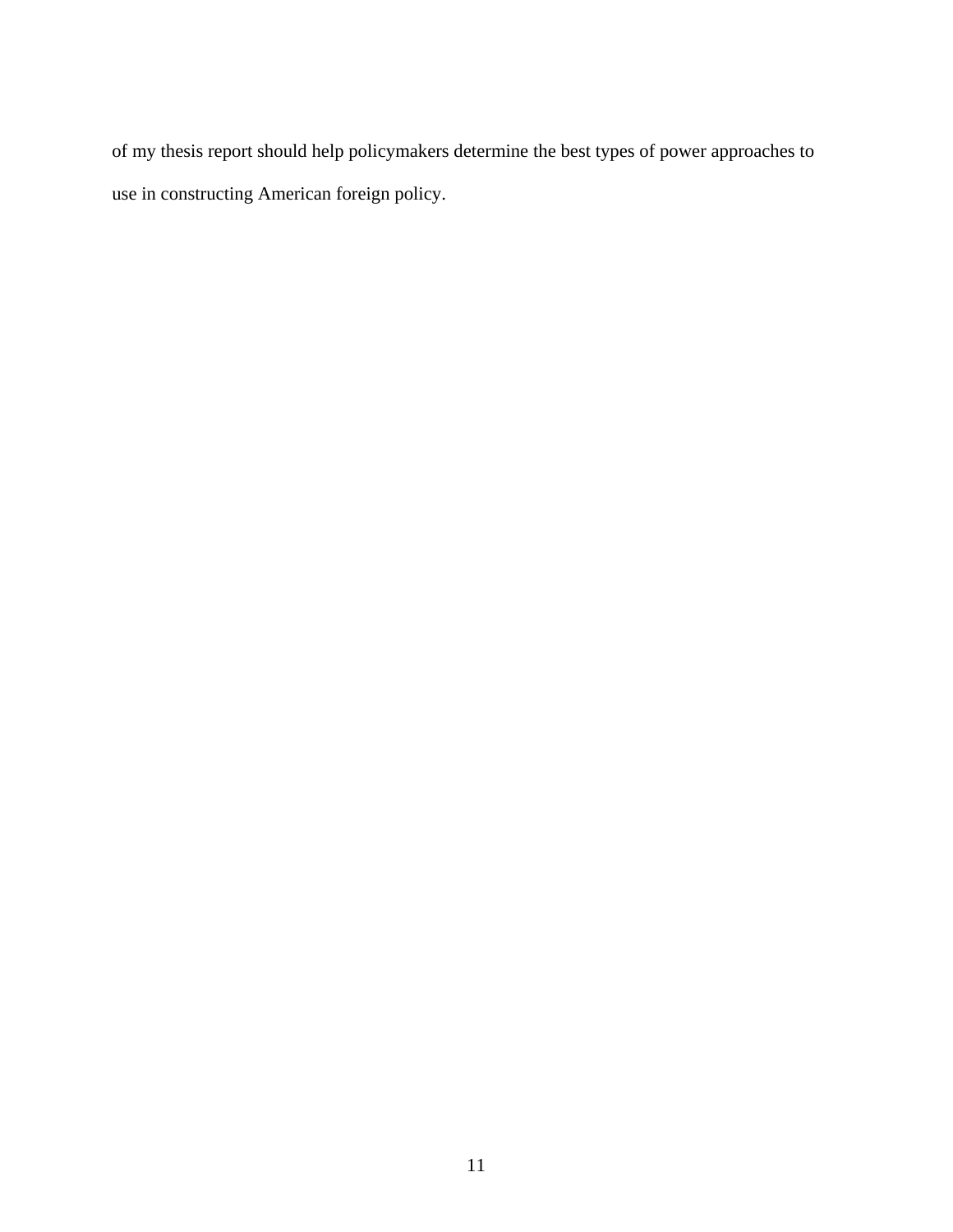of my thesis report should help policymakers determine the best types of power approaches to use in constructing American foreign policy.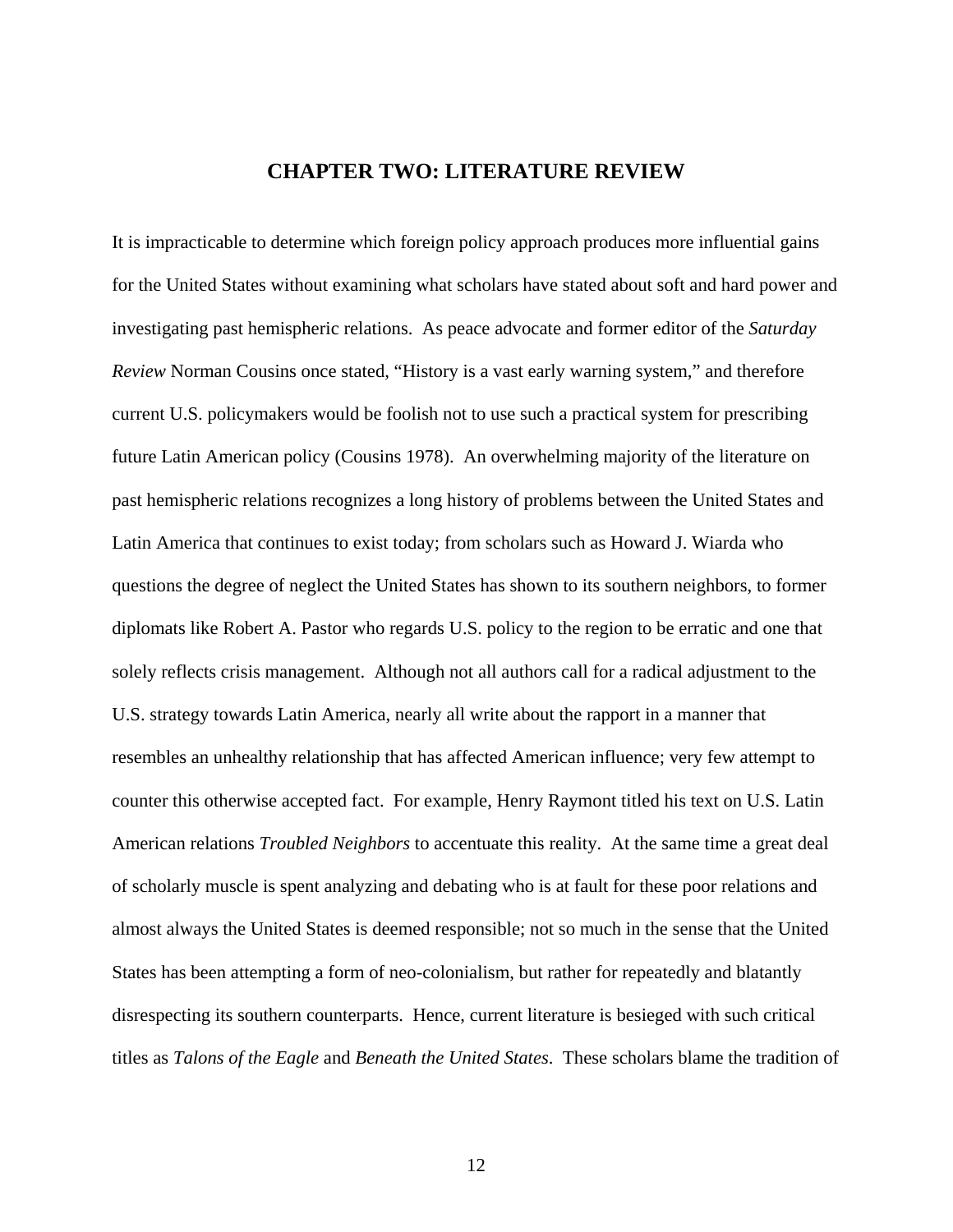# CHAPTER TWO: LITERATURE REVIEW

It is impracticable to determine which foreign policy approach produces more influential gains for the United States without examining what scholars have stated about soft and hard power and investigating past hemispheric relations. As peace advocate and former editor of the *Saturday Review* Norman Cousins once stated, "History is a vast early warning system," and therefore current U.S. policymakers would be foolish not to use such a practical system for prescribing future Latin American policy (Cousins 1978). An overwhelming majority of the literature on past hemispheric relations recognizes a long history of problems between the United States and Latin America that continues to exist today; from scholars such as Howard J. Wiarda who questions the degree of neglect the United States has shown to its southern neighbors, to former diplomats like Robert A. Pastor who regards U.S. policy to the region to be erratic and one that solely reflects crisis management. Although not all authors call for a radical adjustment to the U.S. strategy towards Latin America, nearly all write about the rapport in a manner that resembles an unhealthy relationship that has affected American influence; very few attempt to counter this otherwise accepted fact. For example, Henry Raymont titled his text on U.S. Latin American relations *Troubled Neighbors* to accentuate this reality. At the same time a great deal of scholarly muscle is spent analyzing and debating who is at fault for these poor relations and almost always the United States is deemed responsible; not so much in the sense that the United States has been attempting a form of neo-colonialism, but rather for repeatedly and blatantly disrespecting its southern counterparts. Hence, current literature is besieged with such critical titles as *Talons of the Eagle* and *Beneath the United States*. These scholars blame the tradition of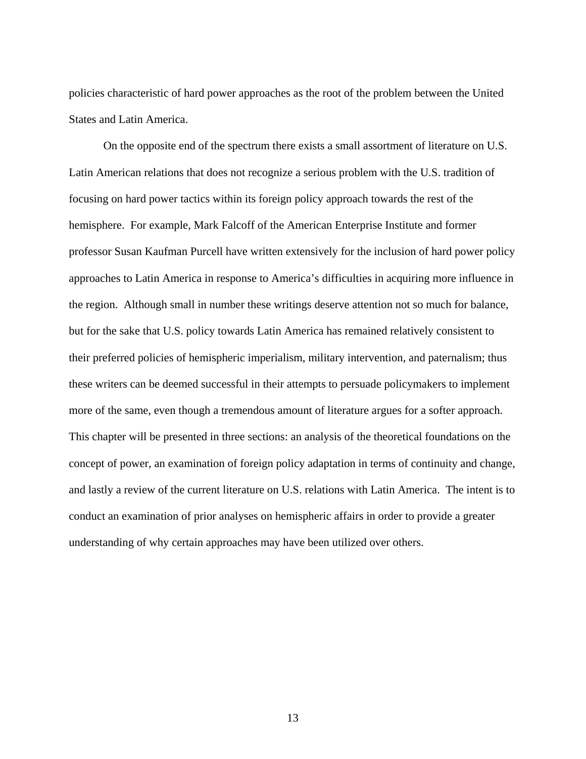policies characteristic of hard power approaches as the root of the problem between the United States and Latin America.

On the opposite end of the spectrum there exists a small assortment of literature on U.S. Latin American relations that does not recognize a serious problem with the U.S. tradition of focusing on hard power tactics within its foreign policy approach towards the rest of the hemisphere. For example, Mark Falcoff of the American Enterprise Institute and former professor Susan Kaufman Purcell have written extensively for the inclusion of hard power policy approaches to Latin America in response to America's difficulties in acquiring more influence in the region. Although small in number these writings deserve attention not so much for balance, but for the sake that U.S. policy towards Latin America has remained relatively consistent to their preferred policies of hemispheric imperialism, military intervention, and paternalism; thus these writers can be deemed successful in their attempts to persuade policymakers to implement more of the same, even though a tremendous amount of literature argues for a softer approach. This chapter will be presented in three sections: an analysis of the theoretical foundations on the concept of power, an examination of foreign policy adaptation in terms of continuity and change, and lastly a review of the current literature on U.S. relations with Latin America. The intent is to conduct an examination of prior analyses on hemispheric affairs in order to provide a greater understanding of why certain approaches may have been utilized over others.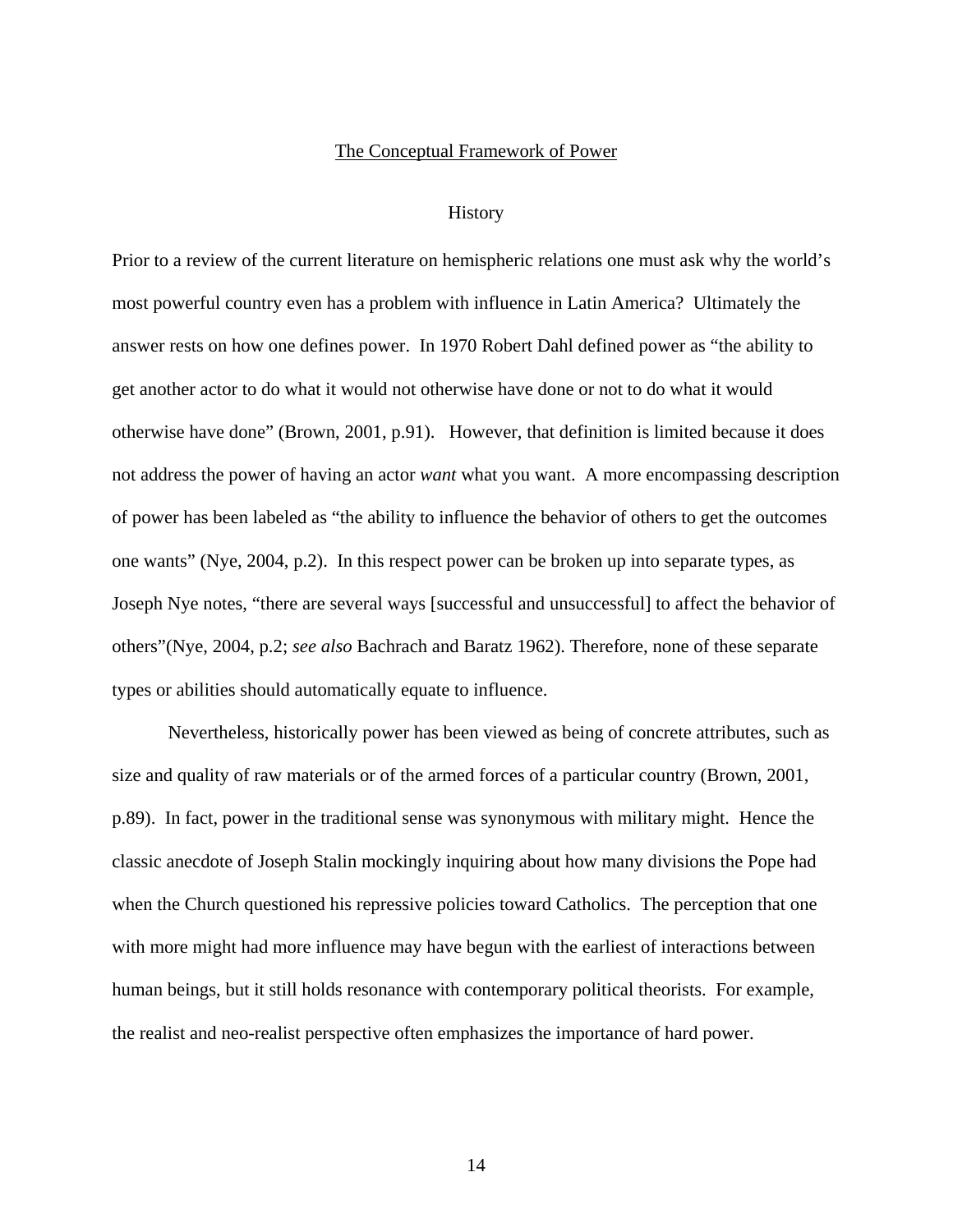## The Conceptual Framework of Power

### History

Prior to a review of the current literature on hemispheric relations one must ask why the world's most powerful country even has a problem with influence in Latin America? Ultimately the answer rests on how one defines power. In 1970 Robert Dahl defined power as "the ability to get another actor to do what it would not otherwise have done or not to do what it would otherwise have done" (Brown, 2001, p.91). However, that definition is limited because it does not address the power of having an actor *want* what you want. A more encompassing description of power has been labeled as "the ability to influence the behavior of others to get the outcomes one wants" (Nye, 2004, p.2). In this respect power can be broken up into separate types, as Joseph Nye notes, "there are several ways [successful and unsuccessful] to affect the behavior of others"(Nye, 2004, p.2; *see also* Bachrach and Baratz 1962). Therefore, none of these separate types or abilities should automatically equate to influence.

Nevertheless, historically power has been viewed as being of concrete attributes, such as size and quality of raw materials or of the armed forces of a particular country (Brown, 2001, p.89). In fact, power in the traditional sense was synonymous with military might. Hence the classic anecdote of Joseph Stalin mockingly inquiring about how many divisions the Pope had when the Church questioned his repressive policies toward Catholics. The perception that one with more might had more influence may have begun with the earliest of interactions between human beings, but it still holds resonance with contemporary political theorists. For example, the realist and neo-realist perspective often emphasizes the importance of hard power.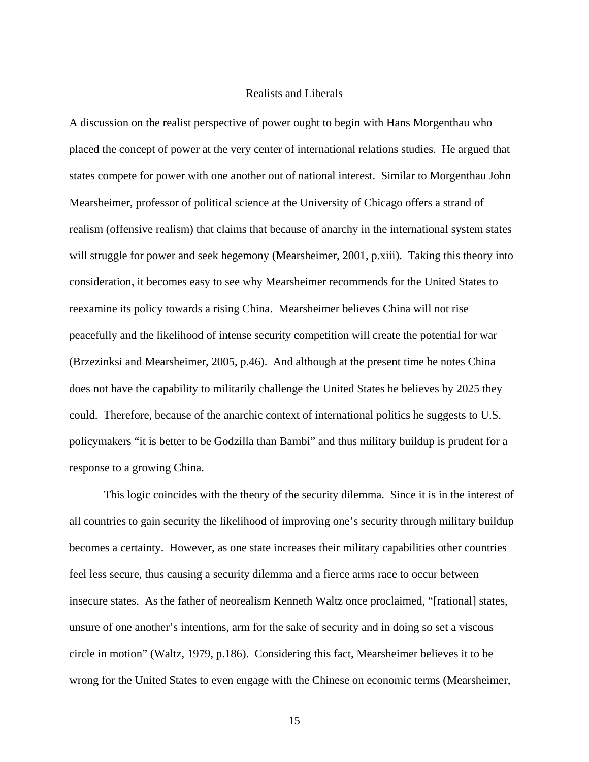## Realists and Liberals

A discussion on the realist perspective of power ought to begin with Hans Morgenthau who placed the concept of power at the very center of international relations studies. He argued that states compete for power with one another out of national interest. Similar to Morgenthau John Mearsheimer, professor of political science at the University of Chicago offers a strand of realism (offensive realism) that claims that because of anarchy in the international system states will struggle for power and seek hegemony (Mearsheimer, 2001, p.xiii). Taking this theory into consideration, it becomes easy to see why Mearsheimer recommends for the United States to reexamine its policy towards a rising China. Mearsheimer believes China will not rise peacefully and the likelihood of intense security competition will create the potential for war (Brzezinksi and Mearsheimer, 2005, p.46). And although at the present time he notes China does not have the capability to militarily challenge the United States he believes by 2025 they could. Therefore, because of the anarchic context of international politics he suggests to U.S. policymakers "it is better to be Godzilla than Bambi" and thus military buildup is prudent for a response to a growing China.

This logic coincides with the theory of the security dilemma. Since it is in the interest of all countries to gain security the likelihood of improving one's security through military buildup becomes a certainty. However, as one state increases their military capabilities other countries feel less secure, thus causing a security dilemma and a fierce arms race to occur between insecure states. As the father of neorealism Kenneth Waltz once proclaimed, "[rational] states, unsure of one another's intentions, arm for the sake of security and in doing so set a viscous circle in motion" (Waltz, 1979, p.186). Considering this fact, Mearsheimer believes it to be wrong for the United States to even engage with the Chinese on economic terms (Mearsheimer,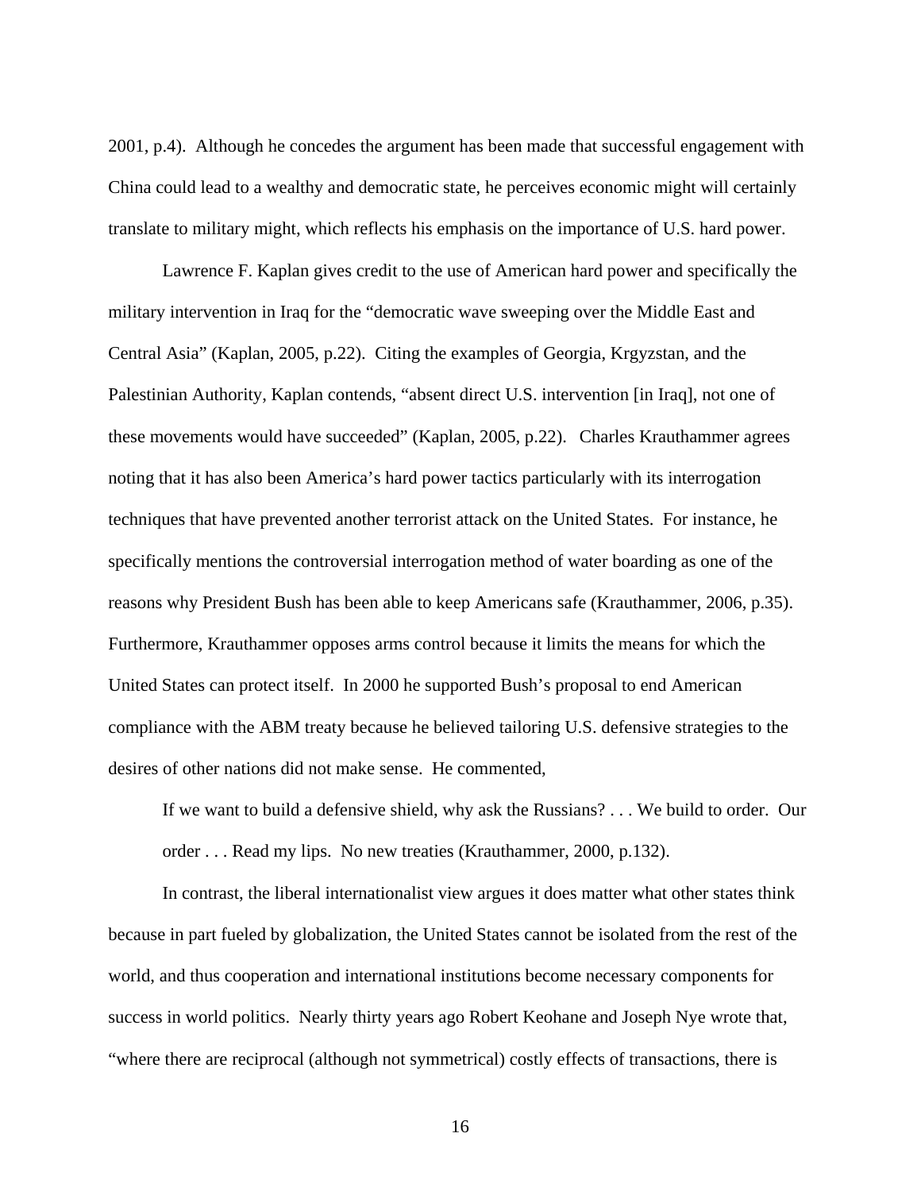2001, p.4). Although he concedes the argument has been made that successful engagement with China could lead to a wealthy and democratic state, he perceives economic might will certainly translate to military might, which reflects his emphasis on the importance of U.S. hard power.

Lawrence F. Kaplan gives credit to the use of American hard power and specifically the military intervention in Iraq for the "democratic wave sweeping over the Middle East and Central Asia" (Kaplan, 2005, p.22). Citing the examples of Georgia, Krgyzstan, and the Palestinian Authority, Kaplan contends, "absent direct U.S. intervention [in Iraq], not one of these movements would have succeeded" (Kaplan, 2005, p.22). Charles Krauthammer agrees noting that it has also been America's hard power tactics particularly with its interrogation techniques that have prevented another terrorist attack on the United States. For instance, he specifically mentions the controversial interrogation method of water boarding as one of the reasons why President Bush has been able to keep Americans safe (Krauthammer, 2006, p.35). Furthermore, Krauthammer opposes arms control because it limits the means for which the United States can protect itself. In 2000 he supported Bush's proposal to end American compliance with the ABM treaty because he believed tailoring U.S. defensive strategies to the desires of other nations did not make sense. He commented,

> If we want to build a defensive shield, why ask the Russians? . . . We build to order. Our order . . . Read my lips. No new treaties (Krauthammer, 2000, p.132).

In contrast, the liberal internationalist view argues it does matter what other states think because in part fueled by globalization, the United States cannot be isolated from the rest of the world, and thus cooperation and international institutions become necessary components for success in world politics. Nearly thirty years ago Robert Keohane and Joseph Nye wrote that, "where there are reciprocal (although not symmetrical) costly effects of transactions, there is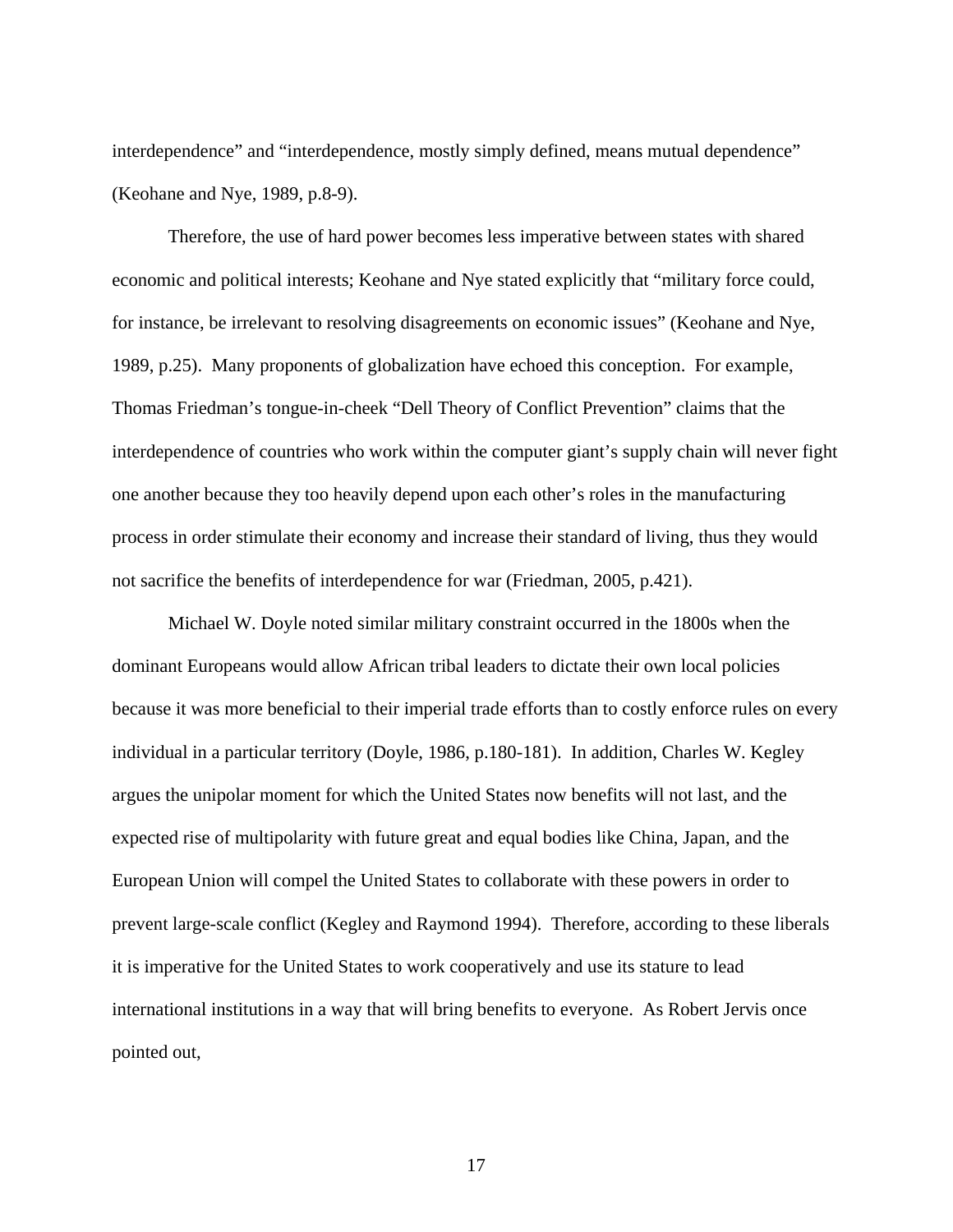interdependence" and "interdependence, mostly simply defined, means mutual dependence" (Keohane and Nye, 1989, p.8-9).

Therefore, the use of hard power becomes less imperative between states with shared economic and political interests; Keohane and Nye stated explicitly that "military force could, for instance, be irrelevant to resolving disagreements on economic issues" (Keohane and Nye, 1989, p.25). Many proponents of globalization have echoed this conception. For example, Thomas Friedman's tongue-in-cheek "Dell Theory of Conflict Prevention" claims that the interdependence of countries who work within the computer giant's supply chain will never fight one another because they too heavily depend upon each other's roles in the manufacturing process in order stimulate their economy and increase their standard of living, thus they would not sacrifice the benefits of interdependence for war (Friedman, 2005, p.421).

Michael W. Doyle noted similar military constraint occurred in the 1800s when the dominant Europeans would allow African tribal leaders to dictate their own local policies because it was more beneficial to their imperial trade efforts than to costly enforce rules on every individual in a particular territory (Doyle, 1986, p.180-181). In addition, Charles W. Kegley argues the unipolar moment for which the United States now benefits will not last, and the expected rise of multipolarity with future great and equal bodies like China, Japan, and the European Union will compel the United States to collaborate with these powers in order to prevent large-scale conflict (Kegley and Raymond 1994). Therefore, according to these liberals it is imperative for the United States to work cooperatively and use its stature to lead international institutions in a way that will bring benefits to everyone. As Robert Jervis once pointed out,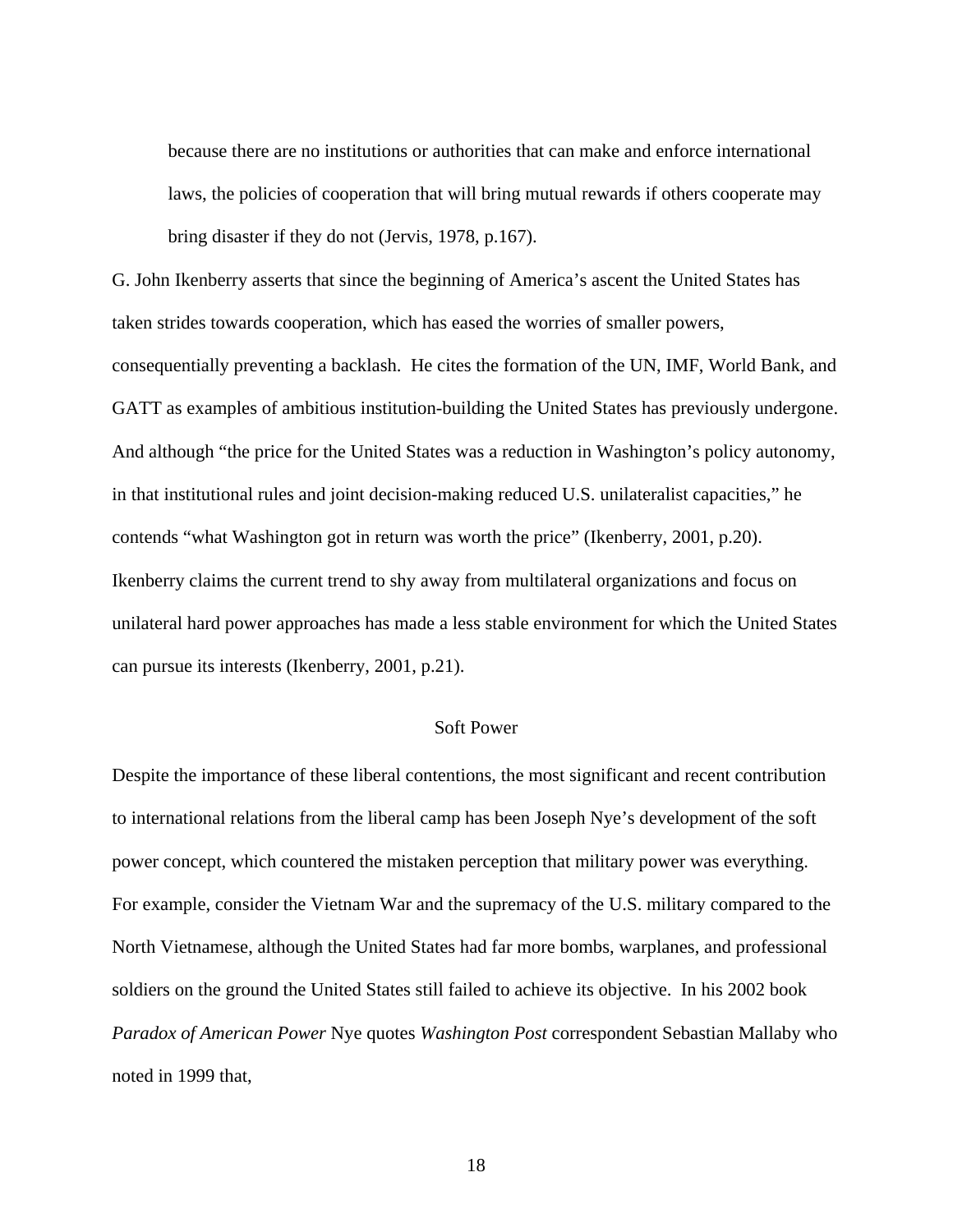> because there are no institutions or authorities that can make and enforce international laws, the policies of cooperation that will bring mutual rewards if others cooperate may bring disaster if they do not (Jervis, 1978, p.167).

G. John Ikenberry asserts that since the beginning of America's ascent the United States has taken strides towards cooperation, which has eased the worries of smaller powers, consequentially preventing a backlash. He cites the formation of the UN, IMF, World Bank, and GATT as examples of ambitious institution-building the United States has previously undergone. And although "the price for the United States was a reduction in Washington's policy autonomy, in that institutional rules and joint decision-making reduced U.S. unilateralist capacities," he contends "what Washington got in return was worth the price" (Ikenberry, 2001, p.20). Ikenberry claims the current trend to shy away from multilateral organizations and focus on unilateral hard power approaches has made a less stable environment for which the United States can pursue its interests (Ikenberry, 2001, p.21).

## Soft Power

Despite the importance of these liberal contentions, the most significant and recent contribution to international relations from the liberal camp has been Joseph Nye's development of the soft power concept, which countered the mistaken perception that military power was everything. For example, consider the Vietnam War and the supremacy of the U.S. military compared to the North Vietnamese, although the United States had far more bombs, warplanes, and professional soldiers on the ground the United States still failed to achieve its objective. In his 2002 book *Paradox of American Power* Nye quotes *Washington Post* correspondent Sebastian Mallaby who noted in 1999 that,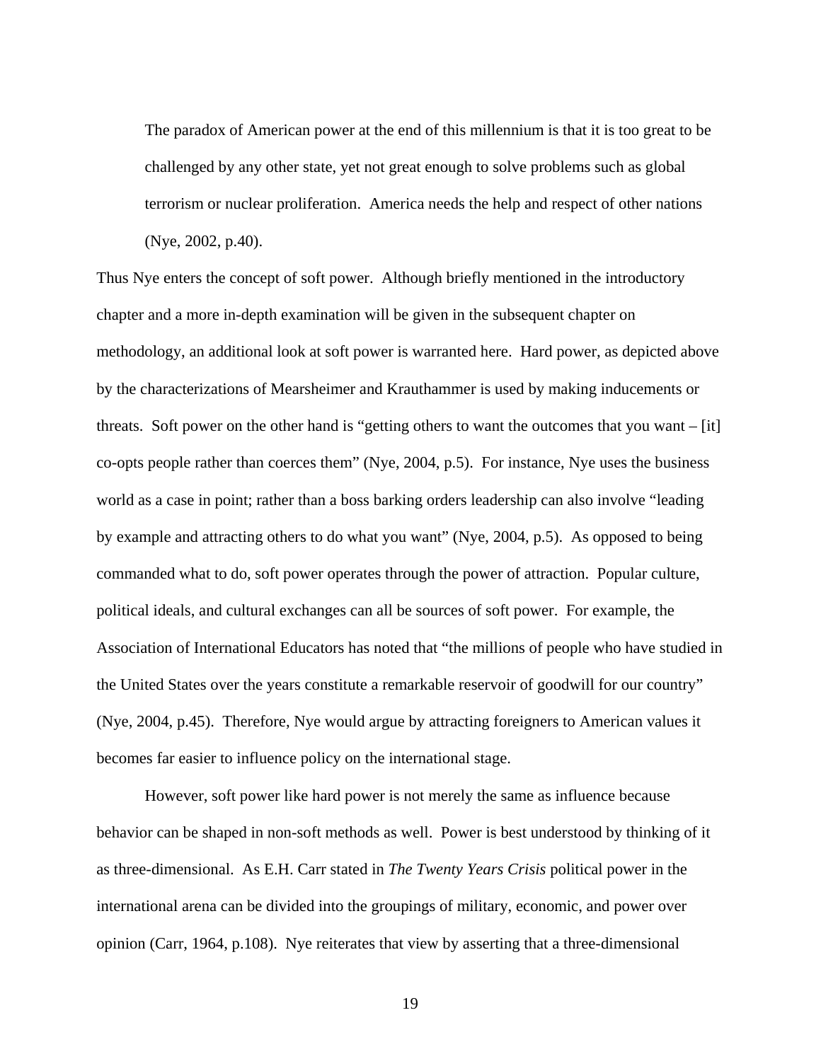> The paradox of American power at the end of this millennium is that it is too great to be challenged by any other state, yet not great enough to solve problems such as global terrorism or nuclear proliferation. America needs the help and respect of other nations (Nye, 2002, p.40).

Thus Nye enters the concept of soft power. Although briefly mentioned in the introductory chapter and a more in-depth examination will be given in the subsequent chapter on methodology, an additional look at soft power is warranted here. Hard power, as depicted above by the characterizations of Mearsheimer and Krauthammer is used by making inducements or threats. Soft power on the other hand is "getting others to want the outcomes that you want – [it] co-opts people rather than coerces them" (Nye, 2004, p.5). For instance, Nye uses the business world as a case in point; rather than a boss barking orders leadership can also involve "leading by example and attracting others to do what you want" (Nye, 2004, p.5). As opposed to being commanded what to do, soft power operates through the power of attraction. Popular culture, political ideals, and cultural exchanges can all be sources of soft power. For example, the Association of International Educators has noted that "the millions of people who have studied in the United States over the years constitute a remarkable reservoir of goodwill for our country" (Nye, 2004, p.45). Therefore, Nye would argue by attracting foreigners to American values it becomes far easier to influence policy on the international stage.

However, soft power like hard power is not merely the same as influence because behavior can be shaped in non-soft methods as well. Power is best understood by thinking of it as three-dimensional. As E.H. Carr stated in *The Twenty Years Crisis* political power in the international arena can be divided into the groupings of military, economic, and power over opinion (Carr, 1964, p.108). Nye reiterates that view by asserting that a three-dimensional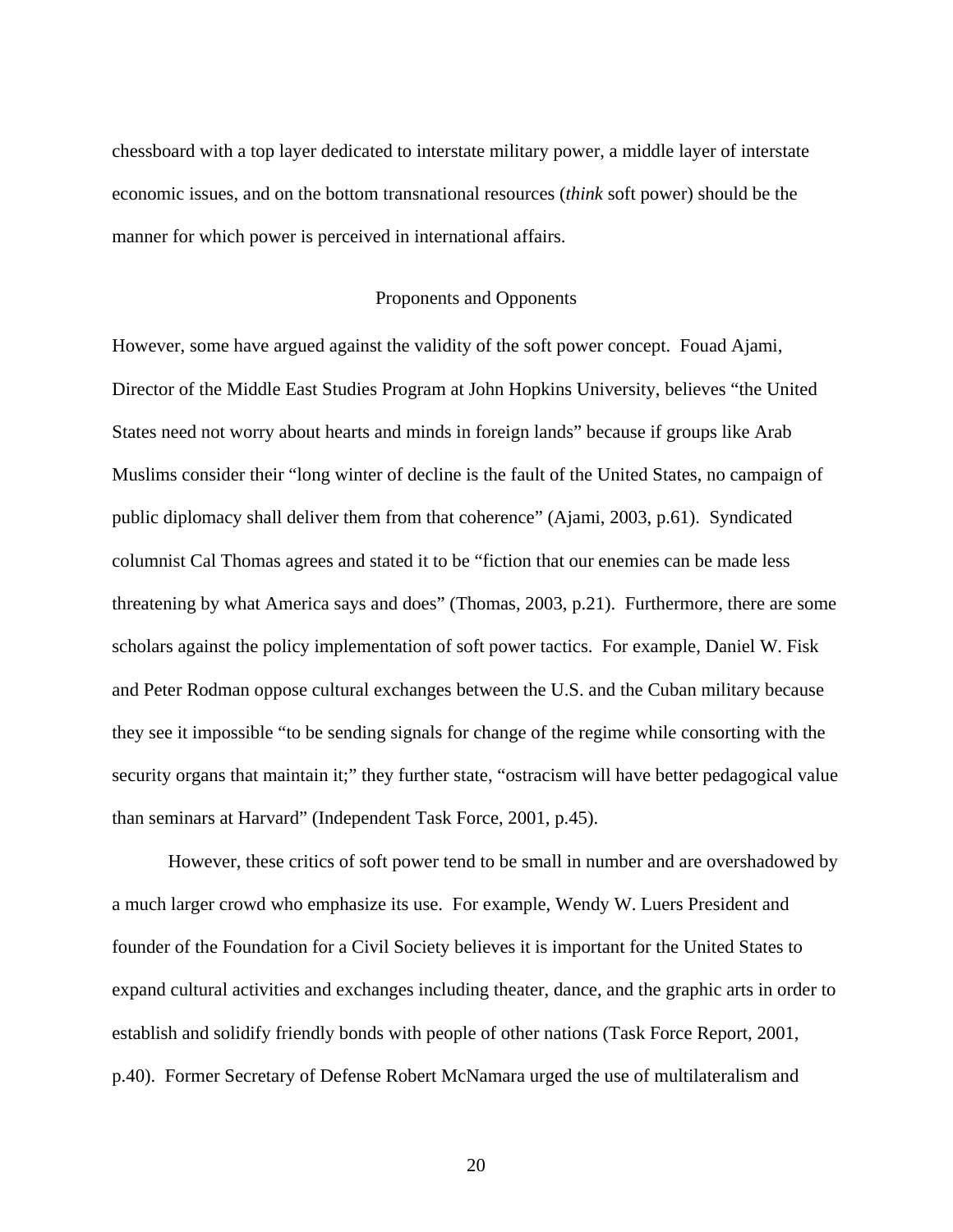chessboard with a top layer dedicated to interstate military power, a middle layer of interstate economic issues, and on the bottom transnational resources (*think* soft power) should be the manner for which power is perceived in international affairs.

## Proponents and Opponents

However, some have argued against the validity of the soft power concept. Fouad Ajami, Director of the Middle East Studies Program at John Hopkins University, believes "the United States need not worry about hearts and minds in foreign lands" because if groups like Arab Muslims consider their "long winter of decline is the fault of the United States, no campaign of public diplomacy shall deliver them from that coherence" (Ajami, 2003, p.61). Syndicated columnist Cal Thomas agrees and stated it to be "fiction that our enemies can be made less threatening by what America says and does" (Thomas, 2003, p.21). Furthermore, there are some scholars against the policy implementation of soft power tactics. For example, Daniel W. Fisk and Peter Rodman oppose cultural exchanges between the U.S. and the Cuban military because they see it impossible "to be sending signals for change of the regime while consorting with the security organs that maintain it;" they further state, "ostracism will have better pedagogical value than seminars at Harvard" (Independent Task Force, 2001, p.45).

However, these critics of soft power tend to be small in number and are overshadowed by a much larger crowd who emphasize its use. For example, Wendy W. Luers President and founder of the Foundation for a Civil Society believes it is important for the United States to expand cultural activities and exchanges including theater, dance, and the graphic arts in order to establish and solidify friendly bonds with people of other nations (Task Force Report, 2001, p.40). Former Secretary of Defense Robert McNamara urged the use of multilateralism and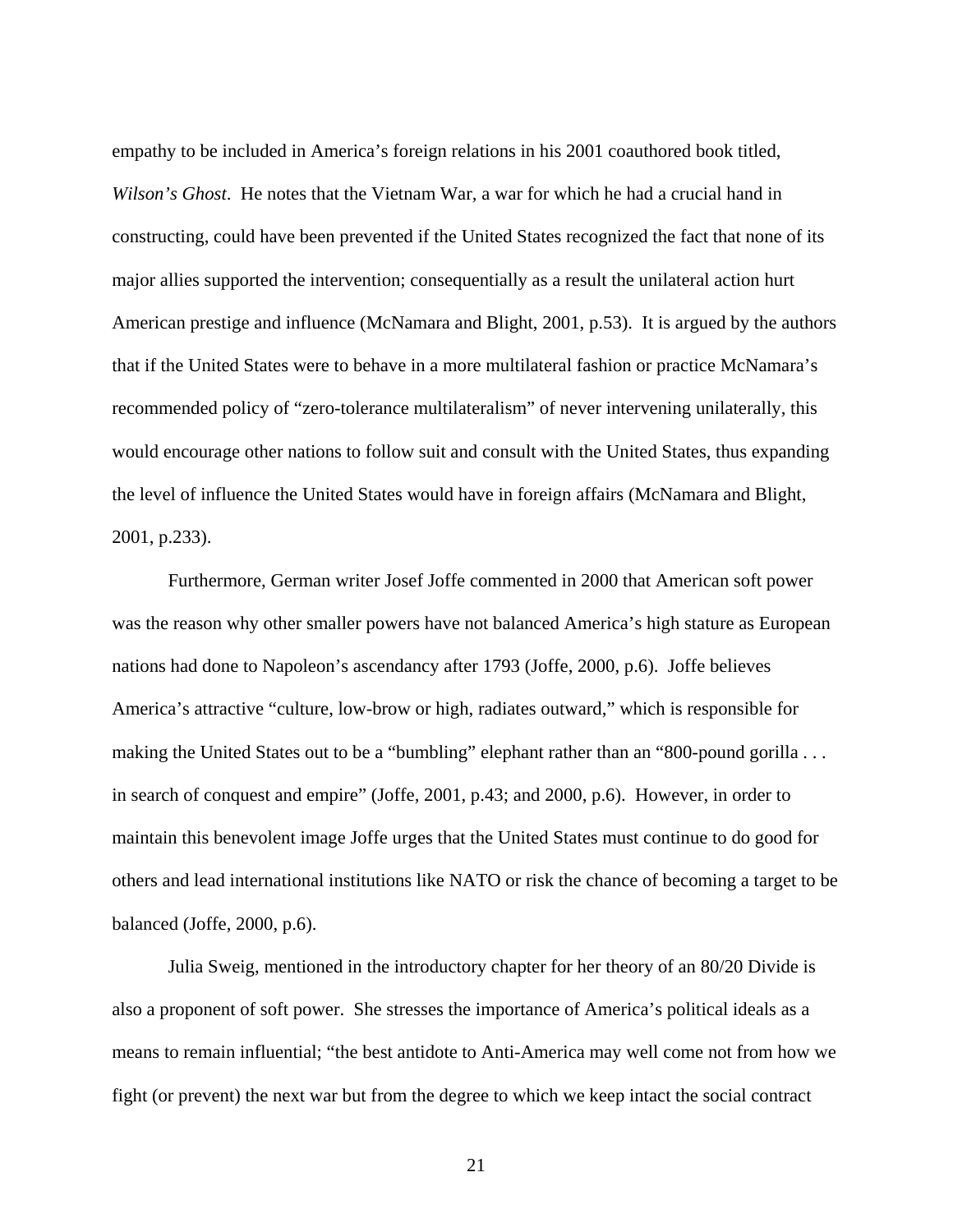empathy to be included in America's foreign relations in his 2001 coauthored book titled, *Wilson's Ghost*. He notes that the Vietnam War, a war for which he had a crucial hand in constructing, could have been prevented if the United States recognized the fact that none of its major allies supported the intervention; consequentially as a result the unilateral action hurt American prestige and influence (McNamara and Blight, 2001, p.53). It is argued by the authors that if the United States were to behave in a more multilateral fashion or practice McNamara's recommended policy of "zero-tolerance multilateralism" of never intervening unilaterally, this would encourage other nations to follow suit and consult with the United States, thus expanding the level of influence the United States would have in foreign affairs (McNamara and Blight, 2001, p.233).

Furthermore, German writer Josef Joffe commented in 2000 that American soft power was the reason why other smaller powers have not balanced America's high stature as European nations had done to Napoleon's ascendancy after 1793 (Joffe, 2000, p.6). Joffe believes America's attractive "culture, low-brow or high, radiates outward," which is responsible for making the United States out to be a "bumbling" elephant rather than an "800-pound gorilla . . . in search of conquest and empire" (Joffe, 2001, p.43; and 2000, p.6). However, in order to maintain this benevolent image Joffe urges that the United States must continue to do good for others and lead international institutions like NATO or risk the chance of becoming a target to be balanced (Joffe, 2000, p.6).

Julia Sweig, mentioned in the introductory chapter for her theory of an 80/20 Divide is also a proponent of soft power. She stresses the importance of America's political ideals as a means to remain influential; "the best antidote to Anti-America may well come not from how we fight (or prevent) the next war but from the degree to which we keep intact the social contract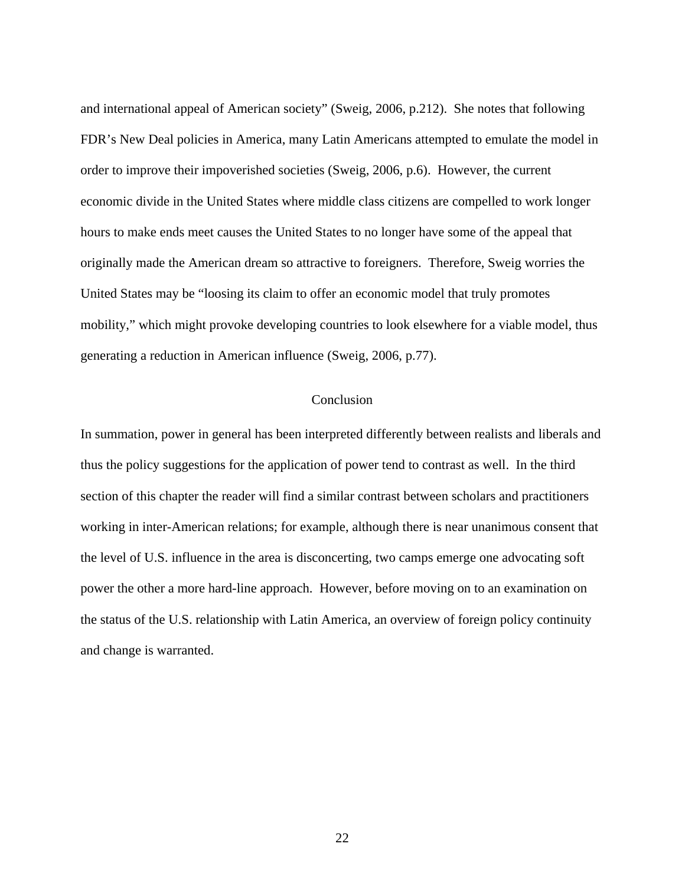and international appeal of American society" (Sweig, 2006, p.212). She notes that following FDR's New Deal policies in America, many Latin Americans attempted to emulate the model in order to improve their impoverished societies (Sweig, 2006, p.6). However, the current economic divide in the United States where middle class citizens are compelled to work longer hours to make ends meet causes the United States to no longer have some of the appeal that originally made the American dream so attractive to foreigners. Therefore, Sweig worries the United States may be "loosing its claim to offer an economic model that truly promotes mobility," which might provoke developing countries to look elsewhere for a viable model, thus generating a reduction in American influence (Sweig, 2006, p.77).

## Conclusion

In summation, power in general has been interpreted differently between realists and liberals and thus the policy suggestions for the application of power tend to contrast as well. In the third section of this chapter the reader will find a similar contrast between scholars and practitioners working in inter-American relations; for example, although there is near unanimous consent that the level of U.S. influence in the area is disconcerting, two camps emerge one advocating soft power the other a more hard-line approach. However, before moving on to an examination on the status of the U.S. relationship with Latin America, an overview of foreign policy continuity and change is warranted.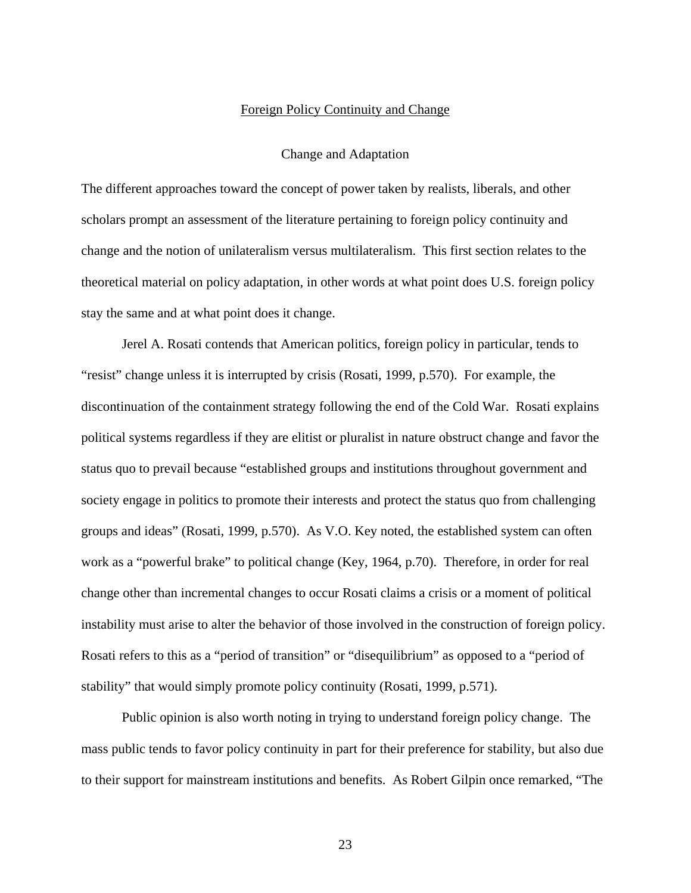## Foreign Policy Continuity and Change

### Change and Adaptation

The different approaches toward the concept of power taken by realists, liberals, and other scholars prompt an assessment of the literature pertaining to foreign policy continuity and change and the notion of unilateralism versus multilateralism. This first section relates to the theoretical material on policy adaptation, in other words at what point does U.S. foreign policy stay the same and at what point does it change.

Jerel A. Rosati contends that American politics, foreign policy in particular, tends to "resist" change unless it is interrupted by crisis (Rosati, 1999, p.570). For example, the discontinuation of the containment strategy following the end of the Cold War. Rosati explains political systems regardless if they are elitist or pluralist in nature obstruct change and favor the status quo to prevail because "established groups and institutions throughout government and society engage in politics to promote their interests and protect the status quo from challenging groups and ideas" (Rosati, 1999, p.570). As V.O. Key noted, the established system can often work as a "powerful brake" to political change (Key, 1964, p.70). Therefore, in order for real change other than incremental changes to occur Rosati claims a crisis or a moment of political instability must arise to alter the behavior of those involved in the construction of foreign policy. Rosati refers to this as a "period of transition" or "disequilibrium" as opposed to a "period of stability" that would simply promote policy continuity (Rosati, 1999, p.571).

Public opinion is also worth noting in trying to understand foreign policy change. The mass public tends to favor policy continuity in part for their preference for stability, but also due to their support for mainstream institutions and benefits. As Robert Gilpin once remarked, "The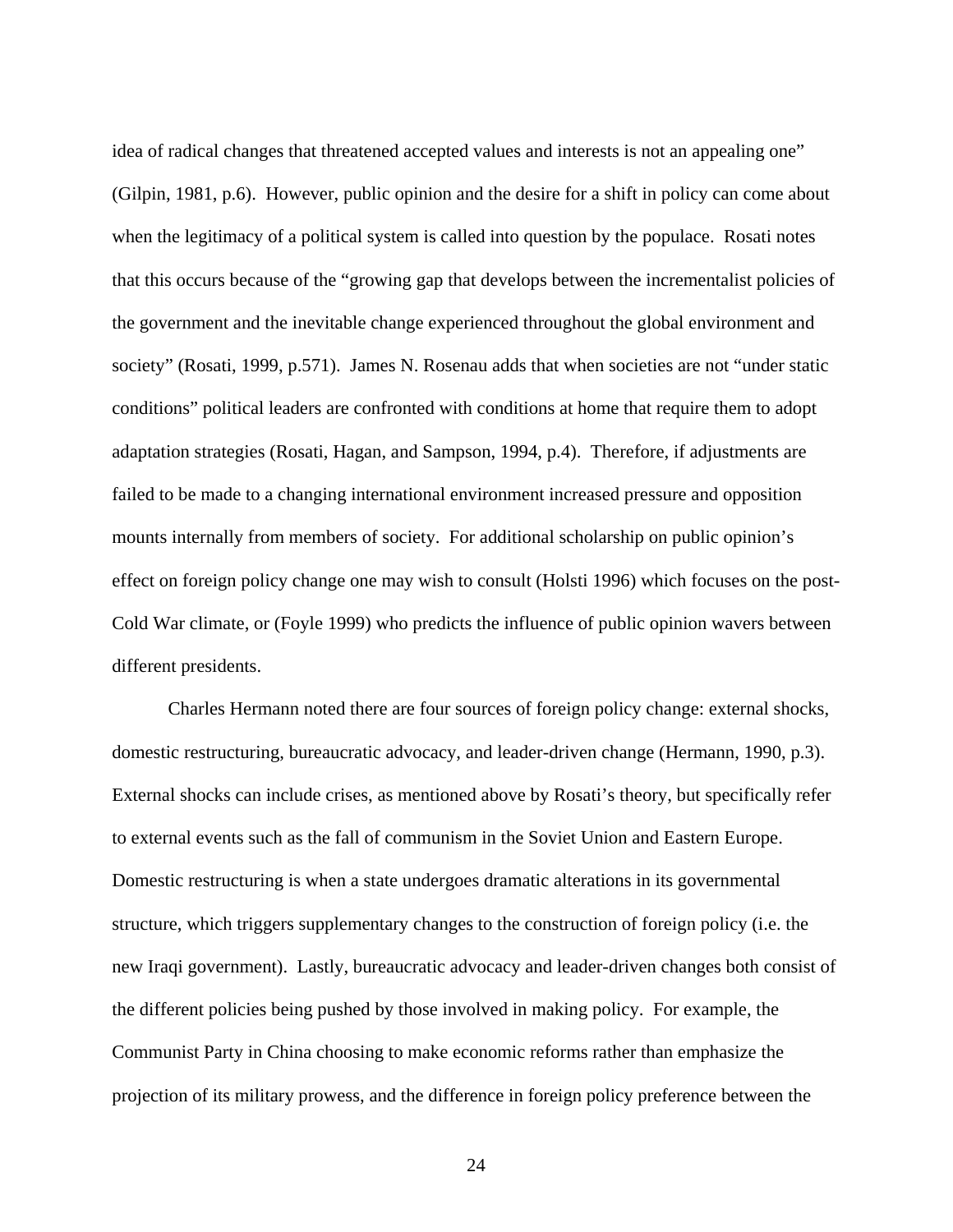idea of radical changes that threatened accepted values and interests is not an appealing one" (Gilpin, 1981, p.6). However, public opinion and the desire for a shift in policy can come about when the legitimacy of a political system is called into question by the populace. Rosati notes that this occurs because of the "growing gap that develops between the incrementalist policies of the government and the inevitable change experienced throughout the global environment and society" (Rosati, 1999, p.571). James N. Rosenau adds that when societies are not "under static conditions" political leaders are confronted with conditions at home that require them to adopt adaptation strategies (Rosati, Hagan, and Sampson, 1994, p.4). Therefore, if adjustments are failed to be made to a changing international environment increased pressure and opposition mounts internally from members of society. For additional scholarship on public opinion's effect on foreign policy change one may wish to consult (Holsti 1996) which focuses on the post-Cold War climate, or (Foyle 1999) who predicts the influence of public opinion wavers between different presidents.

Charles Hermann noted there are four sources of foreign policy change: external shocks, domestic restructuring, bureaucratic advocacy, and leader-driven change (Hermann, 1990, p.3). External shocks can include crises, as mentioned above by Rosati's theory, but specifically refer to external events such as the fall of communism in the Soviet Union and Eastern Europe. Domestic restructuring is when a state undergoes dramatic alterations in its governmental structure, which triggers supplementary changes to the construction of foreign policy (i.e. the new Iraqi government). Lastly, bureaucratic advocacy and leader-driven changes both consist of the different policies being pushed by those involved in making policy. For example, the Communist Party in China choosing to make economic reforms rather than emphasize the projection of its military prowess, and the difference in foreign policy preference between the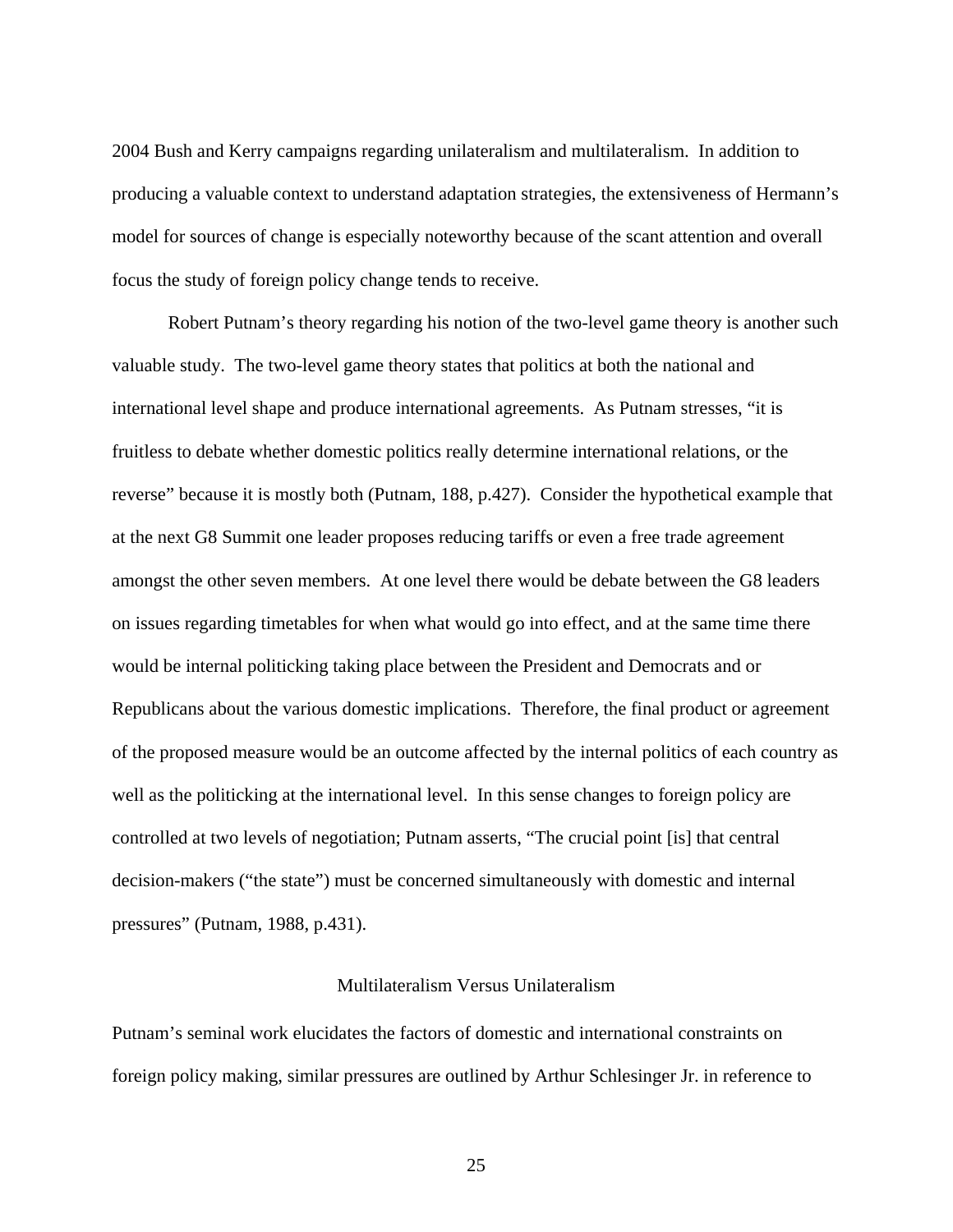2004 Bush and Kerry campaigns regarding unilateralism and multilateralism. In addition to producing a valuable context to understand adaptation strategies, the extensiveness of Hermann's model for sources of change is especially noteworthy because of the scant attention and overall focus the study of foreign policy change tends to receive.

Robert Putnam's theory regarding his notion of the two-level game theory is another such valuable study. The two-level game theory states that politics at both the national and international level shape and produce international agreements. As Putnam stresses, "it is fruitless to debate whether domestic politics really determine international relations, or the reverse" because it is mostly both (Putnam, 188, p.427). Consider the hypothetical example that at the next G8 Summit one leader proposes reducing tariffs or even a free trade agreement amongst the other seven members. At one level there would be debate between the G8 leaders on issues regarding timetables for when what would go into effect, and at the same time there would be internal politicking taking place between the President and Democrats and or Republicans about the various domestic implications. Therefore, the final product or agreement of the proposed measure would be an outcome affected by the internal politics of each country as well as the politicking at the international level. In this sense changes to foreign policy are controlled at two levels of negotiation; Putnam asserts, "The crucial point [is] that central decision-makers ("the state") must be concerned simultaneously with domestic and internal pressures" (Putnam, 1988, p.431).

## Multilateralism Versus Unilateralism

Putnam's seminal work elucidates the factors of domestic and international constraints on foreign policy making, similar pressures are outlined by Arthur Schlesinger Jr. in reference to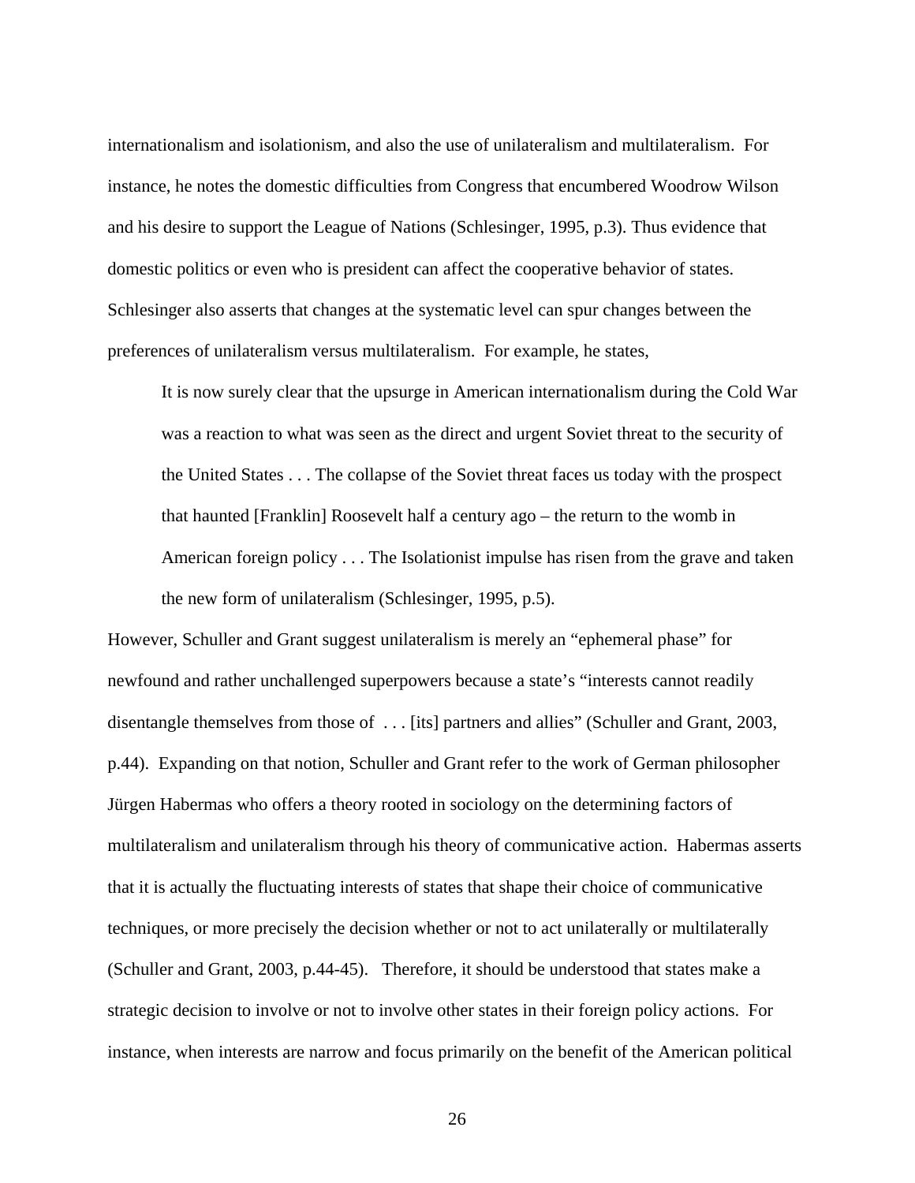internationalism and isolationism, and also the use of unilateralism and multilateralism. For instance, he notes the domestic difficulties from Congress that encumbered Woodrow Wilson and his desire to support the League of Nations (Schlesinger, 1995, p.3). Thus evidence that domestic politics or even who is president can affect the cooperative behavior of states. Schlesinger also asserts that changes at the systematic level can spur changes between the preferences of unilateralism versus multilateralism. For example, he states,

> It is now surely clear that the upsurge in American internationalism during the Cold War was a reaction to what was seen as the direct and urgent Soviet threat to the security of the United States . . . The collapse of the Soviet threat faces us today with the prospect that haunted [Franklin] Roosevelt half a century ago – the return to the womb in American foreign policy . . . The Isolationist impulse has risen from the grave and taken the new form of unilateralism (Schlesinger, 1995, p.5).

However, Schuller and Grant suggest unilateralism is merely an "ephemeral phase" for newfound and rather unchallenged superpowers because a state's "interests cannot readily disentangle themselves from those of . . . [its] partners and allies" (Schuller and Grant, 2003, p.44). Expanding on that notion, Schuller and Grant refer to the work of German philosopher Jürgen Habermas who offers a theory rooted in sociology on the determining factors of multilateralism and unilateralism through his theory of communicative action. Habermas asserts that it is actually the fluctuating interests of states that shape their choice of communicative techniques, or more precisely the decision whether or not to act unilaterally or multilaterally (Schuller and Grant, 2003, p.44-45). Therefore, it should be understood that states make a strategic decision to involve or not to involve other states in their foreign policy actions. For instance, when interests are narrow and focus primarily on the benefit of the American political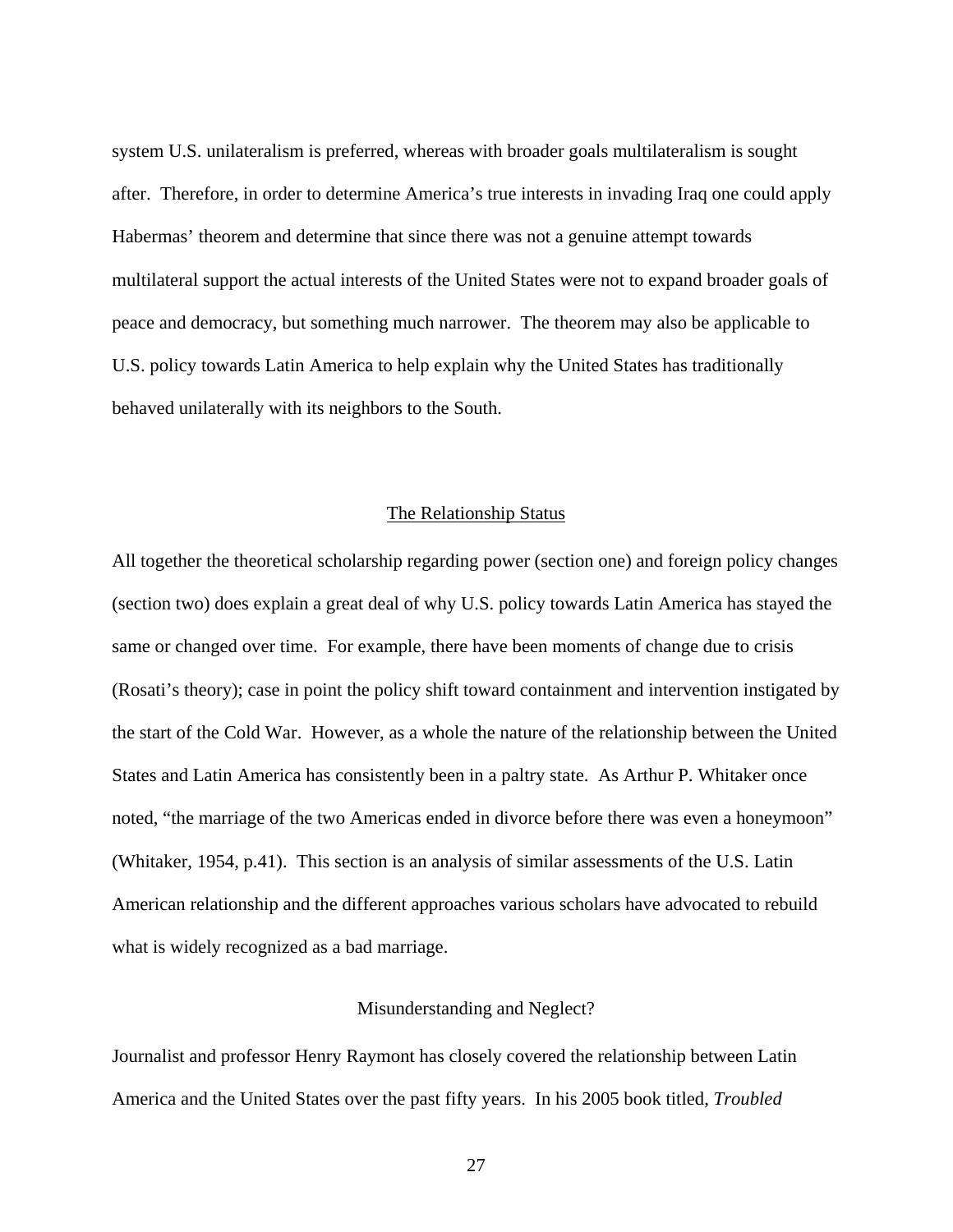system U.S. unilateralism is preferred, whereas with broader goals multilateralism is sought after. Therefore, in order to determine America's true interests in invading Iraq one could apply Habermas' theorem and determine that since there was not a genuine attempt towards multilateral support the actual interests of the United States were not to expand broader goals of peace and democracy, but something much narrower. The theorem may also be applicable to U.S. policy towards Latin America to help explain why the United States has traditionally behaved unilaterally with its neighbors to the South.

## The Relationship Status

All together the theoretical scholarship regarding power (section one) and foreign policy changes (section two) does explain a great deal of why U.S. policy towards Latin America has stayed the same or changed over time. For example, there have been moments of change due to crisis (Rosati's theory); case in point the policy shift toward containment and intervention instigated by the start of the Cold War. However, as a whole the nature of the relationship between the United States and Latin America has consistently been in a paltry state. As Arthur P. Whitaker once noted, "the marriage of the two Americas ended in divorce before there was even a honeymoon" (Whitaker, 1954, p.41). This section is an analysis of similar assessments of the U.S. Latin American relationship and the different approaches various scholars have advocated to rebuild what is widely recognized as a bad marriage.

### Misunderstanding and Neglect?

Journalist and professor Henry Raymont has closely covered the relationship between Latin America and the United States over the past fifty years. In his 2005 book titled, *Troubled*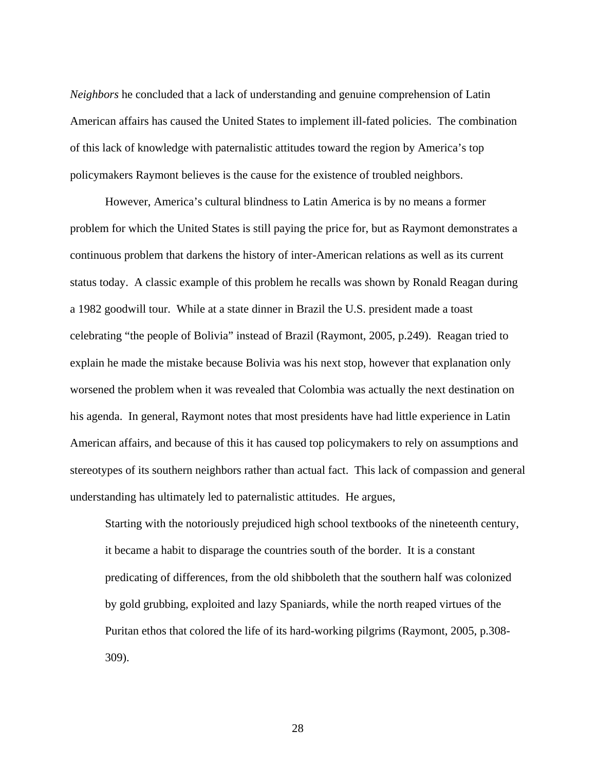*Neighbors* he concluded that a lack of understanding and genuine comprehension of Latin American affairs has caused the United States to implement ill-fated policies. The combination of this lack of knowledge with paternalistic attitudes toward the region by America's top policymakers Raymont believes is the cause for the existence of troubled neighbors.

However, America's cultural blindness to Latin America is by no means a former problem for which the United States is still paying the price for, but as Raymont demonstrates a continuous problem that darkens the history of inter-American relations as well as its current status today. A classic example of this problem he recalls was shown by Ronald Reagan during a 1982 goodwill tour. While at a state dinner in Brazil the U.S. president made a toast celebrating "the people of Bolivia" instead of Brazil (Raymont, 2005, p.249). Reagan tried to explain he made the mistake because Bolivia was his next stop, however that explanation only worsened the problem when it was revealed that Colombia was actually the next destination on his agenda. In general, Raymont notes that most presidents have had little experience in Latin American affairs, and because of this it has caused top policymakers to rely on assumptions and stereotypes of its southern neighbors rather than actual fact. This lack of compassion and general understanding has ultimately led to paternalistic attitudes. He argues,

> Starting with the notoriously prejudiced high school textbooks of the nineteenth century, it became a habit to disparage the countries south of the border. It is a constant predicating of differences, from the old shibboleth that the southern half was colonized by gold grubbing, exploited and lazy Spaniards, while the north reaped virtues of the Puritan ethos that colored the life of its hard-working pilgrims (Raymont, 2005, p.308-309).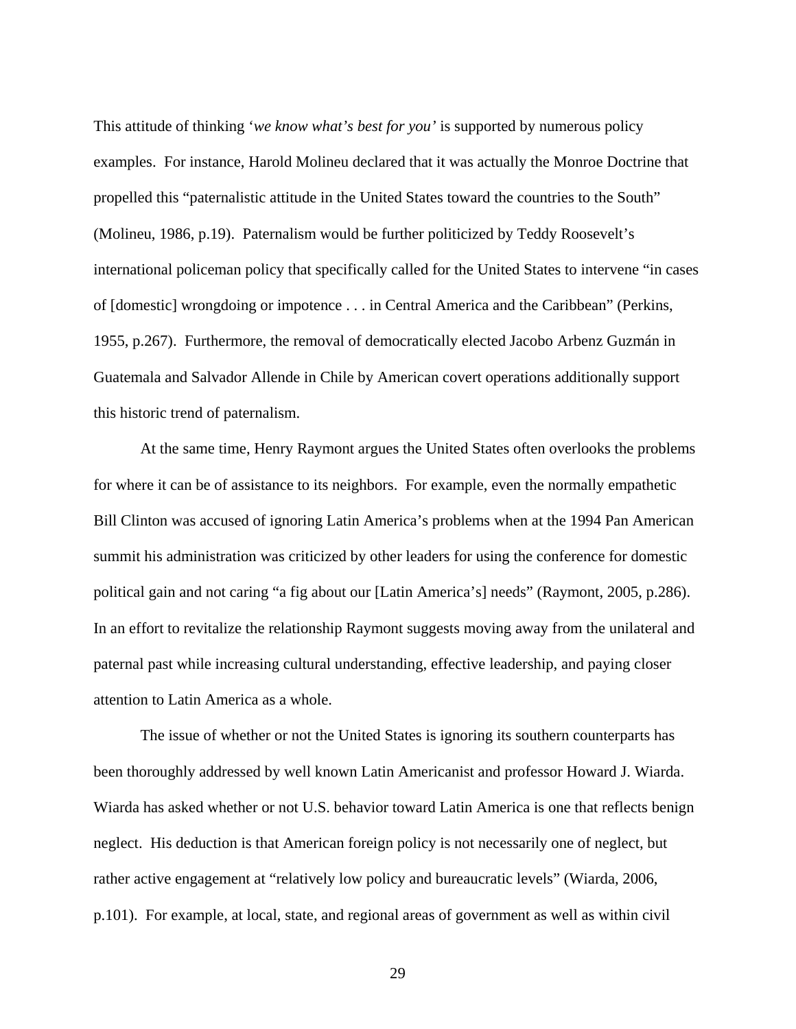This attitude of thinking '*we know what's best for you'* is supported by numerous policy examples. For instance, Harold Molineu declared that it was actually the Monroe Doctrine that propelled this "paternalistic attitude in the United States toward the countries to the South" (Molineu, 1986, p.19). Paternalism would be further politicized by Teddy Roosevelt's international policeman policy that specifically called for the United States to intervene "in cases of [domestic] wrongdoing or impotence . . . in Central America and the Caribbean" (Perkins, 1955, p.267). Furthermore, the removal of democratically elected Jacobo Arbenz Guzmán in Guatemala and Salvador Allende in Chile by American covert operations additionally support this historic trend of paternalism.

At the same time, Henry Raymont argues the United States often overlooks the problems for where it can be of assistance to its neighbors. For example, even the normally empathetic Bill Clinton was accused of ignoring Latin America's problems when at the 1994 Pan American summit his administration was criticized by other leaders for using the conference for domestic political gain and not caring "a fig about our [Latin America's] needs" (Raymont, 2005, p.286). In an effort to revitalize the relationship Raymont suggests moving away from the unilateral and paternal past while increasing cultural understanding, effective leadership, and paying closer attention to Latin America as a whole.

The issue of whether or not the United States is ignoring its southern counterparts has been thoroughly addressed by well known Latin Americanist and professor Howard J. Wiarda. Wiarda has asked whether or not U.S. behavior toward Latin America is one that reflects benign neglect. His deduction is that American foreign policy is not necessarily one of neglect, but rather active engagement at "relatively low policy and bureaucratic levels" (Wiarda, 2006, p.101). For example, at local, state, and regional areas of government as well as within civil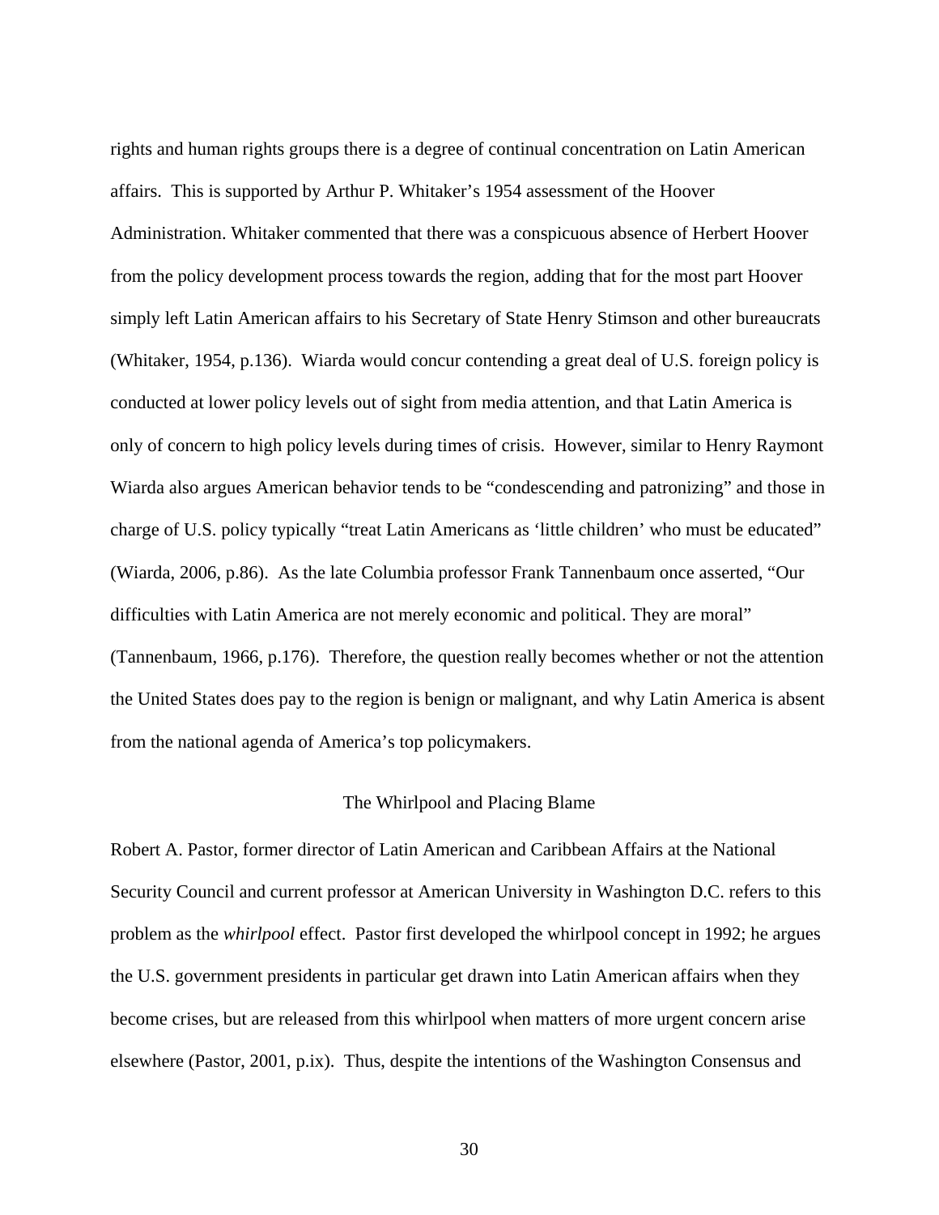rights and human rights groups there is a degree of continual concentration on Latin American affairs. This is supported by Arthur P. Whitaker's 1954 assessment of the Hoover Administration. Whitaker commented that there was a conspicuous absence of Herbert Hoover from the policy development process towards the region, adding that for the most part Hoover simply left Latin American affairs to his Secretary of State Henry Stimson and other bureaucrats (Whitaker, 1954, p.136). Wiarda would concur contending a great deal of U.S. foreign policy is conducted at lower policy levels out of sight from media attention, and that Latin America is only of concern to high policy levels during times of crisis. However, similar to Henry Raymont Wiarda also argues American behavior tends to be "condescending and patronizing" and those in charge of U.S. policy typically "treat Latin Americans as 'little children' who must be educated" (Wiarda, 2006, p.86). As the late Columbia professor Frank Tannenbaum once asserted, "Our difficulties with Latin America are not merely economic and political. They are moral" (Tannenbaum, 1966, p.176). Therefore, the question really becomes whether or not the attention the United States does pay to the region is benign or malignant, and why Latin America is absent from the national agenda of America's top policymakers.

## The Whirlpool and Placing Blame

Robert A. Pastor, former director of Latin American and Caribbean Affairs at the National Security Council and current professor at American University in Washington D.C. refers to this problem as the *whirlpool* effect. Pastor first developed the whirlpool concept in 1992; he argues the U.S. government presidents in particular get drawn into Latin American affairs when they become crises, but are released from this whirlpool when matters of more urgent concern arise elsewhere (Pastor, 2001, p.ix). Thus, despite the intentions of the Washington Consensus and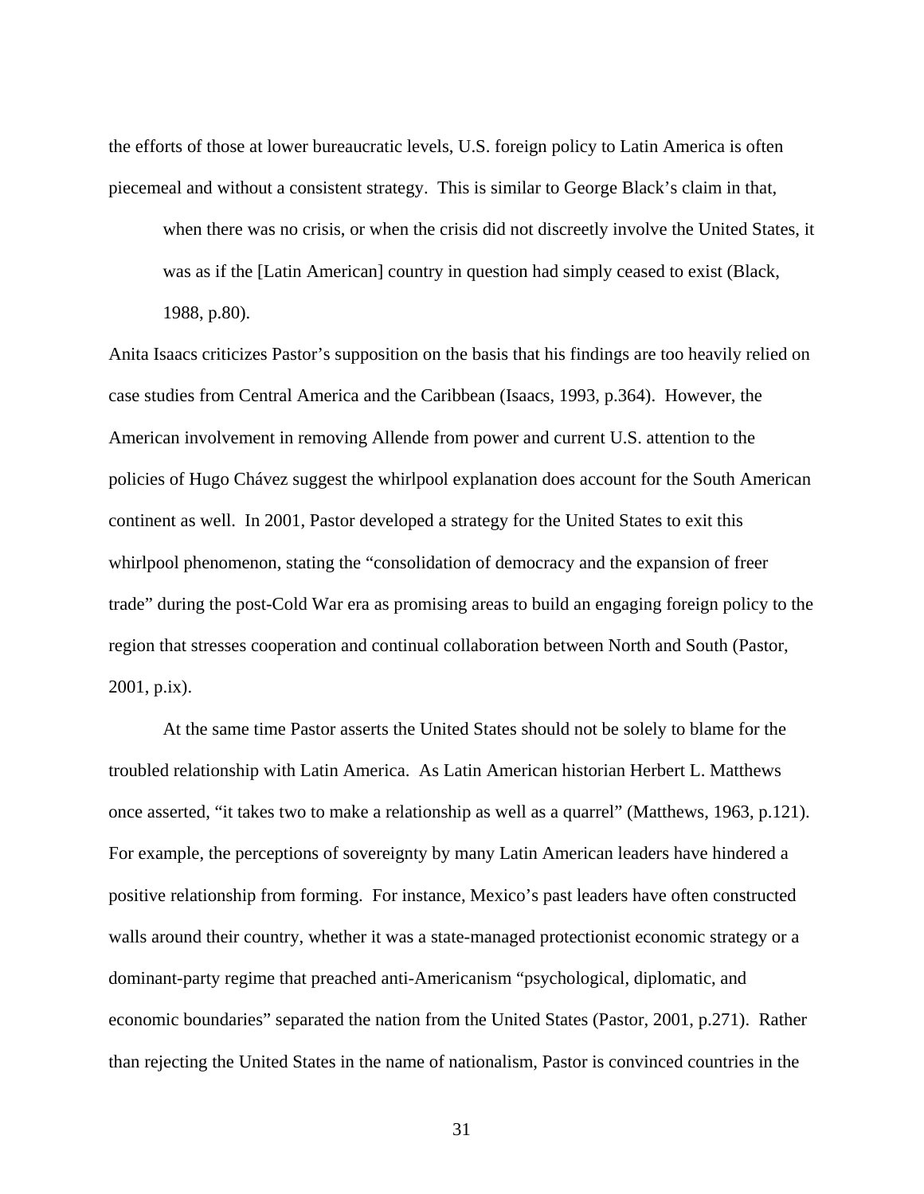the efforts of those at lower bureaucratic levels, U.S. foreign policy to Latin America is often piecemeal and without a consistent strategy. This is similar to George Black's claim in that,

> when there was no crisis, or when the crisis did not discreetly involve the United States, it was as if the [Latin American] country in question had simply ceased to exist (Black, 1988, p.80).

Anita Isaacs criticizes Pastor's supposition on the basis that his findings are too heavily relied on case studies from Central America and the Caribbean (Isaacs, 1993, p.364). However, the American involvement in removing Allende from power and current U.S. attention to the policies of Hugo Chávez suggest the whirlpool explanation does account for the South American continent as well. In 2001, Pastor developed a strategy for the United States to exit this whirlpool phenomenon, stating the "consolidation of democracy and the expansion of freer trade" during the post-Cold War era as promising areas to build an engaging foreign policy to the region that stresses cooperation and continual collaboration between North and South (Pastor, 2001, p.ix).

At the same time Pastor asserts the United States should not be solely to blame for the troubled relationship with Latin America. As Latin American historian Herbert L. Matthews once asserted, "it takes two to make a relationship as well as a quarrel" (Matthews, 1963, p.121). For example, the perceptions of sovereignty by many Latin American leaders have hindered a positive relationship from forming. For instance, Mexico's past leaders have often constructed walls around their country, whether it was a state-managed protectionist economic strategy or a dominant-party regime that preached anti-Americanism "psychological, diplomatic, and economic boundaries" separated the nation from the United States (Pastor, 2001, p.271). Rather than rejecting the United States in the name of nationalism, Pastor is convinced countries in the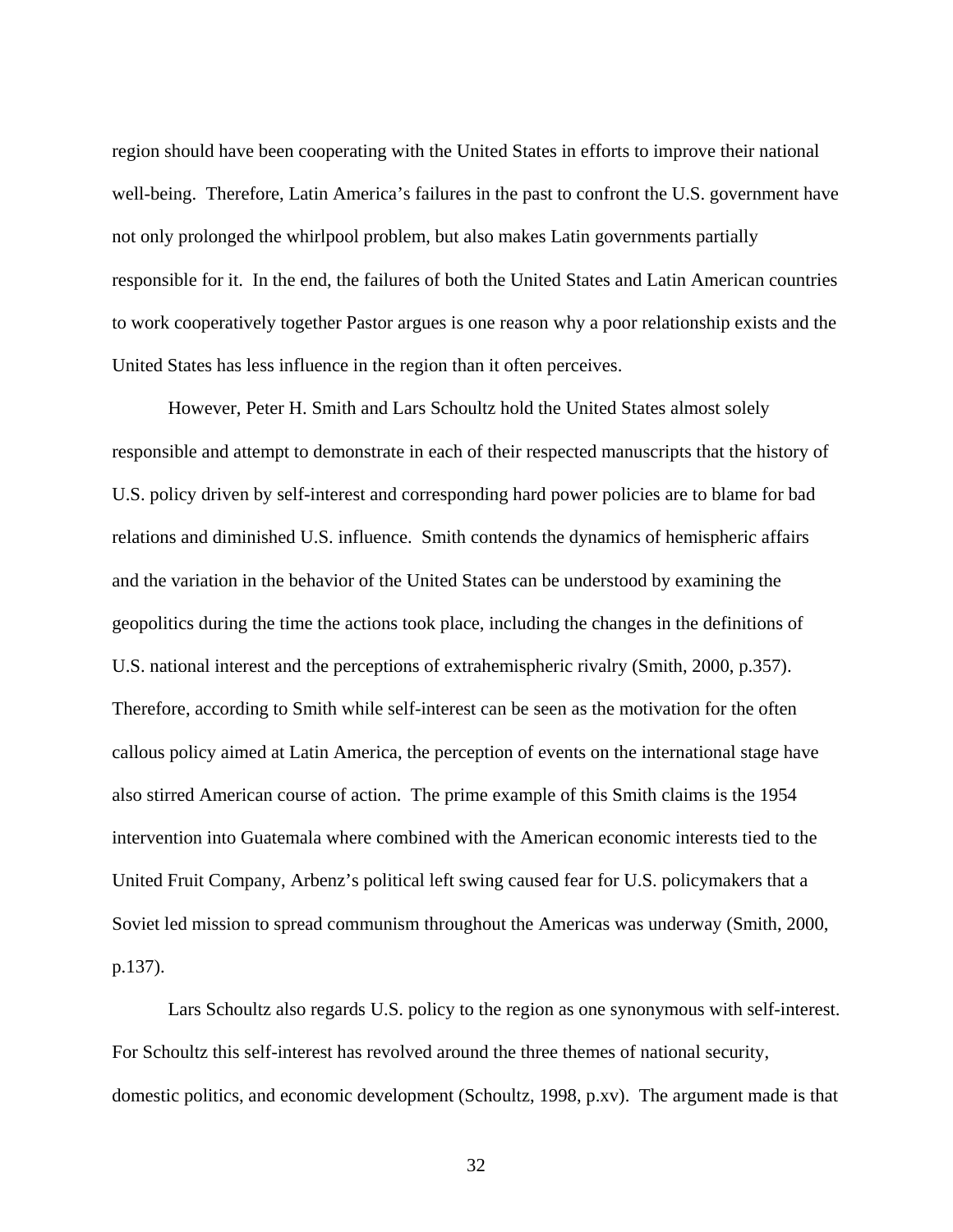region should have been cooperating with the United States in efforts to improve their national well-being. Therefore, Latin America's failures in the past to confront the U.S. government have not only prolonged the whirlpool problem, but also makes Latin governments partially responsible for it. In the end, the failures of both the United States and Latin American countries to work cooperatively together Pastor argues is one reason why a poor relationship exists and the United States has less influence in the region than it often perceives.

However, Peter H. Smith and Lars Schoultz hold the United States almost solely responsible and attempt to demonstrate in each of their respected manuscripts that the history of U.S. policy driven by self-interest and corresponding hard power policies are to blame for bad relations and diminished U.S. influence. Smith contends the dynamics of hemispheric affairs and the variation in the behavior of the United States can be understood by examining the geopolitics during the time the actions took place, including the changes in the definitions of U.S. national interest and the perceptions of extrahemispheric rivalry (Smith, 2000, p.357). Therefore, according to Smith while self-interest can be seen as the motivation for the often callous policy aimed at Latin America, the perception of events on the international stage have also stirred American course of action. The prime example of this Smith claims is the 1954 intervention into Guatemala where combined with the American economic interests tied to the United Fruit Company, Arbenz's political left swing caused fear for U.S. policymakers that a Soviet led mission to spread communism throughout the Americas was underway (Smith, 2000, p.137).

Lars Schoultz also regards U.S. policy to the region as one synonymous with self-interest. For Schoultz this self-interest has revolved around the three themes of national security, domestic politics, and economic development (Schoultz, 1998, p.xv). The argument made is that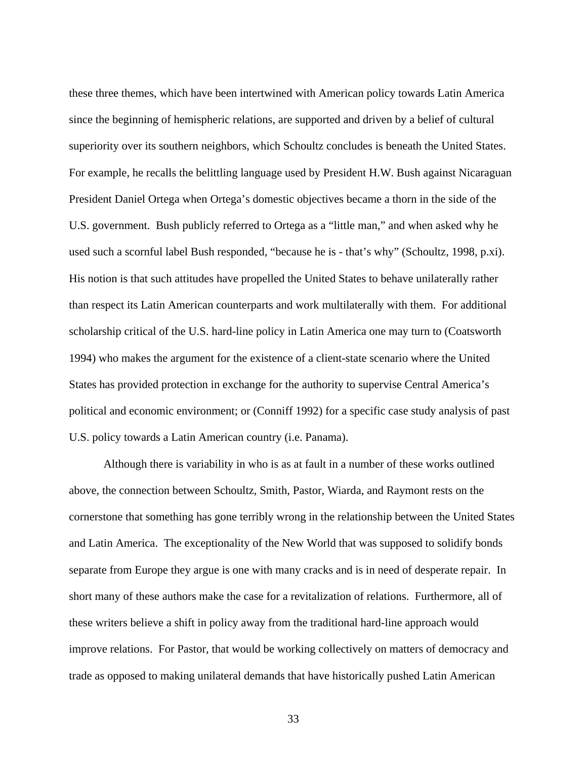these three themes, which have been intertwined with American policy towards Latin America since the beginning of hemispheric relations, are supported and driven by a belief of cultural superiority over its southern neighbors, which Schoultz concludes is beneath the United States. For example, he recalls the belittling language used by President H.W. Bush against Nicaraguan President Daniel Ortega when Ortega's domestic objectives became a thorn in the side of the U.S. government. Bush publicly referred to Ortega as a "little man," and when asked why he used such a scornful label Bush responded, "because he is - that's why" (Schoultz, 1998, p.xi). His notion is that such attitudes have propelled the United States to behave unilaterally rather than respect its Latin American counterparts and work multilaterally with them. For additional scholarship critical of the U.S. hard-line policy in Latin America one may turn to (Coatsworth 1994) who makes the argument for the existence of a client-state scenario where the United States has provided protection in exchange for the authority to supervise Central America's political and economic environment; or (Conniff 1992) for a specific case study analysis of past U.S. policy towards a Latin American country (i.e. Panama).

Although there is variability in who is as at fault in a number of these works outlined above, the connection between Schoultz, Smith, Pastor, Wiarda, and Raymont rests on the cornerstone that something has gone terribly wrong in the relationship between the United States and Latin America. The exceptionality of the New World that was supposed to solidify bonds separate from Europe they argue is one with many cracks and is in need of desperate repair. In short many of these authors make the case for a revitalization of relations. Furthermore, all of these writers believe a shift in policy away from the traditional hard-line approach would improve relations. For Pastor, that would be working collectively on matters of democracy and trade as opposed to making unilateral demands that have historically pushed Latin American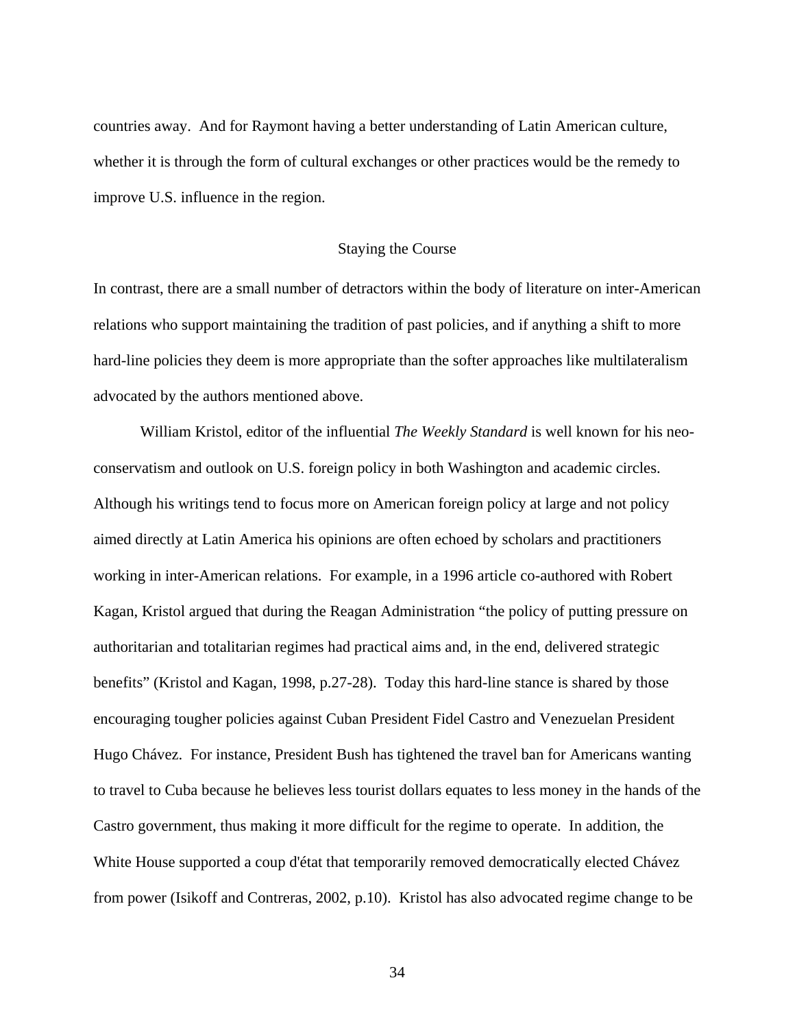countries away. And for Raymont having a better understanding of Latin American culture, whether it is through the form of cultural exchanges or other practices would be the remedy to improve U.S. influence in the region.

## Staying the Course

In contrast, there are a small number of detractors within the body of literature on inter-American relations who support maintaining the tradition of past policies, and if anything a shift to more hard-line policies they deem is more appropriate than the softer approaches like multilateralism advocated by the authors mentioned above.

William Kristol, editor of the influential *The Weekly Standard* is well known for his neo-conservatism and outlook on U.S. foreign policy in both Washington and academic circles. Although his writings tend to focus more on American foreign policy at large and not policy aimed directly at Latin America his opinions are often echoed by scholars and practitioners working in inter-American relations. For example, in a 1996 article co-authored with Robert Kagan, Kristol argued that during the Reagan Administration "the policy of putting pressure on authoritarian and totalitarian regimes had practical aims and, in the end, delivered strategic benefits" (Kristol and Kagan, 1998, p.27-28). Today this hard-line stance is shared by those encouraging tougher policies against Cuban President Fidel Castro and Venezuelan President Hugo Chávez. For instance, President Bush has tightened the travel ban for Americans wanting to travel to Cuba because he believes less tourist dollars equates to less money in the hands of the Castro government, thus making it more difficult for the regime to operate. In addition, the White House supported a coup d'état that temporarily removed democratically elected Chávez from power (Isikoff and Contreras, 2002, p.10). Kristol has also advocated regime change to be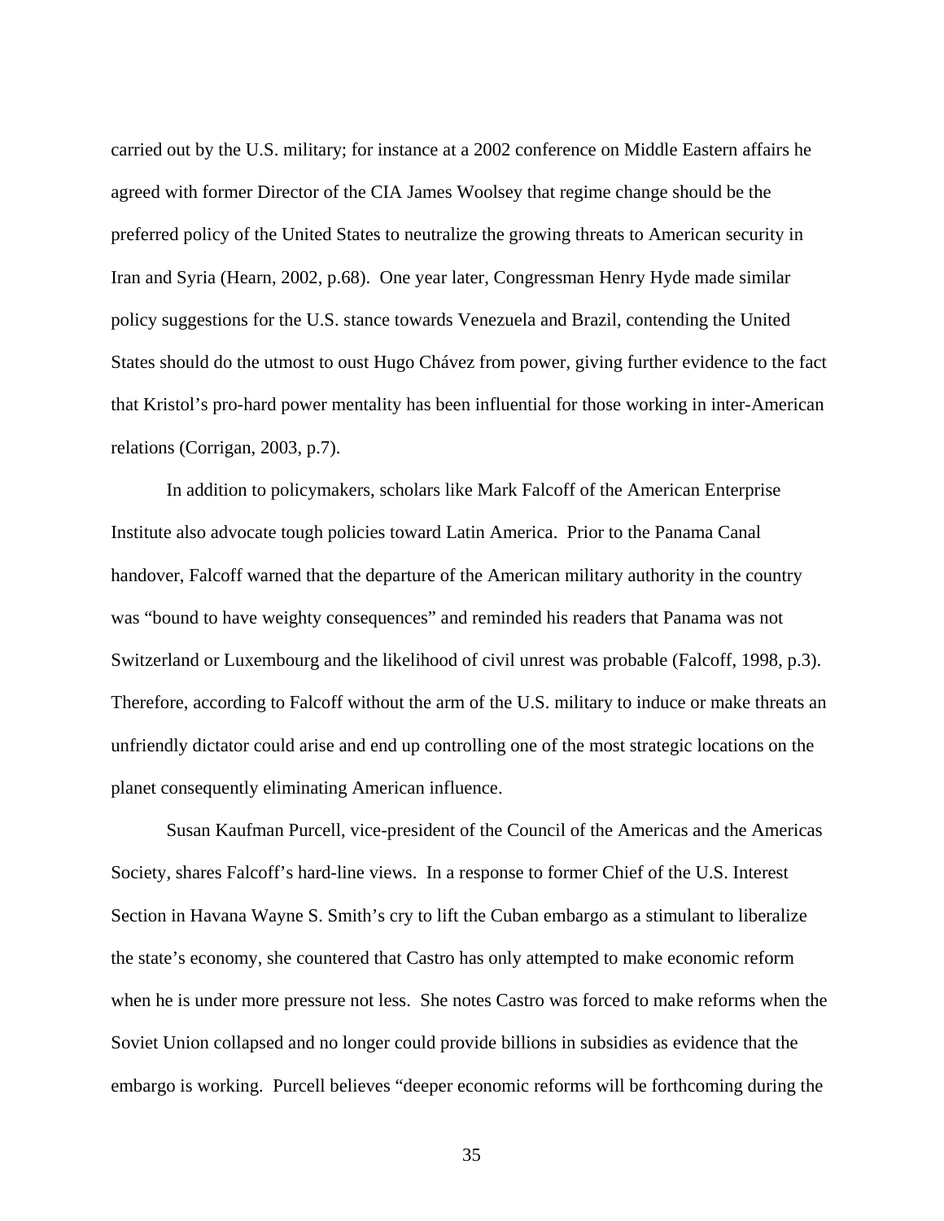carried out by the U.S. military; for instance at a 2002 conference on Middle Eastern affairs he agreed with former Director of the CIA James Woolsey that regime change should be the preferred policy of the United States to neutralize the growing threats to American security in Iran and Syria (Hearn, 2002, p.68). One year later, Congressman Henry Hyde made similar policy suggestions for the U.S. stance towards Venezuela and Brazil, contending the United States should do the utmost to oust Hugo Chávez from power, giving further evidence to the fact that Kristol's pro-hard power mentality has been influential for those working in inter-American relations (Corrigan, 2003, p.7).

In addition to policymakers, scholars like Mark Falcoff of the American Enterprise Institute also advocate tough policies toward Latin America. Prior to the Panama Canal handover, Falcoff warned that the departure of the American military authority in the country was "bound to have weighty consequences" and reminded his readers that Panama was not Switzerland or Luxembourg and the likelihood of civil unrest was probable (Falcoff, 1998, p.3). Therefore, according to Falcoff without the arm of the U.S. military to induce or make threats an unfriendly dictator could arise and end up controlling one of the most strategic locations on the planet consequently eliminating American influence.

Susan Kaufman Purcell, vice-president of the Council of the Americas and the Americas Society, shares Falcoff's hard-line views. In a response to former Chief of the U.S. Interest Section in Havana Wayne S. Smith's cry to lift the Cuban embargo as a stimulant to liberalize the state's economy, she countered that Castro has only attempted to make economic reform when he is under more pressure not less. She notes Castro was forced to make reforms when the Soviet Union collapsed and no longer could provide billions in subsidies as evidence that the embargo is working. Purcell believes "deeper economic reforms will be forthcoming during the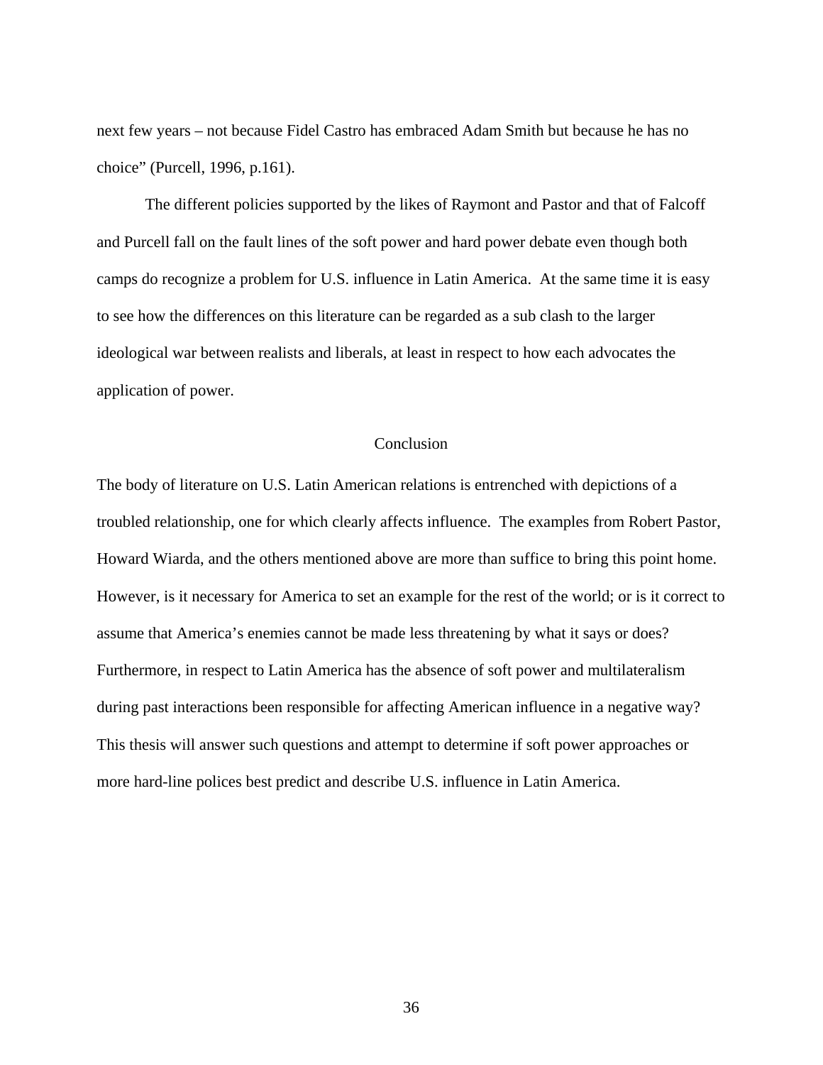next few years – not because Fidel Castro has embraced Adam Smith but because he has no choice" (Purcell, 1996, p.161).

The different policies supported by the likes of Raymont and Pastor and that of Falcoff and Purcell fall on the fault lines of the soft power and hard power debate even though both camps do recognize a problem for U.S. influence in Latin America. At the same time it is easy to see how the differences on this literature can be regarded as a sub clash to the larger ideological war between realists and liberals, at least in respect to how each advocates the application of power.

## Conclusion

The body of literature on U.S. Latin American relations is entrenched with depictions of a troubled relationship, one for which clearly affects influence. The examples from Robert Pastor, Howard Wiarda, and the others mentioned above are more than suffice to bring this point home. However, is it necessary for America to set an example for the rest of the world; or is it correct to assume that America's enemies cannot be made less threatening by what it says or does? Furthermore, in respect to Latin America has the absence of soft power and multilateralism during past interactions been responsible for affecting American influence in a negative way? This thesis will answer such questions and attempt to determine if soft power approaches or more hard-line polices best predict and describe U.S. influence in Latin America.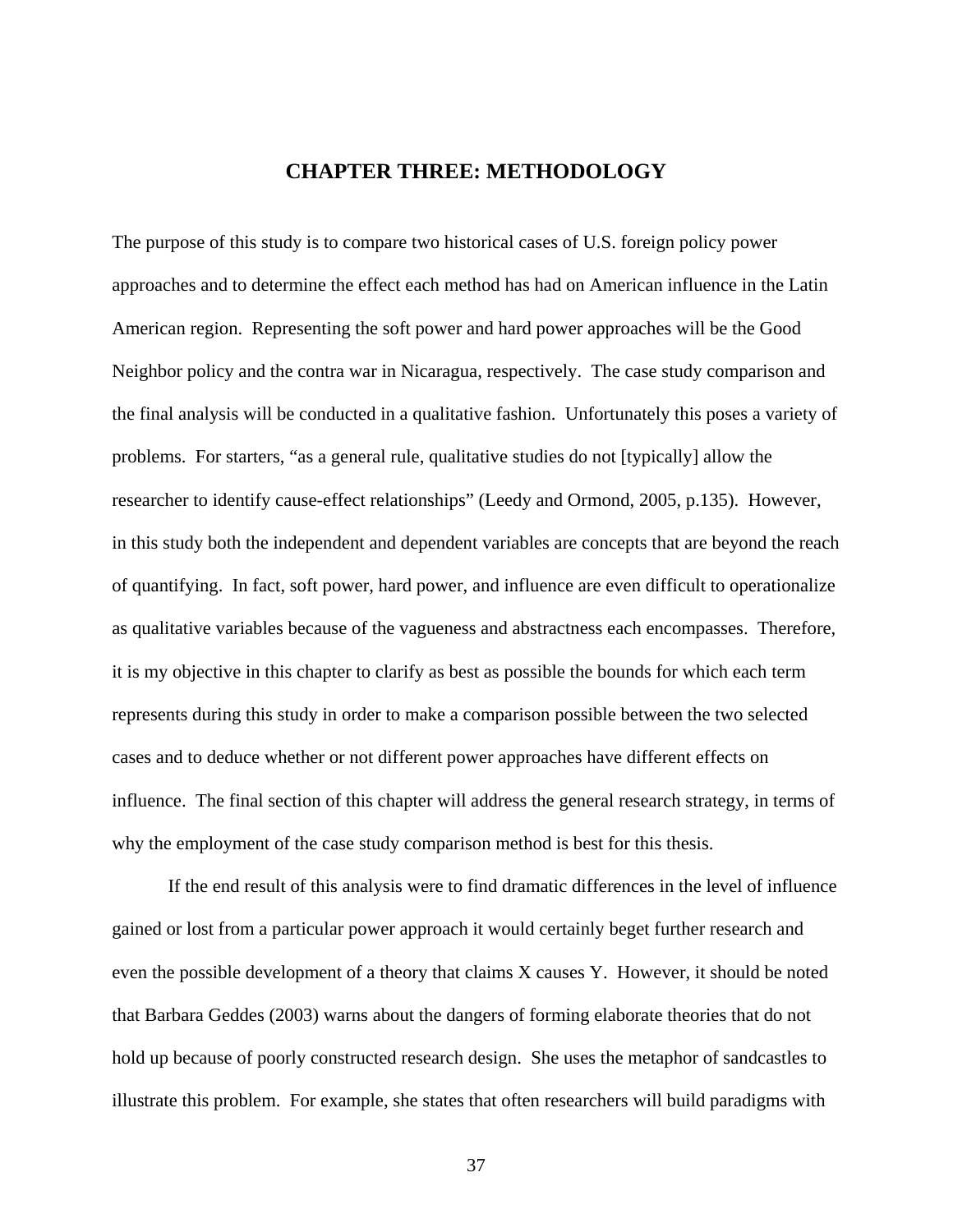# CHAPTER THREE: METHODOLOGY

The purpose of this study is to compare two historical cases of U.S. foreign policy power approaches and to determine the effect each method has had on American influence in the Latin American region. Representing the soft power and hard power approaches will be the Good Neighbor policy and the contra war in Nicaragua, respectively. The case study comparison and the final analysis will be conducted in a qualitative fashion. Unfortunately this poses a variety of problems. For starters, "as a general rule, qualitative studies do not [typically] allow the researcher to identify cause-effect relationships" (Leedy and Ormond, 2005, p.135). However, in this study both the independent and dependent variables are concepts that are beyond the reach of quantifying. In fact, soft power, hard power, and influence are even difficult to operationalize as qualitative variables because of the vagueness and abstractness each encompasses. Therefore, it is my objective in this chapter to clarify as best as possible the bounds for which each term represents during this study in order to make a comparison possible between the two selected cases and to deduce whether or not different power approaches have different effects on influence. The final section of this chapter will address the general research strategy, in terms of why the employment of the case study comparison method is best for this thesis.

If the end result of this analysis were to find dramatic differences in the level of influence gained or lost from a particular power approach it would certainly beget further research and even the possible development of a theory that claims X causes Y. However, it should be noted that Barbara Geddes (2003) warns about the dangers of forming elaborate theories that do not hold up because of poorly constructed research design. She uses the metaphor of sandcastles to illustrate this problem. For example, she states that often researchers will build paradigms with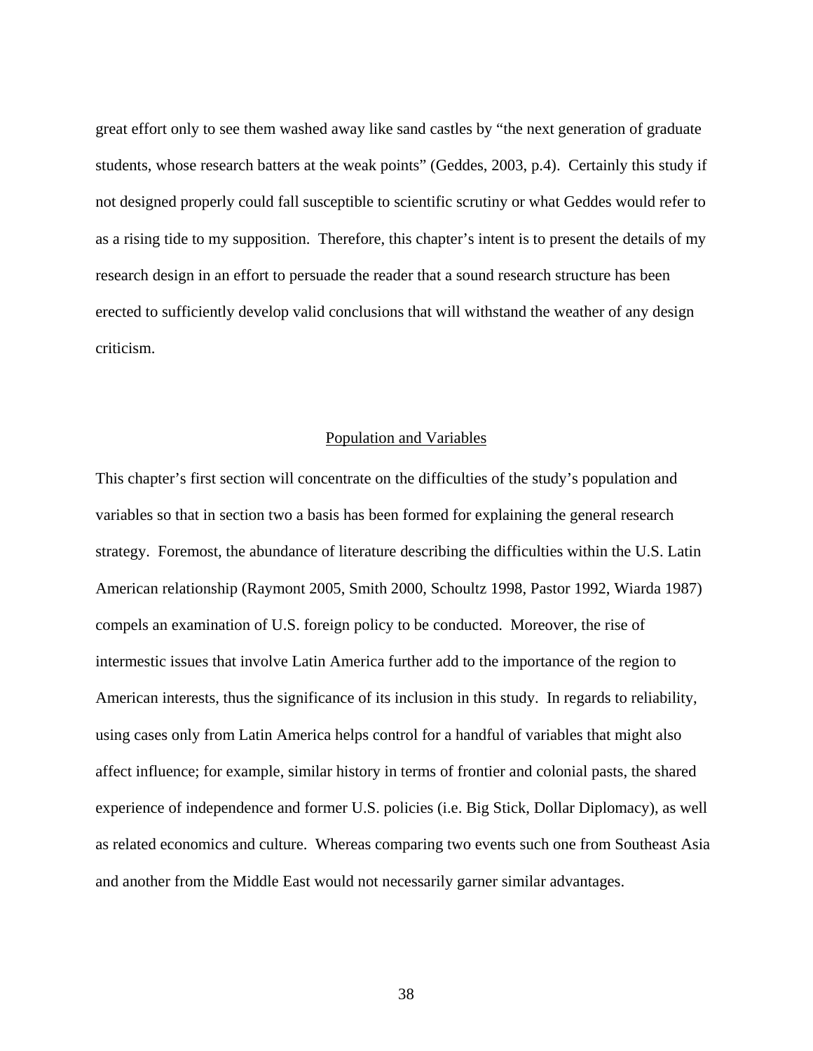great effort only to see them washed away like sand castles by "the next generation of graduate students, whose research batters at the weak points" (Geddes, 2003, p.4). Certainly this study if not designed properly could fall susceptible to scientific scrutiny or what Geddes would refer to as a rising tide to my supposition. Therefore, this chapter's intent is to present the details of my research design in an effort to persuade the reader that a sound research structure has been erected to sufficiently develop valid conclusions that will withstand the weather of any design criticism.

## Population and Variables

This chapter's first section will concentrate on the difficulties of the study's population and variables so that in section two a basis has been formed for explaining the general research strategy. Foremost, the abundance of literature describing the difficulties within the U.S. Latin American relationship (Raymont 2005, Smith 2000, Schoultz 1998, Pastor 1992, Wiarda 1987) compels an examination of U.S. foreign policy to be conducted. Moreover, the rise of intermestic issues that involve Latin America further add to the importance of the region to American interests, thus the significance of its inclusion in this study. In regards to reliability, using cases only from Latin America helps control for a handful of variables that might also affect influence; for example, similar history in terms of frontier and colonial pasts, the shared experience of independence and former U.S. policies (i.e. Big Stick, Dollar Diplomacy), as well as related economics and culture. Whereas comparing two events such one from Southeast Asia and another from the Middle East would not necessarily garner similar advantages.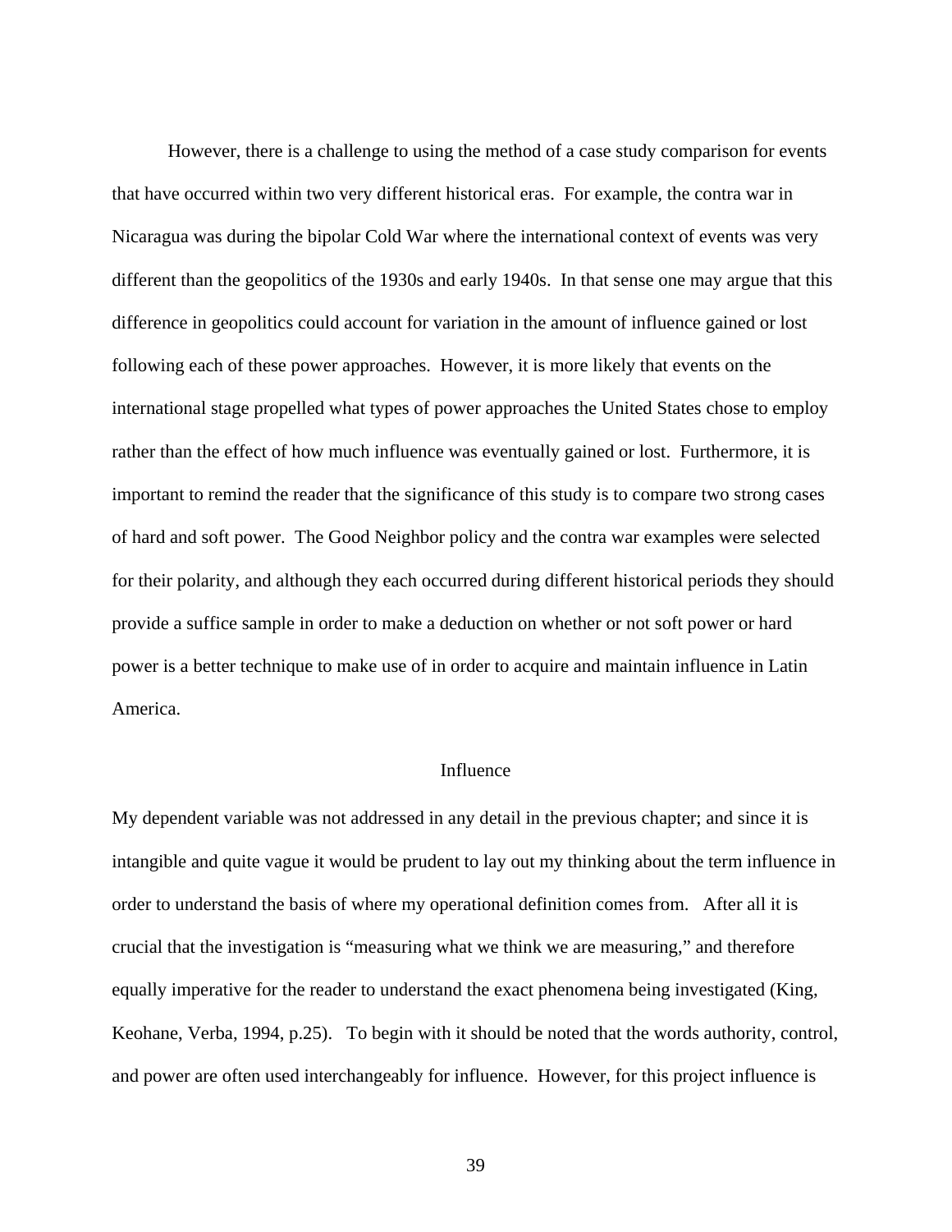However, there is a challenge to using the method of a case study comparison for events that have occurred within two very different historical eras. For example, the contra war in Nicaragua was during the bipolar Cold War where the international context of events was very different than the geopolitics of the 1930s and early 1940s. In that sense one may argue that this difference in geopolitics could account for variation in the amount of influence gained or lost following each of these power approaches. However, it is more likely that events on the international stage propelled what types of power approaches the United States chose to employ rather than the effect of how much influence was eventually gained or lost. Furthermore, it is important to remind the reader that the significance of this study is to compare two strong cases of hard and soft power. The Good Neighbor policy and the contra war examples were selected for their polarity, and although they each occurred during different historical periods they should provide a suffice sample in order to make a deduction on whether or not soft power or hard power is a better technique to make use of in order to acquire and maintain influence in Latin America.

## Influence

My dependent variable was not addressed in any detail in the previous chapter; and since it is intangible and quite vague it would be prudent to lay out my thinking about the term influence in order to understand the basis of where my operational definition comes from. After all it is crucial that the investigation is "measuring what we think we are measuring," and therefore equally imperative for the reader to understand the exact phenomena being investigated (King, Keohane, Verba, 1994, p.25). To begin with it should be noted that the words authority, control, and power are often used interchangeably for influence. However, for this project influence is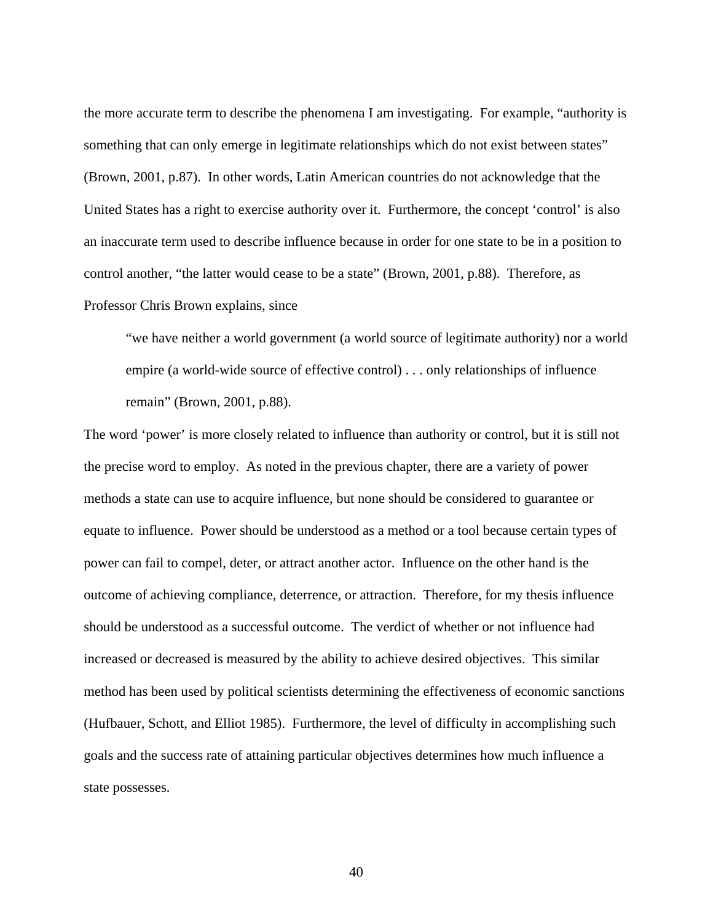the more accurate term to describe the phenomena I am investigating. For example, "authority is something that can only emerge in legitimate relationships which do not exist between states" (Brown, 2001, p.87). In other words, Latin American countries do not acknowledge that the United States has a right to exercise authority over it. Furthermore, the concept 'control' is also an inaccurate term used to describe influence because in order for one state to be in a position to control another, "the latter would cease to be a state" (Brown, 2001, p.88). Therefore, as Professor Chris Brown explains, since

> "we have neither a world government (a world source of legitimate authority) nor a world empire (a world-wide source of effective control) . . . only relationships of influence remain" (Brown, 2001, p.88).

The word 'power' is more closely related to influence than authority or control, but it is still not the precise word to employ. As noted in the previous chapter, there are a variety of power methods a state can use to acquire influence, but none should be considered to guarantee or equate to influence. Power should be understood as a method or a tool because certain types of power can fail to compel, deter, or attract another actor. Influence on the other hand is the outcome of achieving compliance, deterrence, or attraction. Therefore, for my thesis influence should be understood as a successful outcome. The verdict of whether or not influence had increased or decreased is measured by the ability to achieve desired objectives. This similar method has been used by political scientists determining the effectiveness of economic sanctions (Hufbauer, Schott, and Elliot 1985). Furthermore, the level of difficulty in accomplishing such goals and the success rate of attaining particular objectives determines how much influence a state possesses.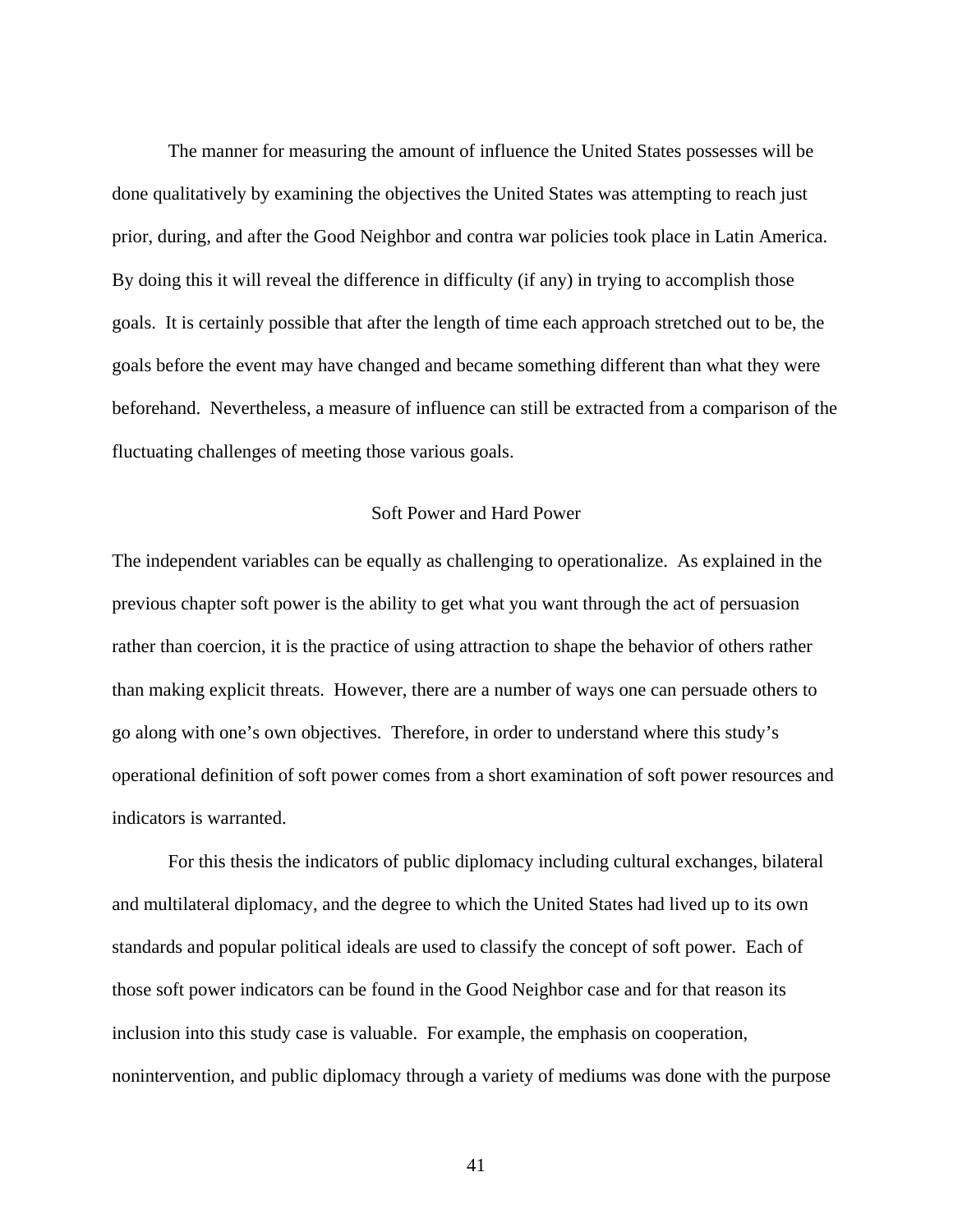The manner for measuring the amount of influence the United States possesses will be done qualitatively by examining the objectives the United States was attempting to reach just prior, during, and after the Good Neighbor and contra war policies took place in Latin America. By doing this it will reveal the difference in difficulty (if any) in trying to accomplish those goals. It is certainly possible that after the length of time each approach stretched out to be, the goals before the event may have changed and became something different than what they were beforehand. Nevertheless, a measure of influence can still be extracted from a comparison of the fluctuating challenges of meeting those various goals.

## Soft Power and Hard Power

The independent variables can be equally as challenging to operationalize. As explained in the previous chapter soft power is the ability to get what you want through the act of persuasion rather than coercion, it is the practice of using attraction to shape the behavior of others rather than making explicit threats. However, there are a number of ways one can persuade others to go along with one's own objectives. Therefore, in order to understand where this study's operational definition of soft power comes from a short examination of soft power resources and indicators is warranted.

For this thesis the indicators of public diplomacy including cultural exchanges, bilateral and multilateral diplomacy, and the degree to which the United States had lived up to its own standards and popular political ideals are used to classify the concept of soft power. Each of those soft power indicators can be found in the Good Neighbor case and for that reason its inclusion into this study case is valuable. For example, the emphasis on cooperation, nonintervention, and public diplomacy through a variety of mediums was done with the purpose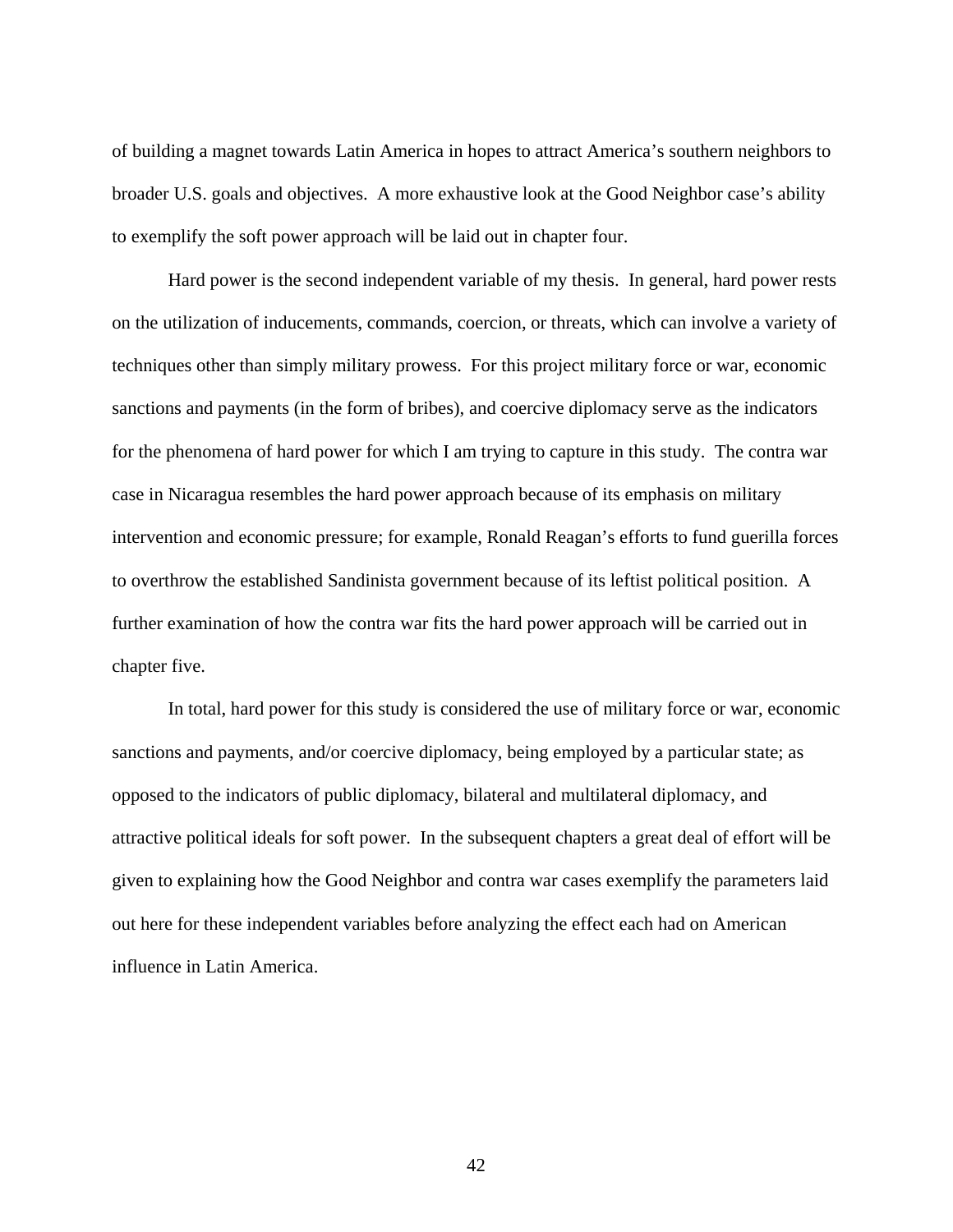of building a magnet towards Latin America in hopes to attract America's southern neighbors to broader U.S. goals and objectives. A more exhaustive look at the Good Neighbor case's ability to exemplify the soft power approach will be laid out in chapter four.

Hard power is the second independent variable of my thesis. In general, hard power rests on the utilization of inducements, commands, coercion, or threats, which can involve a variety of techniques other than simply military prowess. For this project military force or war, economic sanctions and payments (in the form of bribes), and coercive diplomacy serve as the indicators for the phenomena of hard power for which I am trying to capture in this study. The contra war case in Nicaragua resembles the hard power approach because of its emphasis on military intervention and economic pressure; for example, Ronald Reagan's efforts to fund guerilla forces to overthrow the established Sandinista government because of its leftist political position. A further examination of how the contra war fits the hard power approach will be carried out in chapter five.

In total, hard power for this study is considered the use of military force or war, economic sanctions and payments, and/or coercive diplomacy, being employed by a particular state; as opposed to the indicators of public diplomacy, bilateral and multilateral diplomacy, and attractive political ideals for soft power. In the subsequent chapters a great deal of effort will be given to explaining how the Good Neighbor and contra war cases exemplify the parameters laid out here for these independent variables before analyzing the effect each had on American influence in Latin America.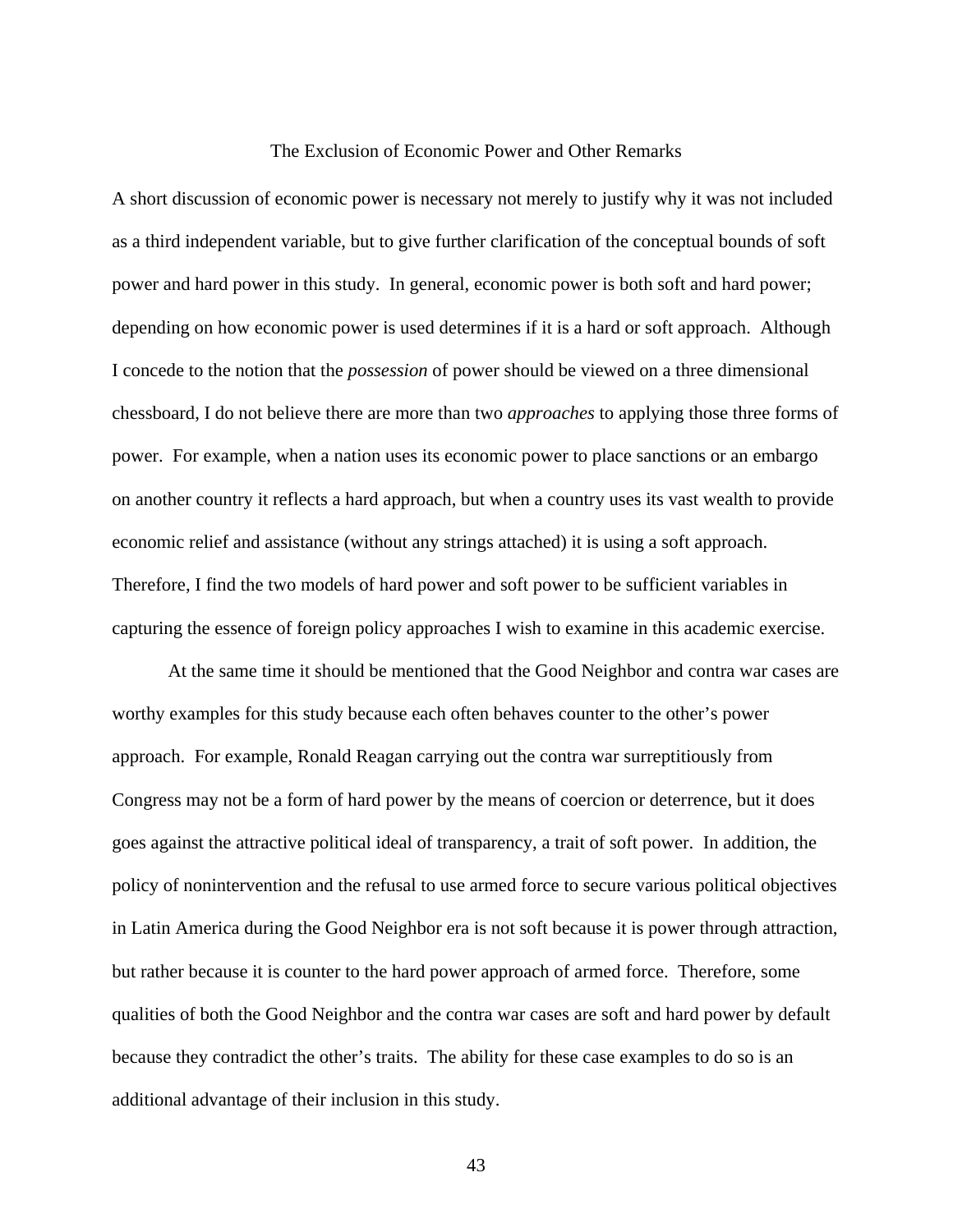## The Exclusion of Economic Power and Other Remarks

A short discussion of economic power is necessary not merely to justify why it was not included as a third independent variable, but to give further clarification of the conceptual bounds of soft power and hard power in this study. In general, economic power is both soft and hard power; depending on how economic power is used determines if it is a hard or soft approach. Although I concede to the notion that the *possession* of power should be viewed on a three dimensional chessboard, I do not believe there are more than two *approaches* to applying those three forms of power. For example, when a nation uses its economic power to place sanctions or an embargo on another country it reflects a hard approach, but when a country uses its vast wealth to provide economic relief and assistance (without any strings attached) it is using a soft approach. Therefore, I find the two models of hard power and soft power to be sufficient variables in capturing the essence of foreign policy approaches I wish to examine in this academic exercise.

At the same time it should be mentioned that the Good Neighbor and contra war cases are worthy examples for this study because each often behaves counter to the other's power approach. For example, Ronald Reagan carrying out the contra war surreptitiously from Congress may not be a form of hard power by the means of coercion or deterrence, but it does goes against the attractive political ideal of transparency, a trait of soft power. In addition, the policy of nonintervention and the refusal to use armed force to secure various political objectives in Latin America during the Good Neighbor era is not soft because it is power through attraction, but rather because it is counter to the hard power approach of armed force. Therefore, some qualities of both the Good Neighbor and the contra war cases are soft and hard power by default because they contradict the other's traits. The ability for these case examples to do so is an additional advantage of their inclusion in this study.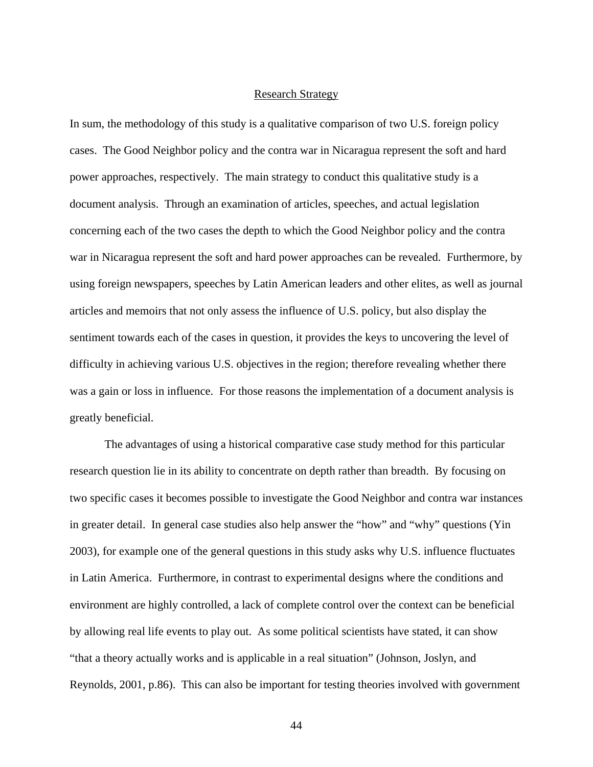## Research Strategy

In sum, the methodology of this study is a qualitative comparison of two U.S. foreign policy cases. The Good Neighbor policy and the contra war in Nicaragua represent the soft and hard power approaches, respectively. The main strategy to conduct this qualitative study is a document analysis. Through an examination of articles, speeches, and actual legislation concerning each of the two cases the depth to which the Good Neighbor policy and the contra war in Nicaragua represent the soft and hard power approaches can be revealed. Furthermore, by using foreign newspapers, speeches by Latin American leaders and other elites, as well as journal articles and memoirs that not only assess the influence of U.S. policy, but also display the sentiment towards each of the cases in question, it provides the keys to uncovering the level of difficulty in achieving various U.S. objectives in the region; therefore revealing whether there was a gain or loss in influence. For those reasons the implementation of a document analysis is greatly beneficial.

The advantages of using a historical comparative case study method for this particular research question lie in its ability to concentrate on depth rather than breadth. By focusing on two specific cases it becomes possible to investigate the Good Neighbor and contra war instances in greater detail. In general case studies also help answer the "how" and "why" questions (Yin 2003), for example one of the general questions in this study asks why U.S. influence fluctuates in Latin America. Furthermore, in contrast to experimental designs where the conditions and environment are highly controlled, a lack of complete control over the context can be beneficial by allowing real life events to play out. As some political scientists have stated, it can show "that a theory actually works and is applicable in a real situation" (Johnson, Joslyn, and Reynolds, 2001, p.86). This can also be important for testing theories involved with government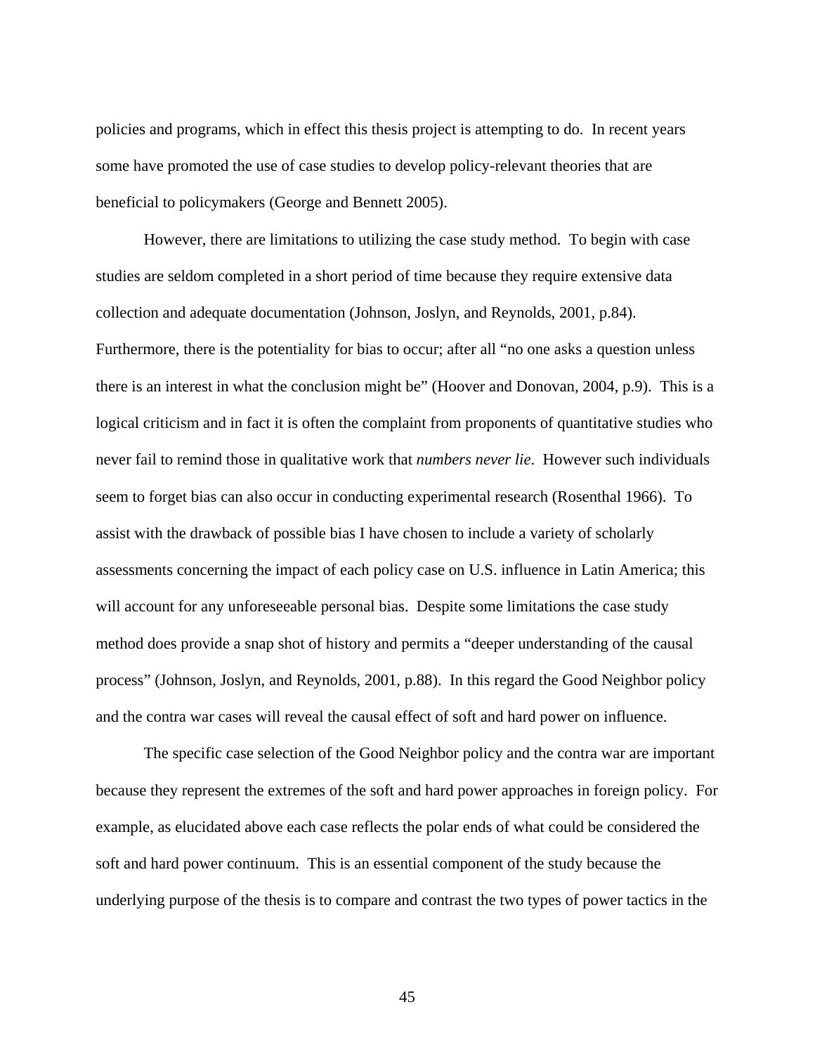policies and programs, which in effect this thesis project is attempting to do. In recent years some have promoted the use of case studies to develop policy-relevant theories that are beneficial to policymakers (George and Bennett 2005).

However, there are limitations to utilizing the case study method. To begin with case studies are seldom completed in a short period of time because they require extensive data collection and adequate documentation (Johnson, Joslyn, and Reynolds, 2001, p.84). Furthermore, there is the potentiality for bias to occur; after all "no one asks a question unless there is an interest in what the conclusion might be" (Hoover and Donovan, 2004, p.9). This is a logical criticism and in fact it is often the complaint from proponents of quantitative studies who never fail to remind those in qualitative work that *numbers never lie*. However such individuals seem to forget bias can also occur in conducting experimental research (Rosenthal 1966). To assist with the drawback of possible bias I have chosen to include a variety of scholarly assessments concerning the impact of each policy case on U.S. influence in Latin America; this will account for any unforeseeable personal bias. Despite some limitations the case study method does provide a snap shot of history and permits a "deeper understanding of the causal process" (Johnson, Joslyn, and Reynolds, 2001, p.88). In this regard the Good Neighbor policy and the contra war cases will reveal the causal effect of soft and hard power on influence.

The specific case selection of the Good Neighbor policy and the contra war are important because they represent the extremes of the soft and hard power approaches in foreign policy. For example, as elucidated above each case reflects the polar ends of what could be considered the soft and hard power continuum. This is an essential component of the study because the underlying purpose of the thesis is to compare and contrast the two types of power tactics in the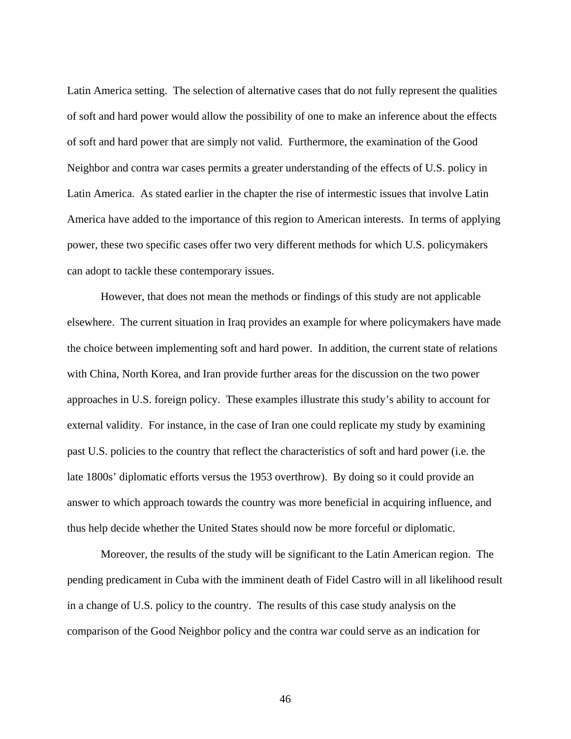Latin America setting. The selection of alternative cases that do not fully represent the qualities of soft and hard power would allow the possibility of one to make an inference about the effects of soft and hard power that are simply not valid. Furthermore, the examination of the Good Neighbor and contra war cases permits a greater understanding of the effects of U.S. policy in Latin America. As stated earlier in the chapter the rise of intermestic issues that involve Latin America have added to the importance of this region to American interests. In terms of applying power, these two specific cases offer two very different methods for which U.S. policymakers can adopt to tackle these contemporary issues.

However, that does not mean the methods or findings of this study are not applicable elsewhere. The current situation in Iraq provides an example for where policymakers have made the choice between implementing soft and hard power. In addition, the current state of relations with China, North Korea, and Iran provide further areas for the discussion on the two power approaches in U.S. foreign policy. These examples illustrate this study's ability to account for external validity. For instance, in the case of Iran one could replicate my study by examining past U.S. policies to the country that reflect the characteristics of soft and hard power (i.e. the late 1800s' diplomatic efforts versus the 1953 overthrow). By doing so it could provide an answer to which approach towards the country was more beneficial in acquiring influence, and thus help decide whether the United States should now be more forceful or diplomatic.

Moreover, the results of the study will be significant to the Latin American region. The pending predicament in Cuba with the imminent death of Fidel Castro will in all likelihood result in a change of U.S. policy to the country. The results of this case study analysis on the comparison of the Good Neighbor policy and the contra war could serve as an indication for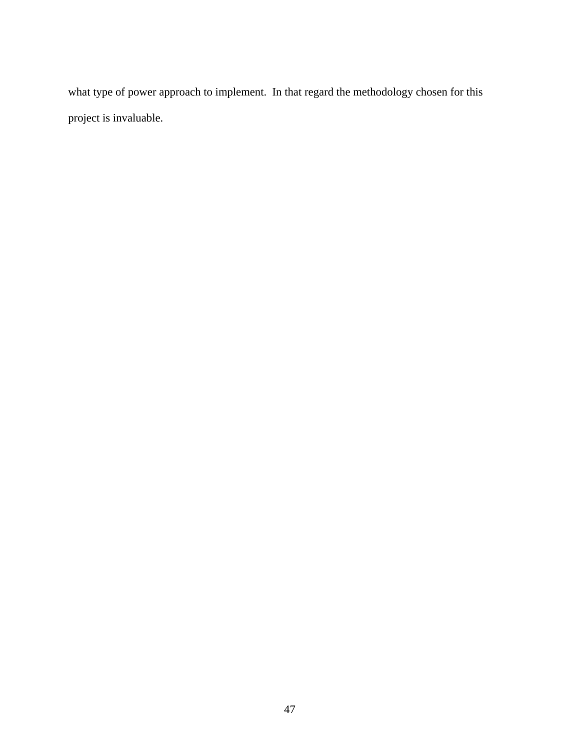what type of power approach to implement.  In that regard the methodology chosen for this project is invaluable.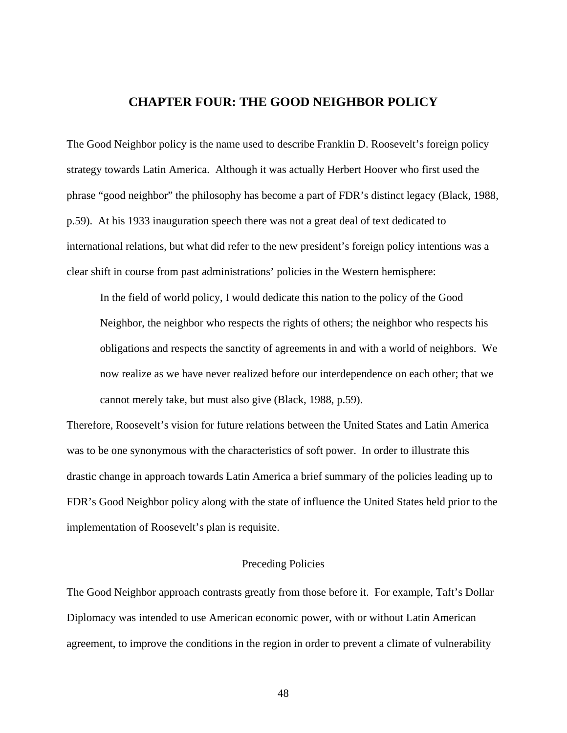# CHAPTER FOUR: THE GOOD NEIGHBOR POLICY

The Good Neighbor policy is the name used to describe Franklin D. Roosevelt's foreign policy strategy towards Latin America. Although it was actually Herbert Hoover who first used the phrase "good neighbor" the philosophy has become a part of FDR's distinct legacy (Black, 1988, p.59). At his 1933 inauguration speech there was not a great deal of text dedicated to international relations, but what did refer to the new president's foreign policy intentions was a clear shift in course from past administrations' policies in the Western hemisphere:

> In the field of world policy, I would dedicate this nation to the policy of the Good Neighbor, the neighbor who respects the rights of others; the neighbor who respects his obligations and respects the sanctity of agreements in and with a world of neighbors. We now realize as we have never realized before our interdependence on each other; that we cannot merely take, but must also give (Black, 1988, p.59).

Therefore, Roosevelt's vision for future relations between the United States and Latin America was to be one synonymous with the characteristics of soft power. In order to illustrate this drastic change in approach towards Latin America a brief summary of the policies leading up to FDR's Good Neighbor policy along with the state of influence the United States held prior to the implementation of Roosevelt's plan is requisite.

## Preceding Policies

The Good Neighbor approach contrasts greatly from those before it. For example, Taft's Dollar Diplomacy was intended to use American economic power, with or without Latin American agreement, to improve the conditions in the region in order to prevent a climate of vulnerability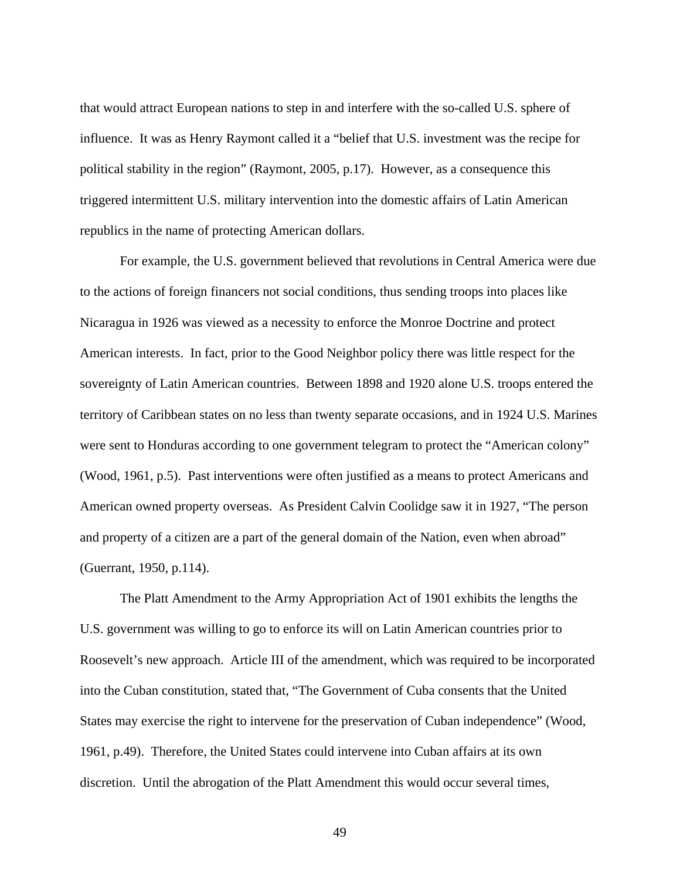that would attract European nations to step in and interfere with the so-called U.S. sphere of influence. It was as Henry Raymont called it a "belief that U.S. investment was the recipe for political stability in the region" (Raymont, 2005, p.17). However, as a consequence this triggered intermittent U.S. military intervention into the domestic affairs of Latin American republics in the name of protecting American dollars.

For example, the U.S. government believed that revolutions in Central America were due to the actions of foreign financers not social conditions, thus sending troops into places like Nicaragua in 1926 was viewed as a necessity to enforce the Monroe Doctrine and protect American interests. In fact, prior to the Good Neighbor policy there was little respect for the sovereignty of Latin American countries. Between 1898 and 1920 alone U.S. troops entered the territory of Caribbean states on no less than twenty separate occasions, and in 1924 U.S. Marines were sent to Honduras according to one government telegram to protect the "American colony" (Wood, 1961, p.5). Past interventions were often justified as a means to protect Americans and American owned property overseas. As President Calvin Coolidge saw it in 1927, "The person and property of a citizen are a part of the general domain of the Nation, even when abroad" (Guerrant, 1950, p.114).

The Platt Amendment to the Army Appropriation Act of 1901 exhibits the lengths the U.S. government was willing to go to enforce its will on Latin American countries prior to Roosevelt's new approach. Article III of the amendment, which was required to be incorporated into the Cuban constitution, stated that, "The Government of Cuba consents that the United States may exercise the right to intervene for the preservation of Cuban independence" (Wood, 1961, p.49). Therefore, the United States could intervene into Cuban affairs at its own discretion. Until the abrogation of the Platt Amendment this would occur several times,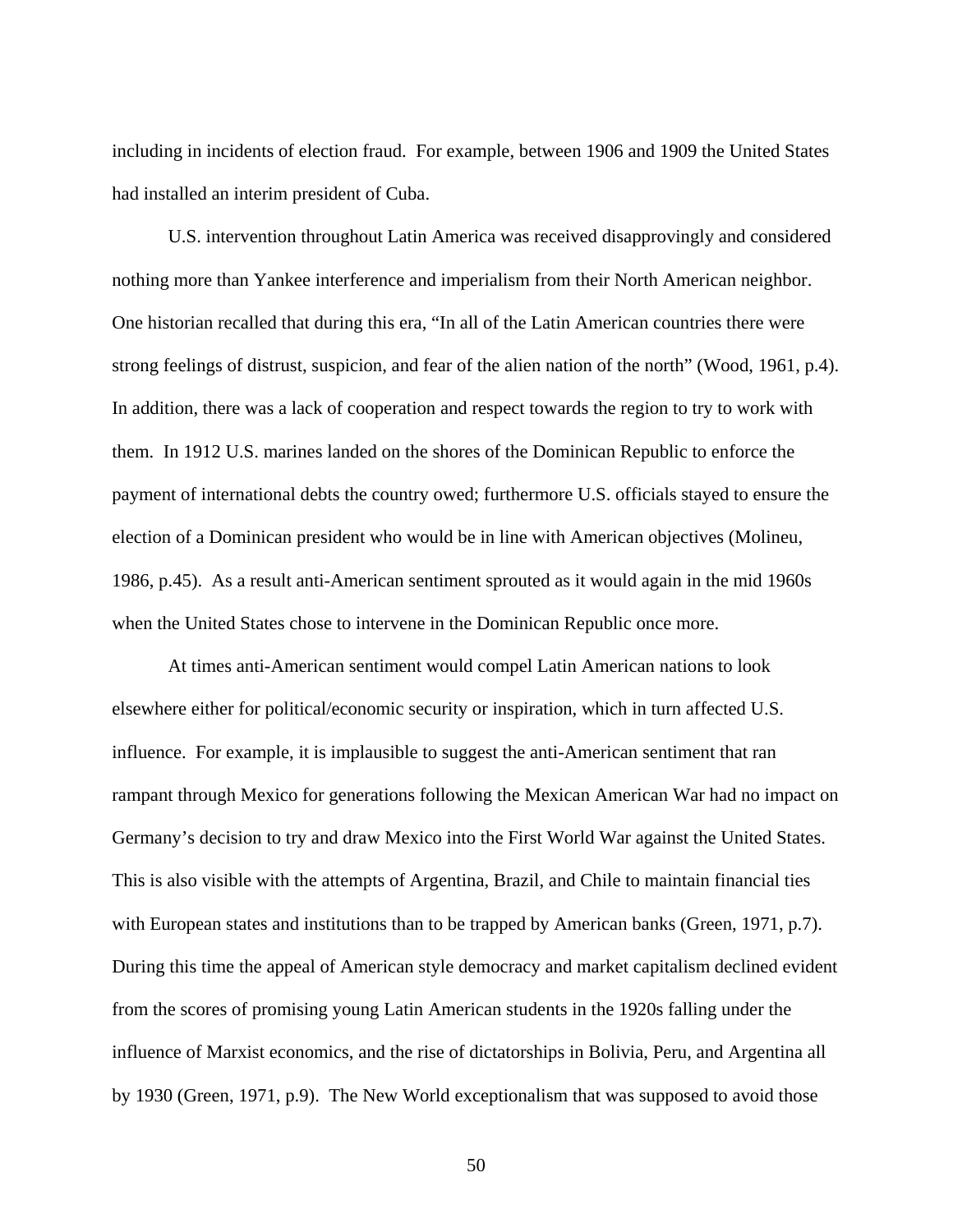including in incidents of election fraud.  For example, between 1906 and 1909 the United States had installed an interim president of Cuba.

U.S. intervention throughout Latin America was received disapprovingly and considered nothing more than Yankee interference and imperialism from their North American neighbor. One historian recalled that during this era, "In all of the Latin American countries there were strong feelings of distrust, suspicion, and fear of the alien nation of the north" (Wood, 1961, p.4). In addition, there was a lack of cooperation and respect towards the region to try to work with them.  In 1912 U.S. marines landed on the shores of the Dominican Republic to enforce the payment of international debts the country owed; furthermore U.S. officials stayed to ensure the election of a Dominican president who would be in line with American objectives (Molineu, 1986, p.45).  As a result anti-American sentiment sprouted as it would again in the mid 1960s when the United States chose to intervene in the Dominican Republic once more.

At times anti-American sentiment would compel Latin American nations to look elsewhere either for political/economic security or inspiration, which in turn affected U.S. influence.  For example, it is implausible to suggest the anti-American sentiment that ran rampant through Mexico for generations following the Mexican American War had no impact on Germany's decision to try and draw Mexico into the First World War against the United States. This is also visible with the attempts of Argentina, Brazil, and Chile to maintain financial ties with European states and institutions than to be trapped by American banks (Green, 1971, p.7). During this time the appeal of American style democracy and market capitalism declined evident from the scores of promising young Latin American students in the 1920s falling under the influence of Marxist economics, and the rise of dictatorships in Bolivia, Peru, and Argentina all by 1930 (Green, 1971, p.9).  The New World exceptionalism that was supposed to avoid those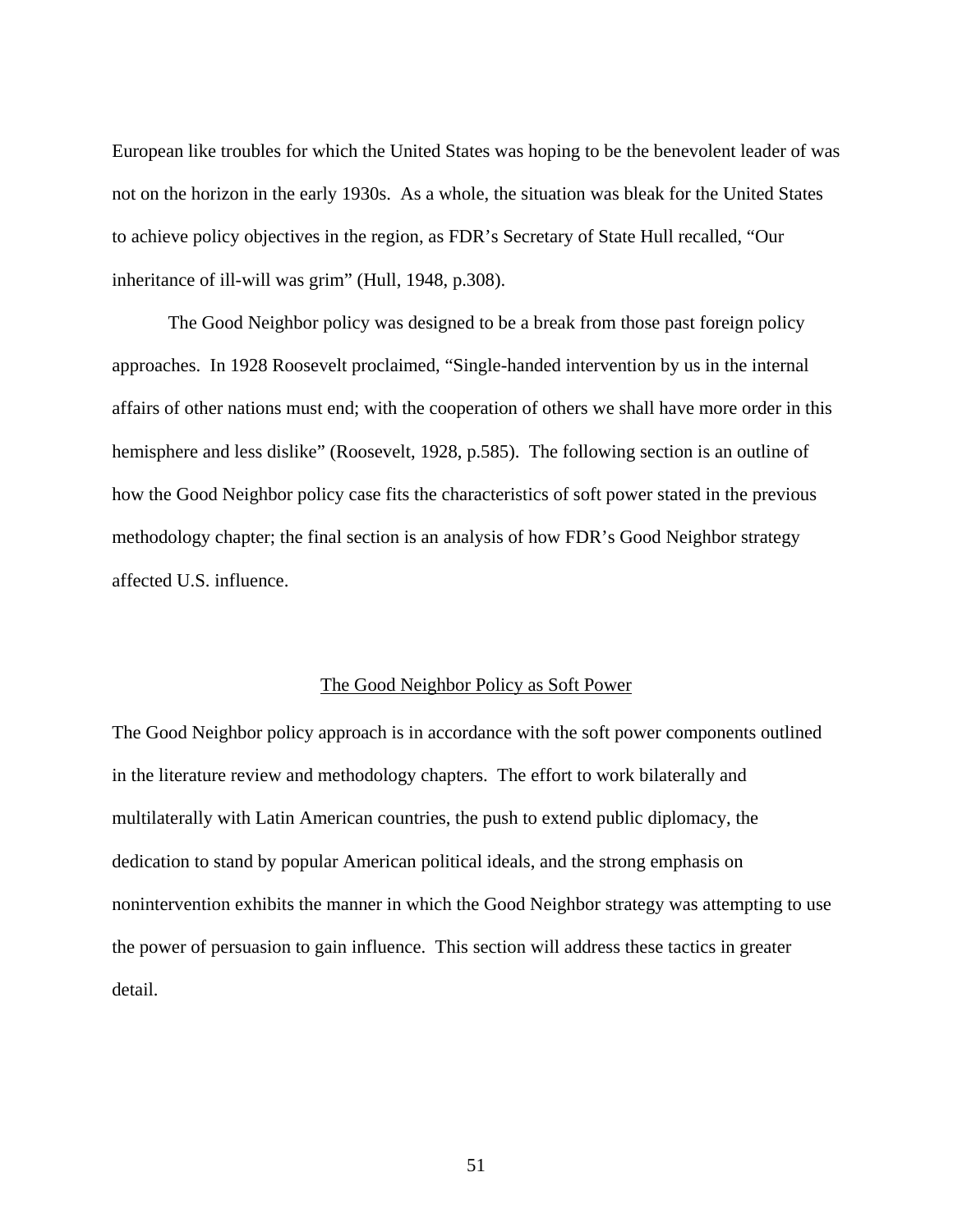European like troubles for which the United States was hoping to be the benevolent leader of was not on the horizon in the early 1930s. As a whole, the situation was bleak for the United States to achieve policy objectives in the region, as FDR's Secretary of State Hull recalled, "Our inheritance of ill-will was grim" (Hull, 1948, p.308).

The Good Neighbor policy was designed to be a break from those past foreign policy approaches. In 1928 Roosevelt proclaimed, "Single-handed intervention by us in the internal affairs of other nations must end; with the cooperation of others we shall have more order in this hemisphere and less dislike" (Roosevelt, 1928, p.585). The following section is an outline of how the Good Neighbor policy case fits the characteristics of soft power stated in the previous methodology chapter; the final section is an analysis of how FDR's Good Neighbor strategy affected U.S. influence.

## The Good Neighbor Policy as Soft Power

The Good Neighbor policy approach is in accordance with the soft power components outlined in the literature review and methodology chapters. The effort to work bilaterally and multilaterally with Latin American countries, the push to extend public diplomacy, the dedication to stand by popular American political ideals, and the strong emphasis on nonintervention exhibits the manner in which the Good Neighbor strategy was attempting to use the power of persuasion to gain influence. This section will address these tactics in greater detail.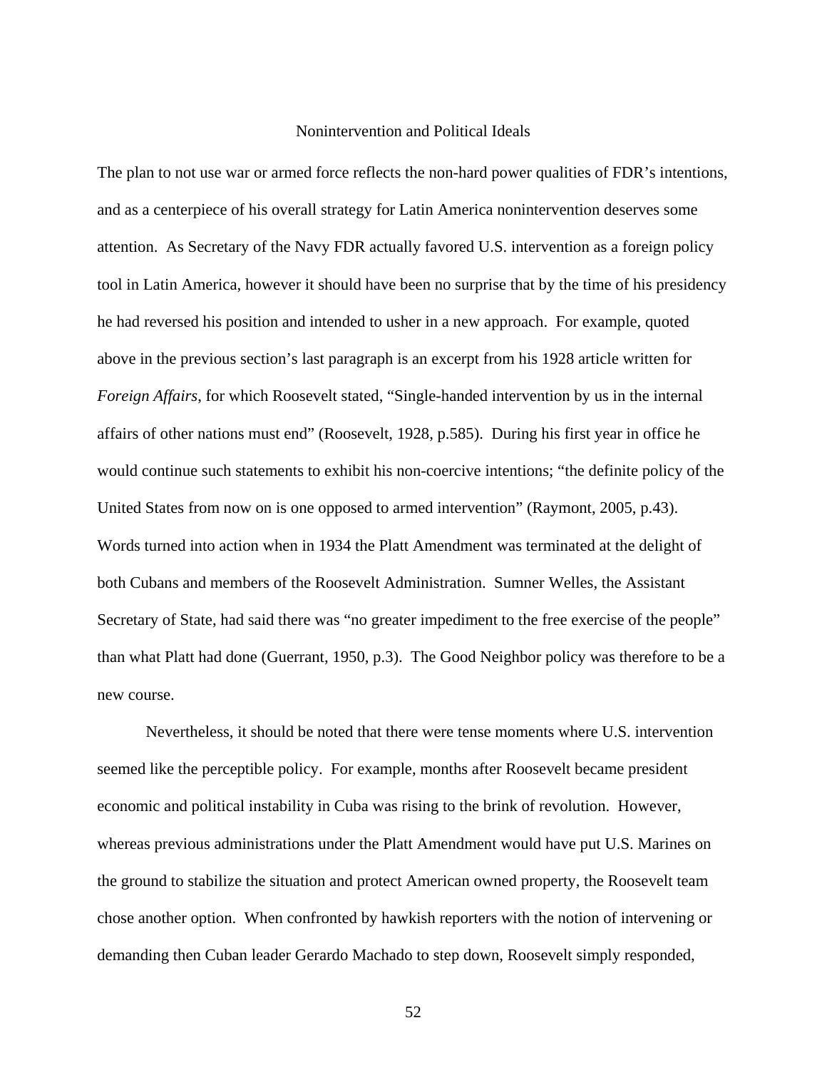## Nonintervention and Political Ideals

The plan to not use war or armed force reflects the non-hard power qualities of FDR's intentions, and as a centerpiece of his overall strategy for Latin America nonintervention deserves some attention. As Secretary of the Navy FDR actually favored U.S. intervention as a foreign policy tool in Latin America, however it should have been no surprise that by the time of his presidency he had reversed his position and intended to usher in a new approach. For example, quoted above in the previous section's last paragraph is an excerpt from his 1928 article written for *Foreign Affairs*, for which Roosevelt stated, "Single-handed intervention by us in the internal affairs of other nations must end" (Roosevelt, 1928, p.585). During his first year in office he would continue such statements to exhibit his non-coercive intentions; "the definite policy of the United States from now on is one opposed to armed intervention" (Raymont, 2005, p.43). Words turned into action when in 1934 the Platt Amendment was terminated at the delight of both Cubans and members of the Roosevelt Administration. Sumner Welles, the Assistant Secretary of State, had said there was "no greater impediment to the free exercise of the people" than what Platt had done (Guerrant, 1950, p.3). The Good Neighbor policy was therefore to be a new course.

Nevertheless, it should be noted that there were tense moments where U.S. intervention seemed like the perceptible policy. For example, months after Roosevelt became president economic and political instability in Cuba was rising to the brink of revolution. However, whereas previous administrations under the Platt Amendment would have put U.S. Marines on the ground to stabilize the situation and protect American owned property, the Roosevelt team chose another option. When confronted by hawkish reporters with the notion of intervening or demanding then Cuban leader Gerardo Machado to step down, Roosevelt simply responded,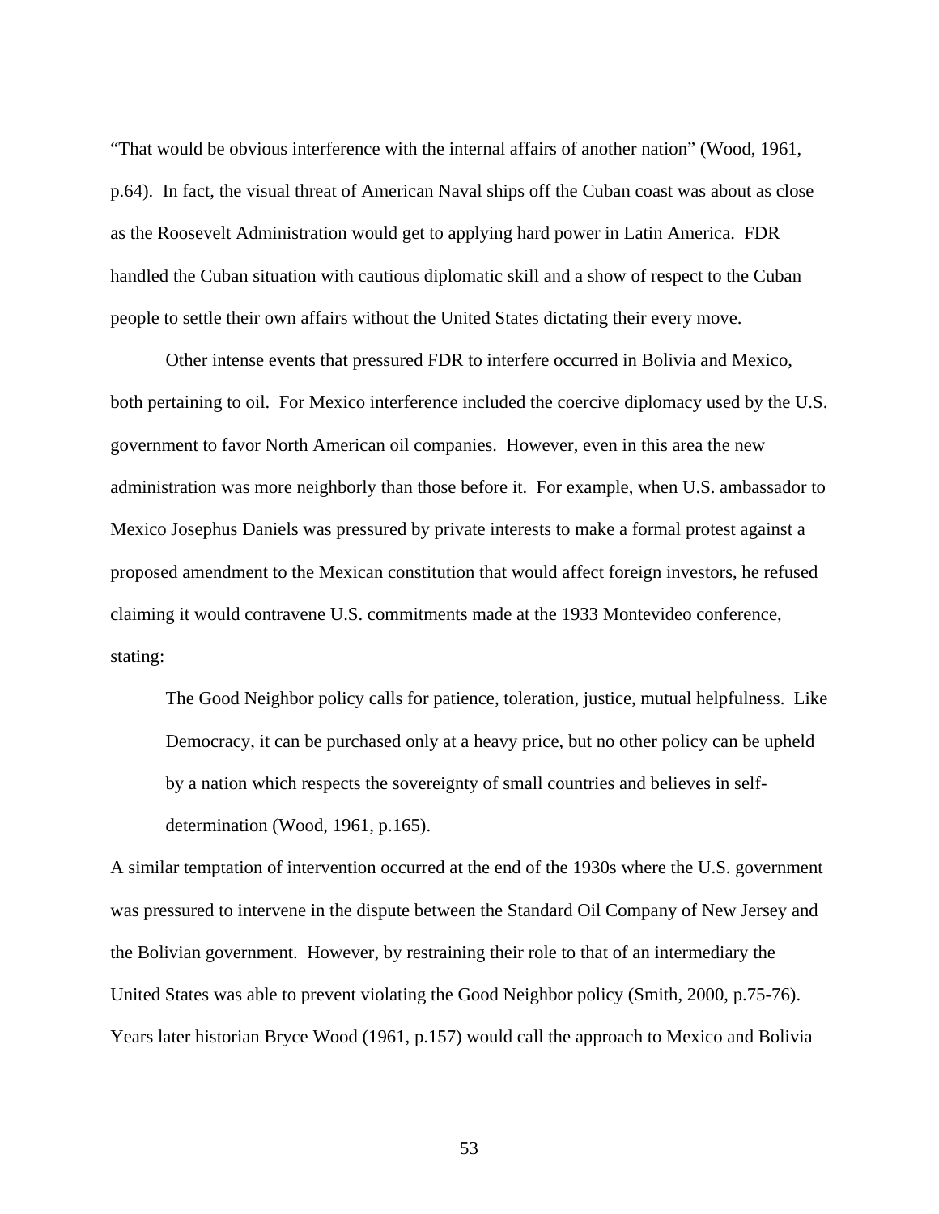"That would be obvious interference with the internal affairs of another nation" (Wood, 1961, p.64). In fact, the visual threat of American Naval ships off the Cuban coast was about as close as the Roosevelt Administration would get to applying hard power in Latin America. FDR handled the Cuban situation with cautious diplomatic skill and a show of respect to the Cuban people to settle their own affairs without the United States dictating their every move.

Other intense events that pressured FDR to interfere occurred in Bolivia and Mexico, both pertaining to oil. For Mexico interference included the coercive diplomacy used by the U.S. government to favor North American oil companies. However, even in this area the new administration was more neighborly than those before it. For example, when U.S. ambassador to Mexico Josephus Daniels was pressured by private interests to make a formal protest against a proposed amendment to the Mexican constitution that would affect foreign investors, he refused claiming it would contravene U.S. commitments made at the 1933 Montevideo conference, stating:

> The Good Neighbor policy calls for patience, toleration, justice, mutual helpfulness. Like Democracy, it can be purchased only at a heavy price, but no other policy can be upheld by a nation which respects the sovereignty of small countries and believes in self-determination (Wood, 1961, p.165).

A similar temptation of intervention occurred at the end of the 1930s where the U.S. government was pressured to intervene in the dispute between the Standard Oil Company of New Jersey and the Bolivian government. However, by restraining their role to that of an intermediary the United States was able to prevent violating the Good Neighbor policy (Smith, 2000, p.75-76). Years later historian Bryce Wood (1961, p.157) would call the approach to Mexico and Bolivia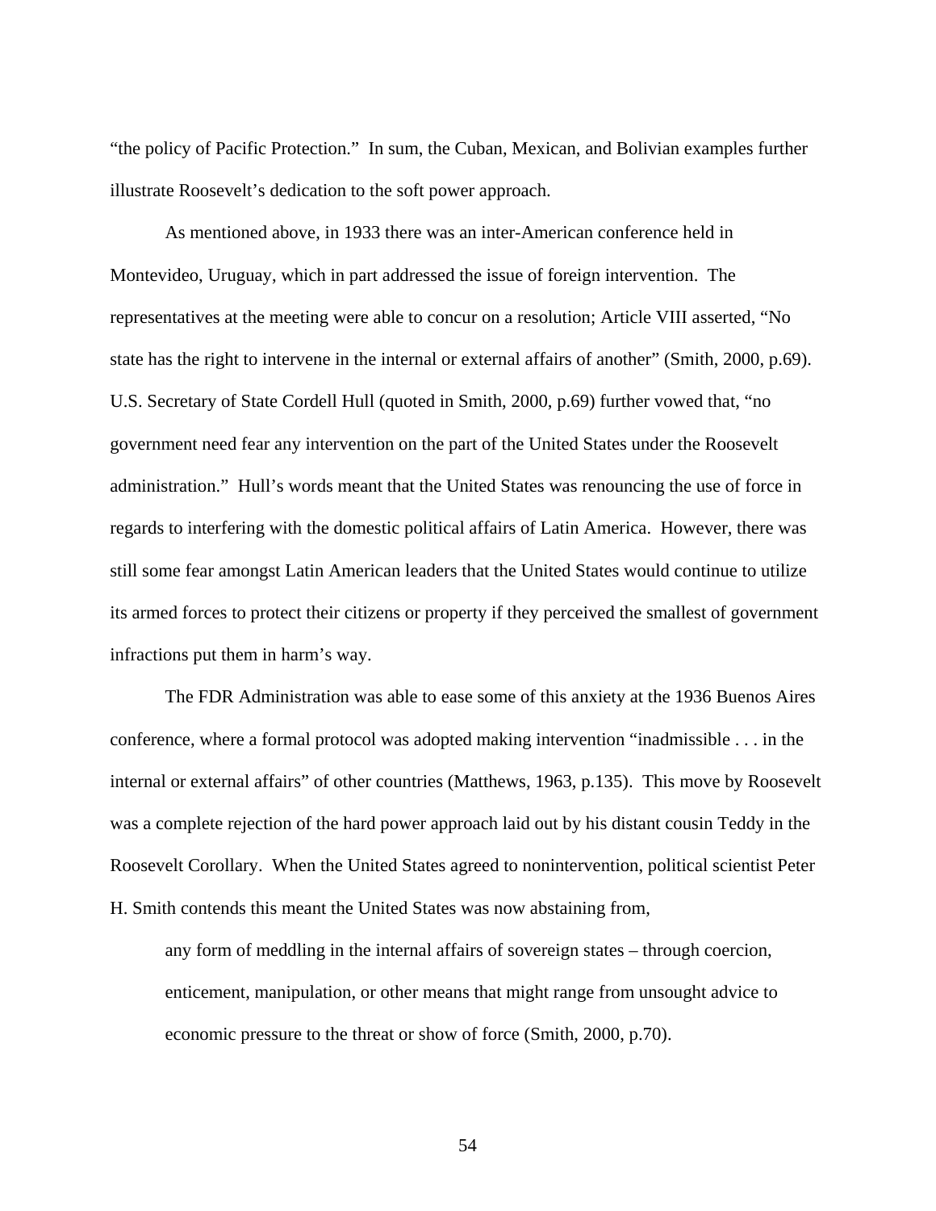"the policy of Pacific Protection." In sum, the Cuban, Mexican, and Bolivian examples further illustrate Roosevelt's dedication to the soft power approach.

As mentioned above, in 1933 there was an inter-American conference held in Montevideo, Uruguay, which in part addressed the issue of foreign intervention. The representatives at the meeting were able to concur on a resolution; Article VIII asserted, "No state has the right to intervene in the internal or external affairs of another" (Smith, 2000, p.69). U.S. Secretary of State Cordell Hull (quoted in Smith, 2000, p.69) further vowed that, "no government need fear any intervention on the part of the United States under the Roosevelt administration." Hull's words meant that the United States was renouncing the use of force in regards to interfering with the domestic political affairs of Latin America. However, there was still some fear amongst Latin American leaders that the United States would continue to utilize its armed forces to protect their citizens or property if they perceived the smallest of government infractions put them in harm's way.

The FDR Administration was able to ease some of this anxiety at the 1936 Buenos Aires conference, where a formal protocol was adopted making intervention "inadmissible . . . in the internal or external affairs" of other countries (Matthews, 1963, p.135). This move by Roosevelt was a complete rejection of the hard power approach laid out by his distant cousin Teddy in the Roosevelt Corollary. When the United States agreed to nonintervention, political scientist Peter H. Smith contends this meant the United States was now abstaining from,

> any form of meddling in the internal affairs of sovereign states – through coercion, enticement, manipulation, or other means that might range from unsought advice to economic pressure to the threat or show of force (Smith, 2000, p.70).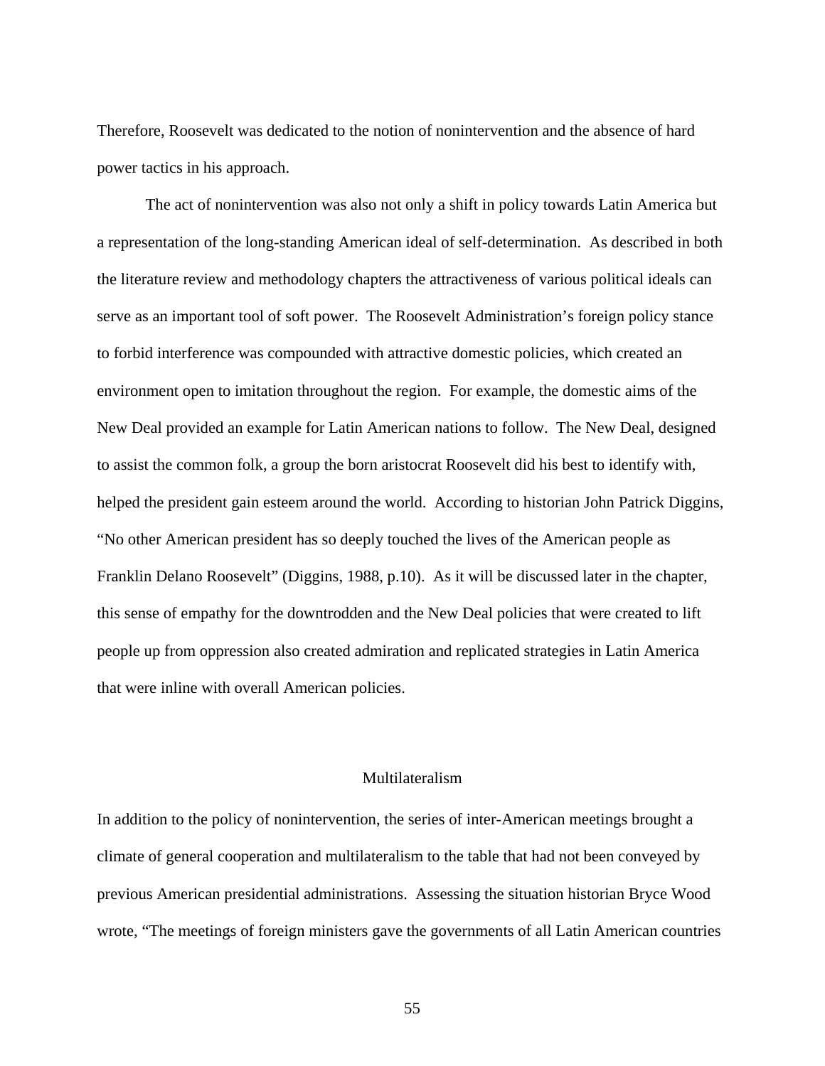Therefore, Roosevelt was dedicated to the notion of nonintervention and the absence of hard power tactics in his approach.

The act of nonintervention was also not only a shift in policy towards Latin America but a representation of the long-standing American ideal of self-determination. As described in both the literature review and methodology chapters the attractiveness of various political ideals can serve as an important tool of soft power. The Roosevelt Administration's foreign policy stance to forbid interference was compounded with attractive domestic policies, which created an environment open to imitation throughout the region. For example, the domestic aims of the New Deal provided an example for Latin American nations to follow. The New Deal, designed to assist the common folk, a group the born aristocrat Roosevelt did his best to identify with, helped the president gain esteem around the world. According to historian John Patrick Diggins, "No other American president has so deeply touched the lives of the American people as Franklin Delano Roosevelt" (Diggins, 1988, p.10). As it will be discussed later in the chapter, this sense of empathy for the downtrodden and the New Deal policies that were created to lift people up from oppression also created admiration and replicated strategies in Latin America that were inline with overall American policies.

## Multilateralism

In addition to the policy of nonintervention, the series of inter-American meetings brought a climate of general cooperation and multilateralism to the table that had not been conveyed by previous American presidential administrations. Assessing the situation historian Bryce Wood wrote, "The meetings of foreign ministers gave the governments of all Latin American countries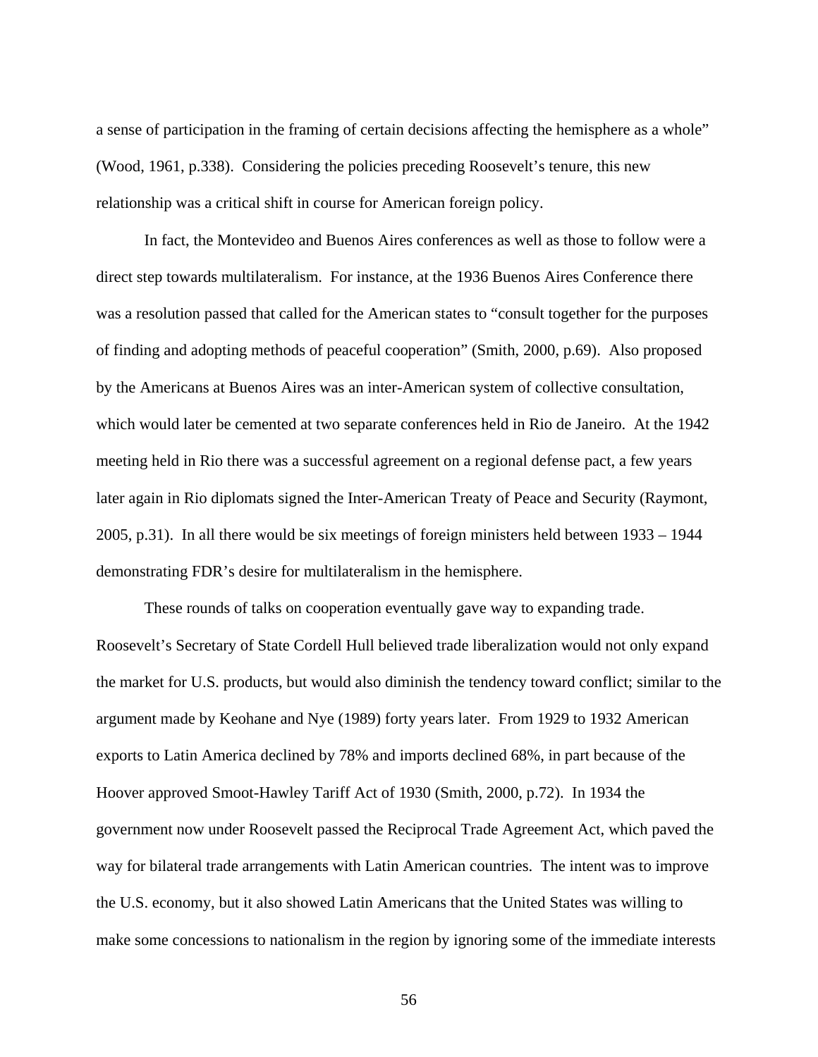a sense of participation in the framing of certain decisions affecting the hemisphere as a whole" (Wood, 1961, p.338). Considering the policies preceding Roosevelt's tenure, this new relationship was a critical shift in course for American foreign policy.

In fact, the Montevideo and Buenos Aires conferences as well as those to follow were a direct step towards multilateralism. For instance, at the 1936 Buenos Aires Conference there was a resolution passed that called for the American states to "consult together for the purposes of finding and adopting methods of peaceful cooperation" (Smith, 2000, p.69). Also proposed by the Americans at Buenos Aires was an inter-American system of collective consultation, which would later be cemented at two separate conferences held in Rio de Janeiro. At the 1942 meeting held in Rio there was a successful agreement on a regional defense pact, a few years later again in Rio diplomats signed the Inter-American Treaty of Peace and Security (Raymont, 2005, p.31). In all there would be six meetings of foreign ministers held between 1933 – 1944 demonstrating FDR's desire for multilateralism in the hemisphere.

These rounds of talks on cooperation eventually gave way to expanding trade. Roosevelt's Secretary of State Cordell Hull believed trade liberalization would not only expand the market for U.S. products, but would also diminish the tendency toward conflict; similar to the argument made by Keohane and Nye (1989) forty years later. From 1929 to 1932 American exports to Latin America declined by 78% and imports declined 68%, in part because of the Hoover approved Smoot-Hawley Tariff Act of 1930 (Smith, 2000, p.72). In 1934 the government now under Roosevelt passed the Reciprocal Trade Agreement Act, which paved the way for bilateral trade arrangements with Latin American countries. The intent was to improve the U.S. economy, but it also showed Latin Americans that the United States was willing to make some concessions to nationalism in the region by ignoring some of the immediate interests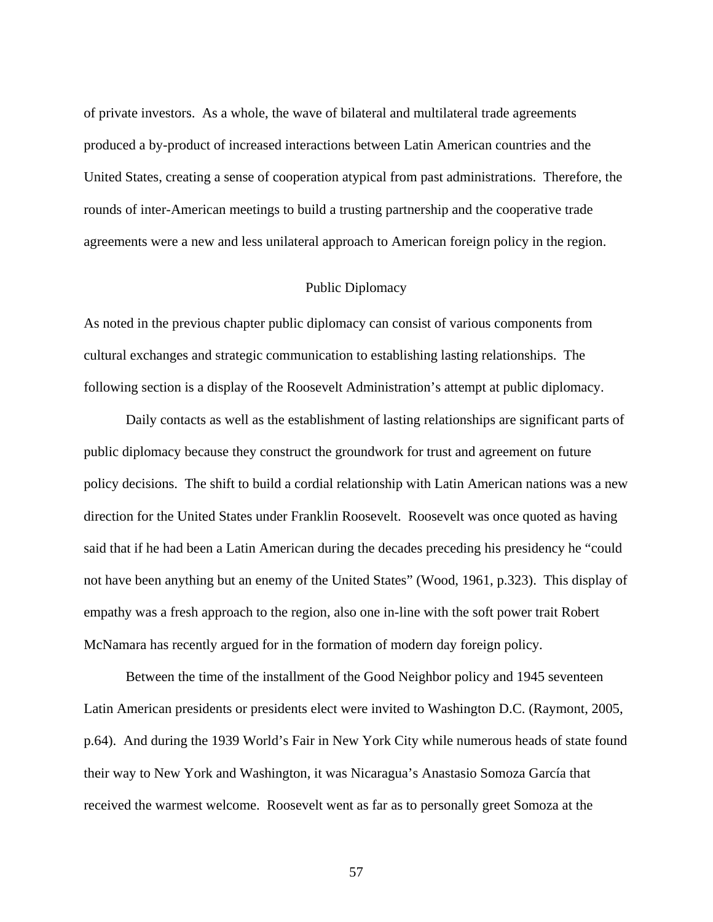of private investors. As a whole, the wave of bilateral and multilateral trade agreements produced a by-product of increased interactions between Latin American countries and the United States, creating a sense of cooperation atypical from past administrations. Therefore, the rounds of inter-American meetings to build a trusting partnership and the cooperative trade agreements were a new and less unilateral approach to American foreign policy in the region.

## Public Diplomacy

As noted in the previous chapter public diplomacy can consist of various components from cultural exchanges and strategic communication to establishing lasting relationships. The following section is a display of the Roosevelt Administration's attempt at public diplomacy.

Daily contacts as well as the establishment of lasting relationships are significant parts of public diplomacy because they construct the groundwork for trust and agreement on future policy decisions. The shift to build a cordial relationship with Latin American nations was a new direction for the United States under Franklin Roosevelt. Roosevelt was once quoted as having said that if he had been a Latin American during the decades preceding his presidency he "could not have been anything but an enemy of the United States" (Wood, 1961, p.323). This display of empathy was a fresh approach to the region, also one in-line with the soft power trait Robert McNamara has recently argued for in the formation of modern day foreign policy.

Between the time of the installment of the Good Neighbor policy and 1945 seventeen Latin American presidents or presidents elect were invited to Washington D.C. (Raymont, 2005, p.64). And during the 1939 World's Fair in New York City while numerous heads of state found their way to New York and Washington, it was Nicaragua's Anastasio Somoza García that received the warmest welcome. Roosevelt went as far as to personally greet Somoza at the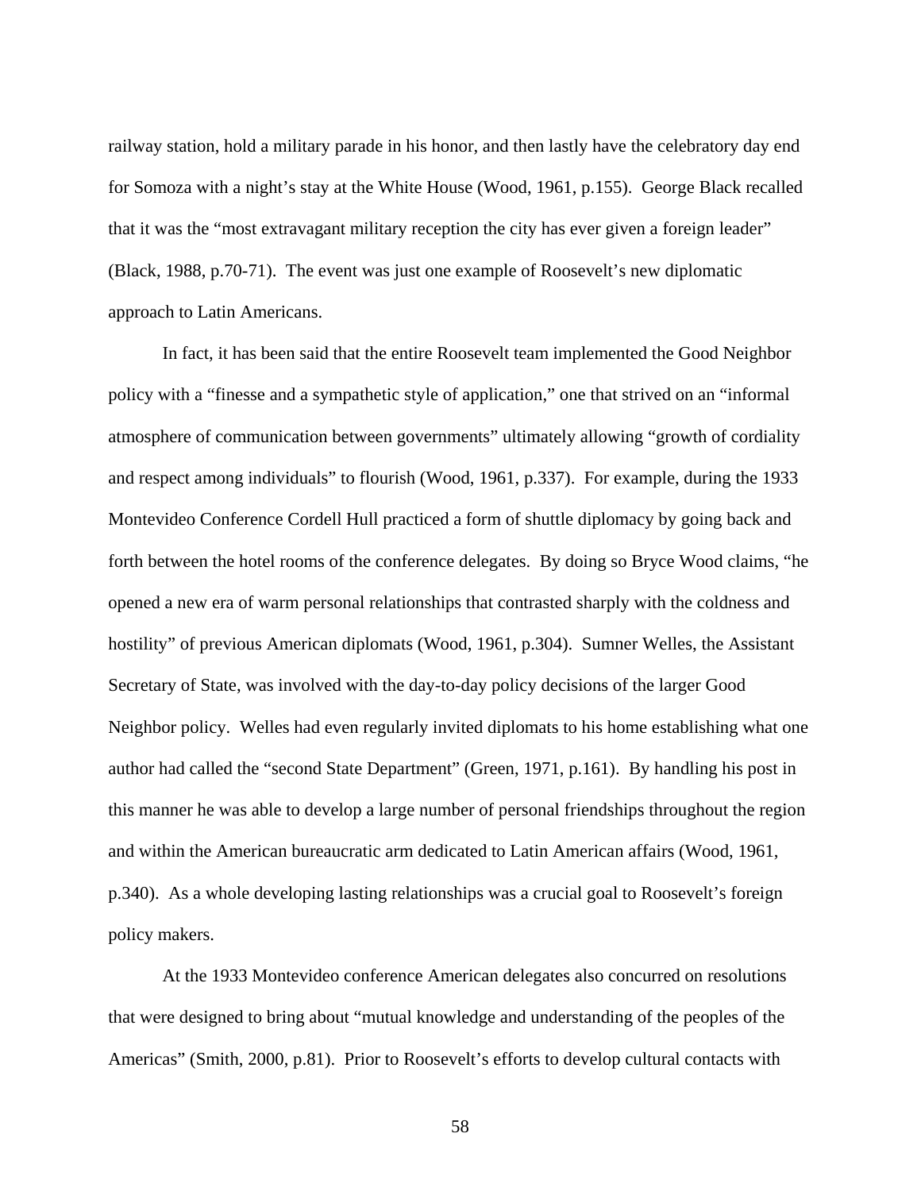railway station, hold a military parade in his honor, and then lastly have the celebratory day end for Somoza with a night's stay at the White House (Wood, 1961, p.155). George Black recalled that it was the "most extravagant military reception the city has ever given a foreign leader" (Black, 1988, p.70-71). The event was just one example of Roosevelt's new diplomatic approach to Latin Americans.

In fact, it has been said that the entire Roosevelt team implemented the Good Neighbor policy with a "finesse and a sympathetic style of application," one that strived on an "informal atmosphere of communication between governments" ultimately allowing "growth of cordiality and respect among individuals" to flourish (Wood, 1961, p.337). For example, during the 1933 Montevideo Conference Cordell Hull practiced a form of shuttle diplomacy by going back and forth between the hotel rooms of the conference delegates. By doing so Bryce Wood claims, "he opened a new era of warm personal relationships that contrasted sharply with the coldness and hostility" of previous American diplomats (Wood, 1961, p.304). Sumner Welles, the Assistant Secretary of State, was involved with the day-to-day policy decisions of the larger Good Neighbor policy. Welles had even regularly invited diplomats to his home establishing what one author had called the "second State Department" (Green, 1971, p.161). By handling his post in this manner he was able to develop a large number of personal friendships throughout the region and within the American bureaucratic arm dedicated to Latin American affairs (Wood, 1961, p.340). As a whole developing lasting relationships was a crucial goal to Roosevelt's foreign policy makers.

At the 1933 Montevideo conference American delegates also concurred on resolutions that were designed to bring about "mutual knowledge and understanding of the peoples of the Americas" (Smith, 2000, p.81). Prior to Roosevelt's efforts to develop cultural contacts with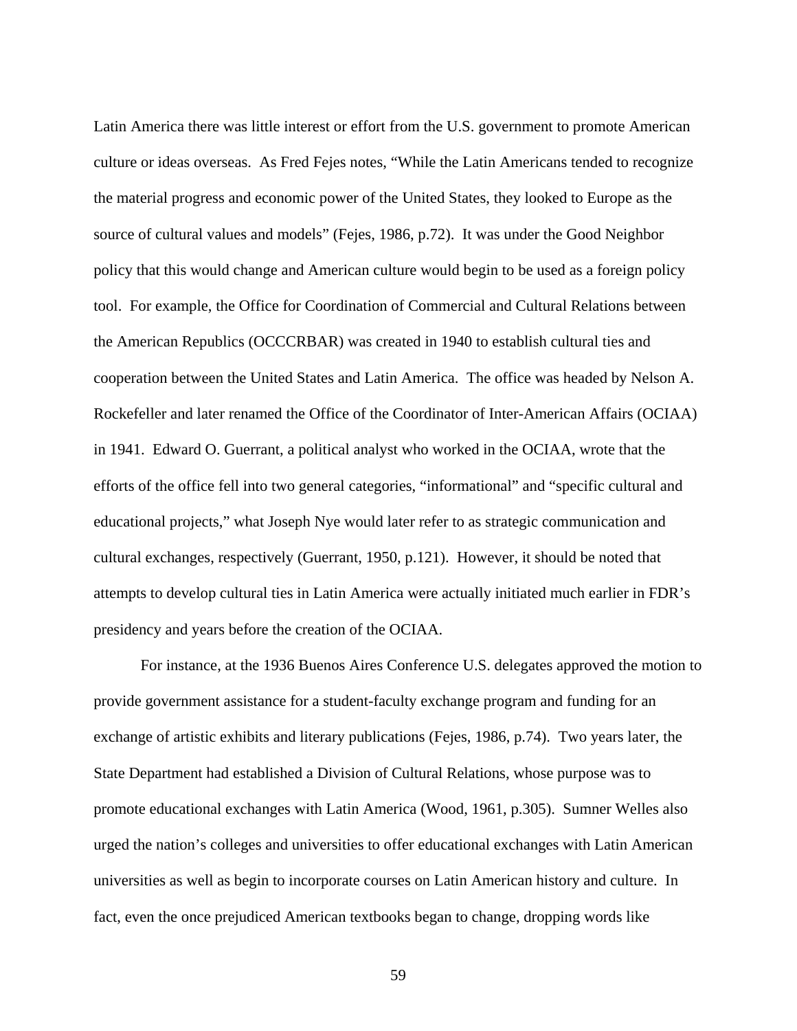Latin America there was little interest or effort from the U.S. government to promote American culture or ideas overseas. As Fred Fejes notes, “While the Latin Americans tended to recognize the material progress and economic power of the United States, they looked to Europe as the source of cultural values and models” (Fejes, 1986, p.72). It was under the Good Neighbor policy that this would change and American culture would begin to be used as a foreign policy tool. For example, the Office for Coordination of Commercial and Cultural Relations between the American Republics (OCCCRBAR) was created in 1940 to establish cultural ties and cooperation between the United States and Latin America. The office was headed by Nelson A. Rockefeller and later renamed the Office of the Coordinator of Inter-American Affairs (OCIAA) in 1941. Edward O. Guerrant, a political analyst who worked in the OCIAA, wrote that the efforts of the office fell into two general categories, “informational” and “specific cultural and educational projects,” what Joseph Nye would later refer to as strategic communication and cultural exchanges, respectively (Guerrant, 1950, p.121). However, it should be noted that attempts to develop cultural ties in Latin America were actually initiated much earlier in FDR’s presidency and years before the creation of the OCIAA.

For instance, at the 1936 Buenos Aires Conference U.S. delegates approved the motion to provide government assistance for a student-faculty exchange program and funding for an exchange of artistic exhibits and literary publications (Fejes, 1986, p.74). Two years later, the State Department had established a Division of Cultural Relations, whose purpose was to promote educational exchanges with Latin America (Wood, 1961, p.305). Sumner Welles also urged the nation’s colleges and universities to offer educational exchanges with Latin American universities as well as begin to incorporate courses on Latin American history and culture. In fact, even the once prejudiced American textbooks began to change, dropping words like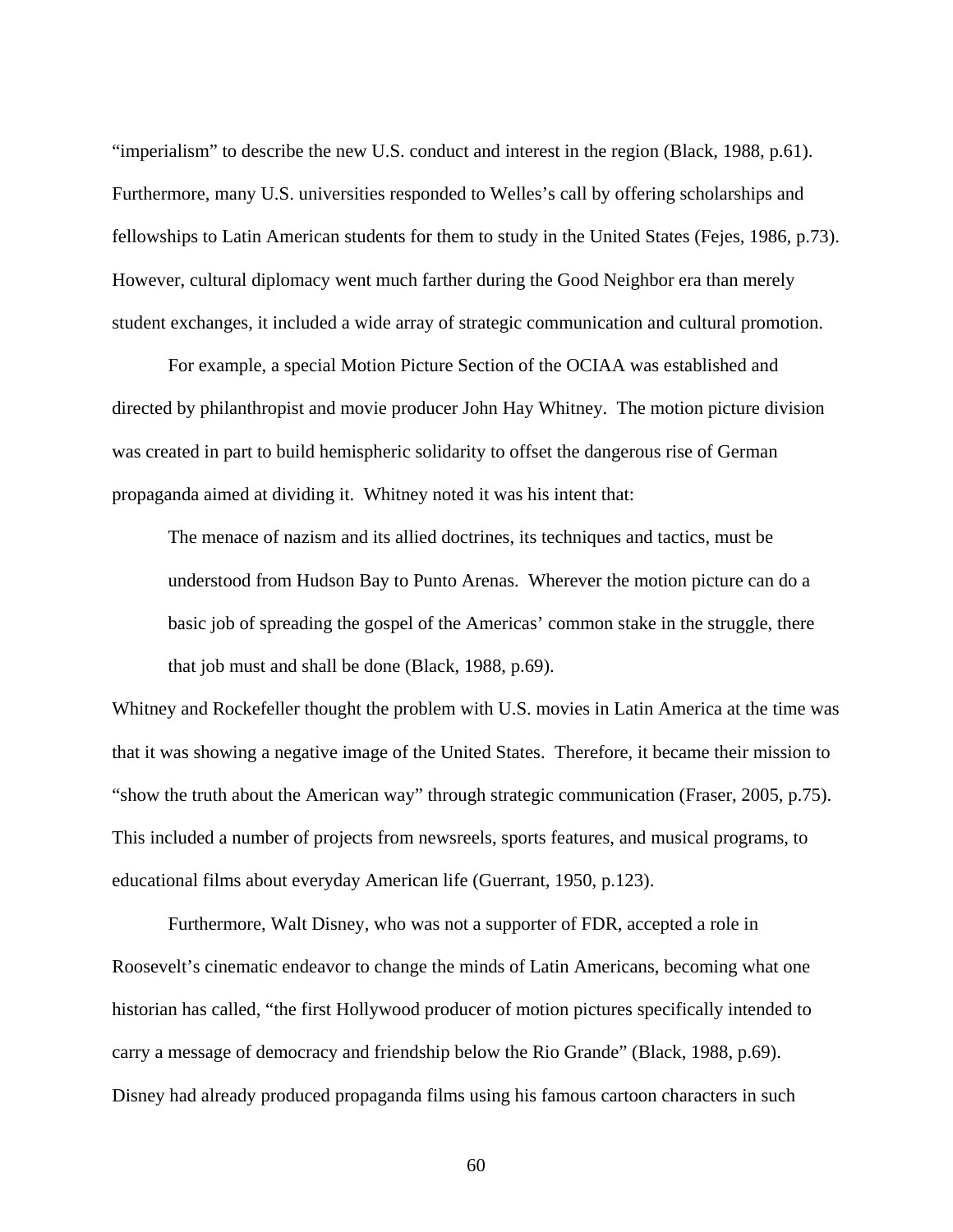“imperialism” to describe the new U.S. conduct and interest in the region (Black, 1988, p.61). Furthermore, many U.S. universities responded to Welles’s call by offering scholarships and fellowships to Latin American students for them to study in the United States (Fejes, 1986, p.73). However, cultural diplomacy went much farther during the Good Neighbor era than merely student exchanges, it included a wide array of strategic communication and cultural promotion.

For example, a special Motion Picture Section of the OCIAA was established and directed by philanthropist and movie producer John Hay Whitney. The motion picture division was created in part to build hemispheric solidarity to offset the dangerous rise of German propaganda aimed at dividing it. Whitney noted it was his intent that:

> The menace of nazism and its allied doctrines, its techniques and tactics, must be understood from Hudson Bay to Punto Arenas. Wherever the motion picture can do a basic job of spreading the gospel of the Americas’ common stake in the struggle, there that job must and shall be done (Black, 1988, p.69).

Whitney and Rockefeller thought the problem with U.S. movies in Latin America at the time was that it was showing a negative image of the United States. Therefore, it became their mission to “show the truth about the American way” through strategic communication (Fraser, 2005, p.75). This included a number of projects from newsreels, sports features, and musical programs, to educational films about everyday American life (Guerrant, 1950, p.123).

Furthermore, Walt Disney, who was not a supporter of FDR, accepted a role in Roosevelt’s cinematic endeavor to change the minds of Latin Americans, becoming what one historian has called, “the first Hollywood producer of motion pictures specifically intended to carry a message of democracy and friendship below the Rio Grande” (Black, 1988, p.69). Disney had already produced propaganda films using his famous cartoon characters in such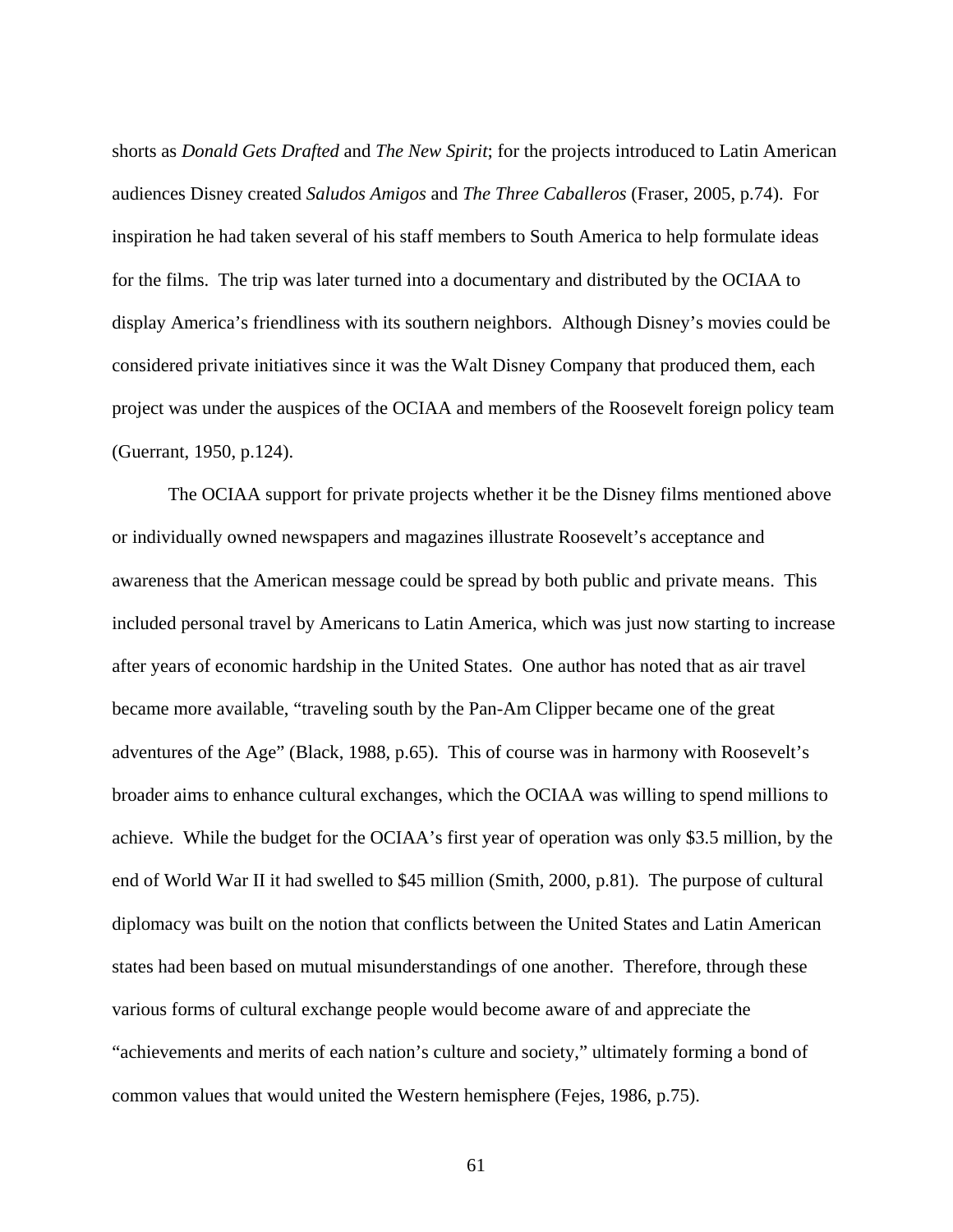shorts as *Donald Gets Drafted* and *The New Spirit*; for the projects introduced to Latin American audiences Disney created *Saludos Amigos* and *The Three Caballeros* (Fraser, 2005, p.74). For inspiration he had taken several of his staff members to South America to help formulate ideas for the films. The trip was later turned into a documentary and distributed by the OCIAA to display America's friendliness with its southern neighbors. Although Disney's movies could be considered private initiatives since it was the Walt Disney Company that produced them, each project was under the auspices of the OCIAA and members of the Roosevelt foreign policy team (Guerrant, 1950, p.124).

The OCIAA support for private projects whether it be the Disney films mentioned above or individually owned newspapers and magazines illustrate Roosevelt's acceptance and awareness that the American message could be spread by both public and private means. This included personal travel by Americans to Latin America, which was just now starting to increase after years of economic hardship in the United States. One author has noted that as air travel became more available, "traveling south by the Pan-Am Clipper became one of the great adventures of the Age" (Black, 1988, p.65). This of course was in harmony with Roosevelt's broader aims to enhance cultural exchanges, which the OCIAA was willing to spend millions to achieve. While the budget for the OCIAA's first year of operation was only $3.5 million, by the end of World War II it had swelled to $45 million (Smith, 2000, p.81). The purpose of cultural diplomacy was built on the notion that conflicts between the United States and Latin American states had been based on mutual misunderstandings of one another. Therefore, through these various forms of cultural exchange people would become aware of and appreciate the "achievements and merits of each nation's culture and society," ultimately forming a bond of common values that would united the Western hemisphere (Fejes, 1986, p.75).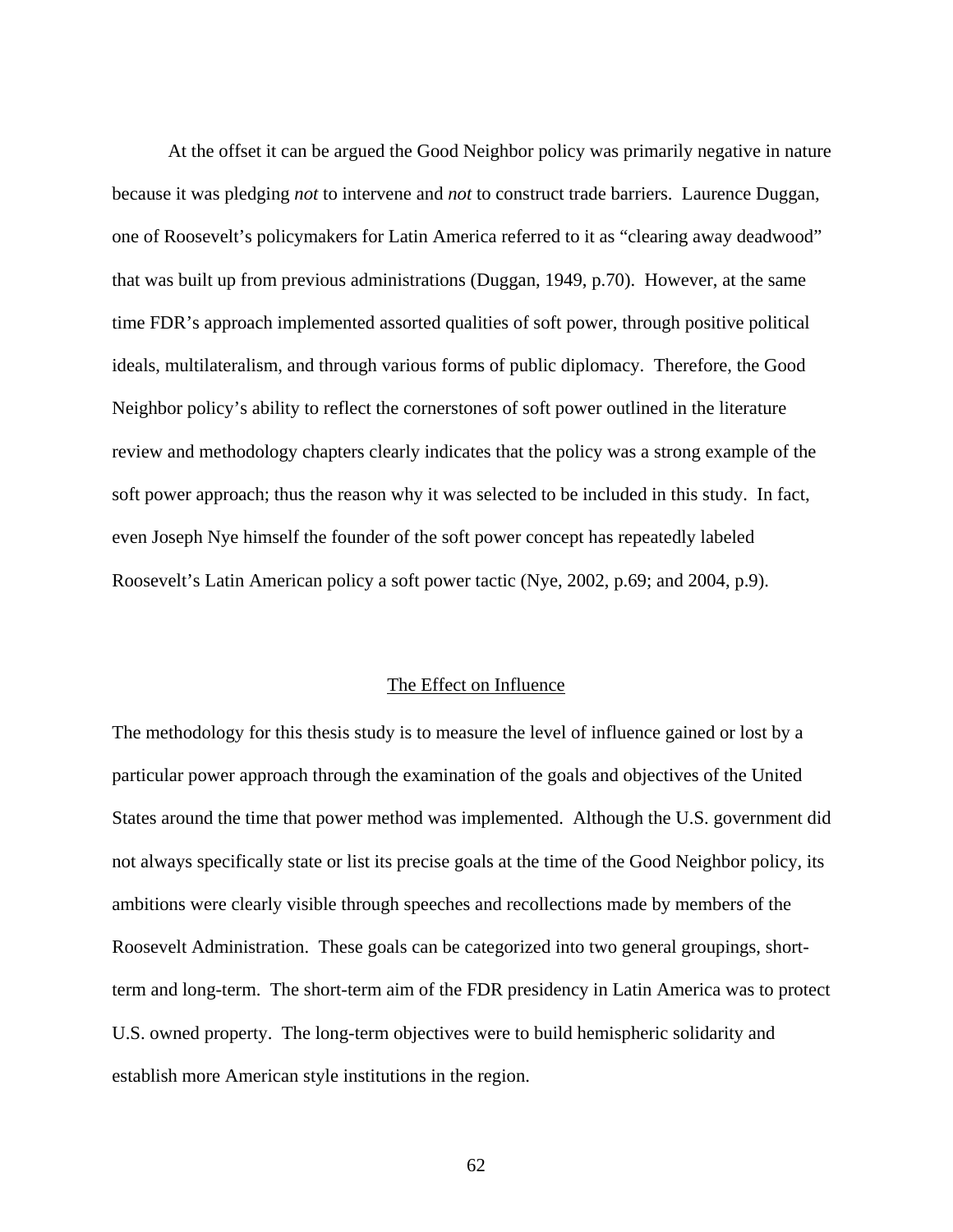At the offset it can be argued the Good Neighbor policy was primarily negative in nature because it was pledging *not* to intervene and *not* to construct trade barriers. Laurence Duggan, one of Roosevelt's policymakers for Latin America referred to it as "clearing away deadwood" that was built up from previous administrations (Duggan, 1949, p.70). However, at the same time FDR's approach implemented assorted qualities of soft power, through positive political ideals, multilateralism, and through various forms of public diplomacy. Therefore, the Good Neighbor policy's ability to reflect the cornerstones of soft power outlined in the literature review and methodology chapters clearly indicates that the policy was a strong example of the soft power approach; thus the reason why it was selected to be included in this study. In fact, even Joseph Nye himself the founder of the soft power concept has repeatedly labeled Roosevelt's Latin American policy a soft power tactic (Nye, 2002, p.69; and 2004, p.9).

## The Effect on Influence

The methodology for this thesis study is to measure the level of influence gained or lost by a particular power approach through the examination of the goals and objectives of the United States around the time that power method was implemented. Although the U.S. government did not always specifically state or list its precise goals at the time of the Good Neighbor policy, its ambitions were clearly visible through speeches and recollections made by members of the Roosevelt Administration. These goals can be categorized into two general groupings, short-term and long-term. The short-term aim of the FDR presidency in Latin America was to protect U.S. owned property. The long-term objectives were to build hemispheric solidarity and establish more American style institutions in the region.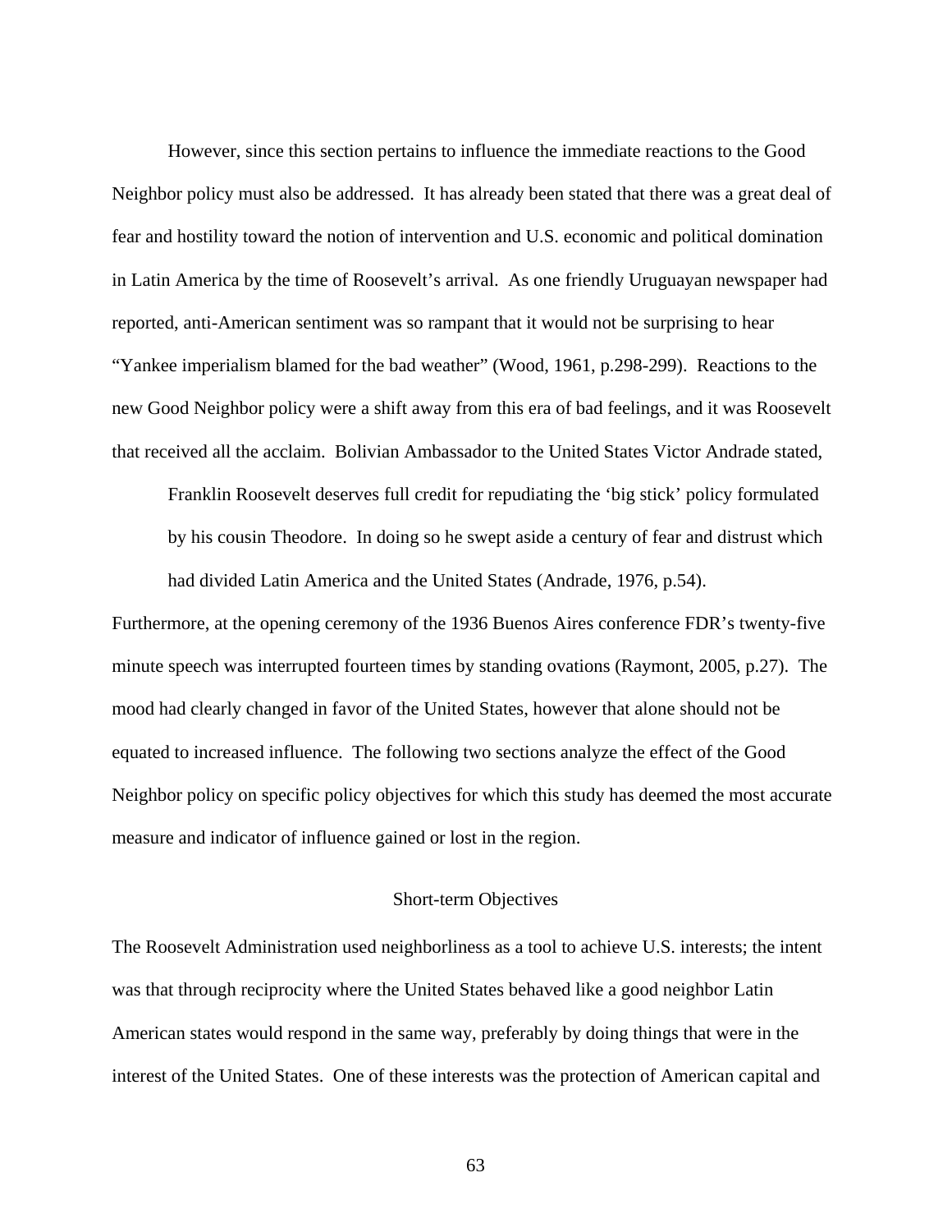However, since this section pertains to influence the immediate reactions to the Good Neighbor policy must also be addressed. It has already been stated that there was a great deal of fear and hostility toward the notion of intervention and U.S. economic and political domination in Latin America by the time of Roosevelt's arrival. As one friendly Uruguayan newspaper had reported, anti-American sentiment was so rampant that it would not be surprising to hear "Yankee imperialism blamed for the bad weather" (Wood, 1961, p.298-299). Reactions to the new Good Neighbor policy were a shift away from this era of bad feelings, and it was Roosevelt that received all the acclaim. Bolivian Ambassador to the United States Victor Andrade stated,

> Franklin Roosevelt deserves full credit for repudiating the 'big stick' policy formulated by his cousin Theodore. In doing so he swept aside a century of fear and distrust which had divided Latin America and the United States (Andrade, 1976, p.54).

Furthermore, at the opening ceremony of the 1936 Buenos Aires conference FDR's twenty-five minute speech was interrupted fourteen times by standing ovations (Raymont, 2005, p.27). The mood had clearly changed in favor of the United States, however that alone should not be equated to increased influence. The following two sections analyze the effect of the Good Neighbor policy on specific policy objectives for which this study has deemed the most accurate measure and indicator of influence gained or lost in the region.

## Short-term Objectives

The Roosevelt Administration used neighborliness as a tool to achieve U.S. interests; the intent was that through reciprocity where the United States behaved like a good neighbor Latin American states would respond in the same way, preferably by doing things that were in the interest of the United States. One of these interests was the protection of American capital and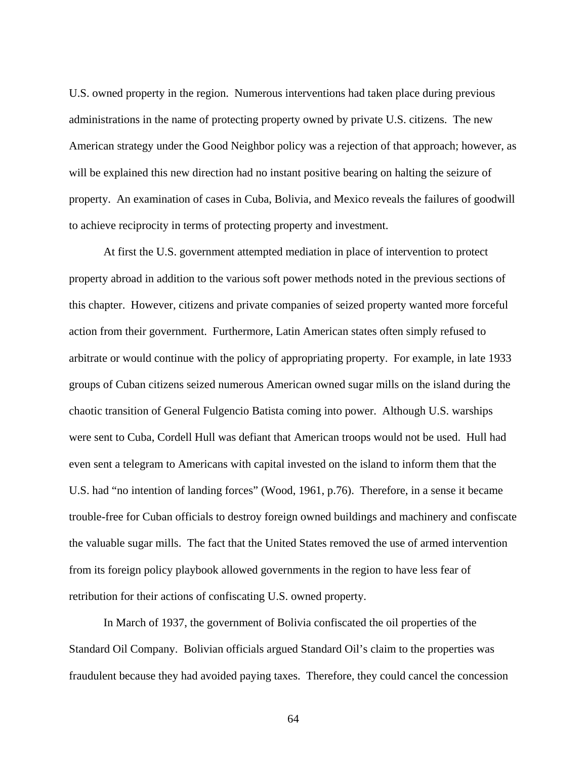U.S. owned property in the region. Numerous interventions had taken place during previous administrations in the name of protecting property owned by private U.S. citizens. The new American strategy under the Good Neighbor policy was a rejection of that approach; however, as will be explained this new direction had no instant positive bearing on halting the seizure of property. An examination of cases in Cuba, Bolivia, and Mexico reveals the failures of goodwill to achieve reciprocity in terms of protecting property and investment.

At first the U.S. government attempted mediation in place of intervention to protect property abroad in addition to the various soft power methods noted in the previous sections of this chapter. However, citizens and private companies of seized property wanted more forceful action from their government. Furthermore, Latin American states often simply refused to arbitrate or would continue with the policy of appropriating property. For example, in late 1933 groups of Cuban citizens seized numerous American owned sugar mills on the island during the chaotic transition of General Fulgencio Batista coming into power. Although U.S. warships were sent to Cuba, Cordell Hull was defiant that American troops would not be used. Hull had even sent a telegram to Americans with capital invested on the island to inform them that the U.S. had "no intention of landing forces" (Wood, 1961, p.76). Therefore, in a sense it became trouble-free for Cuban officials to destroy foreign owned buildings and machinery and confiscate the valuable sugar mills. The fact that the United States removed the use of armed intervention from its foreign policy playbook allowed governments in the region to have less fear of retribution for their actions of confiscating U.S. owned property.

In March of 1937, the government of Bolivia confiscated the oil properties of the Standard Oil Company. Bolivian officials argued Standard Oil's claim to the properties was fraudulent because they had avoided paying taxes. Therefore, they could cancel the concession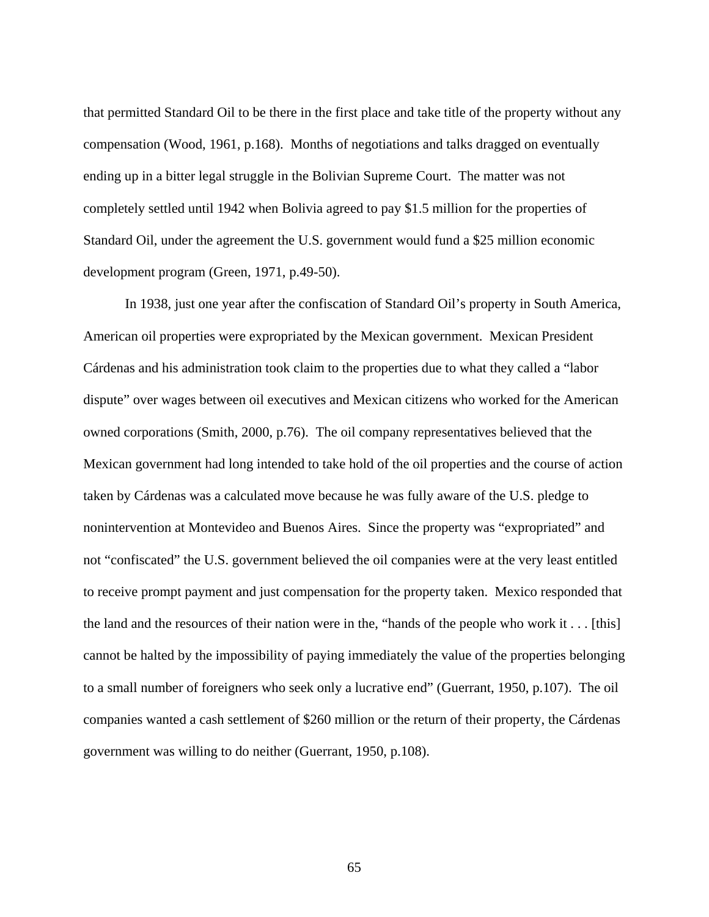that permitted Standard Oil to be there in the first place and take title of the property without any compensation (Wood, 1961, p.168). Months of negotiations and talks dragged on eventually ending up in a bitter legal struggle in the Bolivian Supreme Court. The matter was not completely settled until 1942 when Bolivia agreed to pay $1.5 million for the properties of Standard Oil, under the agreement the U.S. government would fund a $25 million economic development program (Green, 1971, p.49-50).

In 1938, just one year after the confiscation of Standard Oil's property in South America, American oil properties were expropriated by the Mexican government. Mexican President Cárdenas and his administration took claim to the properties due to what they called a "labor dispute" over wages between oil executives and Mexican citizens who worked for the American owned corporations (Smith, 2000, p.76). The oil company representatives believed that the Mexican government had long intended to take hold of the oil properties and the course of action taken by Cárdenas was a calculated move because he was fully aware of the U.S. pledge to nonintervention at Montevideo and Buenos Aires. Since the property was "expropriated" and not "confiscated" the U.S. government believed the oil companies were at the very least entitled to receive prompt payment and just compensation for the property taken. Mexico responded that the land and the resources of their nation were in the, "hands of the people who work it . . . [this] cannot be halted by the impossibility of paying immediately the value of the properties belonging to a small number of foreigners who seek only a lucrative end" (Guerrant, 1950, p.107). The oil companies wanted a cash settlement of $260 million or the return of their property, the Cárdenas government was willing to do neither (Guerrant, 1950, p.108).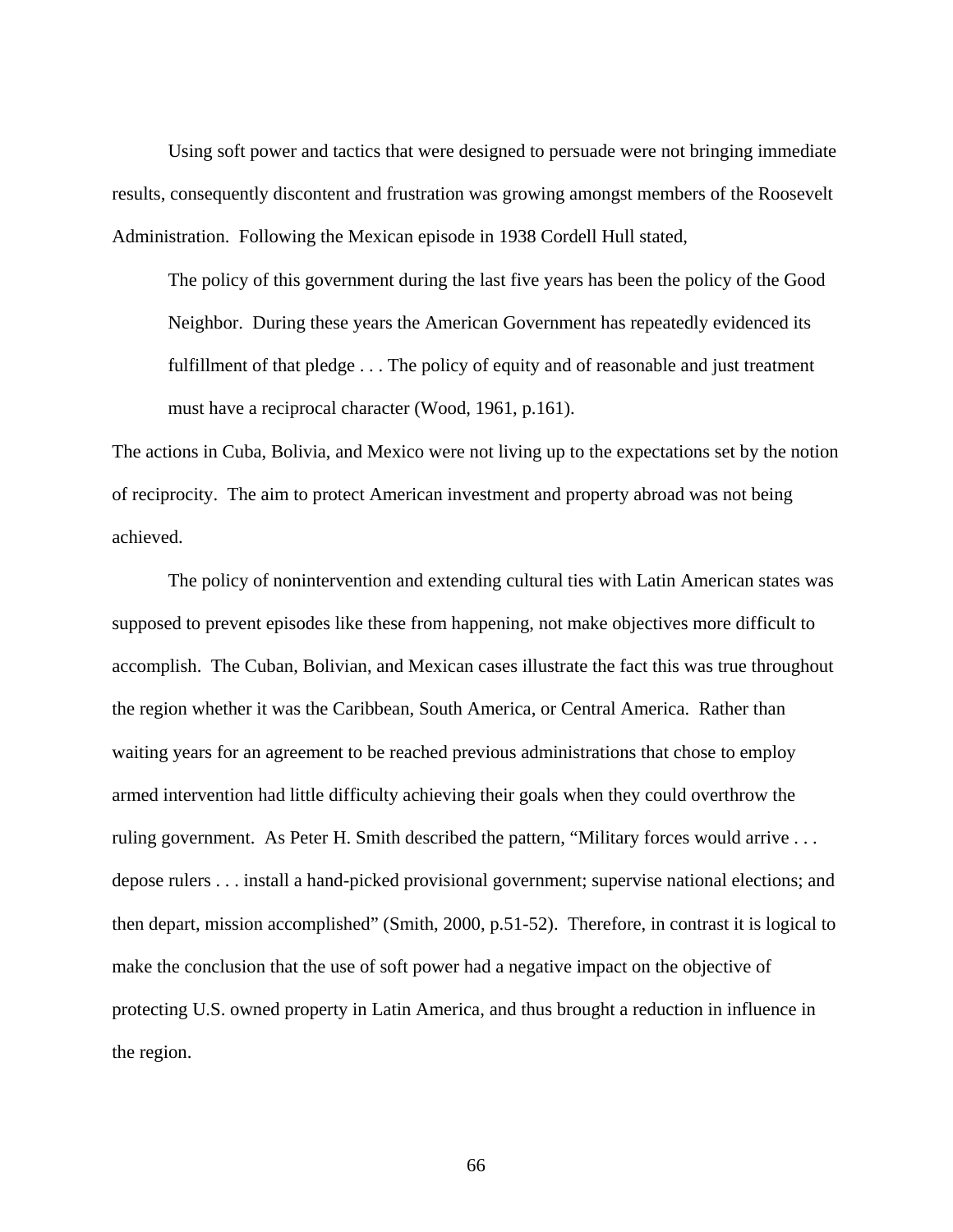Using soft power and tactics that were designed to persuade were not bringing immediate results, consequently discontent and frustration was growing amongst members of the Roosevelt Administration. Following the Mexican episode in 1938 Cordell Hull stated,

> The policy of this government during the last five years has been the policy of the Good Neighbor. During these years the American Government has repeatedly evidenced its fulfillment of that pledge . . . The policy of equity and of reasonable and just treatment must have a reciprocal character (Wood, 1961, p.161).

The actions in Cuba, Bolivia, and Mexico were not living up to the expectations set by the notion of reciprocity. The aim to protect American investment and property abroad was not being achieved.

The policy of nonintervention and extending cultural ties with Latin American states was supposed to prevent episodes like these from happening, not make objectives more difficult to accomplish. The Cuban, Bolivian, and Mexican cases illustrate the fact this was true throughout the region whether it was the Caribbean, South America, or Central America. Rather than waiting years for an agreement to be reached previous administrations that chose to employ armed intervention had little difficulty achieving their goals when they could overthrow the ruling government. As Peter H. Smith described the pattern, "Military forces would arrive . . . depose rulers . . . install a hand-picked provisional government; supervise national elections; and then depart, mission accomplished" (Smith, 2000, p.51-52). Therefore, in contrast it is logical to make the conclusion that the use of soft power had a negative impact on the objective of protecting U.S. owned property in Latin America, and thus brought a reduction in influence in the region.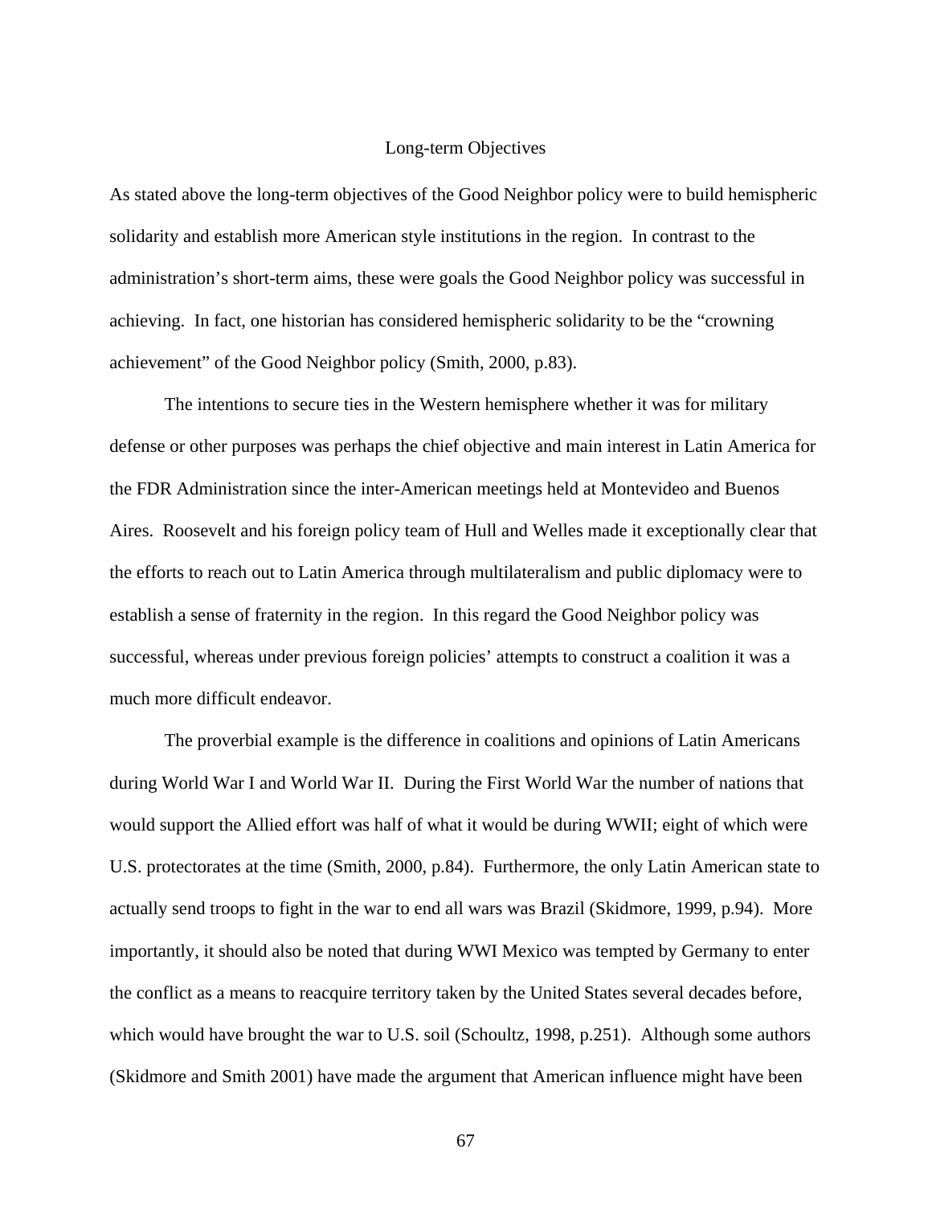## Long-term Objectives

As stated above the long-term objectives of the Good Neighbor policy were to build hemispheric solidarity and establish more American style institutions in the region. In contrast to the administration's short-term aims, these were goals the Good Neighbor policy was successful in achieving. In fact, one historian has considered hemispheric solidarity to be the "crowning achievement" of the Good Neighbor policy (Smith, 2000, p.83).

The intentions to secure ties in the Western hemisphere whether it was for military defense or other purposes was perhaps the chief objective and main interest in Latin America for the FDR Administration since the inter-American meetings held at Montevideo and Buenos Aires. Roosevelt and his foreign policy team of Hull and Welles made it exceptionally clear that the efforts to reach out to Latin America through multilateralism and public diplomacy were to establish a sense of fraternity in the region. In this regard the Good Neighbor policy was successful, whereas under previous foreign policies' attempts to construct a coalition it was a much more difficult endeavor.

The proverbial example is the difference in coalitions and opinions of Latin Americans during World War I and World War II. During the First World War the number of nations that would support the Allied effort was half of what it would be during WWII; eight of which were U.S. protectorates at the time (Smith, 2000, p.84). Furthermore, the only Latin American state to actually send troops to fight in the war to end all wars was Brazil (Skidmore, 1999, p.94). More importantly, it should also be noted that during WWI Mexico was tempted by Germany to enter the conflict as a means to reacquire territory taken by the United States several decades before, which would have brought the war to U.S. soil (Schoultz, 1998, p.251). Although some authors (Skidmore and Smith 2001) have made the argument that American influence might have been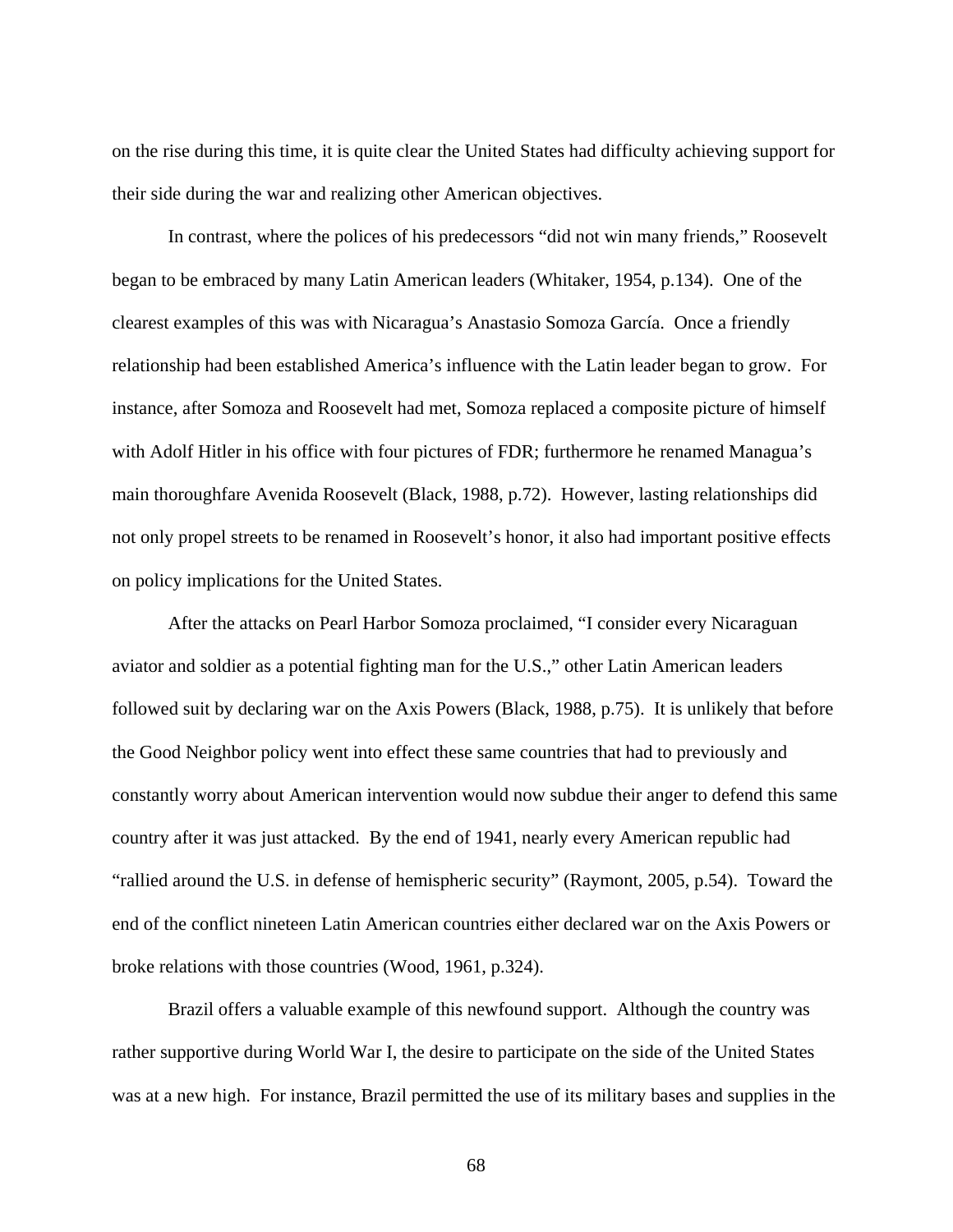on the rise during this time, it is quite clear the United States had difficulty achieving support for their side during the war and realizing other American objectives.

In contrast, where the polices of his predecessors "did not win many friends," Roosevelt began to be embraced by many Latin American leaders (Whitaker, 1954, p.134). One of the clearest examples of this was with Nicaragua's Anastasio Somoza García. Once a friendly relationship had been established America's influence with the Latin leader began to grow. For instance, after Somoza and Roosevelt had met, Somoza replaced a composite picture of himself with Adolf Hitler in his office with four pictures of FDR; furthermore he renamed Managua's main thoroughfare Avenida Roosevelt (Black, 1988, p.72). However, lasting relationships did not only propel streets to be renamed in Roosevelt's honor, it also had important positive effects on policy implications for the United States.

After the attacks on Pearl Harbor Somoza proclaimed, "I consider every Nicaraguan aviator and soldier as a potential fighting man for the U.S.," other Latin American leaders followed suit by declaring war on the Axis Powers (Black, 1988, p.75). It is unlikely that before the Good Neighbor policy went into effect these same countries that had to previously and constantly worry about American intervention would now subdue their anger to defend this same country after it was just attacked. By the end of 1941, nearly every American republic had "rallied around the U.S. in defense of hemispheric security" (Raymont, 2005, p.54). Toward the end of the conflict nineteen Latin American countries either declared war on the Axis Powers or broke relations with those countries (Wood, 1961, p.324).

Brazil offers a valuable example of this newfound support. Although the country was rather supportive during World War I, the desire to participate on the side of the United States was at a new high. For instance, Brazil permitted the use of its military bases and supplies in the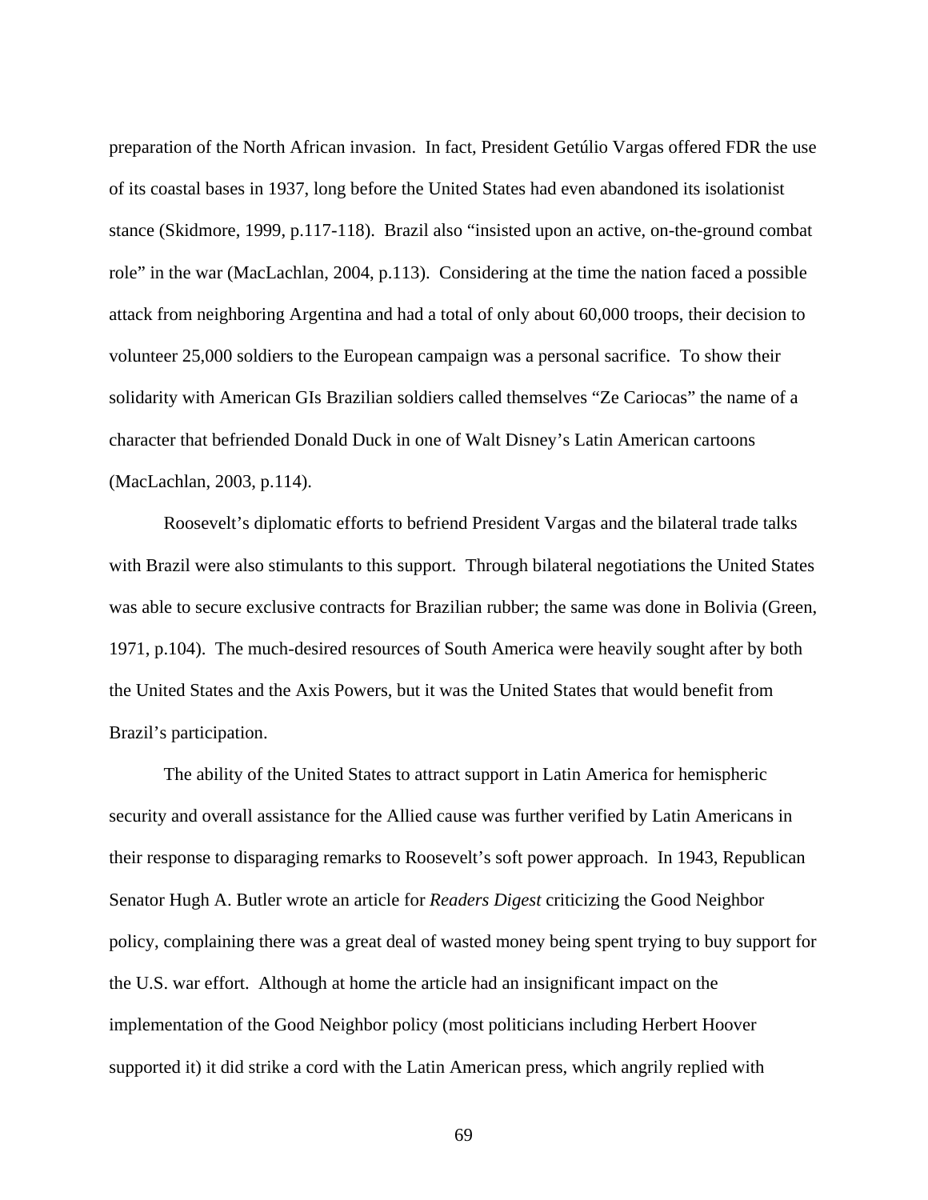preparation of the North African invasion. In fact, President Getúlio Vargas offered FDR the use of its coastal bases in 1937, long before the United States had even abandoned its isolationist stance (Skidmore, 1999, p.117-118). Brazil also "insisted upon an active, on-the-ground combat role" in the war (MacLachlan, 2004, p.113). Considering at the time the nation faced a possible attack from neighboring Argentina and had a total of only about 60,000 troops, their decision to volunteer 25,000 soldiers to the European campaign was a personal sacrifice. To show their solidarity with American GIs Brazilian soldiers called themselves "Ze Cariocas" the name of a character that befriended Donald Duck in one of Walt Disney's Latin American cartoons (MacLachlan, 2003, p.114).

Roosevelt's diplomatic efforts to befriend President Vargas and the bilateral trade talks with Brazil were also stimulants to this support. Through bilateral negotiations the United States was able to secure exclusive contracts for Brazilian rubber; the same was done in Bolivia (Green, 1971, p.104). The much-desired resources of South America were heavily sought after by both the United States and the Axis Powers, but it was the United States that would benefit from Brazil's participation.

The ability of the United States to attract support in Latin America for hemispheric security and overall assistance for the Allied cause was further verified by Latin Americans in their response to disparaging remarks to Roosevelt's soft power approach. In 1943, Republican Senator Hugh A. Butler wrote an article for *Readers Digest* criticizing the Good Neighbor policy, complaining there was a great deal of wasted money being spent trying to buy support for the U.S. war effort. Although at home the article had an insignificant impact on the implementation of the Good Neighbor policy (most politicians including Herbert Hoover supported it) it did strike a cord with the Latin American press, which angrily replied with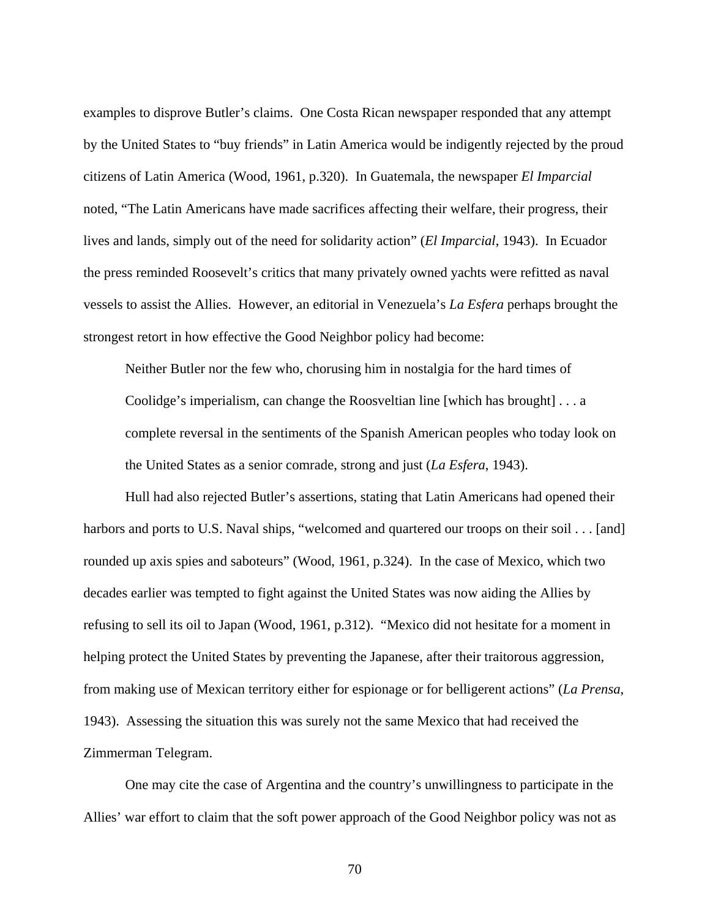examples to disprove Butler's claims. One Costa Rican newspaper responded that any attempt by the United States to "buy friends" in Latin America would be indigently rejected by the proud citizens of Latin America (Wood, 1961, p.320). In Guatemala, the newspaper *El Imparcial* noted, "The Latin Americans have made sacrifices affecting their welfare, their progress, their lives and lands, simply out of the need for solidarity action" (*El Imparcial*, 1943). In Ecuador the press reminded Roosevelt's critics that many privately owned yachts were refitted as naval vessels to assist the Allies. However, an editorial in Venezuela's *La Esfera* perhaps brought the strongest retort in how effective the Good Neighbor policy had become:

> Neither Butler nor the few who, chorusing him in nostalgia for the hard times of Coolidge's imperialism, can change the Roosveltian line [which has brought] . . . a complete reversal in the sentiments of the Spanish American peoples who today look on the United States as a senior comrade, strong and just (*La Esfera*, 1943).

Hull had also rejected Butler's assertions, stating that Latin Americans had opened their harbors and ports to U.S. Naval ships, "welcomed and quartered our troops on their soil . . . [and] rounded up axis spies and saboteurs" (Wood, 1961, p.324). In the case of Mexico, which two decades earlier was tempted to fight against the United States was now aiding the Allies by refusing to sell its oil to Japan (Wood, 1961, p.312). "Mexico did not hesitate for a moment in helping protect the United States by preventing the Japanese, after their traitorous aggression, from making use of Mexican territory either for espionage or for belligerent actions" (*La Prensa*, 1943). Assessing the situation this was surely not the same Mexico that had received the Zimmerman Telegram.

One may cite the case of Argentina and the country's unwillingness to participate in the Allies' war effort to claim that the soft power approach of the Good Neighbor policy was not as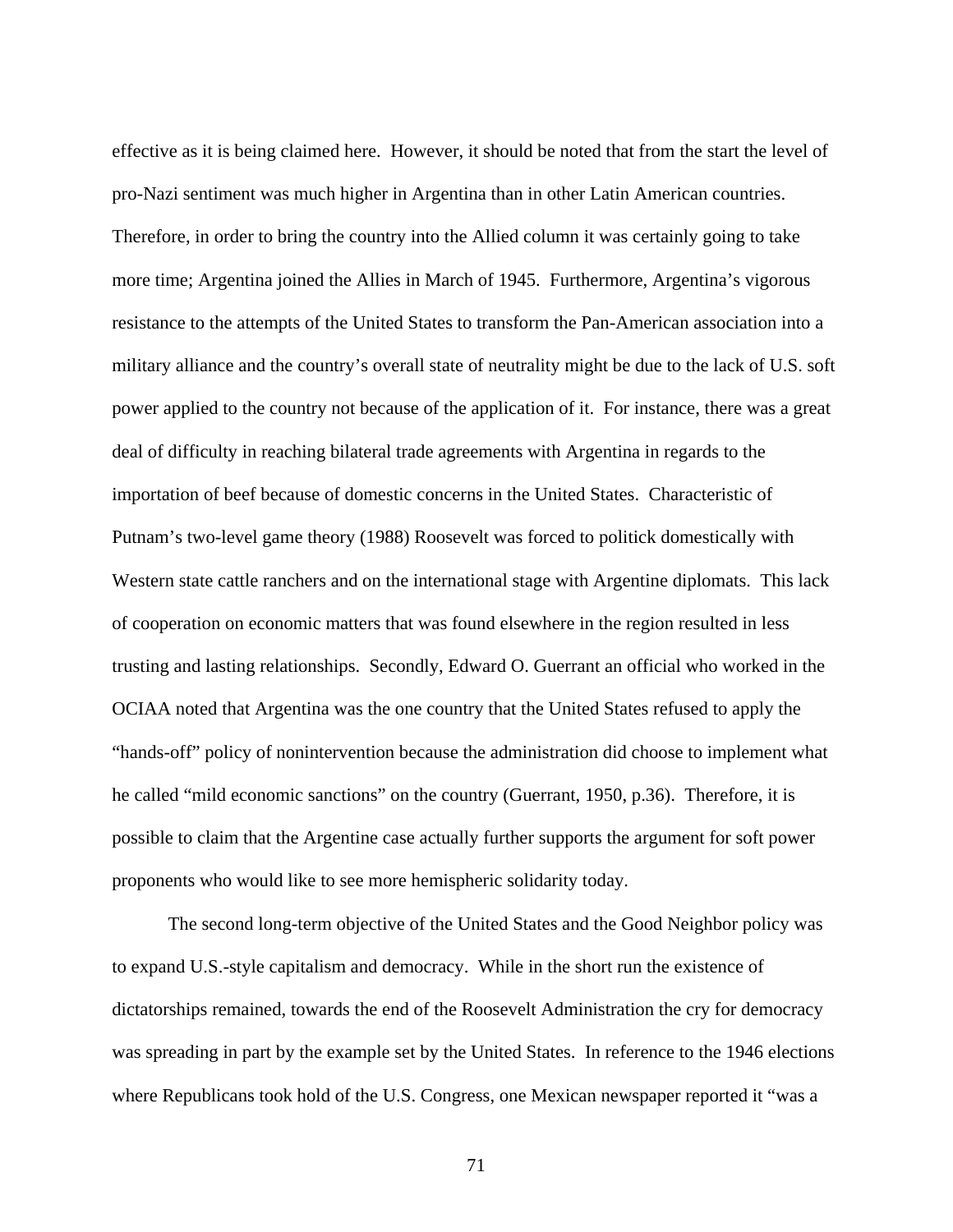effective as it is being claimed here. However, it should be noted that from the start the level of pro-Nazi sentiment was much higher in Argentina than in other Latin American countries. Therefore, in order to bring the country into the Allied column it was certainly going to take more time; Argentina joined the Allies in March of 1945. Furthermore, Argentina's vigorous resistance to the attempts of the United States to transform the Pan-American association into a military alliance and the country's overall state of neutrality might be due to the lack of U.S. soft power applied to the country not because of the application of it. For instance, there was a great deal of difficulty in reaching bilateral trade agreements with Argentina in regards to the importation of beef because of domestic concerns in the United States. Characteristic of Putnam's two-level game theory (1988) Roosevelt was forced to politick domestically with Western state cattle ranchers and on the international stage with Argentine diplomats. This lack of cooperation on economic matters that was found elsewhere in the region resulted in less trusting and lasting relationships. Secondly, Edward O. Guerrant an official who worked in the OCIAA noted that Argentina was the one country that the United States refused to apply the "hands-off" policy of nonintervention because the administration did choose to implement what he called "mild economic sanctions" on the country (Guerrant, 1950, p.36). Therefore, it is possible to claim that the Argentine case actually further supports the argument for soft power proponents who would like to see more hemispheric solidarity today.

The second long-term objective of the United States and the Good Neighbor policy was to expand U.S.-style capitalism and democracy. While in the short run the existence of dictatorships remained, towards the end of the Roosevelt Administration the cry for democracy was spreading in part by the example set by the United States. In reference to the 1946 elections where Republicans took hold of the U.S. Congress, one Mexican newspaper reported it "was a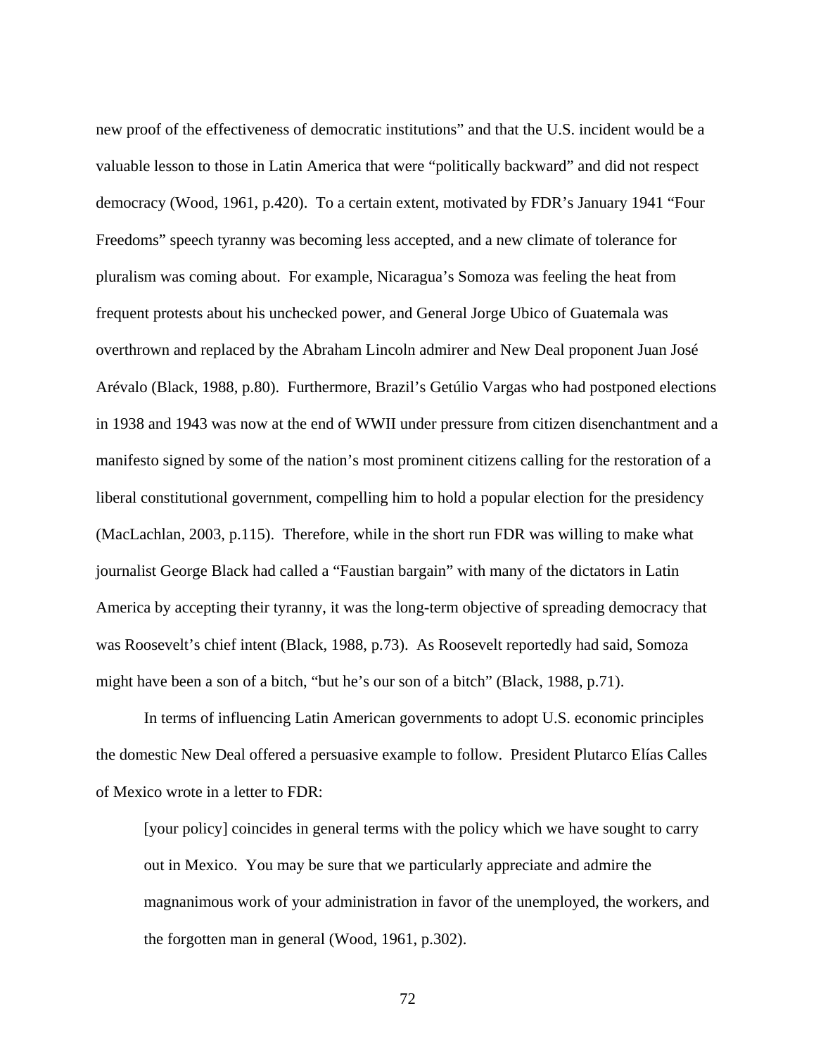new proof of the effectiveness of democratic institutions" and that the U.S. incident would be a valuable lesson to those in Latin America that were "politically backward" and did not respect democracy (Wood, 1961, p.420). To a certain extent, motivated by FDR's January 1941 "Four Freedoms" speech tyranny was becoming less accepted, and a new climate of tolerance for pluralism was coming about. For example, Nicaragua's Somoza was feeling the heat from frequent protests about his unchecked power, and General Jorge Ubico of Guatemala was overthrown and replaced by the Abraham Lincoln admirer and New Deal proponent Juan José Arévalo (Black, 1988, p.80). Furthermore, Brazil's Getúlio Vargas who had postponed elections in 1938 and 1943 was now at the end of WWII under pressure from citizen disenchantment and a manifesto signed by some of the nation's most prominent citizens calling for the restoration of a liberal constitutional government, compelling him to hold a popular election for the presidency (MacLachlan, 2003, p.115). Therefore, while in the short run FDR was willing to make what journalist George Black had called a "Faustian bargain" with many of the dictators in Latin America by accepting their tyranny, it was the long-term objective of spreading democracy that was Roosevelt's chief intent (Black, 1988, p.73). As Roosevelt reportedly had said, Somoza might have been a son of a bitch, "but he's our son of a bitch" (Black, 1988, p.71).

In terms of influencing Latin American governments to adopt U.S. economic principles the domestic New Deal offered a persuasive example to follow. President Plutarco Elías Calles of Mexico wrote in a letter to FDR:

> [your policy] coincides in general terms with the policy which we have sought to carry out in Mexico. You may be sure that we particularly appreciate and admire the magnanimous work of your administration in favor of the unemployed, the workers, and the forgotten man in general (Wood, 1961, p.302).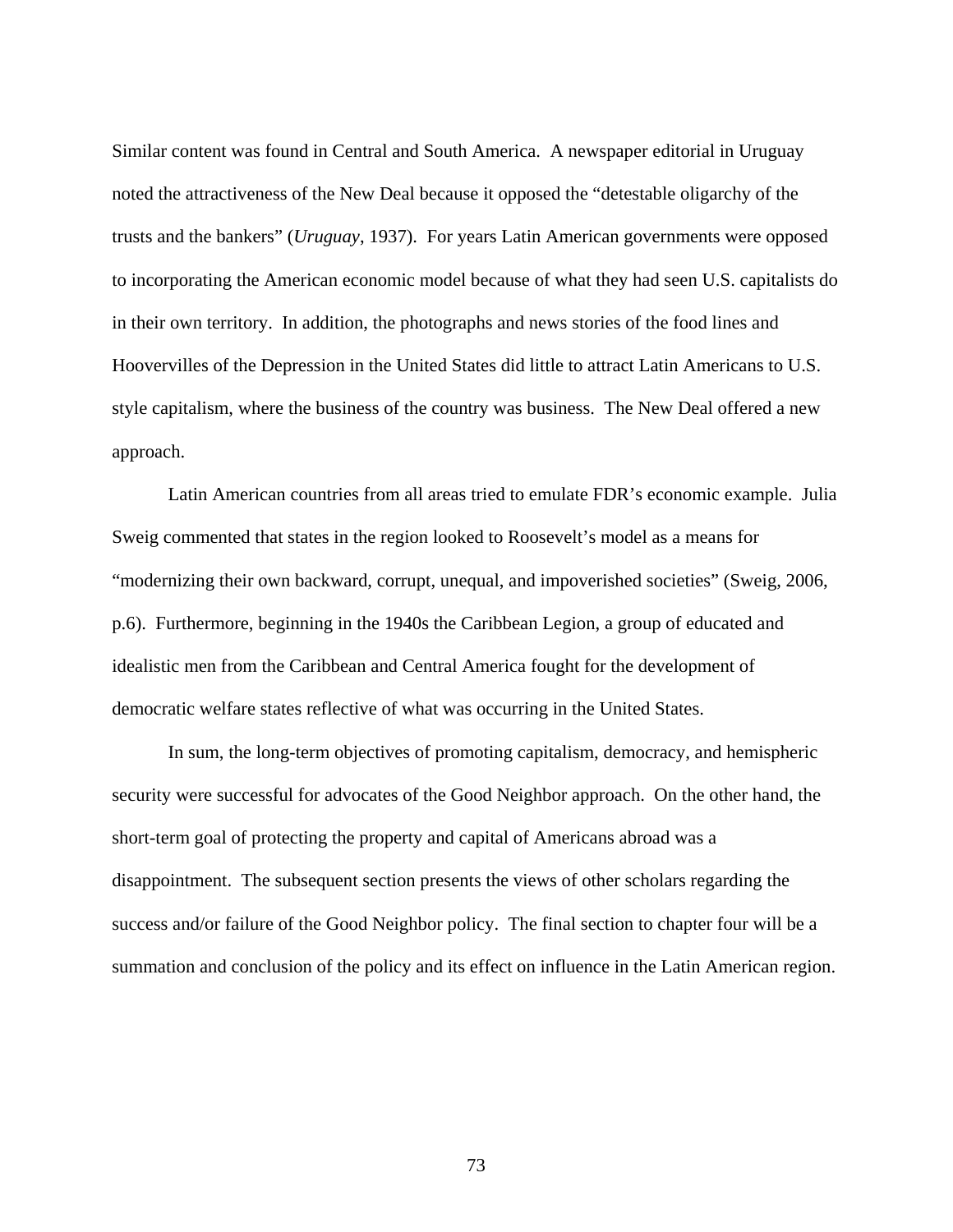Similar content was found in Central and South America. A newspaper editorial in Uruguay noted the attractiveness of the New Deal because it opposed the "detestable oligarchy of the trusts and the bankers" (*Uruguay*, 1937). For years Latin American governments were opposed to incorporating the American economic model because of what they had seen U.S. capitalists do in their own territory. In addition, the photographs and news stories of the food lines and Hoovervilles of the Depression in the United States did little to attract Latin Americans to U.S. style capitalism, where the business of the country was business. The New Deal offered a new approach.

Latin American countries from all areas tried to emulate FDR's economic example. Julia Sweig commented that states in the region looked to Roosevelt's model as a means for "modernizing their own backward, corrupt, unequal, and impoverished societies" (Sweig, 2006, p.6). Furthermore, beginning in the 1940s the Caribbean Legion, a group of educated and idealistic men from the Caribbean and Central America fought for the development of democratic welfare states reflective of what was occurring in the United States.

In sum, the long-term objectives of promoting capitalism, democracy, and hemispheric security were successful for advocates of the Good Neighbor approach. On the other hand, the short-term goal of protecting the property and capital of Americans abroad was a disappointment. The subsequent section presents the views of other scholars regarding the success and/or failure of the Good Neighbor policy. The final section to chapter four will be a summation and conclusion of the policy and its effect on influence in the Latin American region.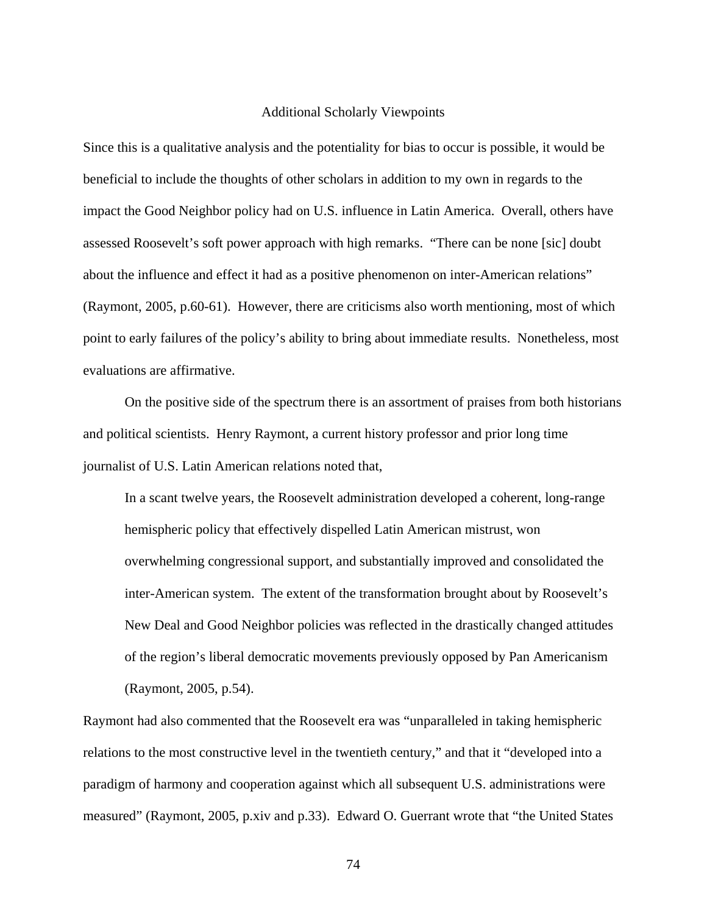## Additional Scholarly Viewpoints

Since this is a qualitative analysis and the potentiality for bias to occur is possible, it would be beneficial to include the thoughts of other scholars in addition to my own in regards to the impact the Good Neighbor policy had on U.S. influence in Latin America. Overall, others have assessed Roosevelt's soft power approach with high remarks. "There can be none [sic] doubt about the influence and effect it had as a positive phenomenon on inter-American relations" (Raymont, 2005, p.60-61). However, there are criticisms also worth mentioning, most of which point to early failures of the policy's ability to bring about immediate results. Nonetheless, most evaluations are affirmative.

On the positive side of the spectrum there is an assortment of praises from both historians and political scientists. Henry Raymont, a current history professor and prior long time journalist of U.S. Latin American relations noted that,

> In a scant twelve years, the Roosevelt administration developed a coherent, long-range hemispheric policy that effectively dispelled Latin American mistrust, won overwhelming congressional support, and substantially improved and consolidated the inter-American system. The extent of the transformation brought about by Roosevelt's New Deal and Good Neighbor policies was reflected in the drastically changed attitudes of the region's liberal democratic movements previously opposed by Pan Americanism (Raymont, 2005, p.54).

Raymont had also commented that the Roosevelt era was "unparalleled in taking hemispheric relations to the most constructive level in the twentieth century," and that it "developed into a paradigm of harmony and cooperation against which all subsequent U.S. administrations were measured" (Raymont, 2005, p.xiv and p.33). Edward O. Guerrant wrote that "the United States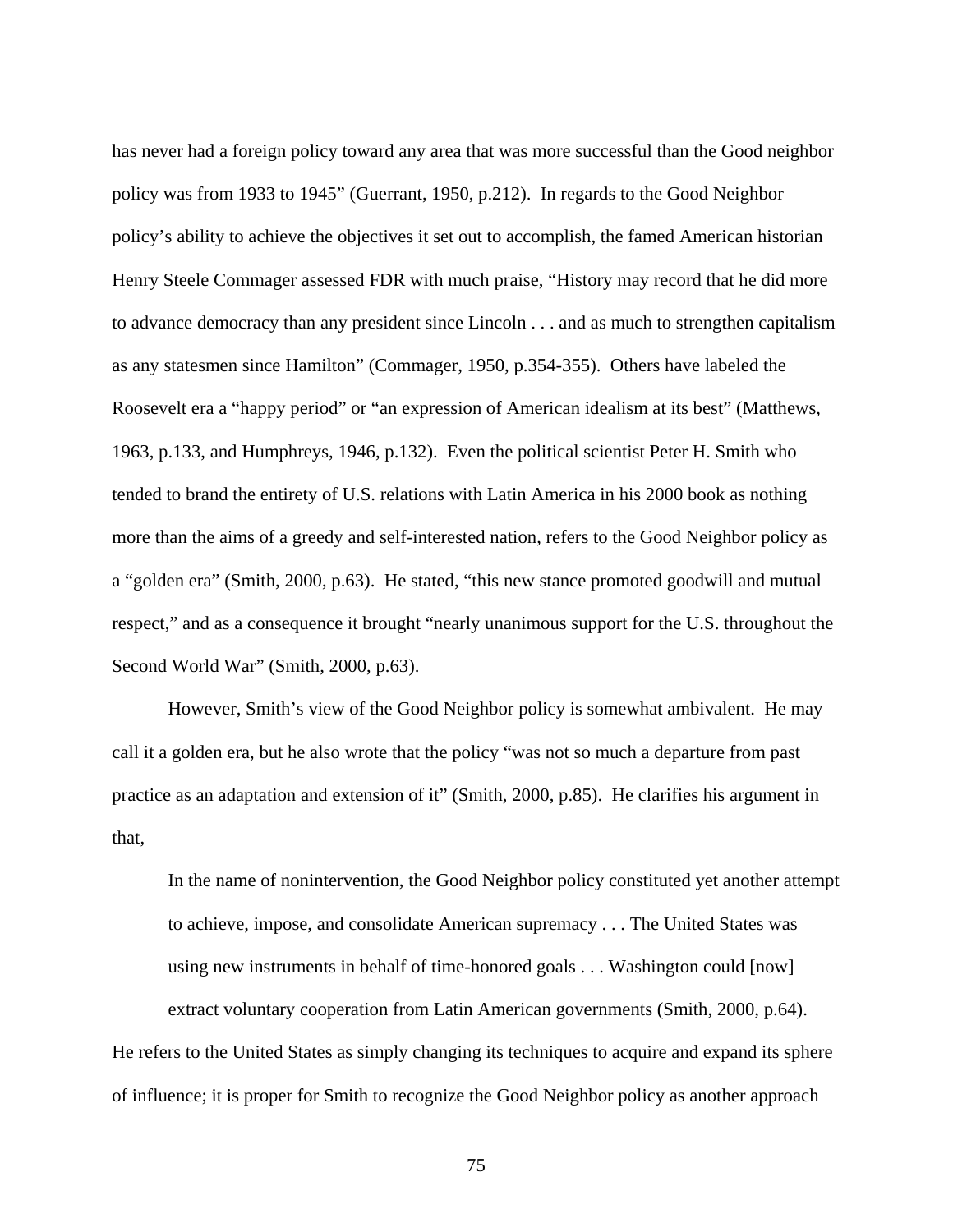has never had a foreign policy toward any area that was more successful than the Good neighbor policy was from 1933 to 1945" (Guerrant, 1950, p.212). In regards to the Good Neighbor policy's ability to achieve the objectives it set out to accomplish, the famed American historian Henry Steele Commager assessed FDR with much praise, "History may record that he did more to advance democracy than any president since Lincoln . . . and as much to strengthen capitalism as any statesmen since Hamilton" (Commager, 1950, p.354-355). Others have labeled the Roosevelt era a "happy period" or "an expression of American idealism at its best" (Matthews, 1963, p.133, and Humphreys, 1946, p.132). Even the political scientist Peter H. Smith who tended to brand the entirety of U.S. relations with Latin America in his 2000 book as nothing more than the aims of a greedy and self-interested nation, refers to the Good Neighbor policy as a "golden era" (Smith, 2000, p.63). He stated, "this new stance promoted goodwill and mutual respect," and as a consequence it brought "nearly unanimous support for the U.S. throughout the Second World War" (Smith, 2000, p.63).

However, Smith's view of the Good Neighbor policy is somewhat ambivalent. He may call it a golden era, but he also wrote that the policy "was not so much a departure from past practice as an adaptation and extension of it" (Smith, 2000, p.85). He clarifies his argument in that,

> In the name of nonintervention, the Good Neighbor policy constituted yet another attempt to achieve, impose, and consolidate American supremacy . . . The United States was using new instruments in behalf of time-honored goals . . . Washington could [now] extract voluntary cooperation from Latin American governments (Smith, 2000, p.64).

He refers to the United States as simply changing its techniques to acquire and expand its sphere of influence; it is proper for Smith to recognize the Good Neighbor policy as another approach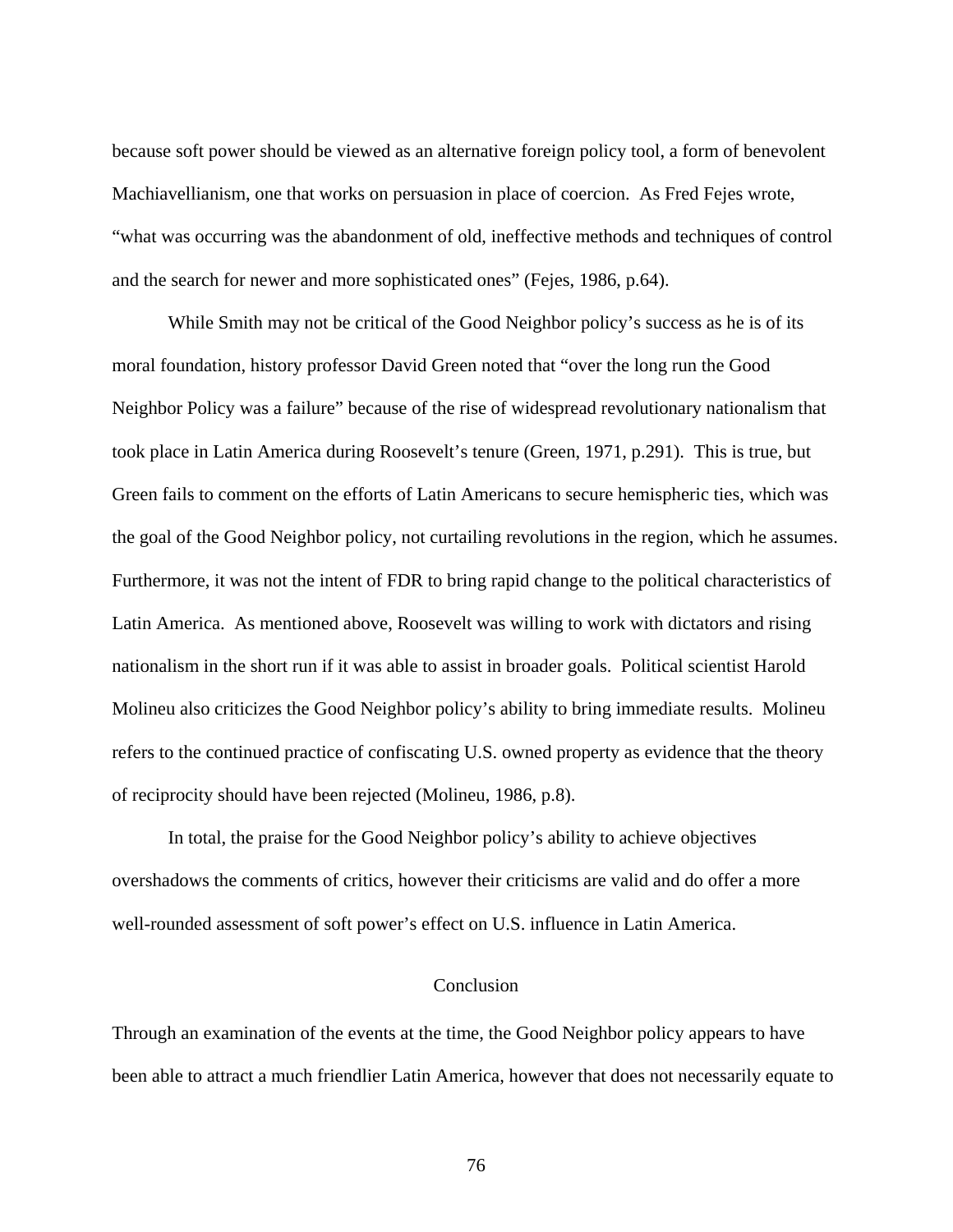because soft power should be viewed as an alternative foreign policy tool, a form of benevolent Machiavellianism, one that works on persuasion in place of coercion. As Fred Fejes wrote, “what was occurring was the abandonment of old, ineffective methods and techniques of control and the search for newer and more sophisticated ones” (Fejes, 1986, p.64).

While Smith may not be critical of the Good Neighbor policy’s success as he is of its moral foundation, history professor David Green noted that “over the long run the Good Neighbor Policy was a failure” because of the rise of widespread revolutionary nationalism that took place in Latin America during Roosevelt’s tenure (Green, 1971, p.291). This is true, but Green fails to comment on the efforts of Latin Americans to secure hemispheric ties, which was the goal of the Good Neighbor policy, not curtailing revolutions in the region, which he assumes. Furthermore, it was not the intent of FDR to bring rapid change to the political characteristics of Latin America. As mentioned above, Roosevelt was willing to work with dictators and rising nationalism in the short run if it was able to assist in broader goals. Political scientist Harold Molineu also criticizes the Good Neighbor policy’s ability to bring immediate results. Molineu refers to the continued practice of confiscating U.S. owned property as evidence that the theory of reciprocity should have been rejected (Molineu, 1986, p.8).

In total, the praise for the Good Neighbor policy’s ability to achieve objectives overshadows the comments of critics, however their criticisms are valid and do offer a more well-rounded assessment of soft power’s effect on U.S. influence in Latin America.

## Conclusion

Through an examination of the events at the time, the Good Neighbor policy appears to have been able to attract a much friendlier Latin America, however that does not necessarily equate to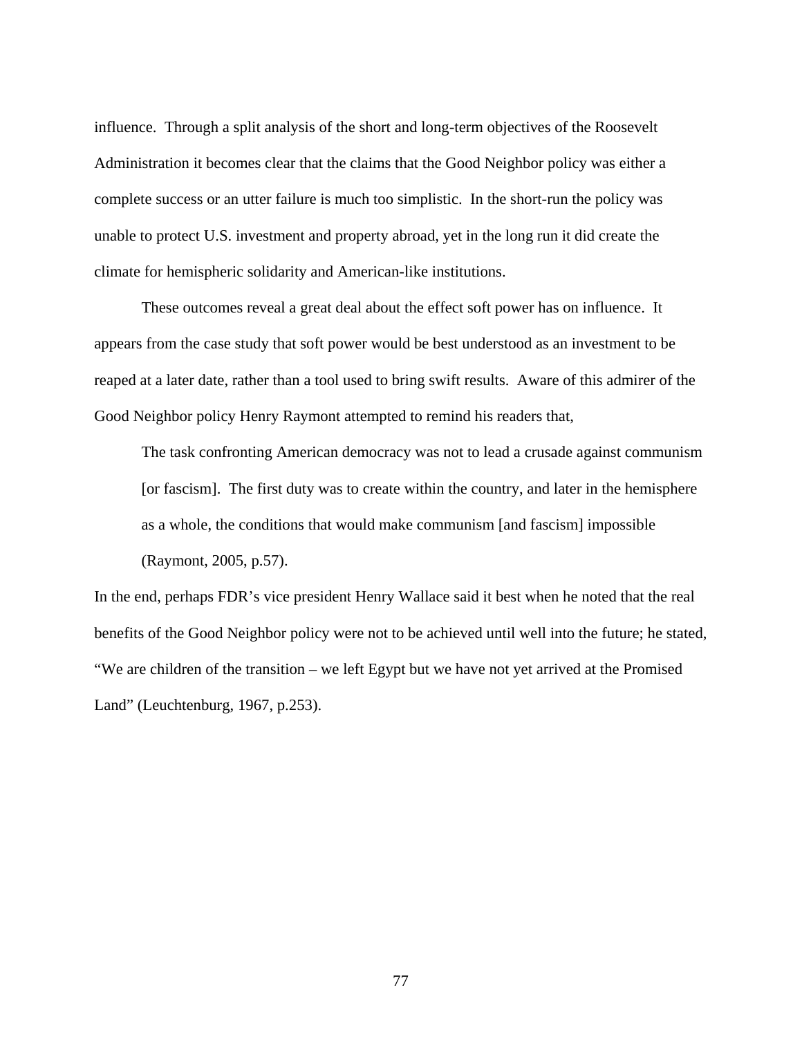influence. Through a split analysis of the short and long-term objectives of the Roosevelt Administration it becomes clear that the claims that the Good Neighbor policy was either a complete success or an utter failure is much too simplistic. In the short-run the policy was unable to protect U.S. investment and property abroad, yet in the long run it did create the climate for hemispheric solidarity and American-like institutions.

These outcomes reveal a great deal about the effect soft power has on influence. It appears from the case study that soft power would be best understood as an investment to be reaped at a later date, rather than a tool used to bring swift results. Aware of this admirer of the Good Neighbor policy Henry Raymont attempted to remind his readers that,

> The task confronting American democracy was not to lead a crusade against communism [or fascism]. The first duty was to create within the country, and later in the hemisphere as a whole, the conditions that would make communism [and fascism] impossible (Raymont, 2005, p.57).

In the end, perhaps FDR's vice president Henry Wallace said it best when he noted that the real benefits of the Good Neighbor policy were not to be achieved until well into the future; he stated, "We are children of the transition – we left Egypt but we have not yet arrived at the Promised Land" (Leuchtenburg, 1967, p.253).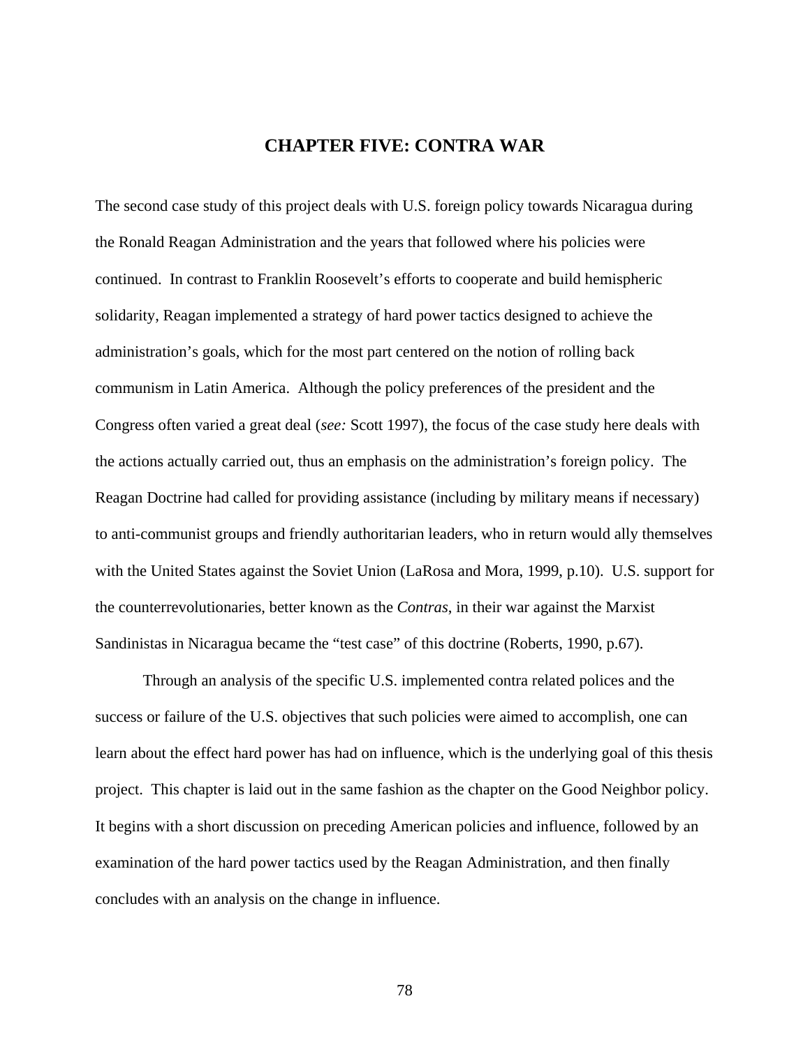# CHAPTER FIVE: CONTRA WAR

The second case study of this project deals with U.S. foreign policy towards Nicaragua during the Ronald Reagan Administration and the years that followed where his policies were continued. In contrast to Franklin Roosevelt's efforts to cooperate and build hemispheric solidarity, Reagan implemented a strategy of hard power tactics designed to achieve the administration's goals, which for the most part centered on the notion of rolling back communism in Latin America. Although the policy preferences of the president and the Congress often varied a great deal (*see:* Scott 1997), the focus of the case study here deals with the actions actually carried out, thus an emphasis on the administration's foreign policy. The Reagan Doctrine had called for providing assistance (including by military means if necessary) to anti-communist groups and friendly authoritarian leaders, who in return would ally themselves with the United States against the Soviet Union (LaRosa and Mora, 1999, p.10). U.S. support for the counterrevolutionaries, better known as the *Contras*, in their war against the Marxist Sandinistas in Nicaragua became the "test case" of this doctrine (Roberts, 1990, p.67).

Through an analysis of the specific U.S. implemented contra related polices and the success or failure of the U.S. objectives that such policies were aimed to accomplish, one can learn about the effect hard power has had on influence, which is the underlying goal of this thesis project. This chapter is laid out in the same fashion as the chapter on the Good Neighbor policy. It begins with a short discussion on preceding American policies and influence, followed by an examination of the hard power tactics used by the Reagan Administration, and then finally concludes with an analysis on the change in influence.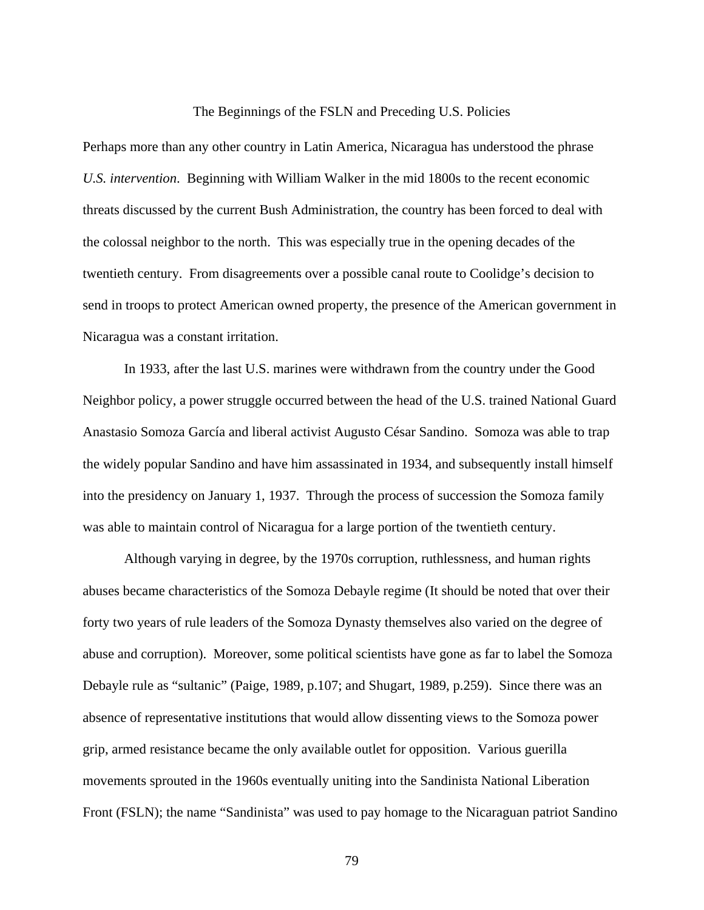## The Beginnings of the FSLN and Preceding U.S. Policies

Perhaps more than any other country in Latin America, Nicaragua has understood the phrase *U.S. intervention*. Beginning with William Walker in the mid 1800s to the recent economic threats discussed by the current Bush Administration, the country has been forced to deal with the colossal neighbor to the north. This was especially true in the opening decades of the twentieth century. From disagreements over a possible canal route to Coolidge's decision to send in troops to protect American owned property, the presence of the American government in Nicaragua was a constant irritation.

In 1933, after the last U.S. marines were withdrawn from the country under the Good Neighbor policy, a power struggle occurred between the head of the U.S. trained National Guard Anastasio Somoza García and liberal activist Augusto César Sandino. Somoza was able to trap the widely popular Sandino and have him assassinated in 1934, and subsequently install himself into the presidency on January 1, 1937. Through the process of succession the Somoza family was able to maintain control of Nicaragua for a large portion of the twentieth century.

Although varying in degree, by the 1970s corruption, ruthlessness, and human rights abuses became characteristics of the Somoza Debayle regime (It should be noted that over their forty two years of rule leaders of the Somoza Dynasty themselves also varied on the degree of abuse and corruption). Moreover, some political scientists have gone as far to label the Somoza Debayle rule as "sultanic" (Paige, 1989, p.107; and Shugart, 1989, p.259). Since there was an absence of representative institutions that would allow dissenting views to the Somoza power grip, armed resistance became the only available outlet for opposition. Various guerilla movements sprouted in the 1960s eventually uniting into the Sandinista National Liberation Front (FSLN); the name "Sandinista" was used to pay homage to the Nicaraguan patriot Sandino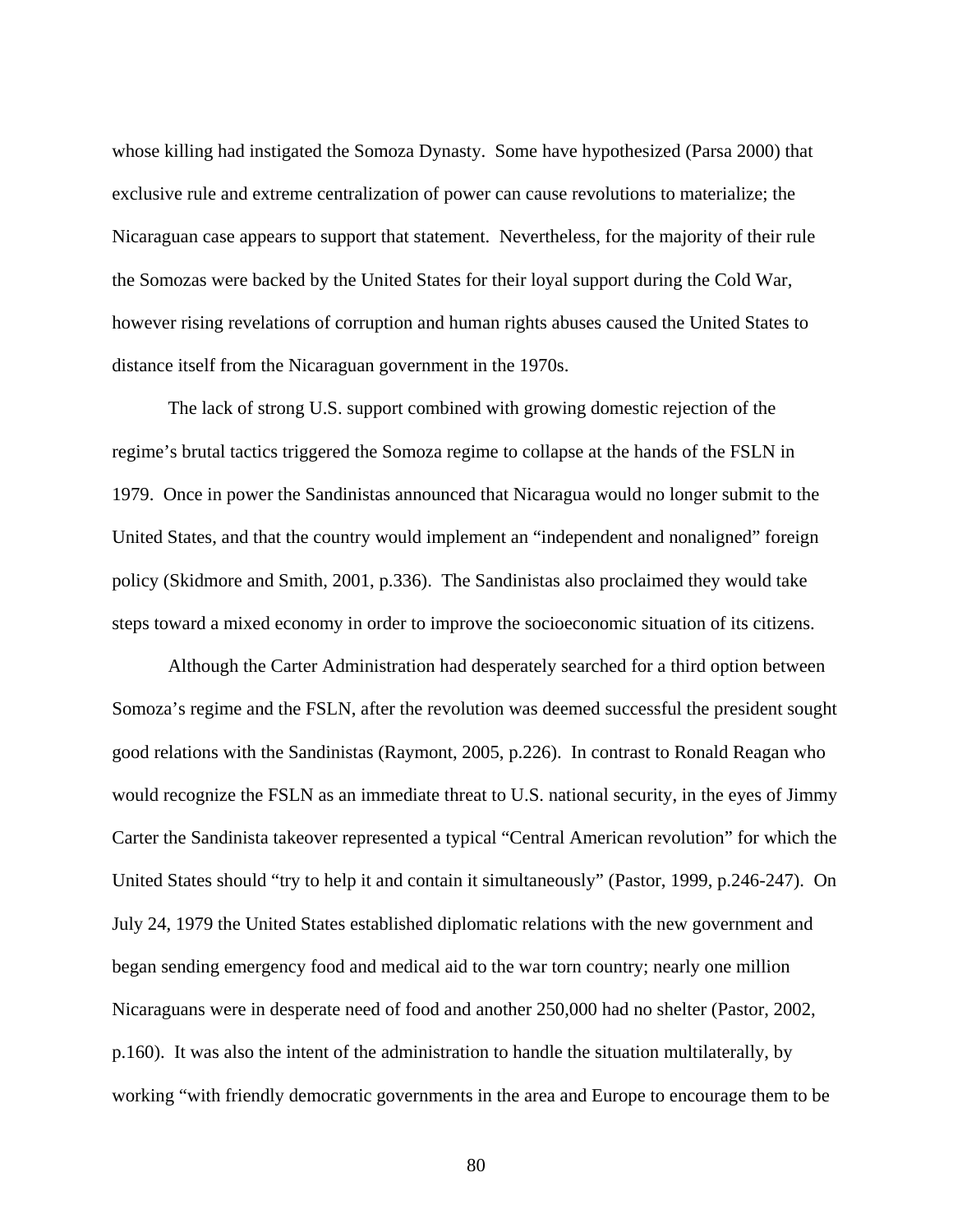whose killing had instigated the Somoza Dynasty. Some have hypothesized (Parsa 2000) that exclusive rule and extreme centralization of power can cause revolutions to materialize; the Nicaraguan case appears to support that statement. Nevertheless, for the majority of their rule the Somozas were backed by the United States for their loyal support during the Cold War, however rising revelations of corruption and human rights abuses caused the United States to distance itself from the Nicaraguan government in the 1970s.

The lack of strong U.S. support combined with growing domestic rejection of the regime's brutal tactics triggered the Somoza regime to collapse at the hands of the FSLN in 1979. Once in power the Sandinistas announced that Nicaragua would no longer submit to the United States, and that the country would implement an "independent and nonaligned" foreign policy (Skidmore and Smith, 2001, p.336). The Sandinistas also proclaimed they would take steps toward a mixed economy in order to improve the socioeconomic situation of its citizens.

Although the Carter Administration had desperately searched for a third option between Somoza's regime and the FSLN, after the revolution was deemed successful the president sought good relations with the Sandinistas (Raymont, 2005, p.226). In contrast to Ronald Reagan who would recognize the FSLN as an immediate threat to U.S. national security, in the eyes of Jimmy Carter the Sandinista takeover represented a typical "Central American revolution" for which the United States should "try to help it and contain it simultaneously" (Pastor, 1999, p.246-247). On July 24, 1979 the United States established diplomatic relations with the new government and began sending emergency food and medical aid to the war torn country; nearly one million Nicaraguans were in desperate need of food and another 250,000 had no shelter (Pastor, 2002, p.160). It was also the intent of the administration to handle the situation multilaterally, by working "with friendly democratic governments in the area and Europe to encourage them to be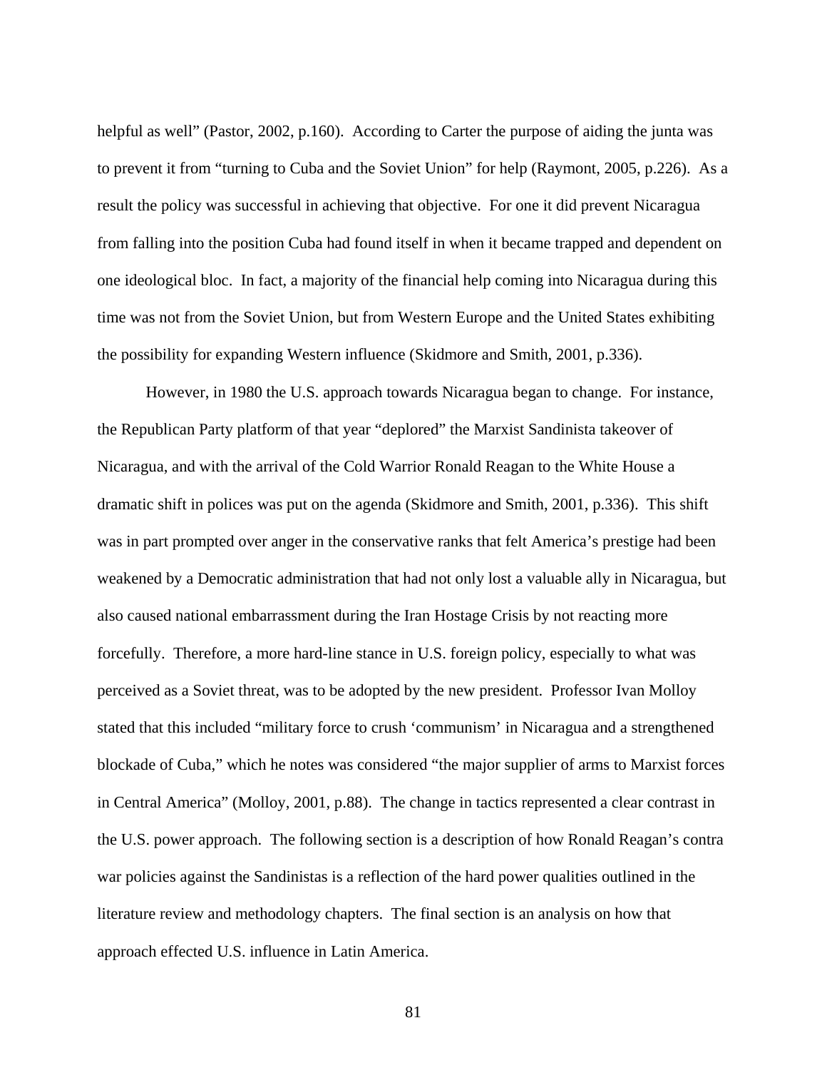helpful as well" (Pastor, 2002, p.160). According to Carter the purpose of aiding the junta was to prevent it from "turning to Cuba and the Soviet Union" for help (Raymont, 2005, p.226). As a result the policy was successful in achieving that objective. For one it did prevent Nicaragua from falling into the position Cuba had found itself in when it became trapped and dependent on one ideological bloc. In fact, a majority of the financial help coming into Nicaragua during this time was not from the Soviet Union, but from Western Europe and the United States exhibiting the possibility for expanding Western influence (Skidmore and Smith, 2001, p.336).

However, in 1980 the U.S. approach towards Nicaragua began to change. For instance, the Republican Party platform of that year "deplored" the Marxist Sandinista takeover of Nicaragua, and with the arrival of the Cold Warrior Ronald Reagan to the White House a dramatic shift in polices was put on the agenda (Skidmore and Smith, 2001, p.336). This shift was in part prompted over anger in the conservative ranks that felt America's prestige had been weakened by a Democratic administration that had not only lost a valuable ally in Nicaragua, but also caused national embarrassment during the Iran Hostage Crisis by not reacting more forcefully. Therefore, a more hard-line stance in U.S. foreign policy, especially to what was perceived as a Soviet threat, was to be adopted by the new president. Professor Ivan Molloy stated that this included "military force to crush 'communism' in Nicaragua and a strengthened blockade of Cuba," which he notes was considered "the major supplier of arms to Marxist forces in Central America" (Molloy, 2001, p.88). The change in tactics represented a clear contrast in the U.S. power approach. The following section is a description of how Ronald Reagan's contra war policies against the Sandinistas is a reflection of the hard power qualities outlined in the literature review and methodology chapters. The final section is an analysis on how that approach effected U.S. influence in Latin America.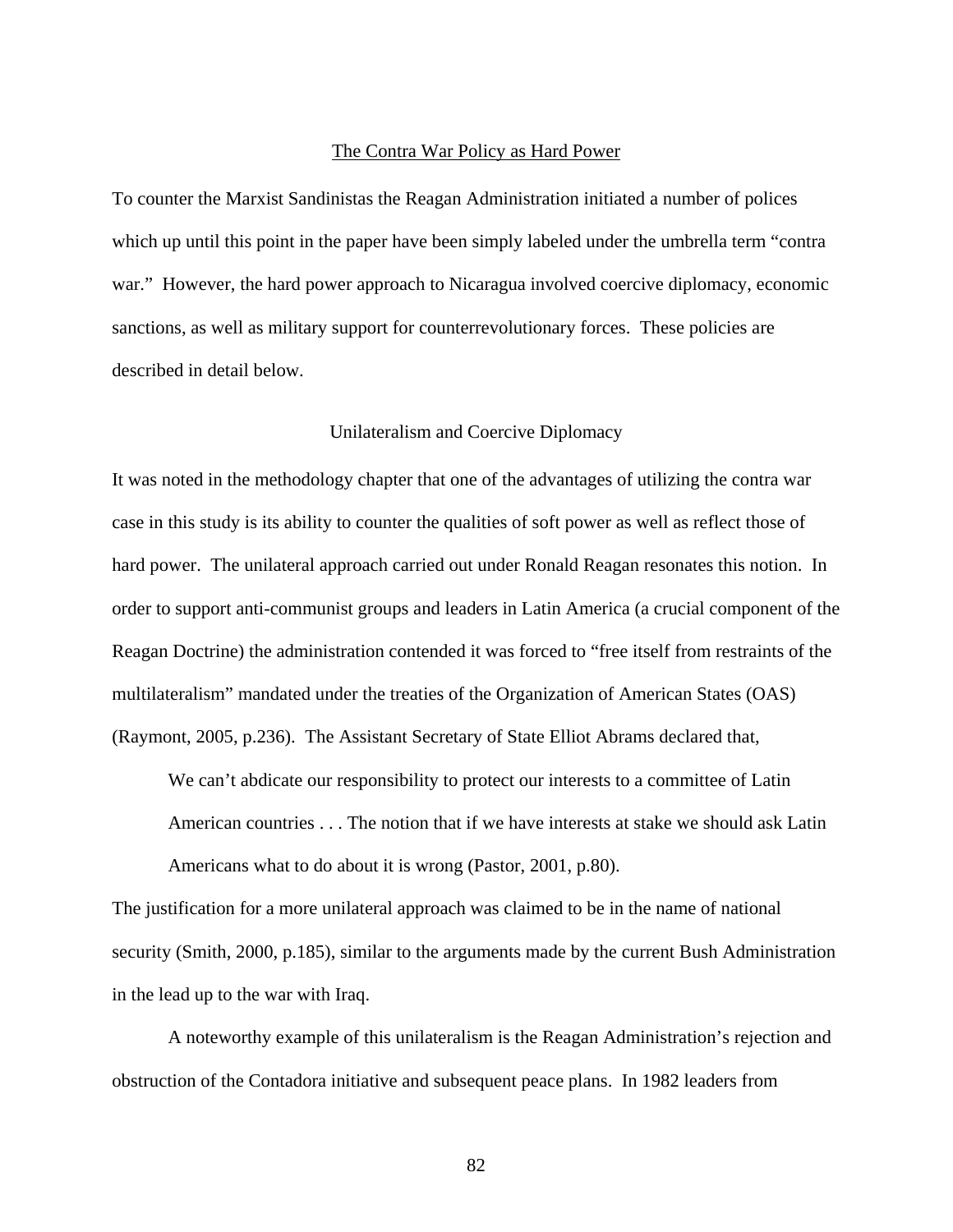## The Contra War Policy as Hard Power

To counter the Marxist Sandinistas the Reagan Administration initiated a number of polices which up until this point in the paper have been simply labeled under the umbrella term "contra war." However, the hard power approach to Nicaragua involved coercive diplomacy, economic sanctions, as well as military support for counterrevolutionary forces. These policies are described in detail below.

### Unilateralism and Coercive Diplomacy

It was noted in the methodology chapter that one of the advantages of utilizing the contra war case in this study is its ability to counter the qualities of soft power as well as reflect those of hard power. The unilateral approach carried out under Ronald Reagan resonates this notion. In order to support anti-communist groups and leaders in Latin America (a crucial component of the Reagan Doctrine) the administration contended it was forced to "free itself from restraints of the multilateralism" mandated under the treaties of the Organization of American States (OAS) (Raymont, 2005, p.236). The Assistant Secretary of State Elliot Abrams declared that,

> We can't abdicate our responsibility to protect our interests to a committee of Latin American countries . . . The notion that if we have interests at stake we should ask Latin Americans what to do about it is wrong (Pastor, 2001, p.80).

The justification for a more unilateral approach was claimed to be in the name of national security (Smith, 2000, p.185), similar to the arguments made by the current Bush Administration in the lead up to the war with Iraq.

A noteworthy example of this unilateralism is the Reagan Administration's rejection and obstruction of the Contadora initiative and subsequent peace plans. In 1982 leaders from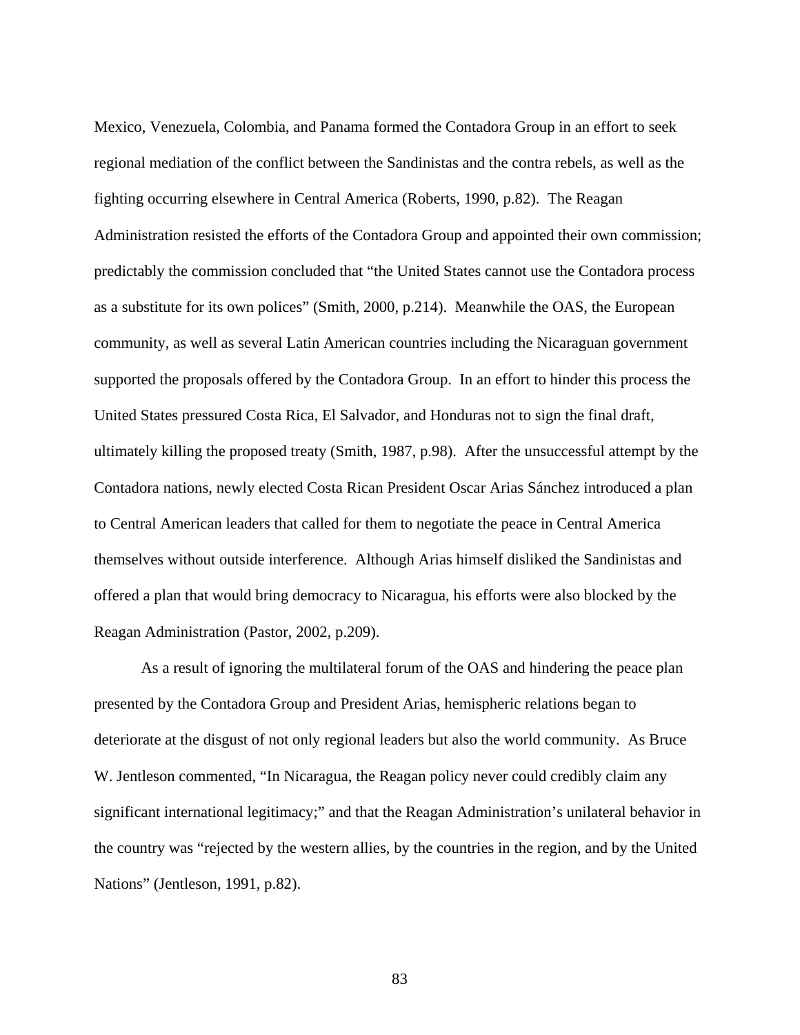Mexico, Venezuela, Colombia, and Panama formed the Contadora Group in an effort to seek regional mediation of the conflict between the Sandinistas and the contra rebels, as well as the fighting occurring elsewhere in Central America (Roberts, 1990, p.82). The Reagan Administration resisted the efforts of the Contadora Group and appointed their own commission; predictably the commission concluded that "the United States cannot use the Contadora process as a substitute for its own polices" (Smith, 2000, p.214). Meanwhile the OAS, the European community, as well as several Latin American countries including the Nicaraguan government supported the proposals offered by the Contadora Group. In an effort to hinder this process the United States pressured Costa Rica, El Salvador, and Honduras not to sign the final draft, ultimately killing the proposed treaty (Smith, 1987, p.98). After the unsuccessful attempt by the Contadora nations, newly elected Costa Rican President Oscar Arias Sánchez introduced a plan to Central American leaders that called for them to negotiate the peace in Central America themselves without outside interference. Although Arias himself disliked the Sandinistas and offered a plan that would bring democracy to Nicaragua, his efforts were also blocked by the Reagan Administration (Pastor, 2002, p.209).

As a result of ignoring the multilateral forum of the OAS and hindering the peace plan presented by the Contadora Group and President Arias, hemispheric relations began to deteriorate at the disgust of not only regional leaders but also the world community. As Bruce W. Jentleson commented, "In Nicaragua, the Reagan policy never could credibly claim any significant international legitimacy;" and that the Reagan Administration's unilateral behavior in the country was "rejected by the western allies, by the countries in the region, and by the United Nations" (Jentleson, 1991, p.82).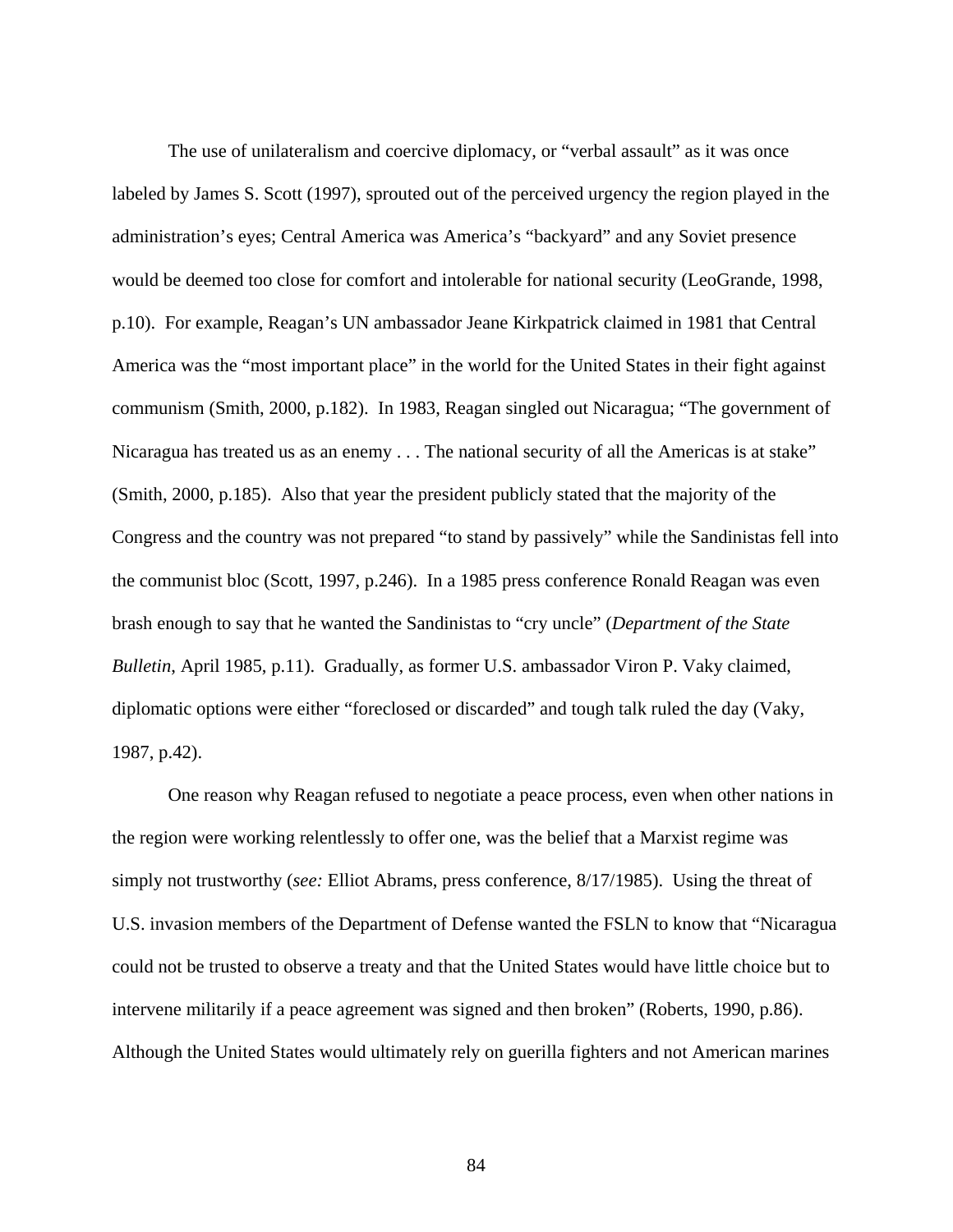The use of unilateralism and coercive diplomacy, or "verbal assault" as it was once labeled by James S. Scott (1997), sprouted out of the perceived urgency the region played in the administration's eyes; Central America was America's "backyard" and any Soviet presence would be deemed too close for comfort and intolerable for national security (LeoGrande, 1998, p.10). For example, Reagan's UN ambassador Jeane Kirkpatrick claimed in 1981 that Central America was the "most important place" in the world for the United States in their fight against communism (Smith, 2000, p.182). In 1983, Reagan singled out Nicaragua; "The government of Nicaragua has treated us as an enemy . . . The national security of all the Americas is at stake" (Smith, 2000, p.185). Also that year the president publicly stated that the majority of the Congress and the country was not prepared "to stand by passively" while the Sandinistas fell into the communist bloc (Scott, 1997, p.246). In a 1985 press conference Ronald Reagan was even brash enough to say that he wanted the Sandinistas to "cry uncle" (*Department of the State Bulletin*, April 1985, p.11). Gradually, as former U.S. ambassador Viron P. Vaky claimed, diplomatic options were either "foreclosed or discarded" and tough talk ruled the day (Vaky, 1987, p.42).

One reason why Reagan refused to negotiate a peace process, even when other nations in the region were working relentlessly to offer one, was the belief that a Marxist regime was simply not trustworthy (*see:* Elliot Abrams, press conference, 8/17/1985). Using the threat of U.S. invasion members of the Department of Defense wanted the FSLN to know that "Nicaragua could not be trusted to observe a treaty and that the United States would have little choice but to intervene militarily if a peace agreement was signed and then broken" (Roberts, 1990, p.86). Although the United States would ultimately rely on guerilla fighters and not American marines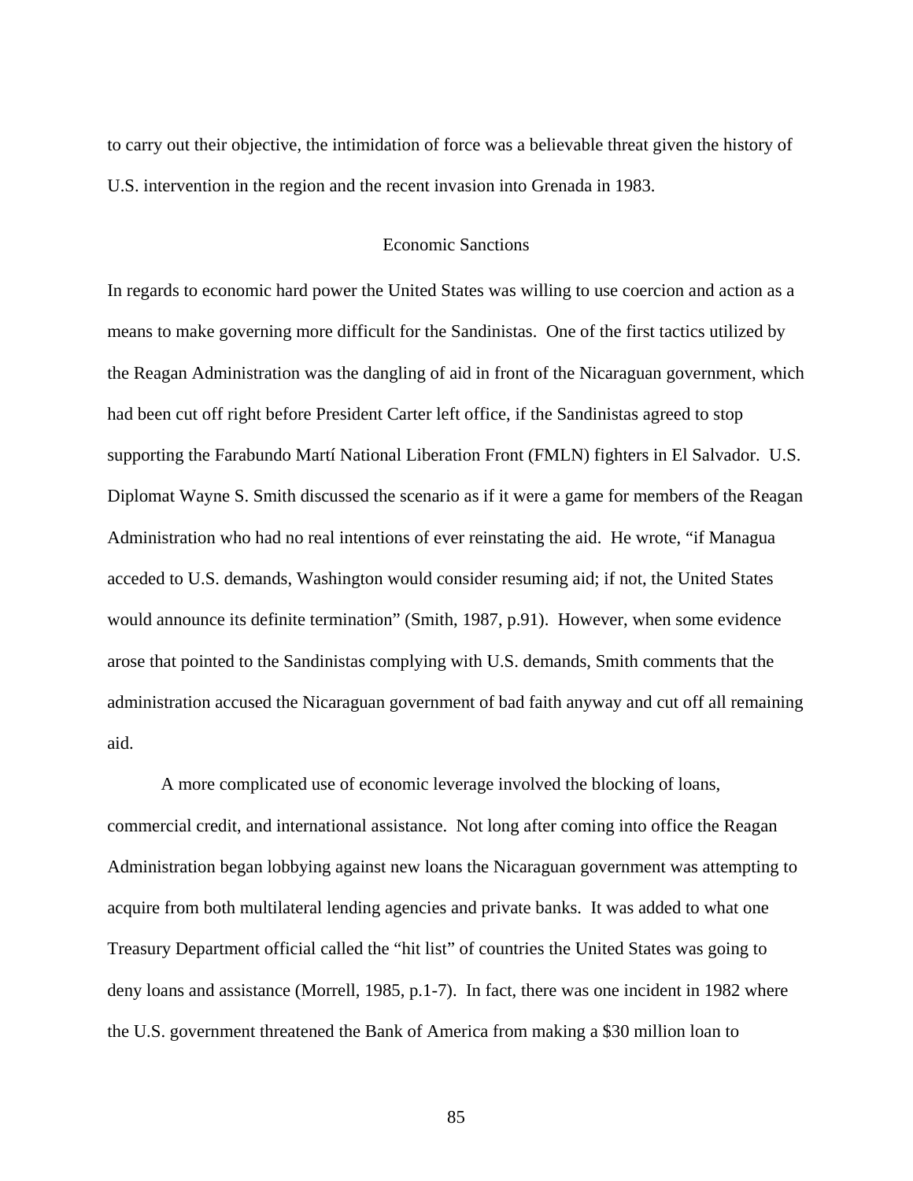to carry out their objective, the intimidation of force was a believable threat given the history of U.S. intervention in the region and the recent invasion into Grenada in 1983.

## Economic Sanctions

In regards to economic hard power the United States was willing to use coercion and action as a means to make governing more difficult for the Sandinistas. One of the first tactics utilized by the Reagan Administration was the dangling of aid in front of the Nicaraguan government, which had been cut off right before President Carter left office, if the Sandinistas agreed to stop supporting the Farabundo Martí National Liberation Front (FMLN) fighters in El Salvador. U.S. Diplomat Wayne S. Smith discussed the scenario as if it were a game for members of the Reagan Administration who had no real intentions of ever reinstating the aid. He wrote, "if Managua acceded to U.S. demands, Washington would consider resuming aid; if not, the United States would announce its definite termination" (Smith, 1987, p.91). However, when some evidence arose that pointed to the Sandinistas complying with U.S. demands, Smith comments that the administration accused the Nicaraguan government of bad faith anyway and cut off all remaining aid.

A more complicated use of economic leverage involved the blocking of loans, commercial credit, and international assistance. Not long after coming into office the Reagan Administration began lobbying against new loans the Nicaraguan government was attempting to acquire from both multilateral lending agencies and private banks. It was added to what one Treasury Department official called the "hit list" of countries the United States was going to deny loans and assistance (Morrell, 1985, p.1-7). In fact, there was one incident in 1982 where the U.S. government threatened the Bank of America from making a $30 million loan to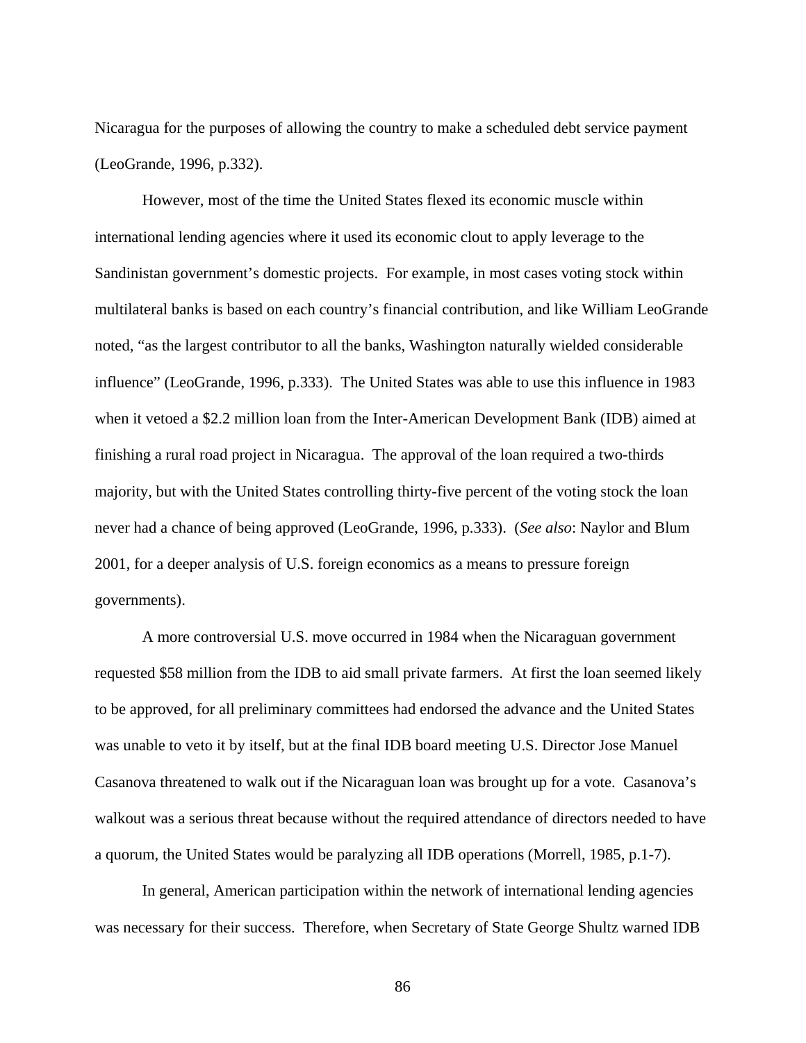Nicaragua for the purposes of allowing the country to make a scheduled debt service payment (LeoGrande, 1996, p.332).

However, most of the time the United States flexed its economic muscle within international lending agencies where it used its economic clout to apply leverage to the Sandinistan government's domestic projects. For example, in most cases voting stock within multilateral banks is based on each country's financial contribution, and like William LeoGrande noted, "as the largest contributor to all the banks, Washington naturally wielded considerable influence" (LeoGrande, 1996, p.333). The United States was able to use this influence in 1983 when it vetoed a $2.2 million loan from the Inter-American Development Bank (IDB) aimed at finishing a rural road project in Nicaragua. The approval of the loan required a two-thirds majority, but with the United States controlling thirty-five percent of the voting stock the loan never had a chance of being approved (LeoGrande, 1996, p.333). (*See also*: Naylor and Blum 2001, for a deeper analysis of U.S. foreign economics as a means to pressure foreign governments).

A more controversial U.S. move occurred in 1984 when the Nicaraguan government requested $58 million from the IDB to aid small private farmers. At first the loan seemed likely to be approved, for all preliminary committees had endorsed the advance and the United States was unable to veto it by itself, but at the final IDB board meeting U.S. Director Jose Manuel Casanova threatened to walk out if the Nicaraguan loan was brought up for a vote. Casanova's walkout was a serious threat because without the required attendance of directors needed to have a quorum, the United States would be paralyzing all IDB operations (Morrell, 1985, p.1-7).

In general, American participation within the network of international lending agencies was necessary for their success. Therefore, when Secretary of State George Shultz warned IDB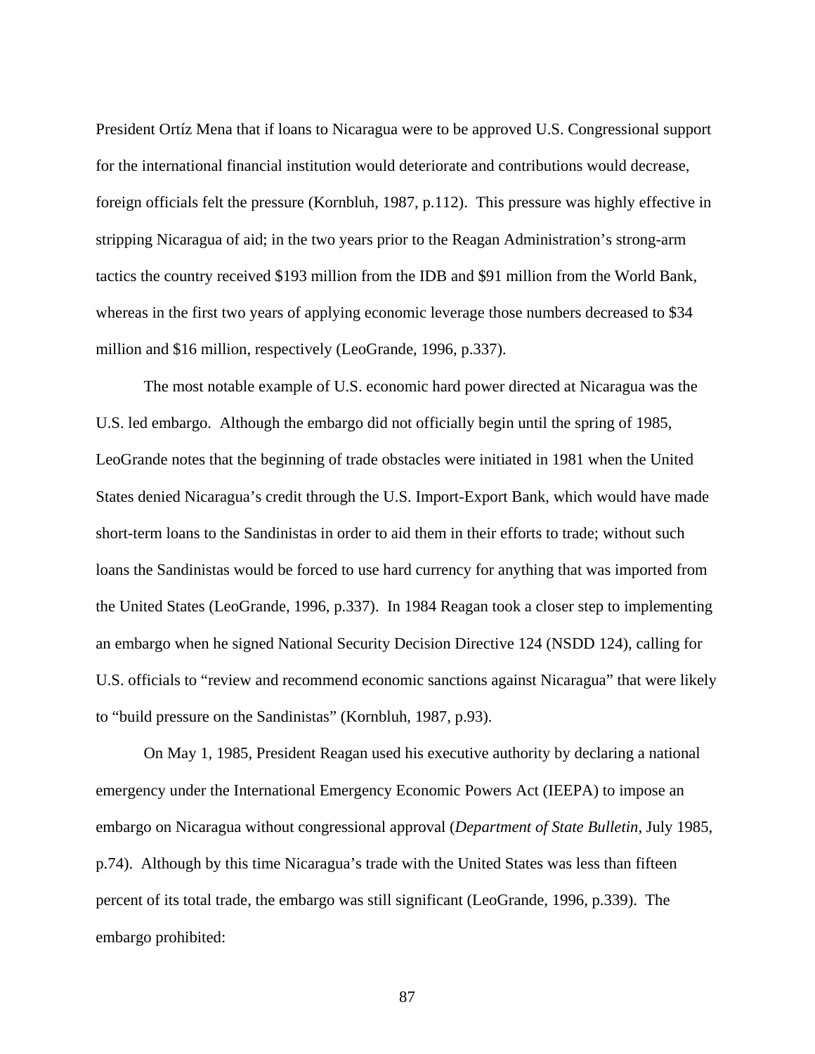President Ortíz Mena that if loans to Nicaragua were to be approved U.S. Congressional support for the international financial institution would deteriorate and contributions would decrease, foreign officials felt the pressure (Kornbluh, 1987, p.112). This pressure was highly effective in stripping Nicaragua of aid; in the two years prior to the Reagan Administration's strong-arm tactics the country received $193 million from the IDB and $91 million from the World Bank, whereas in the first two years of applying economic leverage those numbers decreased to $34 million and $16 million, respectively (LeoGrande, 1996, p.337).

The most notable example of U.S. economic hard power directed at Nicaragua was the U.S. led embargo. Although the embargo did not officially begin until the spring of 1985, LeoGrande notes that the beginning of trade obstacles were initiated in 1981 when the United States denied Nicaragua's credit through the U.S. Import-Export Bank, which would have made short-term loans to the Sandinistas in order to aid them in their efforts to trade; without such loans the Sandinistas would be forced to use hard currency for anything that was imported from the United States (LeoGrande, 1996, p.337). In 1984 Reagan took a closer step to implementing an embargo when he signed National Security Decision Directive 124 (NSDD 124), calling for U.S. officials to "review and recommend economic sanctions against Nicaragua" that were likely to "build pressure on the Sandinistas" (Kornbluh, 1987, p.93).

On May 1, 1985, President Reagan used his executive authority by declaring a national emergency under the International Emergency Economic Powers Act (IEEPA) to impose an embargo on Nicaragua without congressional approval (*Department of State Bulletin*, July 1985, p.74). Although by this time Nicaragua's trade with the United States was less than fifteen percent of its total trade, the embargo was still significant (LeoGrande, 1996, p.339). The embargo prohibited: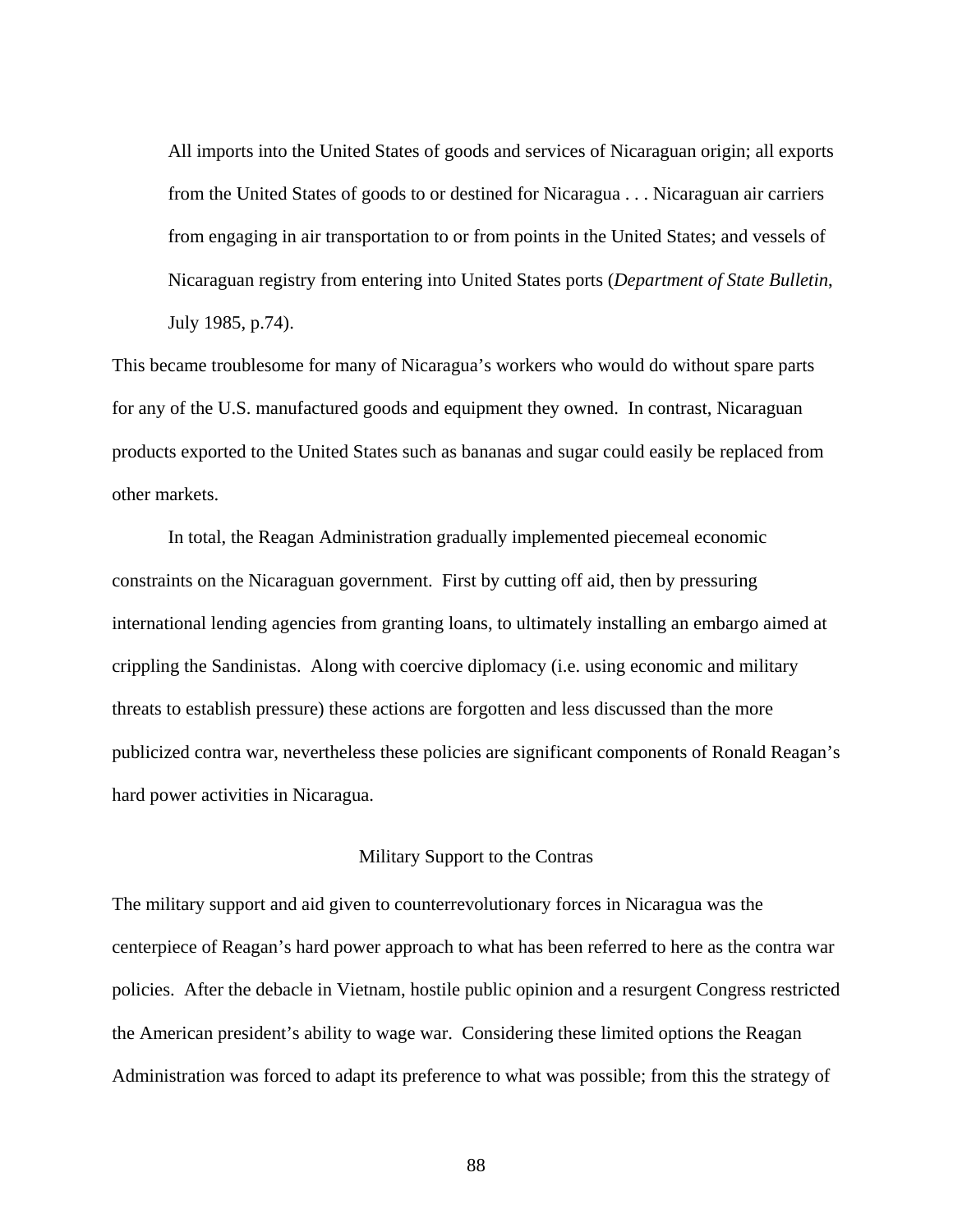> All imports into the United States of goods and services of Nicaraguan origin; all exports from the United States of goods to or destined for Nicaragua . . . Nicaraguan air carriers from engaging in air transportation to or from points in the United States; and vessels of Nicaraguan registry from entering into United States ports (*Department of State Bulletin*, July 1985, p.74).

This became troublesome for many of Nicaragua's workers who would do without spare parts for any of the U.S. manufactured goods and equipment they owned. In contrast, Nicaraguan products exported to the United States such as bananas and sugar could easily be replaced from other markets.

In total, the Reagan Administration gradually implemented piecemeal economic constraints on the Nicaraguan government. First by cutting off aid, then by pressuring international lending agencies from granting loans, to ultimately installing an embargo aimed at crippling the Sandinistas. Along with coercive diplomacy (i.e. using economic and military threats to establish pressure) these actions are forgotten and less discussed than the more publicized contra war, nevertheless these policies are significant components of Ronald Reagan's hard power activities in Nicaragua.

## Military Support to the Contras

The military support and aid given to counterrevolutionary forces in Nicaragua was the centerpiece of Reagan's hard power approach to what has been referred to here as the contra war policies. After the debacle in Vietnam, hostile public opinion and a resurgent Congress restricted the American president's ability to wage war. Considering these limited options the Reagan Administration was forced to adapt its preference to what was possible; from this the strategy of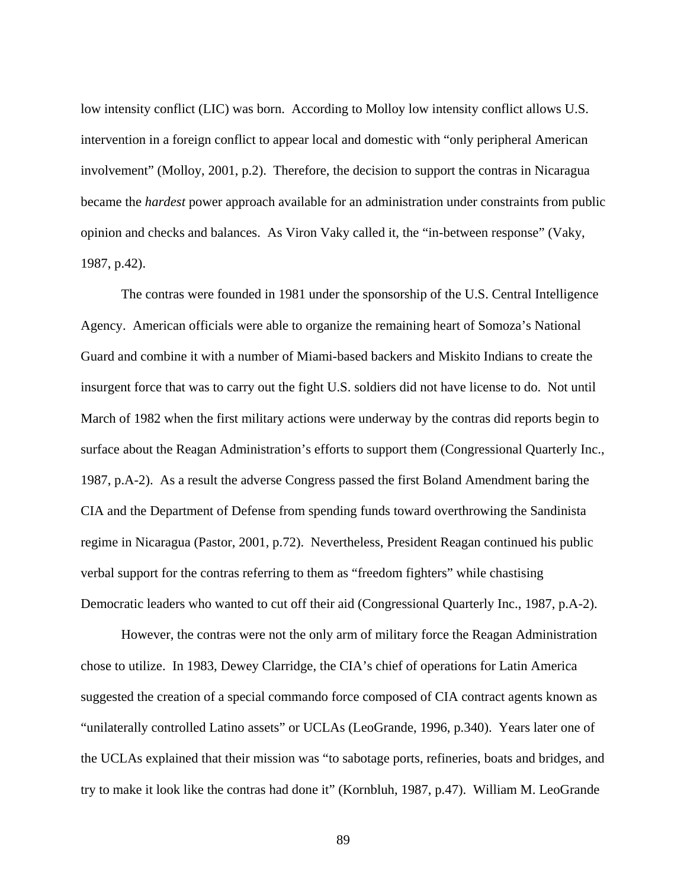low intensity conflict (LIC) was born.  According to Molloy low intensity conflict allows U.S. intervention in a foreign conflict to appear local and domestic with "only peripheral American involvement" (Molloy, 2001, p.2).  Therefore, the decision to support the contras in Nicaragua became the *hardest* power approach available for an administration under constraints from public opinion and checks and balances.  As Viron Vaky called it, the "in-between response" (Vaky, 1987, p.42).

The contras were founded in 1981 under the sponsorship of the U.S. Central Intelligence Agency.  American officials were able to organize the remaining heart of Somoza's National Guard and combine it with a number of Miami-based backers and Miskito Indians to create the insurgent force that was to carry out the fight U.S. soldiers did not have license to do.  Not until March of 1982 when the first military actions were underway by the contras did reports begin to surface about the Reagan Administration's efforts to support them (Congressional Quarterly Inc., 1987, p.A-2).  As a result the adverse Congress passed the first Boland Amendment baring the CIA and the Department of Defense from spending funds toward overthrowing the Sandinista regime in Nicaragua (Pastor, 2001, p.72).  Nevertheless, President Reagan continued his public verbal support for the contras referring to them as "freedom fighters" while chastising Democratic leaders who wanted to cut off their aid (Congressional Quarterly Inc., 1987, p.A-2).

However, the contras were not the only arm of military force the Reagan Administration chose to utilize.  In 1983, Dewey Clarridge, the CIA's chief of operations for Latin America suggested the creation of a special commando force composed of CIA contract agents known as "unilaterally controlled Latino assets" or UCLAs (LeoGrande, 1996, p.340).  Years later one of the UCLAs explained that their mission was "to sabotage ports, refineries, boats and bridges, and try to make it look like the contras had done it" (Kornbluh, 1987, p.47).  William M. LeoGrande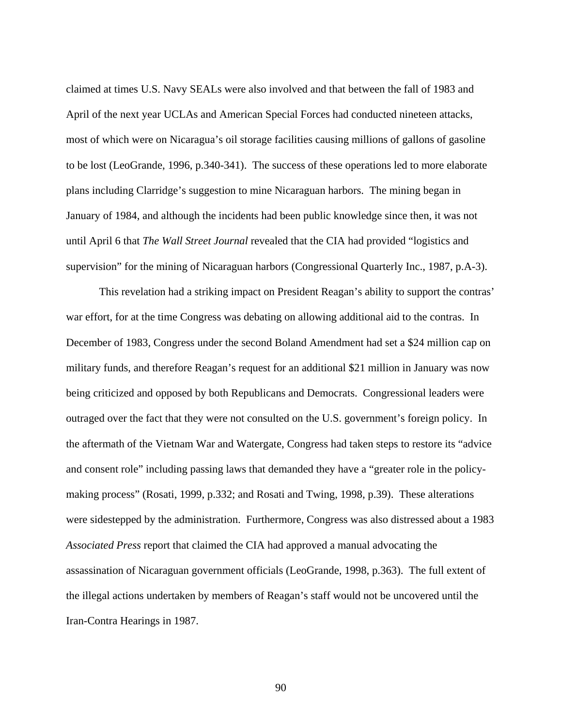claimed at times U.S. Navy SEALs were also involved and that between the fall of 1983 and April of the next year UCLAs and American Special Forces had conducted nineteen attacks, most of which were on Nicaragua's oil storage facilities causing millions of gallons of gasoline to be lost (LeoGrande, 1996, p.340-341). The success of these operations led to more elaborate plans including Clarridge's suggestion to mine Nicaraguan harbors. The mining began in January of 1984, and although the incidents had been public knowledge since then, it was not until April 6 that *The Wall Street Journal* revealed that the CIA had provided "logistics and supervision" for the mining of Nicaraguan harbors (Congressional Quarterly Inc., 1987, p.A-3).

This revelation had a striking impact on President Reagan's ability to support the contras' war effort, for at the time Congress was debating on allowing additional aid to the contras. In December of 1983, Congress under the second Boland Amendment had set a $24 million cap on military funds, and therefore Reagan's request for an additional $21 million in January was now being criticized and opposed by both Republicans and Democrats. Congressional leaders were outraged over the fact that they were not consulted on the U.S. government's foreign policy. In the aftermath of the Vietnam War and Watergate, Congress had taken steps to restore its "advice and consent role" including passing laws that demanded they have a "greater role in the policy-making process" (Rosati, 1999, p.332; and Rosati and Twing, 1998, p.39). These alterations were sidestepped by the administration. Furthermore, Congress was also distressed about a 1983 *Associated Press* report that claimed the CIA had approved a manual advocating the assassination of Nicaraguan government officials (LeoGrande, 1998, p.363). The full extent of the illegal actions undertaken by members of Reagan's staff would not be uncovered until the Iran-Contra Hearings in 1987.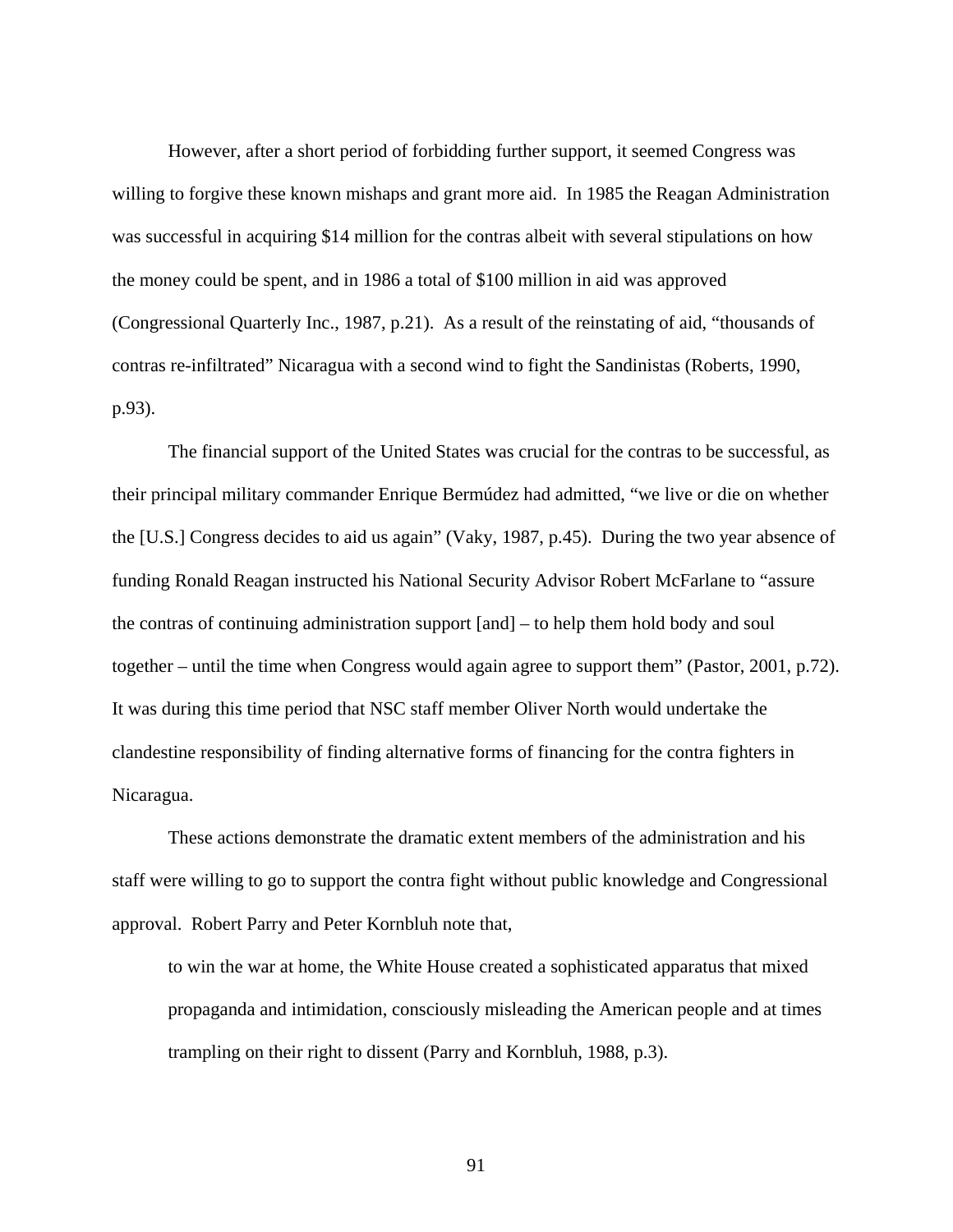However, after a short period of forbidding further support, it seemed Congress was willing to forgive these known mishaps and grant more aid. In 1985 the Reagan Administration was successful in acquiring $14 million for the contras albeit with several stipulations on how the money could be spent, and in 1986 a total of $100 million in aid was approved (Congressional Quarterly Inc., 1987, p.21). As a result of the reinstating of aid, "thousands of contras re-infiltrated" Nicaragua with a second wind to fight the Sandinistas (Roberts, 1990, p.93).

The financial support of the United States was crucial for the contras to be successful, as their principal military commander Enrique Bermúdez had admitted, "we live or die on whether the [U.S.] Congress decides to aid us again" (Vaky, 1987, p.45). During the two year absence of funding Ronald Reagan instructed his National Security Advisor Robert McFarlane to "assure the contras of continuing administration support [and] – to help them hold body and soul together – until the time when Congress would again agree to support them" (Pastor, 2001, p.72). It was during this time period that NSC staff member Oliver North would undertake the clandestine responsibility of finding alternative forms of financing for the contra fighters in Nicaragua.

These actions demonstrate the dramatic extent members of the administration and his staff were willing to go to support the contra fight without public knowledge and Congressional approval. Robert Parry and Peter Kornbluh note that,

> to win the war at home, the White House created a sophisticated apparatus that mixed propaganda and intimidation, consciously misleading the American people and at times trampling on their right to dissent (Parry and Kornbluh, 1988, p.3).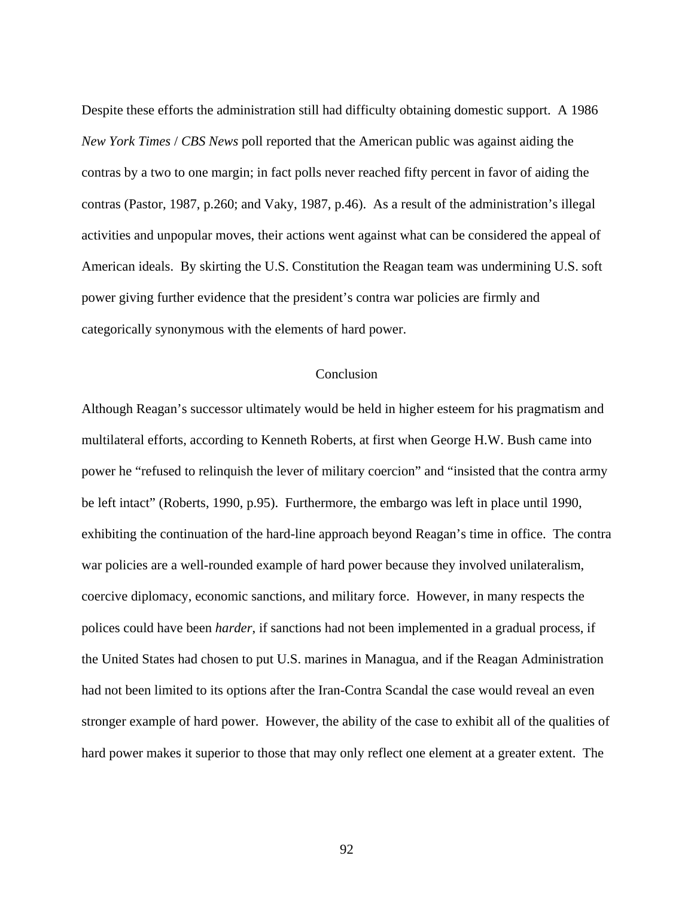Despite these efforts the administration still had difficulty obtaining domestic support. A 1986 *New York Times* / *CBS News* poll reported that the American public was against aiding the contras by a two to one margin; in fact polls never reached fifty percent in favor of aiding the contras (Pastor, 1987, p.260; and Vaky, 1987, p.46). As a result of the administration's illegal activities and unpopular moves, their actions went against what can be considered the appeal of American ideals. By skirting the U.S. Constitution the Reagan team was undermining U.S. soft power giving further evidence that the president's contra war policies are firmly and categorically synonymous with the elements of hard power.

## Conclusion

Although Reagan's successor ultimately would be held in higher esteem for his pragmatism and multilateral efforts, according to Kenneth Roberts, at first when George H.W. Bush came into power he "refused to relinquish the lever of military coercion" and "insisted that the contra army be left intact" (Roberts, 1990, p.95). Furthermore, the embargo was left in place until 1990, exhibiting the continuation of the hard-line approach beyond Reagan's time in office. The contra war policies are a well-rounded example of hard power because they involved unilateralism, coercive diplomacy, economic sanctions, and military force. However, in many respects the polices could have been *harder*, if sanctions had not been implemented in a gradual process, if the United States had chosen to put U.S. marines in Managua, and if the Reagan Administration had not been limited to its options after the Iran-Contra Scandal the case would reveal an even stronger example of hard power. However, the ability of the case to exhibit all of the qualities of hard power makes it superior to those that may only reflect one element at a greater extent. The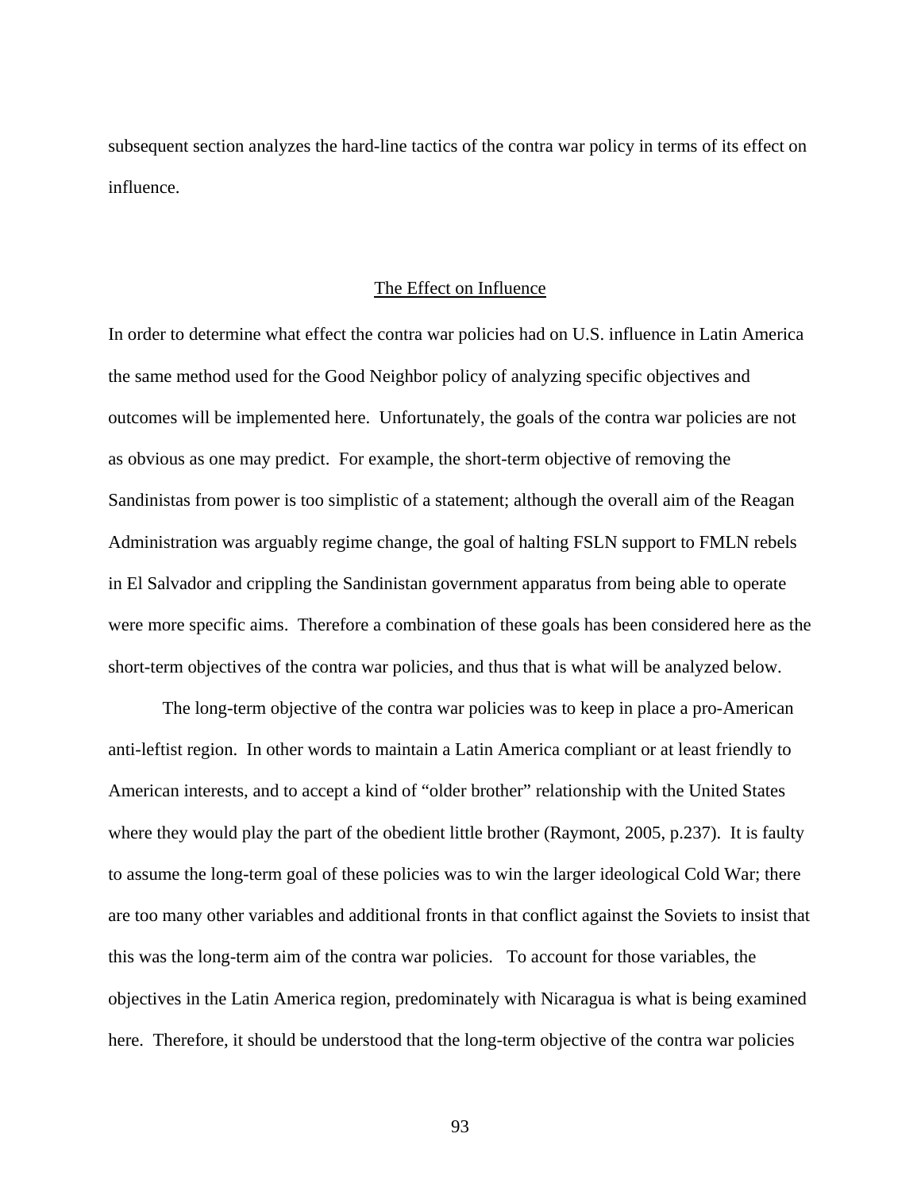subsequent section analyzes the hard-line tactics of the contra war policy in terms of its effect on influence.

## The Effect on Influence

In order to determine what effect the contra war policies had on U.S. influence in Latin America the same method used for the Good Neighbor policy of analyzing specific objectives and outcomes will be implemented here. Unfortunately, the goals of the contra war policies are not as obvious as one may predict. For example, the short-term objective of removing the Sandinistas from power is too simplistic of a statement; although the overall aim of the Reagan Administration was arguably regime change, the goal of halting FSLN support to FMLN rebels in El Salvador and crippling the Sandinistan government apparatus from being able to operate were more specific aims. Therefore a combination of these goals has been considered here as the short-term objectives of the contra war policies, and thus that is what will be analyzed below.

The long-term objective of the contra war policies was to keep in place a pro-American anti-leftist region. In other words to maintain a Latin America compliant or at least friendly to American interests, and to accept a kind of "older brother" relationship with the United States where they would play the part of the obedient little brother (Raymont, 2005, p.237). It is faulty to assume the long-term goal of these policies was to win the larger ideological Cold War; there are too many other variables and additional fronts in that conflict against the Soviets to insist that this was the long-term aim of the contra war policies. To account for those variables, the objectives in the Latin America region, predominately with Nicaragua is what is being examined here. Therefore, it should be understood that the long-term objective of the contra war policies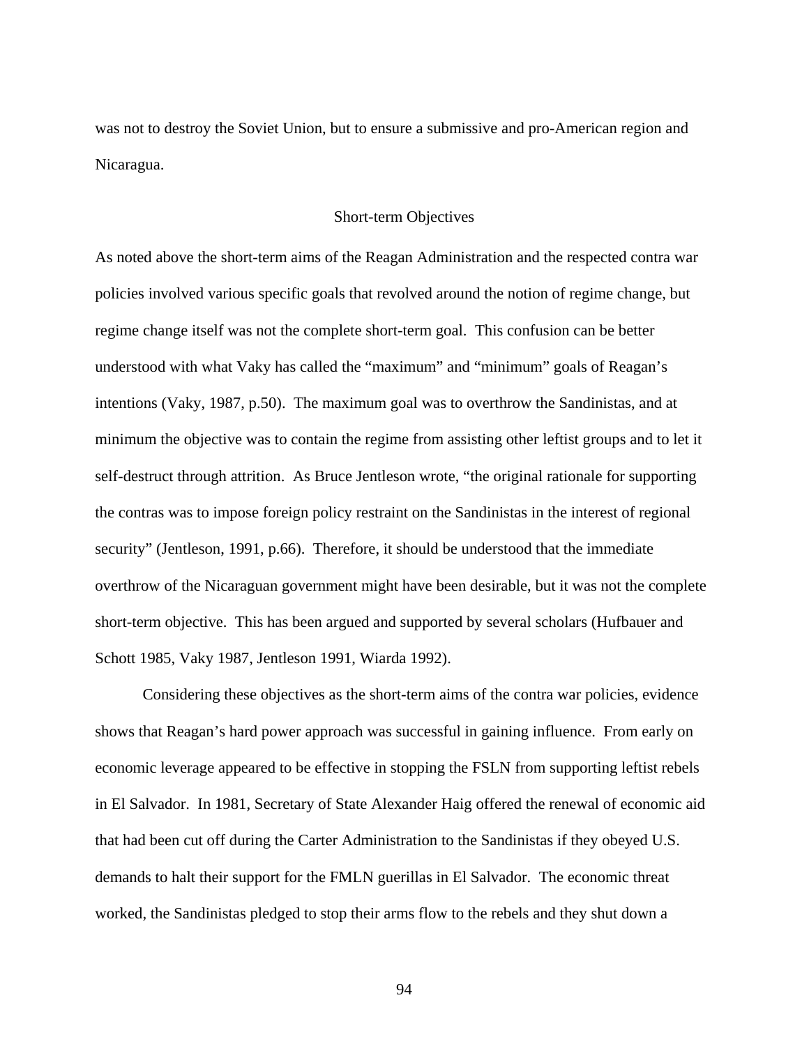was not to destroy the Soviet Union, but to ensure a submissive and pro-American region and Nicaragua.

## Short-term Objectives

As noted above the short-term aims of the Reagan Administration and the respected contra war policies involved various specific goals that revolved around the notion of regime change, but regime change itself was not the complete short-term goal. This confusion can be better understood with what Vaky has called the "maximum" and "minimum" goals of Reagan's intentions (Vaky, 1987, p.50). The maximum goal was to overthrow the Sandinistas, and at minimum the objective was to contain the regime from assisting other leftist groups and to let it self-destruct through attrition. As Bruce Jentleson wrote, "the original rationale for supporting the contras was to impose foreign policy restraint on the Sandinistas in the interest of regional security" (Jentleson, 1991, p.66). Therefore, it should be understood that the immediate overthrow of the Nicaraguan government might have been desirable, but it was not the complete short-term objective. This has been argued and supported by several scholars (Hufbauer and Schott 1985, Vaky 1987, Jentleson 1991, Wiarda 1992).

Considering these objectives as the short-term aims of the contra war policies, evidence shows that Reagan's hard power approach was successful in gaining influence. From early on economic leverage appeared to be effective in stopping the FSLN from supporting leftist rebels in El Salvador. In 1981, Secretary of State Alexander Haig offered the renewal of economic aid that had been cut off during the Carter Administration to the Sandinistas if they obeyed U.S. demands to halt their support for the FMLN guerillas in El Salvador. The economic threat worked, the Sandinistas pledged to stop their arms flow to the rebels and they shut down a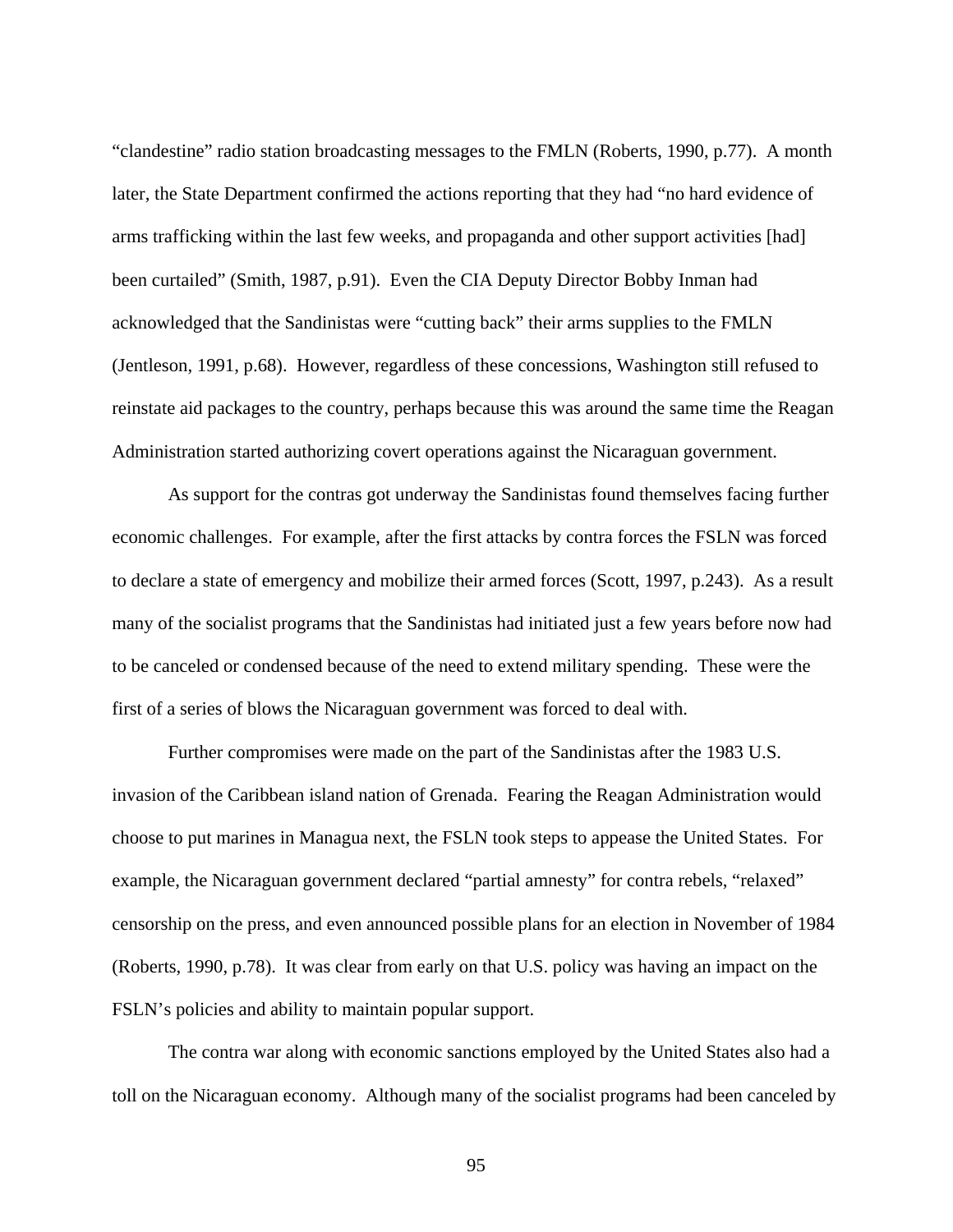“clandestine” radio station broadcasting messages to the FMLN (Roberts, 1990, p.77). A month later, the State Department confirmed the actions reporting that they had “no hard evidence of arms trafficking within the last few weeks, and propaganda and other support activities [had] been curtailed” (Smith, 1987, p.91). Even the CIA Deputy Director Bobby Inman had acknowledged that the Sandinistas were “cutting back” their arms supplies to the FMLN (Jentleson, 1991, p.68). However, regardless of these concessions, Washington still refused to reinstate aid packages to the country, perhaps because this was around the same time the Reagan Administration started authorizing covert operations against the Nicaraguan government.

As support for the contras got underway the Sandinistas found themselves facing further economic challenges. For example, after the first attacks by contra forces the FSLN was forced to declare a state of emergency and mobilize their armed forces (Scott, 1997, p.243). As a result many of the socialist programs that the Sandinistas had initiated just a few years before now had to be canceled or condensed because of the need to extend military spending. These were the first of a series of blows the Nicaraguan government was forced to deal with.

Further compromises were made on the part of the Sandinistas after the 1983 U.S. invasion of the Caribbean island nation of Grenada. Fearing the Reagan Administration would choose to put marines in Managua next, the FSLN took steps to appease the United States. For example, the Nicaraguan government declared “partial amnesty” for contra rebels, “relaxed” censorship on the press, and even announced possible plans for an election in November of 1984 (Roberts, 1990, p.78). It was clear from early on that U.S. policy was having an impact on the FSLN’s policies and ability to maintain popular support.

The contra war along with economic sanctions employed by the United States also had a toll on the Nicaraguan economy. Although many of the socialist programs had been canceled by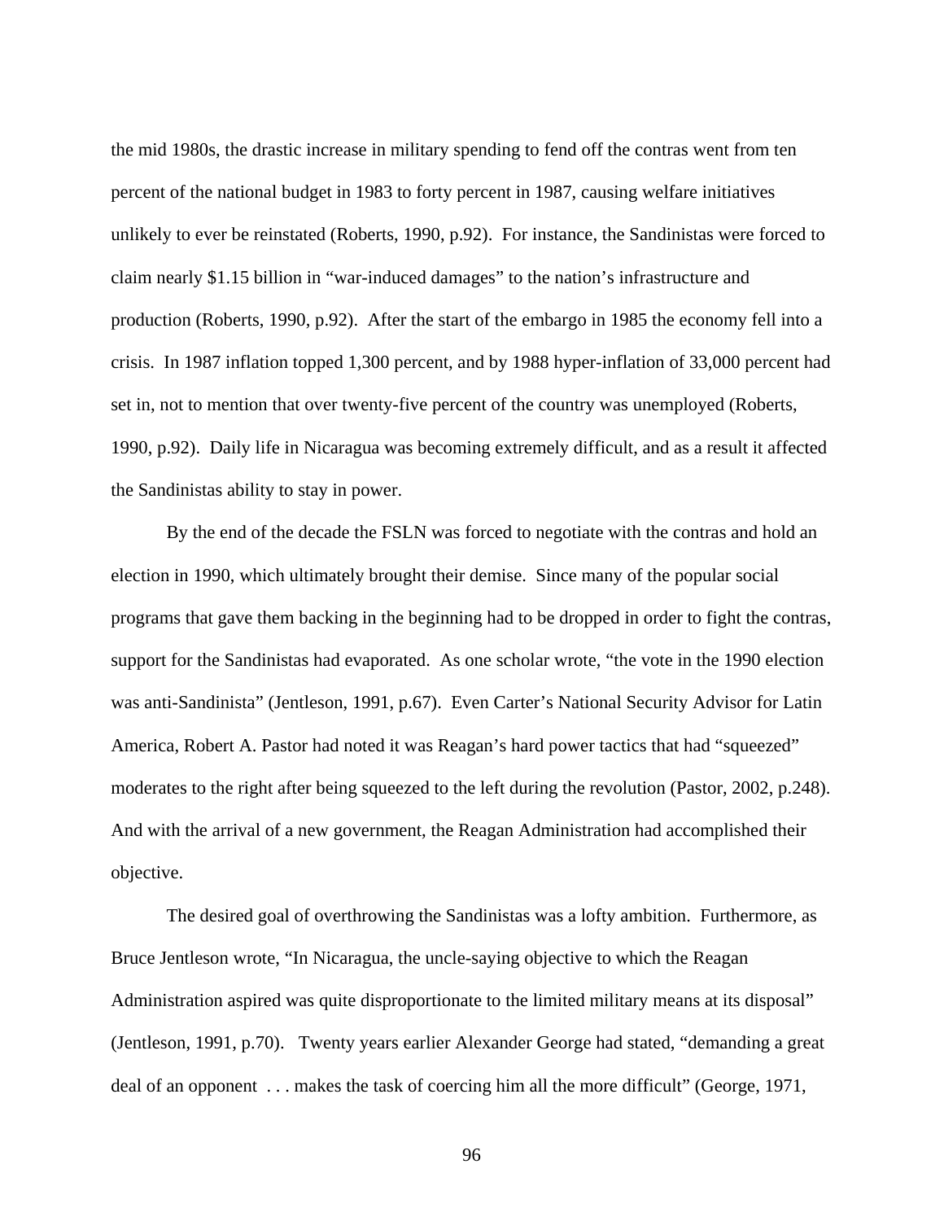the mid 1980s, the drastic increase in military spending to fend off the contras went from ten percent of the national budget in 1983 to forty percent in 1987, causing welfare initiatives unlikely to ever be reinstated (Roberts, 1990, p.92). For instance, the Sandinistas were forced to claim nearly $1.15 billion in "war-induced damages" to the nation's infrastructure and production (Roberts, 1990, p.92). After the start of the embargo in 1985 the economy fell into a crisis. In 1987 inflation topped 1,300 percent, and by 1988 hyper-inflation of 33,000 percent had set in, not to mention that over twenty-five percent of the country was unemployed (Roberts, 1990, p.92). Daily life in Nicaragua was becoming extremely difficult, and as a result it affected the Sandinistas ability to stay in power.

By the end of the decade the FSLN was forced to negotiate with the contras and hold an election in 1990, which ultimately brought their demise. Since many of the popular social programs that gave them backing in the beginning had to be dropped in order to fight the contras, support for the Sandinistas had evaporated. As one scholar wrote, "the vote in the 1990 election was anti-Sandinista" (Jentleson, 1991, p.67). Even Carter's National Security Advisor for Latin America, Robert A. Pastor had noted it was Reagan's hard power tactics that had "squeezed" moderates to the right after being squeezed to the left during the revolution (Pastor, 2002, p.248). And with the arrival of a new government, the Reagan Administration had accomplished their objective.

The desired goal of overthrowing the Sandinistas was a lofty ambition. Furthermore, as Bruce Jentleson wrote, "In Nicaragua, the uncle-saying objective to which the Reagan Administration aspired was quite disproportionate to the limited military means at its disposal" (Jentleson, 1991, p.70). Twenty years earlier Alexander George had stated, "demanding a great deal of an opponent . . . makes the task of coercing him all the more difficult" (George, 1971,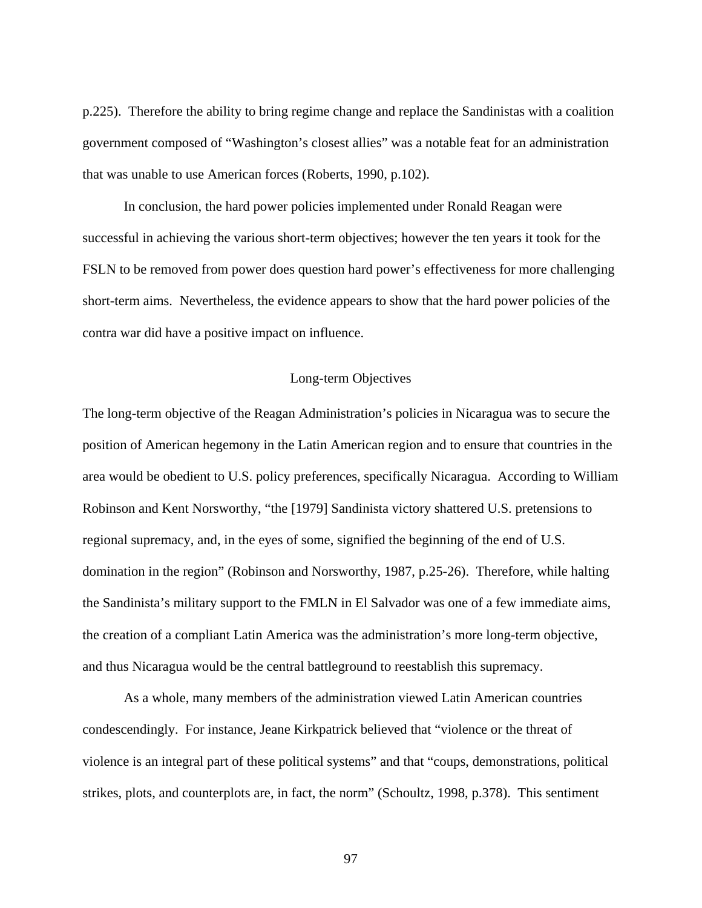p.225). Therefore the ability to bring regime change and replace the Sandinistas with a coalition government composed of "Washington's closest allies" was a notable feat for an administration that was unable to use American forces (Roberts, 1990, p.102).

In conclusion, the hard power policies implemented under Ronald Reagan were successful in achieving the various short-term objectives; however the ten years it took for the FSLN to be removed from power does question hard power's effectiveness for more challenging short-term aims. Nevertheless, the evidence appears to show that the hard power policies of the contra war did have a positive impact on influence.

### Long-term Objectives

The long-term objective of the Reagan Administration's policies in Nicaragua was to secure the position of American hegemony in the Latin American region and to ensure that countries in the area would be obedient to U.S. policy preferences, specifically Nicaragua. According to William Robinson and Kent Norsworthy, "the [1979] Sandinista victory shattered U.S. pretensions to regional supremacy, and, in the eyes of some, signified the beginning of the end of U.S. domination in the region" (Robinson and Norsworthy, 1987, p.25-26). Therefore, while halting the Sandinista's military support to the FMLN in El Salvador was one of a few immediate aims, the creation of a compliant Latin America was the administration's more long-term objective, and thus Nicaragua would be the central battleground to reestablish this supremacy.

As a whole, many members of the administration viewed Latin American countries condescendingly. For instance, Jeane Kirkpatrick believed that "violence or the threat of violence is an integral part of these political systems" and that "coups, demonstrations, political strikes, plots, and counterplots are, in fact, the norm" (Schoultz, 1998, p.378). This sentiment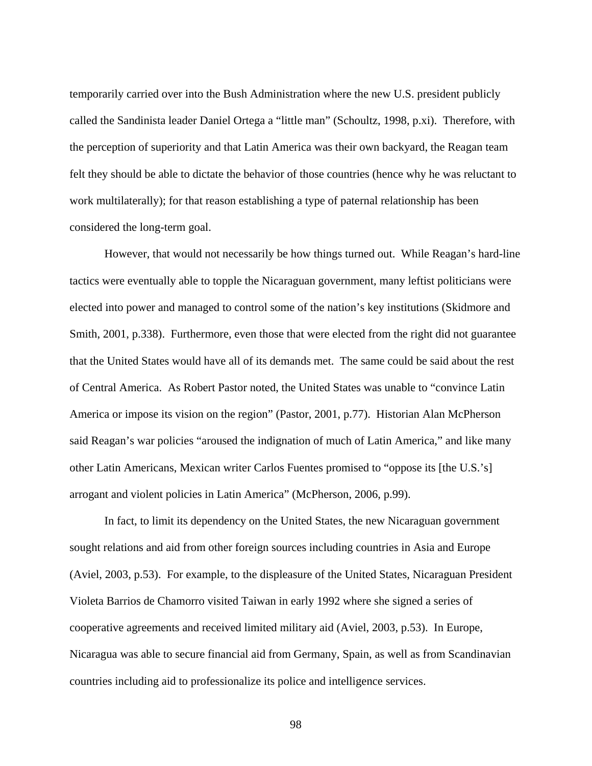temporarily carried over into the Bush Administration where the new U.S. president publicly called the Sandinista leader Daniel Ortega a "little man" (Schoultz, 1998, p.xi). Therefore, with the perception of superiority and that Latin America was their own backyard, the Reagan team felt they should be able to dictate the behavior of those countries (hence why he was reluctant to work multilaterally); for that reason establishing a type of paternal relationship has been considered the long-term goal.

However, that would not necessarily be how things turned out. While Reagan's hard-line tactics were eventually able to topple the Nicaraguan government, many leftist politicians were elected into power and managed to control some of the nation's key institutions (Skidmore and Smith, 2001, p.338). Furthermore, even those that were elected from the right did not guarantee that the United States would have all of its demands met. The same could be said about the rest of Central America. As Robert Pastor noted, the United States was unable to "convince Latin America or impose its vision on the region" (Pastor, 2001, p.77). Historian Alan McPherson said Reagan's war policies "aroused the indignation of much of Latin America," and like many other Latin Americans, Mexican writer Carlos Fuentes promised to "oppose its [the U.S.'s] arrogant and violent policies in Latin America" (McPherson, 2006, p.99).

In fact, to limit its dependency on the United States, the new Nicaraguan government sought relations and aid from other foreign sources including countries in Asia and Europe (Aviel, 2003, p.53). For example, to the displeasure of the United States, Nicaraguan President Violeta Barrios de Chamorro visited Taiwan in early 1992 where she signed a series of cooperative agreements and received limited military aid (Aviel, 2003, p.53). In Europe, Nicaragua was able to secure financial aid from Germany, Spain, as well as from Scandinavian countries including aid to professionalize its police and intelligence services.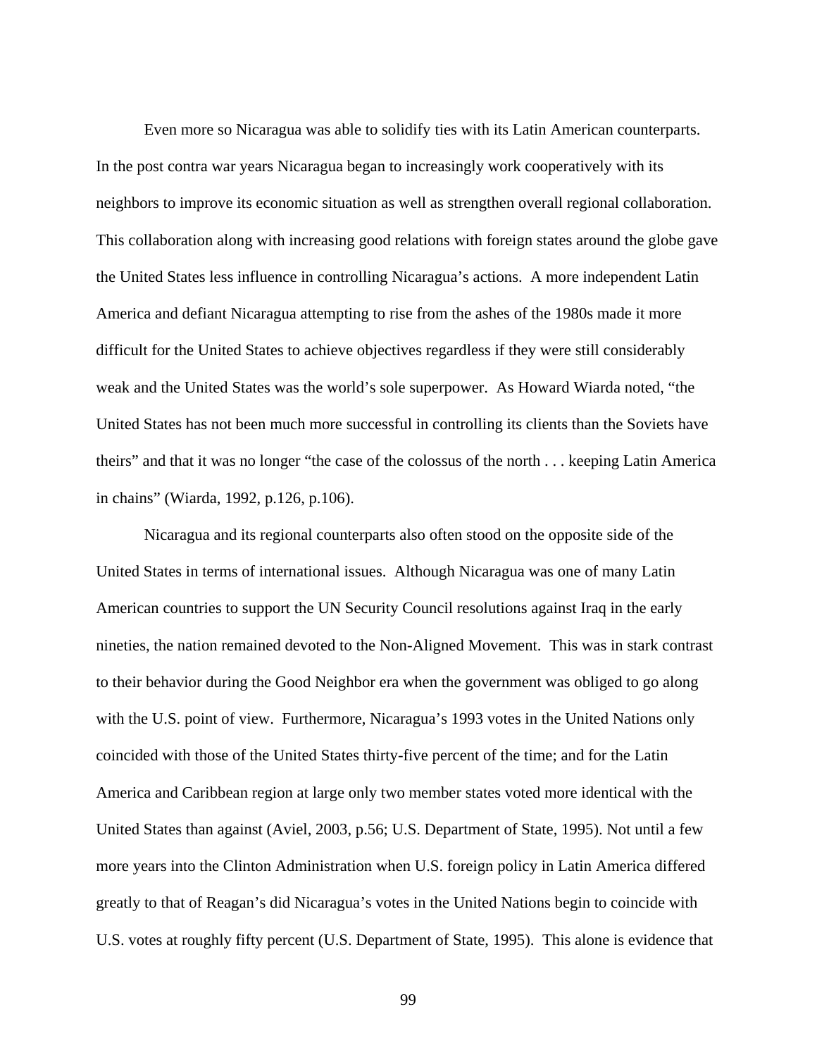Even more so Nicaragua was able to solidify ties with its Latin American counterparts. In the post contra war years Nicaragua began to increasingly work cooperatively with its neighbors to improve its economic situation as well as strengthen overall regional collaboration. This collaboration along with increasing good relations with foreign states around the globe gave the United States less influence in controlling Nicaragua's actions. A more independent Latin America and defiant Nicaragua attempting to rise from the ashes of the 1980s made it more difficult for the United States to achieve objectives regardless if they were still considerably weak and the United States was the world's sole superpower. As Howard Wiarda noted, "the United States has not been much more successful in controlling its clients than the Soviets have theirs" and that it was no longer "the case of the colossus of the north . . . keeping Latin America in chains" (Wiarda, 1992, p.126, p.106).

Nicaragua and its regional counterparts also often stood on the opposite side of the United States in terms of international issues. Although Nicaragua was one of many Latin American countries to support the UN Security Council resolutions against Iraq in the early nineties, the nation remained devoted to the Non-Aligned Movement. This was in stark contrast to their behavior during the Good Neighbor era when the government was obliged to go along with the U.S. point of view. Furthermore, Nicaragua's 1993 votes in the United Nations only coincided with those of the United States thirty-five percent of the time; and for the Latin America and Caribbean region at large only two member states voted more identical with the United States than against (Aviel, 2003, p.56; U.S. Department of State, 1995). Not until a few more years into the Clinton Administration when U.S. foreign policy in Latin America differed greatly to that of Reagan's did Nicaragua's votes in the United Nations begin to coincide with U.S. votes at roughly fifty percent (U.S. Department of State, 1995). This alone is evidence that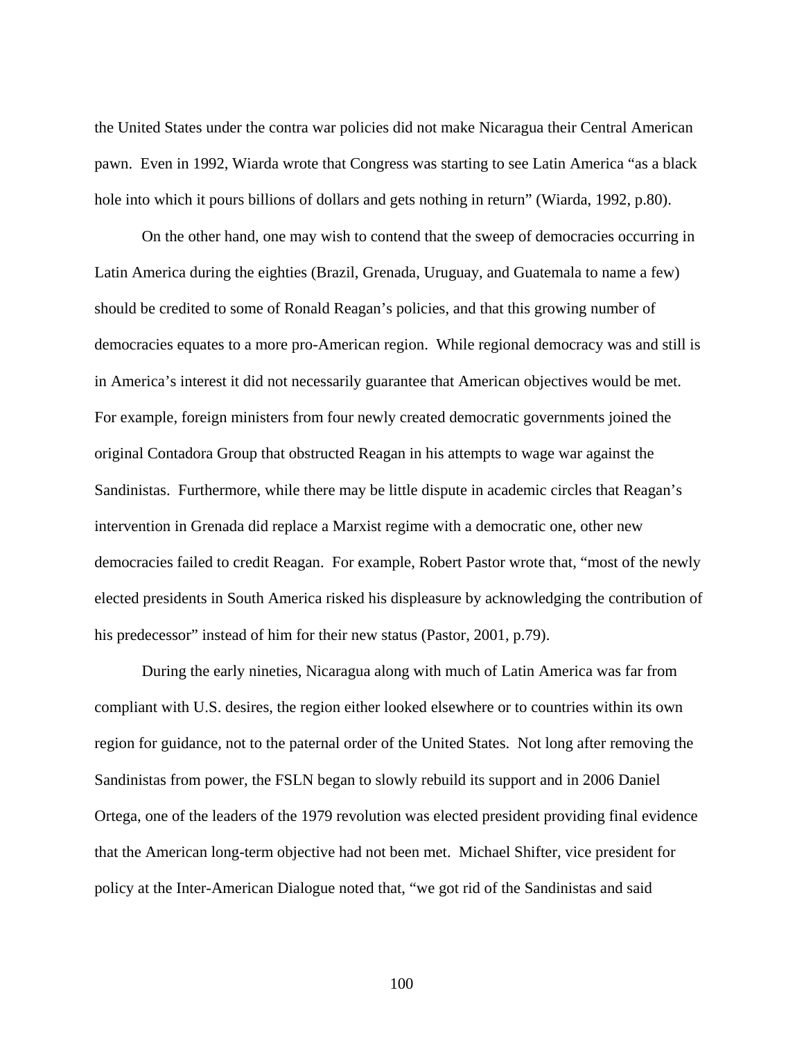the United States under the contra war policies did not make Nicaragua their Central American pawn. Even in 1992, Wiarda wrote that Congress was starting to see Latin America "as a black hole into which it pours billions of dollars and gets nothing in return" (Wiarda, 1992, p.80).

On the other hand, one may wish to contend that the sweep of democracies occurring in Latin America during the eighties (Brazil, Grenada, Uruguay, and Guatemala to name a few) should be credited to some of Ronald Reagan's policies, and that this growing number of democracies equates to a more pro-American region. While regional democracy was and still is in America's interest it did not necessarily guarantee that American objectives would be met. For example, foreign ministers from four newly created democratic governments joined the original Contadora Group that obstructed Reagan in his attempts to wage war against the Sandinistas. Furthermore, while there may be little dispute in academic circles that Reagan's intervention in Grenada did replace a Marxist regime with a democratic one, other new democracies failed to credit Reagan. For example, Robert Pastor wrote that, "most of the newly elected presidents in South America risked his displeasure by acknowledging the contribution of his predecessor" instead of him for their new status (Pastor, 2001, p.79).

During the early nineties, Nicaragua along with much of Latin America was far from compliant with U.S. desires, the region either looked elsewhere or to countries within its own region for guidance, not to the paternal order of the United States. Not long after removing the Sandinistas from power, the FSLN began to slowly rebuild its support and in 2006 Daniel Ortega, one of the leaders of the 1979 revolution was elected president providing final evidence that the American long-term objective had not been met. Michael Shifter, vice president for policy at the Inter-American Dialogue noted that, "we got rid of the Sandinistas and said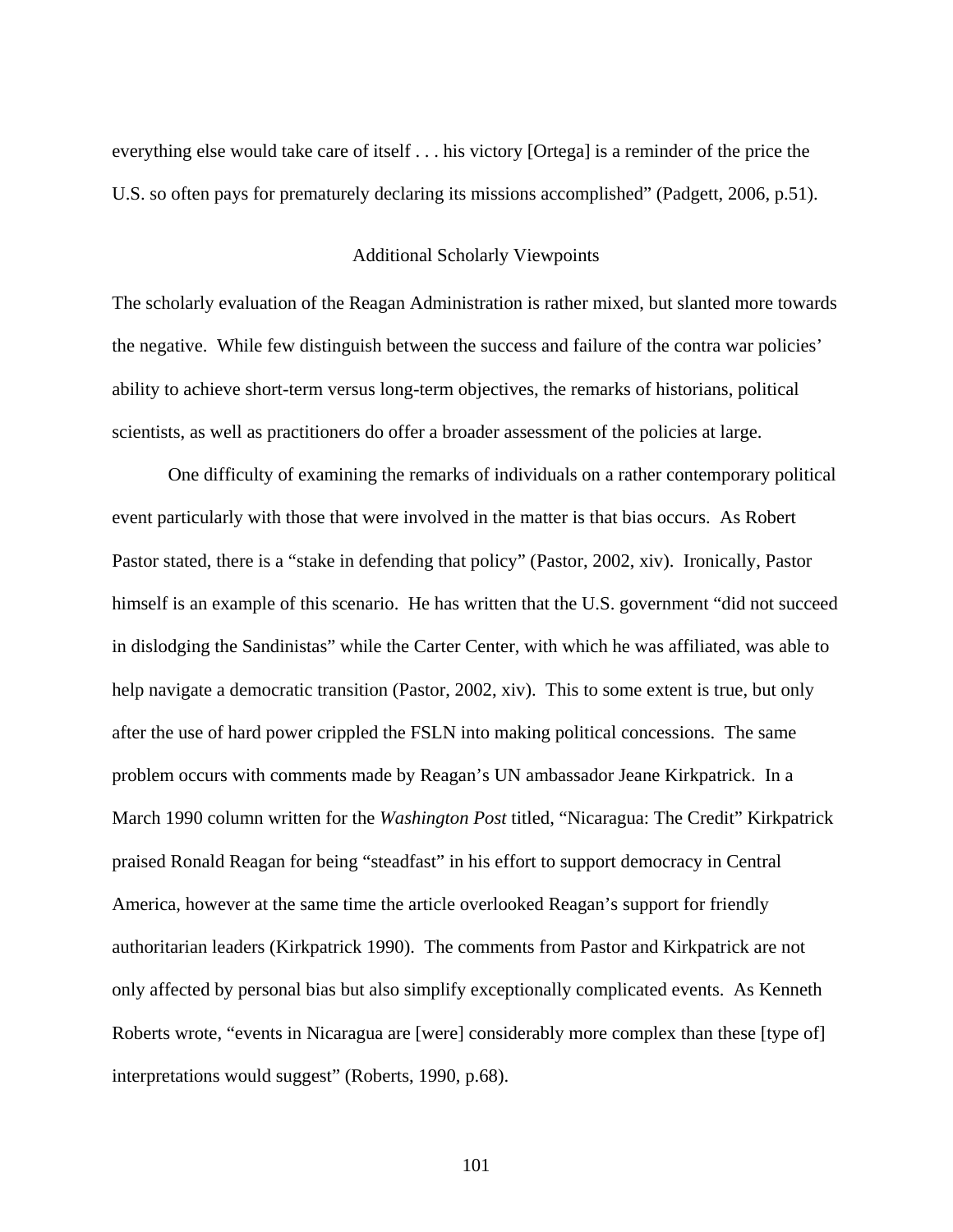everything else would take care of itself . . . his victory [Ortega] is a reminder of the price the U.S. so often pays for prematurely declaring its missions accomplished" (Padgett, 2006, p.51).

## Additional Scholarly Viewpoints

The scholarly evaluation of the Reagan Administration is rather mixed, but slanted more towards the negative. While few distinguish between the success and failure of the contra war policies' ability to achieve short-term versus long-term objectives, the remarks of historians, political scientists, as well as practitioners do offer a broader assessment of the policies at large.

One difficulty of examining the remarks of individuals on a rather contemporary political event particularly with those that were involved in the matter is that bias occurs. As Robert Pastor stated, there is a "stake in defending that policy" (Pastor, 2002, xiv). Ironically, Pastor himself is an example of this scenario. He has written that the U.S. government "did not succeed in dislodging the Sandinistas" while the Carter Center, with which he was affiliated, was able to help navigate a democratic transition (Pastor, 2002, xiv). This to some extent is true, but only after the use of hard power crippled the FSLN into making political concessions. The same problem occurs with comments made by Reagan's UN ambassador Jeane Kirkpatrick. In a March 1990 column written for the *Washington Post* titled, "Nicaragua: The Credit" Kirkpatrick praised Ronald Reagan for being "steadfast" in his effort to support democracy in Central America, however at the same time the article overlooked Reagan's support for friendly authoritarian leaders (Kirkpatrick 1990). The comments from Pastor and Kirkpatrick are not only affected by personal bias but also simplify exceptionally complicated events. As Kenneth Roberts wrote, "events in Nicaragua are [were] considerably more complex than these [type of] interpretations would suggest" (Roberts, 1990, p.68).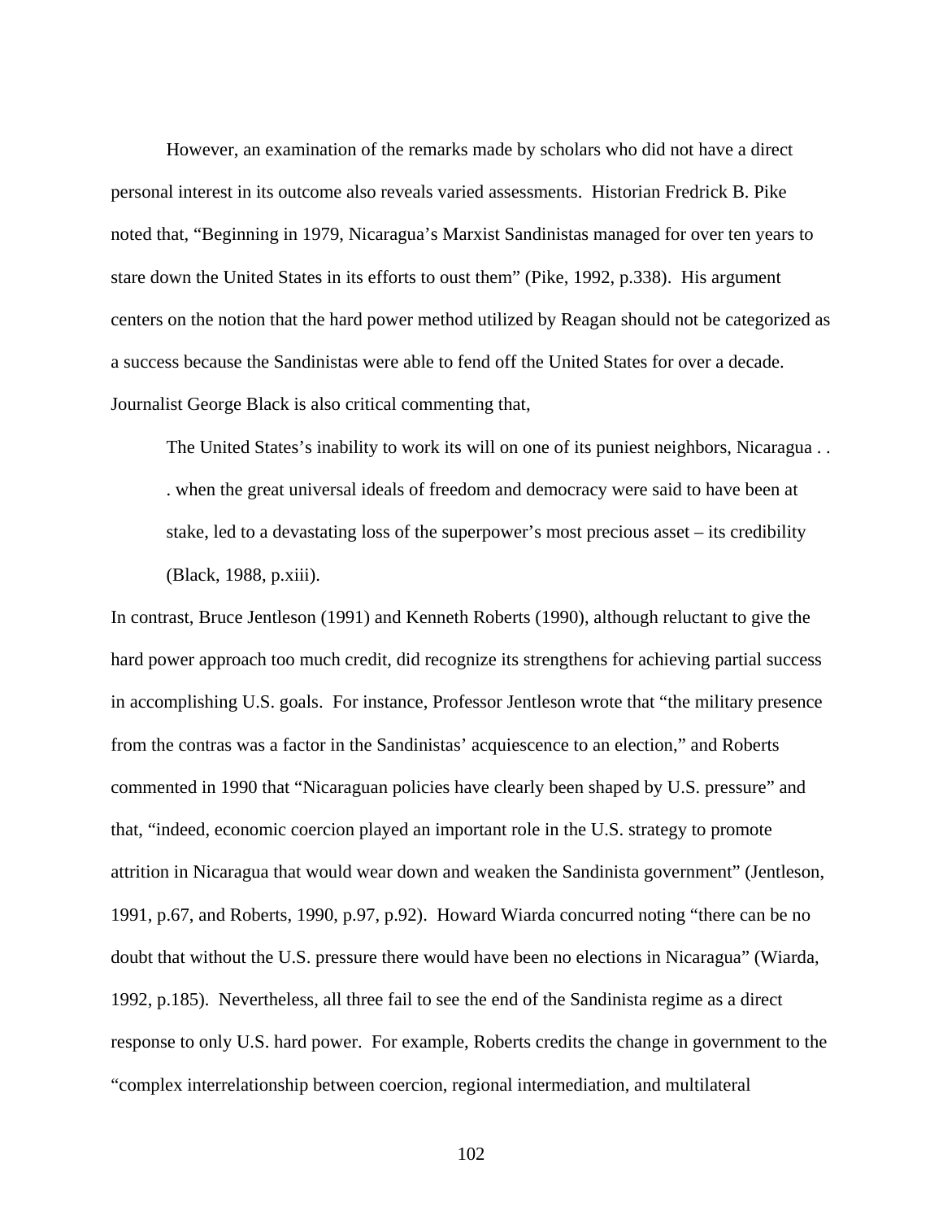However, an examination of the remarks made by scholars who did not have a direct personal interest in its outcome also reveals varied assessments. Historian Fredrick B. Pike noted that, "Beginning in 1979, Nicaragua's Marxist Sandinistas managed for over ten years to stare down the United States in its efforts to oust them" (Pike, 1992, p.338). His argument centers on the notion that the hard power method utilized by Reagan should not be categorized as a success because the Sandinistas were able to fend off the United States for over a decade. Journalist George Black is also critical commenting that,

> The United States's inability to work its will on one of its puniest neighbors, Nicaragua . . . when the great universal ideals of freedom and democracy were said to have been at stake, led to a devastating loss of the superpower's most precious asset – its credibility (Black, 1988, p.xiii).

In contrast, Bruce Jentleson (1991) and Kenneth Roberts (1990), although reluctant to give the hard power approach too much credit, did recognize its strengthens for achieving partial success in accomplishing U.S. goals. For instance, Professor Jentleson wrote that "the military presence from the contras was a factor in the Sandinistas' acquiescence to an election," and Roberts commented in 1990 that "Nicaraguan policies have clearly been shaped by U.S. pressure" and that, "indeed, economic coercion played an important role in the U.S. strategy to promote attrition in Nicaragua that would wear down and weaken the Sandinista government" (Jentleson, 1991, p.67, and Roberts, 1990, p.97, p.92). Howard Wiarda concurred noting "there can be no doubt that without the U.S. pressure there would have been no elections in Nicaragua" (Wiarda, 1992, p.185). Nevertheless, all three fail to see the end of the Sandinista regime as a direct response to only U.S. hard power. For example, Roberts credits the change in government to the "complex interrelationship between coercion, regional intermediation, and multilateral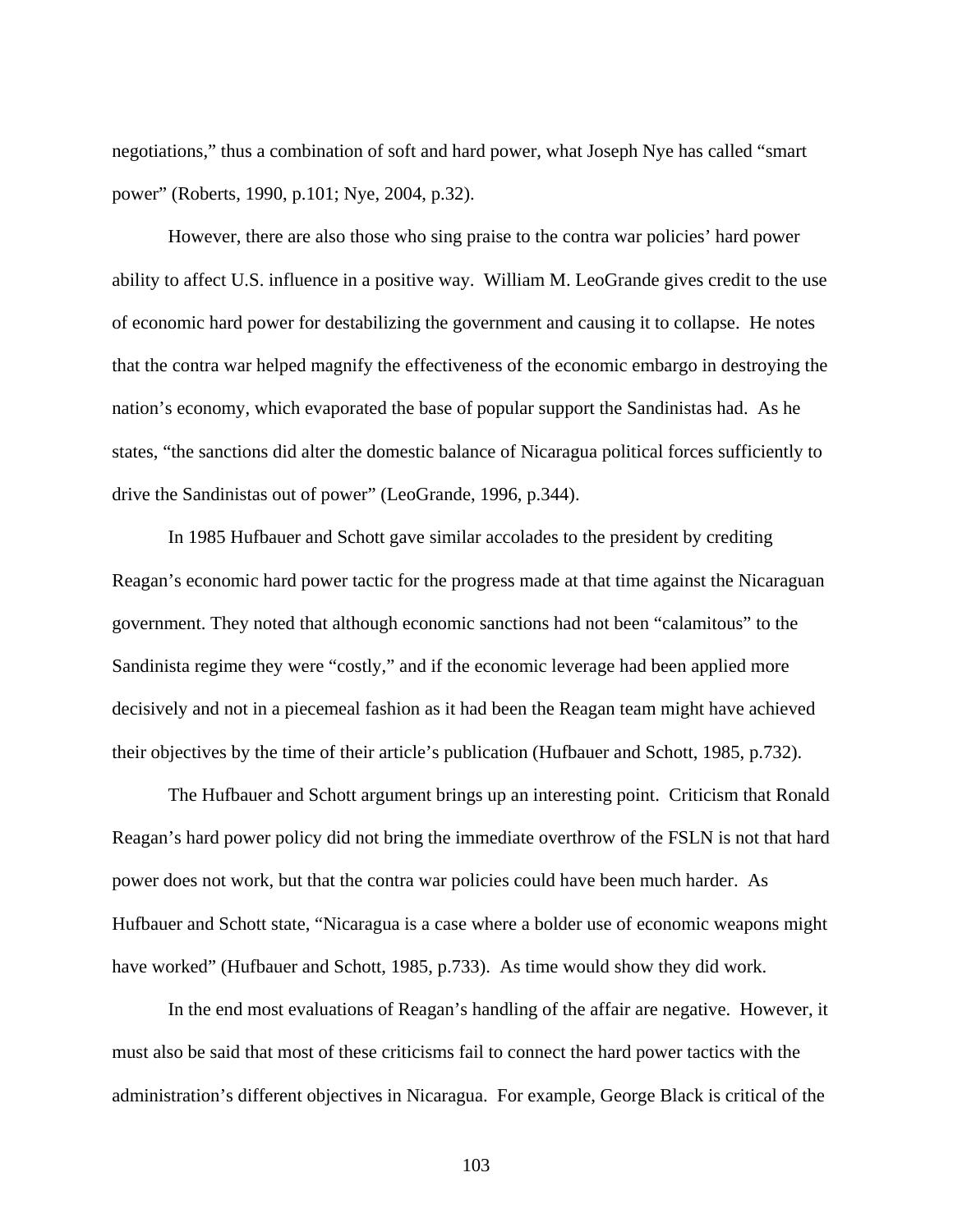negotiations," thus a combination of soft and hard power, what Joseph Nye has called "smart power" (Roberts, 1990, p.101; Nye, 2004, p.32).

However, there are also those who sing praise to the contra war policies' hard power ability to affect U.S. influence in a positive way. William M. LeoGrande gives credit to the use of economic hard power for destabilizing the government and causing it to collapse. He notes that the contra war helped magnify the effectiveness of the economic embargo in destroying the nation's economy, which evaporated the base of popular support the Sandinistas had. As he states, "the sanctions did alter the domestic balance of Nicaragua political forces sufficiently to drive the Sandinistas out of power" (LeoGrande, 1996, p.344).

In 1985 Hufbauer and Schott gave similar accolades to the president by crediting Reagan's economic hard power tactic for the progress made at that time against the Nicaraguan government. They noted that although economic sanctions had not been "calamitous" to the Sandinista regime they were "costly," and if the economic leverage had been applied more decisively and not in a piecemeal fashion as it had been the Reagan team might have achieved their objectives by the time of their article's publication (Hufbauer and Schott, 1985, p.732).

The Hufbauer and Schott argument brings up an interesting point. Criticism that Ronald Reagan's hard power policy did not bring the immediate overthrow of the FSLN is not that hard power does not work, but that the contra war policies could have been much harder. As Hufbauer and Schott state, "Nicaragua is a case where a bolder use of economic weapons might have worked" (Hufbauer and Schott, 1985, p.733). As time would show they did work.

In the end most evaluations of Reagan's handling of the affair are negative. However, it must also be said that most of these criticisms fail to connect the hard power tactics with the administration's different objectives in Nicaragua. For example, George Black is critical of the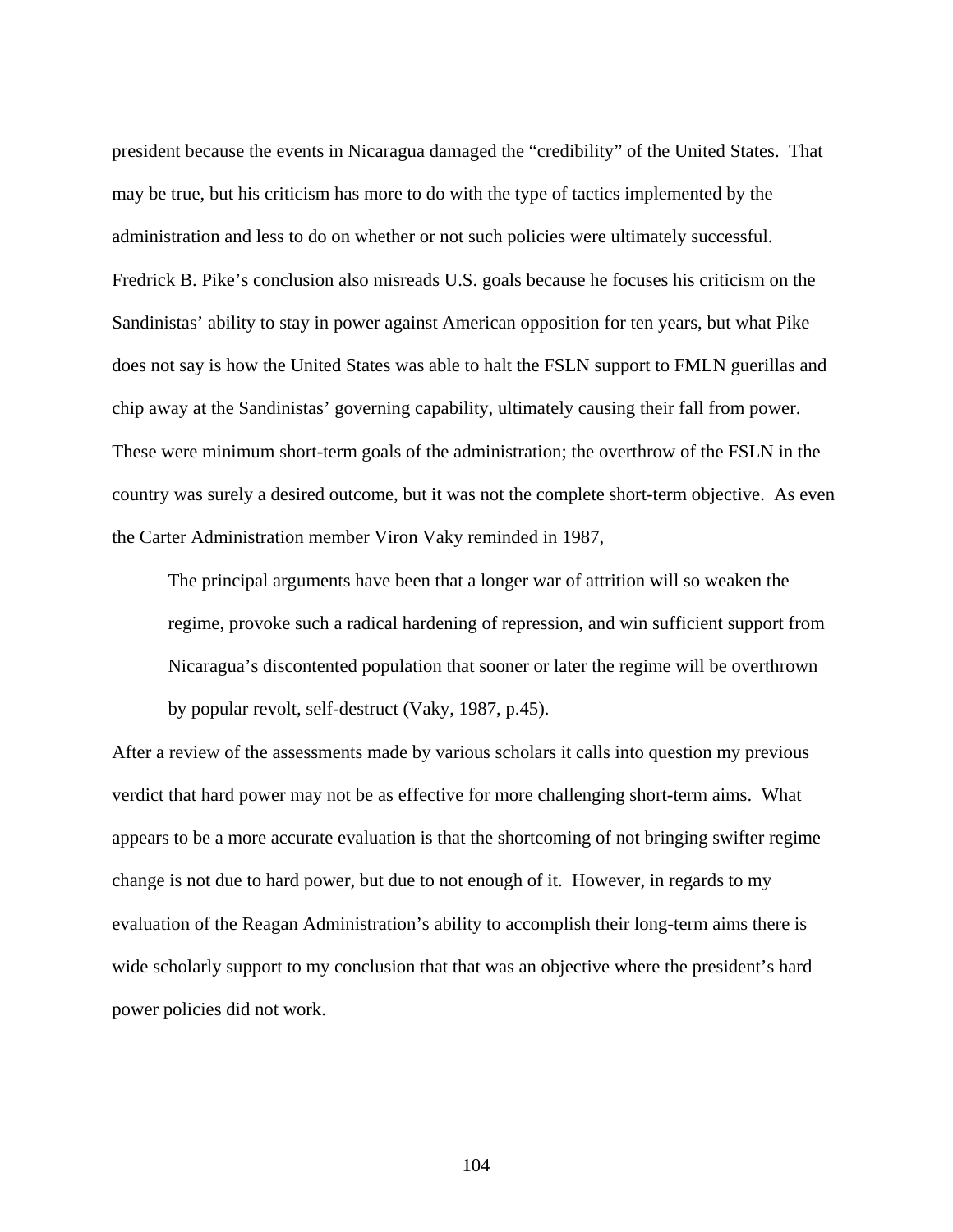president because the events in Nicaragua damaged the "credibility" of the United States. That may be true, but his criticism has more to do with the type of tactics implemented by the administration and less to do on whether or not such policies were ultimately successful. Fredrick B. Pike's conclusion also misreads U.S. goals because he focuses his criticism on the Sandinistas' ability to stay in power against American opposition for ten years, but what Pike does not say is how the United States was able to halt the FSLN support to FMLN guerillas and chip away at the Sandinistas' governing capability, ultimately causing their fall from power. These were minimum short-term goals of the administration; the overthrow of the FSLN in the country was surely a desired outcome, but it was not the complete short-term objective. As even the Carter Administration member Viron Vaky reminded in 1987,

> The principal arguments have been that a longer war of attrition will so weaken the regime, provoke such a radical hardening of repression, and win sufficient support from Nicaragua's discontented population that sooner or later the regime will be overthrown by popular revolt, self-destruct (Vaky, 1987, p.45).

After a review of the assessments made by various scholars it calls into question my previous verdict that hard power may not be as effective for more challenging short-term aims. What appears to be a more accurate evaluation is that the shortcoming of not bringing swifter regime change is not due to hard power, but due to not enough of it. However, in regards to my evaluation of the Reagan Administration's ability to accomplish their long-term aims there is wide scholarly support to my conclusion that that was an objective where the president's hard power policies did not work.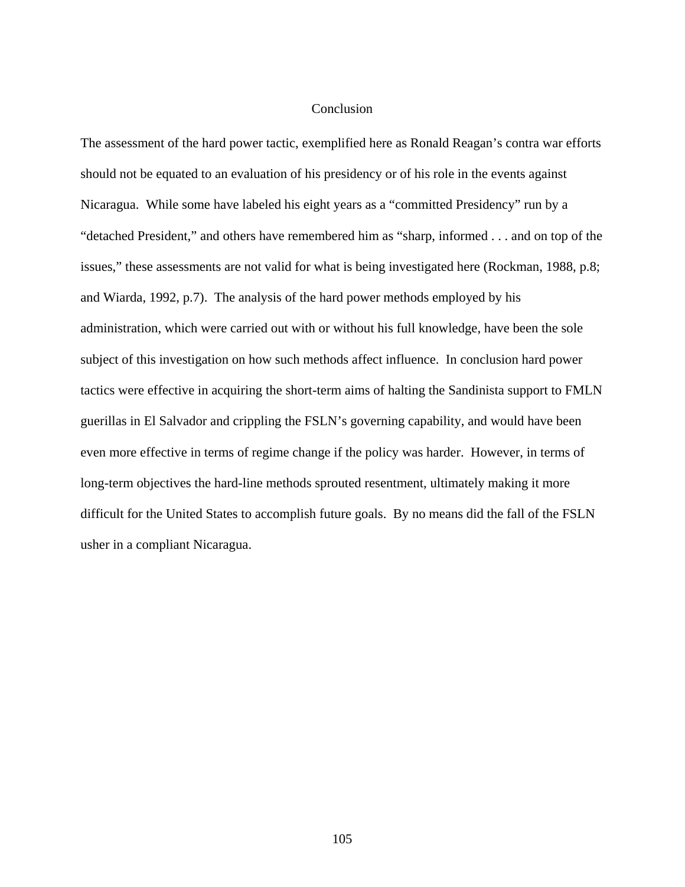# Conclusion

The assessment of the hard power tactic, exemplified here as Ronald Reagan's contra war efforts should not be equated to an evaluation of his presidency or of his role in the events against Nicaragua. While some have labeled his eight years as a "committed Presidency" run by a "detached President," and others have remembered him as "sharp, informed . . . and on top of the issues," these assessments are not valid for what is being investigated here (Rockman, 1988, p.8; and Wiarda, 1992, p.7). The analysis of the hard power methods employed by his administration, which were carried out with or without his full knowledge, have been the sole subject of this investigation on how such methods affect influence. In conclusion hard power tactics were effective in acquiring the short-term aims of halting the Sandinista support to FMLN guerillas in El Salvador and crippling the FSLN's governing capability, and would have been even more effective in terms of regime change if the policy was harder. However, in terms of long-term objectives the hard-line methods sprouted resentment, ultimately making it more difficult for the United States to accomplish future goals. By no means did the fall of the FSLN usher in a compliant Nicaragua.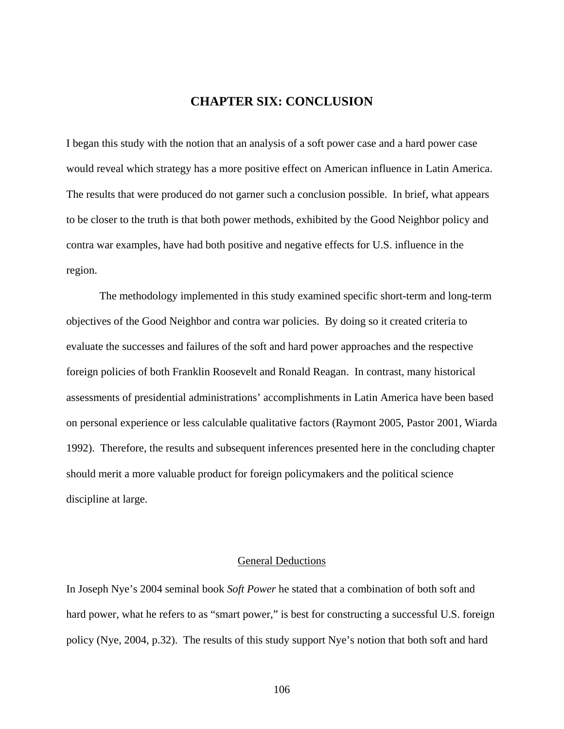# CHAPTER SIX: CONCLUSION

I began this study with the notion that an analysis of a soft power case and a hard power case would reveal which strategy has a more positive effect on American influence in Latin America. The results that were produced do not garner such a conclusion possible. In brief, what appears to be closer to the truth is that both power methods, exhibited by the Good Neighbor policy and contra war examples, have had both positive and negative effects for U.S. influence in the region.

The methodology implemented in this study examined specific short-term and long-term objectives of the Good Neighbor and contra war policies. By doing so it created criteria to evaluate the successes and failures of the soft and hard power approaches and the respective foreign policies of both Franklin Roosevelt and Ronald Reagan. In contrast, many historical assessments of presidential administrations' accomplishments in Latin America have been based on personal experience or less calculable qualitative factors (Raymont 2005, Pastor 2001, Wiarda 1992). Therefore, the results and subsequent inferences presented here in the concluding chapter should merit a more valuable product for foreign policymakers and the political science discipline at large.

## General Deductions

In Joseph Nye's 2004 seminal book *Soft Power* he stated that a combination of both soft and hard power, what he refers to as "smart power," is best for constructing a successful U.S. foreign policy (Nye, 2004, p.32). The results of this study support Nye's notion that both soft and hard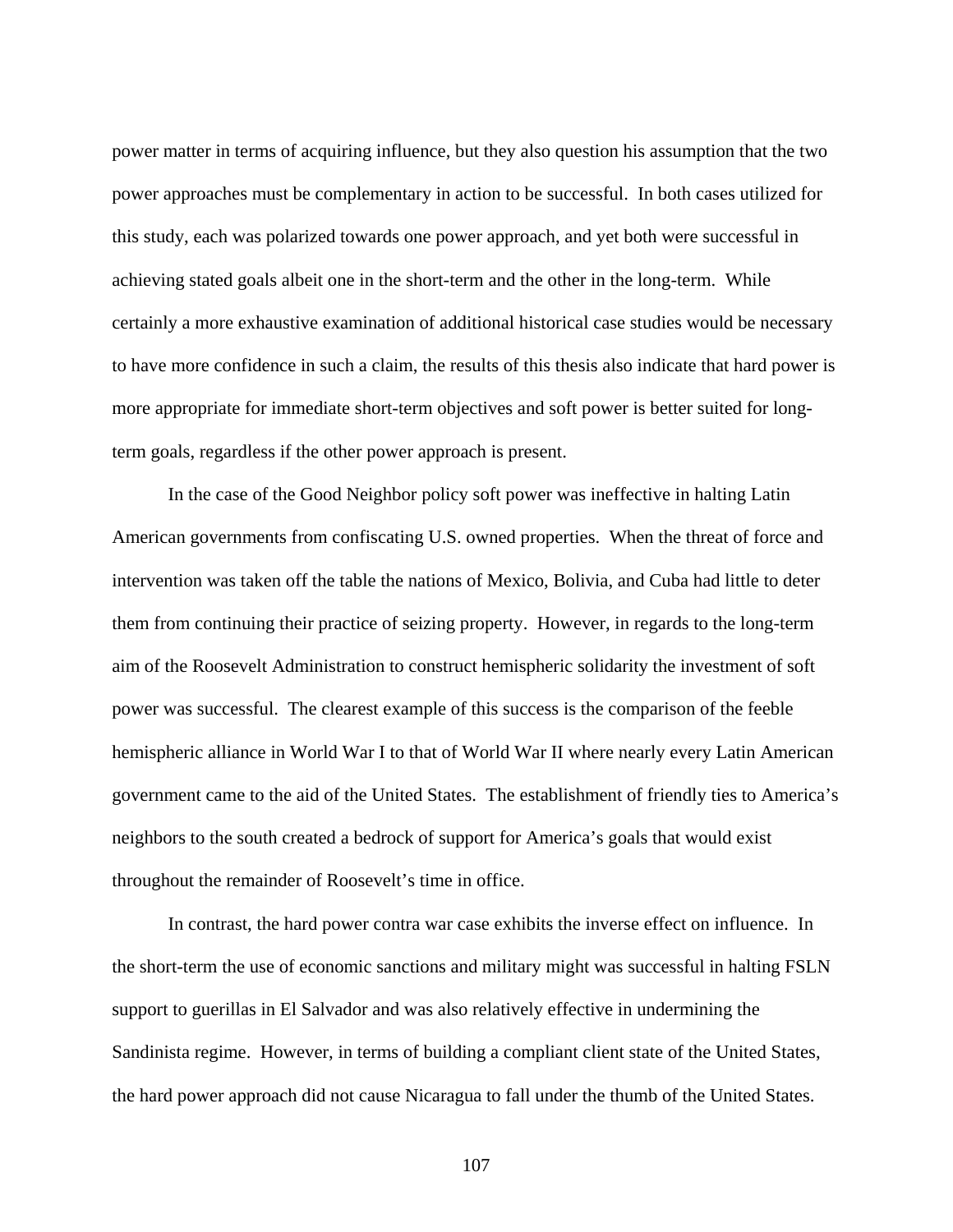power matter in terms of acquiring influence, but they also question his assumption that the two power approaches must be complementary in action to be successful. In both cases utilized for this study, each was polarized towards one power approach, and yet both were successful in achieving stated goals albeit one in the short-term and the other in the long-term. While certainly a more exhaustive examination of additional historical case studies would be necessary to have more confidence in such a claim, the results of this thesis also indicate that hard power is more appropriate for immediate short-term objectives and soft power is better suited for long-term goals, regardless if the other power approach is present.

In the case of the Good Neighbor policy soft power was ineffective in halting Latin American governments from confiscating U.S. owned properties. When the threat of force and intervention was taken off the table the nations of Mexico, Bolivia, and Cuba had little to deter them from continuing their practice of seizing property. However, in regards to the long-term aim of the Roosevelt Administration to construct hemispheric solidarity the investment of soft power was successful. The clearest example of this success is the comparison of the feeble hemispheric alliance in World War I to that of World War II where nearly every Latin American government came to the aid of the United States. The establishment of friendly ties to America's neighbors to the south created a bedrock of support for America's goals that would exist throughout the remainder of Roosevelt's time in office.

In contrast, the hard power contra war case exhibits the inverse effect on influence. In the short-term the use of economic sanctions and military might was successful in halting FSLN support to guerillas in El Salvador and was also relatively effective in undermining the Sandinista regime. However, in terms of building a compliant client state of the United States, the hard power approach did not cause Nicaragua to fall under the thumb of the United States.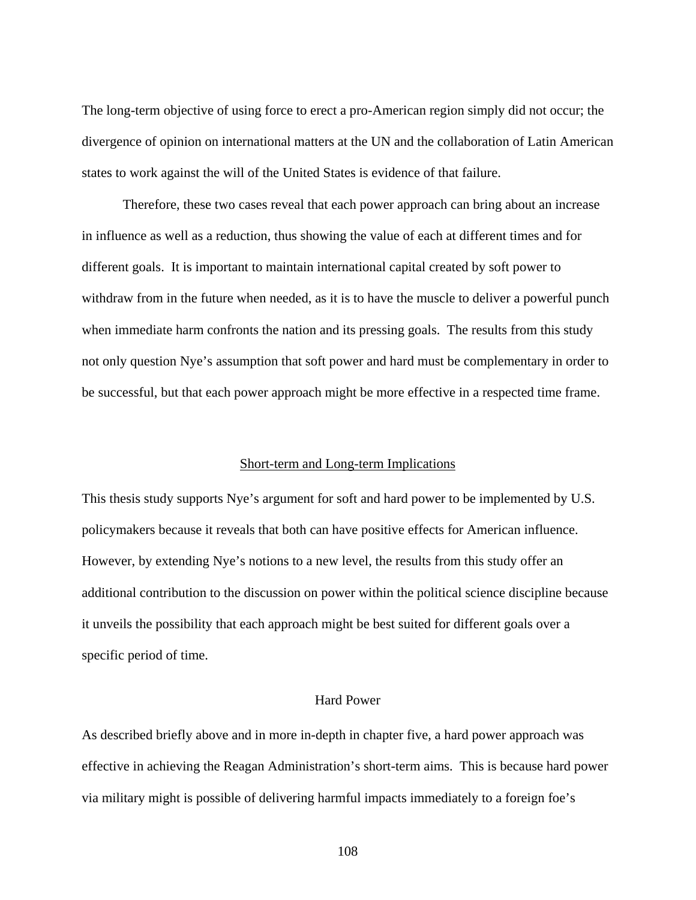The long-term objective of using force to erect a pro-American region simply did not occur; the divergence of opinion on international matters at the UN and the collaboration of Latin American states to work against the will of the United States is evidence of that failure.

Therefore, these two cases reveal that each power approach can bring about an increase in influence as well as a reduction, thus showing the value of each at different times and for different goals. It is important to maintain international capital created by soft power to withdraw from in the future when needed, as it is to have the muscle to deliver a powerful punch when immediate harm confronts the nation and its pressing goals. The results from this study not only question Nye's assumption that soft power and hard must be complementary in order to be successful, but that each power approach might be more effective in a respected time frame.

## Short-term and Long-term Implications

This thesis study supports Nye's argument for soft and hard power to be implemented by U.S. policymakers because it reveals that both can have positive effects for American influence. However, by extending Nye's notions to a new level, the results from this study offer an additional contribution to the discussion on power within the political science discipline because it unveils the possibility that each approach might be best suited for different goals over a specific period of time.

### Hard Power

As described briefly above and in more in-depth in chapter five, a hard power approach was effective in achieving the Reagan Administration's short-term aims. This is because hard power via military might is possible of delivering harmful impacts immediately to a foreign foe's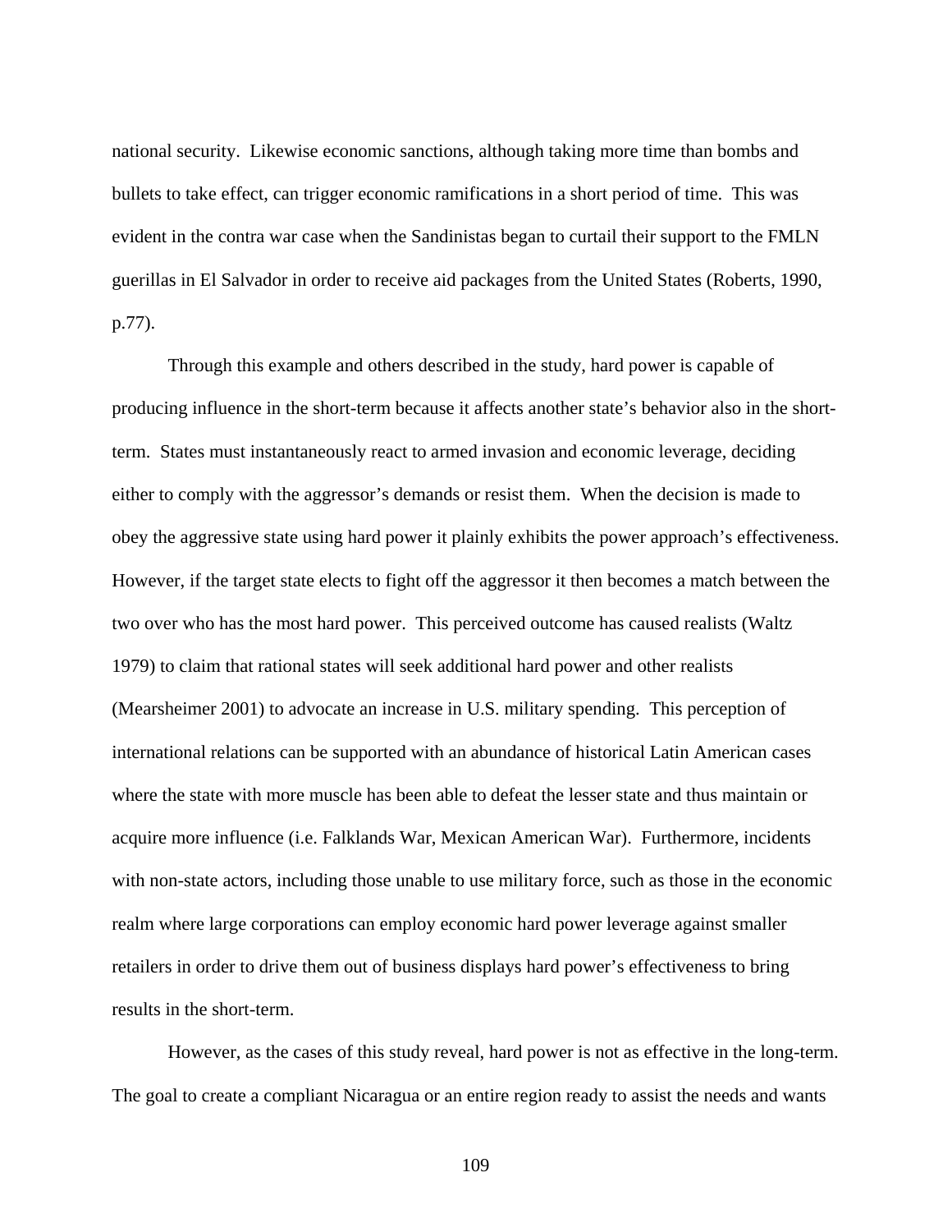national security. Likewise economic sanctions, although taking more time than bombs and bullets to take effect, can trigger economic ramifications in a short period of time. This was evident in the contra war case when the Sandinistas began to curtail their support to the FMLN guerillas in El Salvador in order to receive aid packages from the United States (Roberts, 1990, p.77).

Through this example and others described in the study, hard power is capable of producing influence in the short-term because it affects another state's behavior also in the short-term. States must instantaneously react to armed invasion and economic leverage, deciding either to comply with the aggressor's demands or resist them. When the decision is made to obey the aggressive state using hard power it plainly exhibits the power approach's effectiveness. However, if the target state elects to fight off the aggressor it then becomes a match between the two over who has the most hard power. This perceived outcome has caused realists (Waltz 1979) to claim that rational states will seek additional hard power and other realists (Mearsheimer 2001) to advocate an increase in U.S. military spending. This perception of international relations can be supported with an abundance of historical Latin American cases where the state with more muscle has been able to defeat the lesser state and thus maintain or acquire more influence (i.e. Falklands War, Mexican American War). Furthermore, incidents with non-state actors, including those unable to use military force, such as those in the economic realm where large corporations can employ economic hard power leverage against smaller retailers in order to drive them out of business displays hard power's effectiveness to bring results in the short-term.

However, as the cases of this study reveal, hard power is not as effective in the long-term. The goal to create a compliant Nicaragua or an entire region ready to assist the needs and wants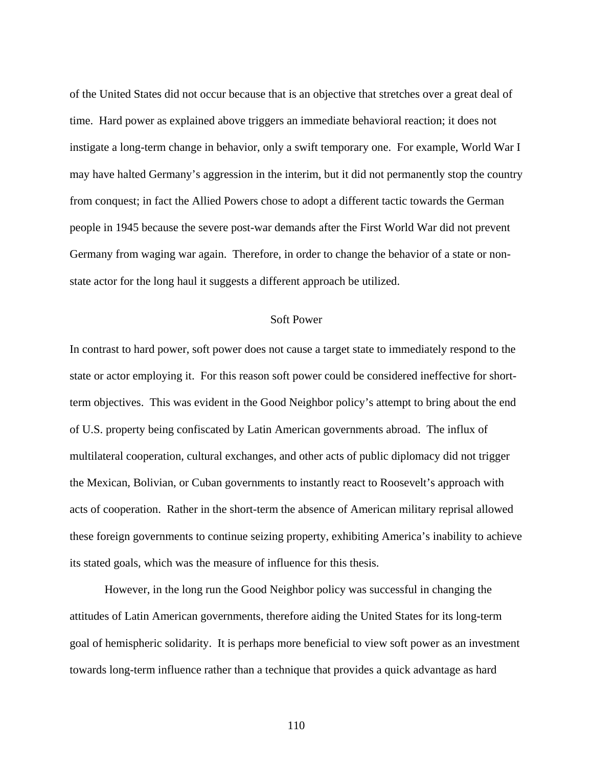of the United States did not occur because that is an objective that stretches over a great deal of time. Hard power as explained above triggers an immediate behavioral reaction; it does not instigate a long-term change in behavior, only a swift temporary one. For example, World War I may have halted Germany's aggression in the interim, but it did not permanently stop the country from conquest; in fact the Allied Powers chose to adopt a different tactic towards the German people in 1945 because the severe post-war demands after the First World War did not prevent Germany from waging war again. Therefore, in order to change the behavior of a state or non-state actor for the long haul it suggests a different approach be utilized.

## Soft Power

In contrast to hard power, soft power does not cause a target state to immediately respond to the state or actor employing it. For this reason soft power could be considered ineffective for short-term objectives. This was evident in the Good Neighbor policy's attempt to bring about the end of U.S. property being confiscated by Latin American governments abroad. The influx of multilateral cooperation, cultural exchanges, and other acts of public diplomacy did not trigger the Mexican, Bolivian, or Cuban governments to instantly react to Roosevelt's approach with acts of cooperation. Rather in the short-term the absence of American military reprisal allowed these foreign governments to continue seizing property, exhibiting America's inability to achieve its stated goals, which was the measure of influence for this thesis.

However, in the long run the Good Neighbor policy was successful in changing the attitudes of Latin American governments, therefore aiding the United States for its long-term goal of hemispheric solidarity. It is perhaps more beneficial to view soft power as an investment towards long-term influence rather than a technique that provides a quick advantage as hard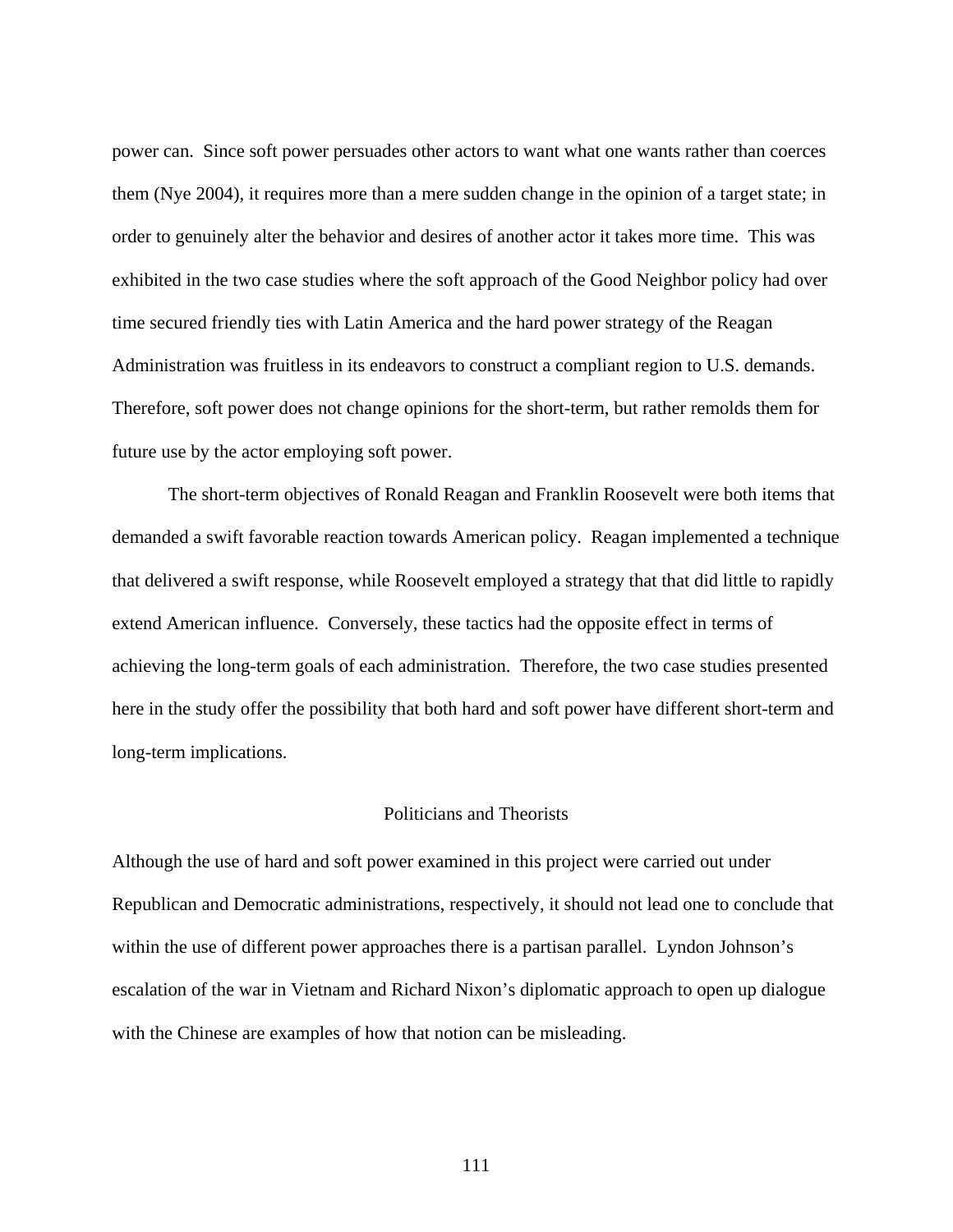power can. Since soft power persuades other actors to want what one wants rather than coerces them (Nye 2004), it requires more than a mere sudden change in the opinion of a target state; in order to genuinely alter the behavior and desires of another actor it takes more time. This was exhibited in the two case studies where the soft approach of the Good Neighbor policy had over time secured friendly ties with Latin America and the hard power strategy of the Reagan Administration was fruitless in its endeavors to construct a compliant region to U.S. demands. Therefore, soft power does not change opinions for the short-term, but rather remolds them for future use by the actor employing soft power.

The short-term objectives of Ronald Reagan and Franklin Roosevelt were both items that demanded a swift favorable reaction towards American policy. Reagan implemented a technique that delivered a swift response, while Roosevelt employed a strategy that that did little to rapidly extend American influence. Conversely, these tactics had the opposite effect in terms of achieving the long-term goals of each administration. Therefore, the two case studies presented here in the study offer the possibility that both hard and soft power have different short-term and long-term implications.

## Politicians and Theorists

Although the use of hard and soft power examined in this project were carried out under Republican and Democratic administrations, respectively, it should not lead one to conclude that within the use of different power approaches there is a partisan parallel. Lyndon Johnson's escalation of the war in Vietnam and Richard Nixon's diplomatic approach to open up dialogue with the Chinese are examples of how that notion can be misleading.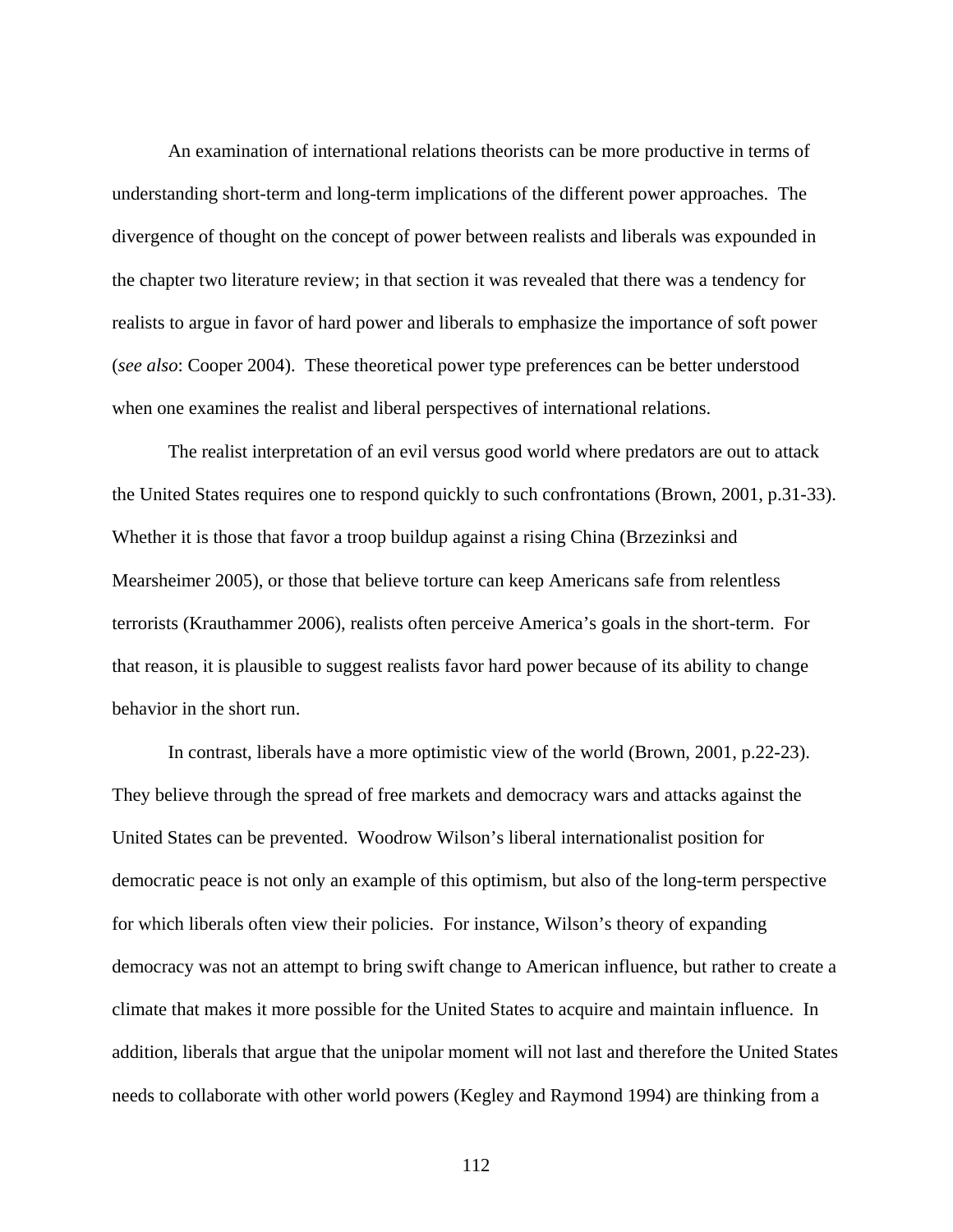An examination of international relations theorists can be more productive in terms of understanding short-term and long-term implications of the different power approaches. The divergence of thought on the concept of power between realists and liberals was expounded in the chapter two literature review; in that section it was revealed that there was a tendency for realists to argue in favor of hard power and liberals to emphasize the importance of soft power (*see also*: Cooper 2004). These theoretical power type preferences can be better understood when one examines the realist and liberal perspectives of international relations.

The realist interpretation of an evil versus good world where predators are out to attack the United States requires one to respond quickly to such confrontations (Brown, 2001, p.31-33). Whether it is those that favor a troop buildup against a rising China (Brzezinksi and Mearsheimer 2005), or those that believe torture can keep Americans safe from relentless terrorists (Krauthammer 2006), realists often perceive America's goals in the short-term. For that reason, it is plausible to suggest realists favor hard power because of its ability to change behavior in the short run.

In contrast, liberals have a more optimistic view of the world (Brown, 2001, p.22-23). They believe through the spread of free markets and democracy wars and attacks against the United States can be prevented. Woodrow Wilson's liberal internationalist position for democratic peace is not only an example of this optimism, but also of the long-term perspective for which liberals often view their policies. For instance, Wilson's theory of expanding democracy was not an attempt to bring swift change to American influence, but rather to create a climate that makes it more possible for the United States to acquire and maintain influence. In addition, liberals that argue that the unipolar moment will not last and therefore the United States needs to collaborate with other world powers (Kegley and Raymond 1994) are thinking from a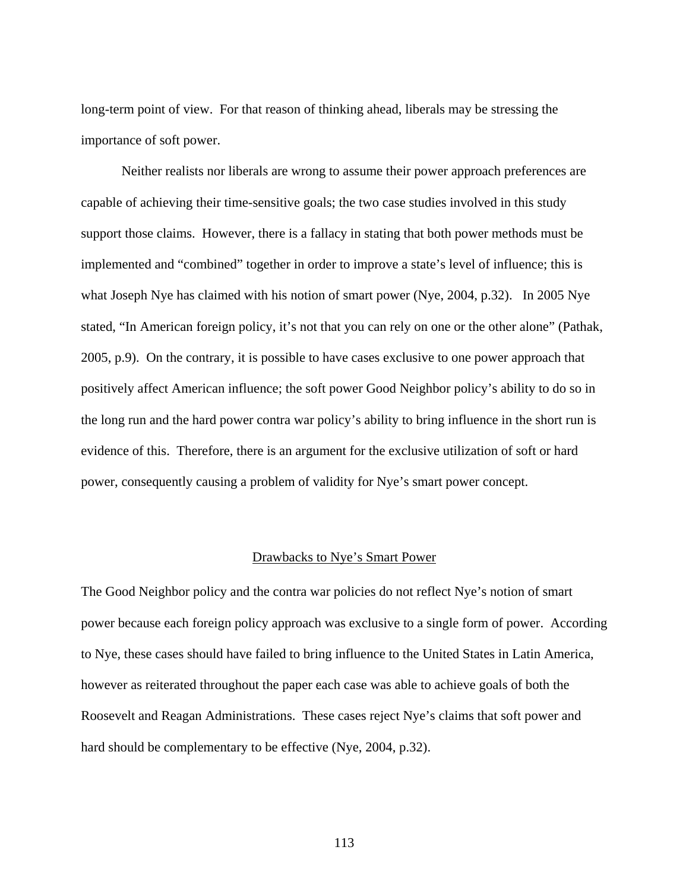long-term point of view. For that reason of thinking ahead, liberals may be stressing the importance of soft power.

Neither realists nor liberals are wrong to assume their power approach preferences are capable of achieving their time-sensitive goals; the two case studies involved in this study support those claims. However, there is a fallacy in stating that both power methods must be implemented and "combined" together in order to improve a state's level of influence; this is what Joseph Nye has claimed with his notion of smart power (Nye, 2004, p.32). In 2005 Nye stated, "In American foreign policy, it's not that you can rely on one or the other alone" (Pathak, 2005, p.9). On the contrary, it is possible to have cases exclusive to one power approach that positively affect American influence; the soft power Good Neighbor policy's ability to do so in the long run and the hard power contra war policy's ability to bring influence in the short run is evidence of this. Therefore, there is an argument for the exclusive utilization of soft or hard power, consequently causing a problem of validity for Nye's smart power concept.

## Drawbacks to Nye's Smart Power

The Good Neighbor policy and the contra war policies do not reflect Nye's notion of smart power because each foreign policy approach was exclusive to a single form of power. According to Nye, these cases should have failed to bring influence to the United States in Latin America, however as reiterated throughout the paper each case was able to achieve goals of both the Roosevelt and Reagan Administrations. These cases reject Nye's claims that soft power and hard should be complementary to be effective (Nye, 2004, p.32).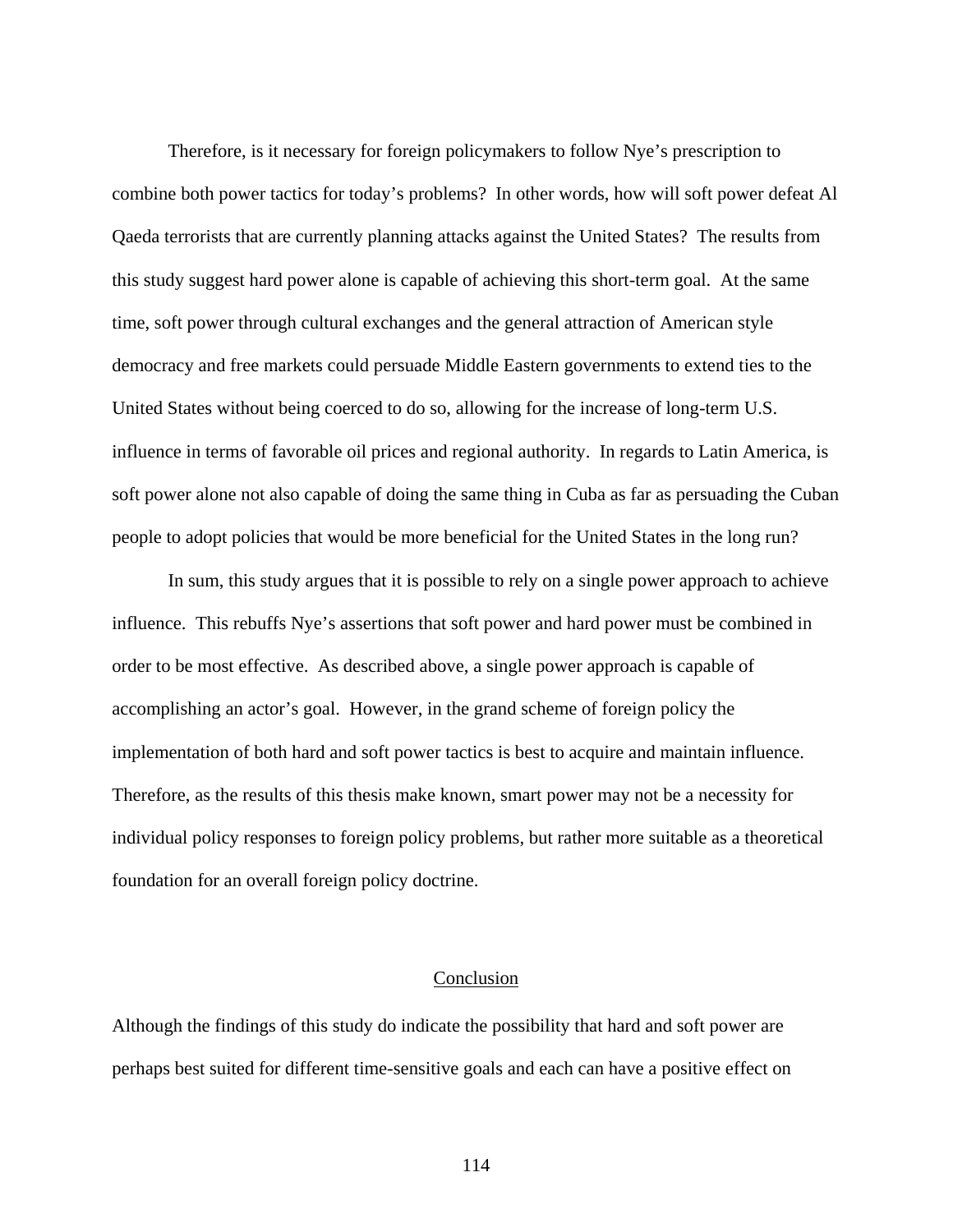Therefore, is it necessary for foreign policymakers to follow Nye's prescription to combine both power tactics for today's problems? In other words, how will soft power defeat Al Qaeda terrorists that are currently planning attacks against the United States? The results from this study suggest hard power alone is capable of achieving this short-term goal. At the same time, soft power through cultural exchanges and the general attraction of American style democracy and free markets could persuade Middle Eastern governments to extend ties to the United States without being coerced to do so, allowing for the increase of long-term U.S. influence in terms of favorable oil prices and regional authority. In regards to Latin America, is soft power alone not also capable of doing the same thing in Cuba as far as persuading the Cuban people to adopt policies that would be more beneficial for the United States in the long run?

In sum, this study argues that it is possible to rely on a single power approach to achieve influence. This rebuffs Nye's assertions that soft power and hard power must be combined in order to be most effective. As described above, a single power approach is capable of accomplishing an actor's goal. However, in the grand scheme of foreign policy the implementation of both hard and soft power tactics is best to acquire and maintain influence. Therefore, as the results of this thesis make known, smart power may not be a necessity for individual policy responses to foreign policy problems, but rather more suitable as a theoretical foundation for an overall foreign policy doctrine.

## Conclusion

Although the findings of this study do indicate the possibility that hard and soft power are perhaps best suited for different time-sensitive goals and each can have a positive effect on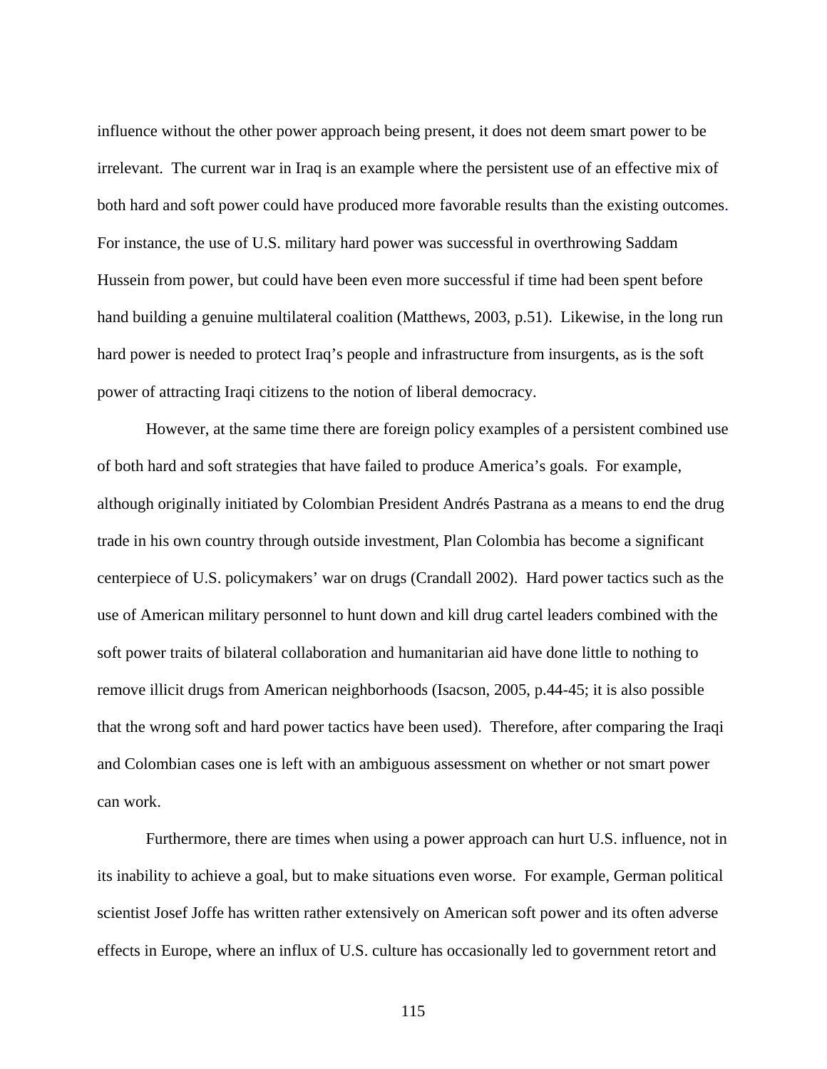influence without the other power approach being present, it does not deem smart power to be irrelevant. The current war in Iraq is an example where the persistent use of an effective mix of both hard and soft power could have produced more favorable results than the existing outcomes. For instance, the use of U.S. military hard power was successful in overthrowing Saddam Hussein from power, but could have been even more successful if time had been spent before hand building a genuine multilateral coalition (Matthews, 2003, p.51). Likewise, in the long run hard power is needed to protect Iraq's people and infrastructure from insurgents, as is the soft power of attracting Iraqi citizens to the notion of liberal democracy.

However, at the same time there are foreign policy examples of a persistent combined use of both hard and soft strategies that have failed to produce America's goals. For example, although originally initiated by Colombian President Andrés Pastrana as a means to end the drug trade in his own country through outside investment, Plan Colombia has become a significant centerpiece of U.S. policymakers' war on drugs (Crandall 2002). Hard power tactics such as the use of American military personnel to hunt down and kill drug cartel leaders combined with the soft power traits of bilateral collaboration and humanitarian aid have done little to nothing to remove illicit drugs from American neighborhoods (Isacson, 2005, p.44-45; it is also possible that the wrong soft and hard power tactics have been used). Therefore, after comparing the Iraqi and Colombian cases one is left with an ambiguous assessment on whether or not smart power can work.

Furthermore, there are times when using a power approach can hurt U.S. influence, not in its inability to achieve a goal, but to make situations even worse. For example, German political scientist Josef Joffe has written rather extensively on American soft power and its often adverse effects in Europe, where an influx of U.S. culture has occasionally led to government retort and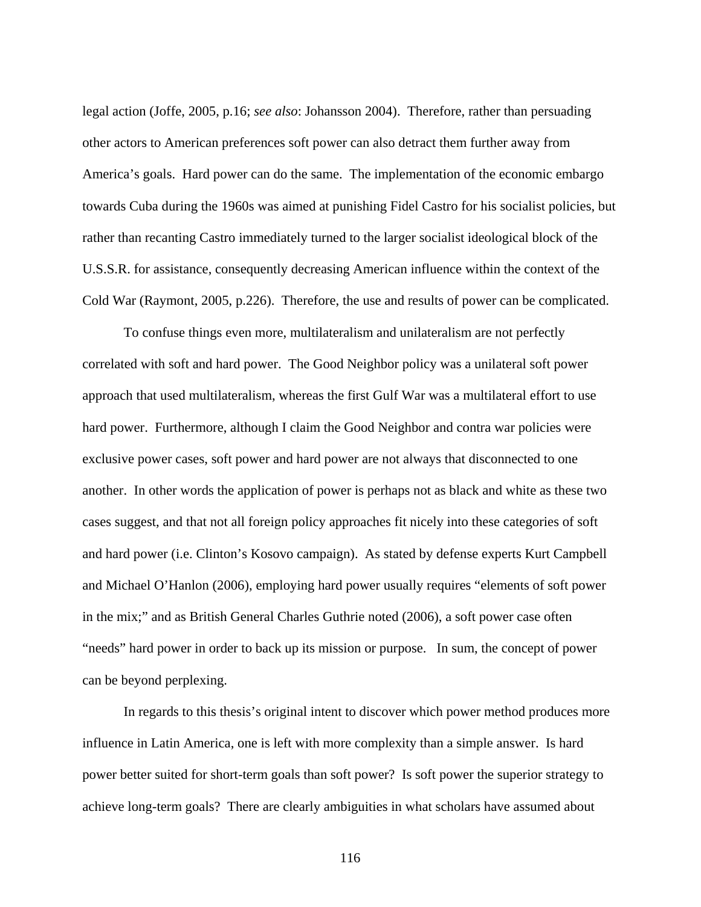legal action (Joffe, 2005, p.16; *see also*: Johansson 2004). Therefore, rather than persuading other actors to American preferences soft power can also detract them further away from America's goals. Hard power can do the same. The implementation of the economic embargo towards Cuba during the 1960s was aimed at punishing Fidel Castro for his socialist policies, but rather than recanting Castro immediately turned to the larger socialist ideological block of the U.S.S.R. for assistance, consequently decreasing American influence within the context of the Cold War (Raymont, 2005, p.226). Therefore, the use and results of power can be complicated.

To confuse things even more, multilateralism and unilateralism are not perfectly correlated with soft and hard power. The Good Neighbor policy was a unilateral soft power approach that used multilateralism, whereas the first Gulf War was a multilateral effort to use hard power. Furthermore, although I claim the Good Neighbor and contra war policies were exclusive power cases, soft power and hard power are not always that disconnected to one another. In other words the application of power is perhaps not as black and white as these two cases suggest, and that not all foreign policy approaches fit nicely into these categories of soft and hard power (i.e. Clinton's Kosovo campaign). As stated by defense experts Kurt Campbell and Michael O'Hanlon (2006), employing hard power usually requires "elements of soft power in the mix;" and as British General Charles Guthrie noted (2006), a soft power case often "needs" hard power in order to back up its mission or purpose. In sum, the concept of power can be beyond perplexing.

In regards to this thesis's original intent to discover which power method produces more influence in Latin America, one is left with more complexity than a simple answer. Is hard power better suited for short-term goals than soft power? Is soft power the superior strategy to achieve long-term goals? There are clearly ambiguities in what scholars have assumed about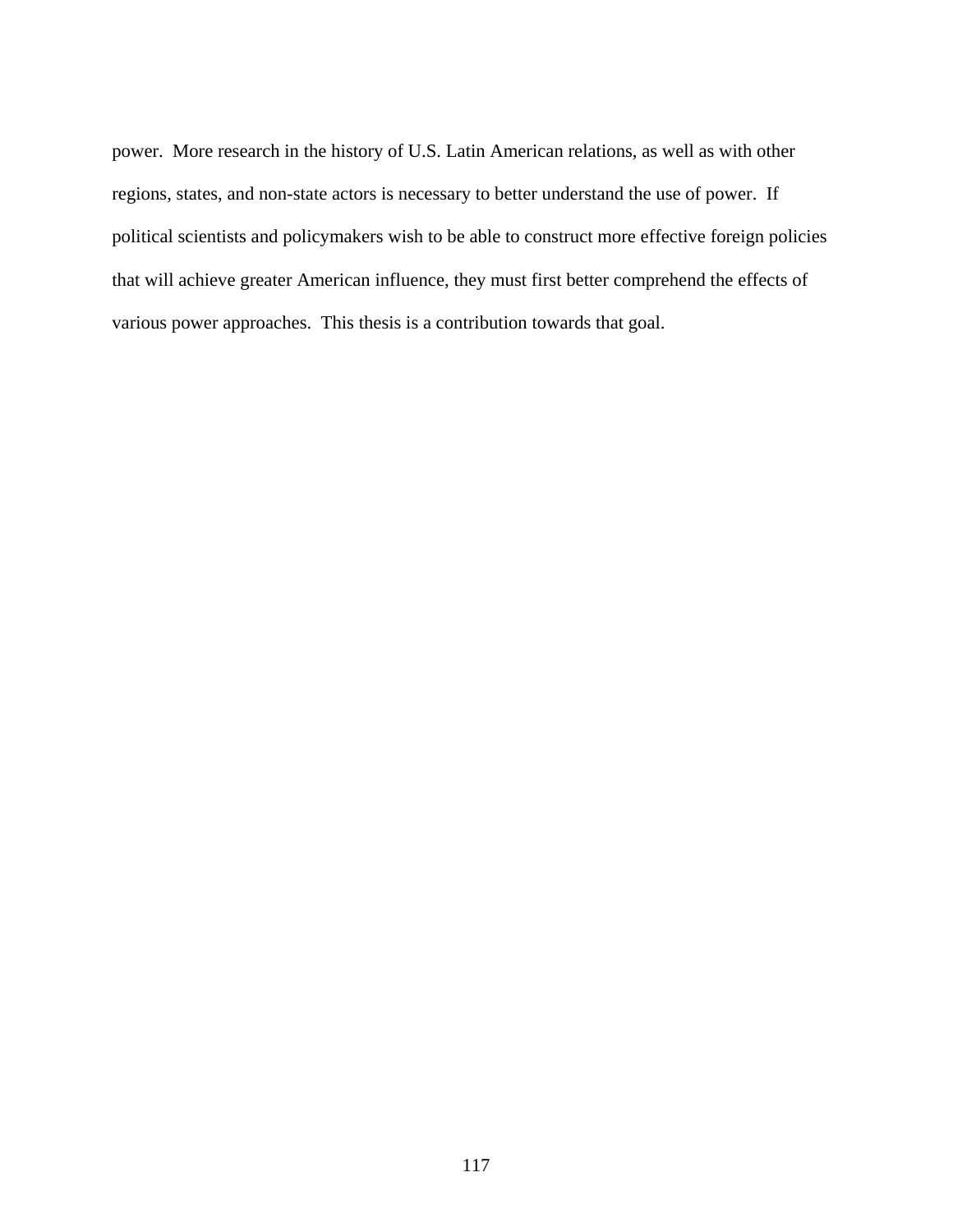power.  More research in the history of U.S. Latin American relations, as well as with other regions, states, and non-state actors is necessary to better understand the use of power.  If political scientists and policymakers wish to be able to construct more effective foreign policies that will achieve greater American influence, they must first better comprehend the effects of various power approaches.  This thesis is a contribution towards that goal.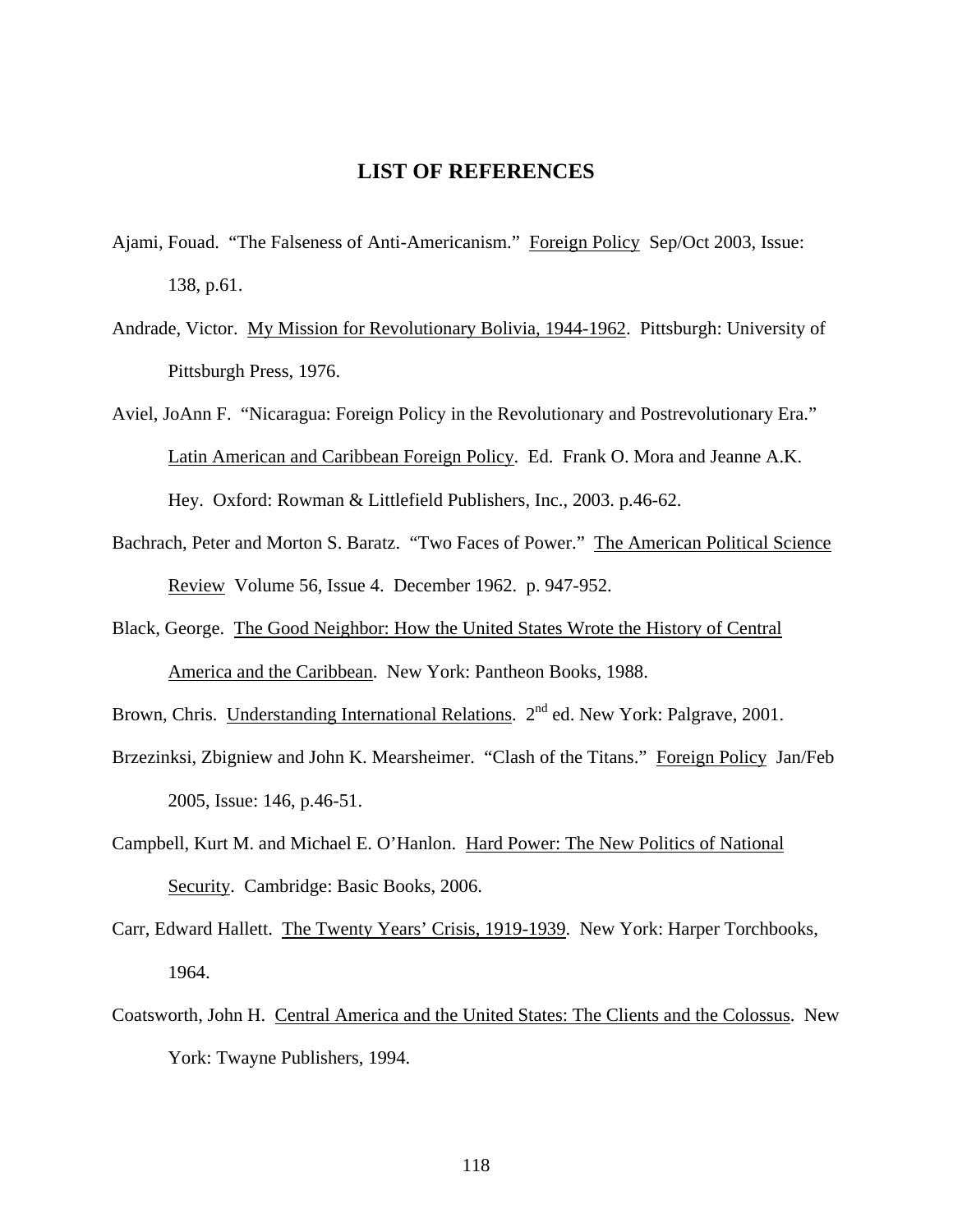## LIST OF REFERENCES

Ajami, Fouad. "The Falseness of Anti-Americanism." Foreign Policy Sep/Oct 2003, Issue: 138, p.61.

Andrade, Victor. My Mission for Revolutionary Bolivia, 1944-1962. Pittsburgh: University of Pittsburgh Press, 1976.

Aviel, JoAnn F. "Nicaragua: Foreign Policy in the Revolutionary and Postrevolutionary Era." Latin American and Caribbean Foreign Policy. Ed. Frank O. Mora and Jeanne A.K. Hey. Oxford: Rowman & Littlefield Publishers, Inc., 2003. p.46-62.

Bachrach, Peter and Morton S. Baratz. "Two Faces of Power." The American Political Science Review Volume 56, Issue 4. December 1962. p. 947-952.

Black, George. The Good Neighbor: How the United States Wrote the History of Central America and the Caribbean. New York: Pantheon Books, 1988.

Brown, Chris. Understanding International Relations. 2nd ed. New York: Palgrave, 2001.

Brzezinksi, Zbigniew and John K. Mearsheimer. "Clash of the Titans." Foreign Policy Jan/Feb 2005, Issue: 146, p.46-51.

Campbell, Kurt M. and Michael E. O'Hanlon. Hard Power: The New Politics of National Security. Cambridge: Basic Books, 2006.

Carr, Edward Hallett. The Twenty Years' Crisis, 1919-1939. New York: Harper Torchbooks, 1964.

Coatsworth, John H. Central America and the United States: The Clients and the Colossus. New York: Twayne Publishers, 1994.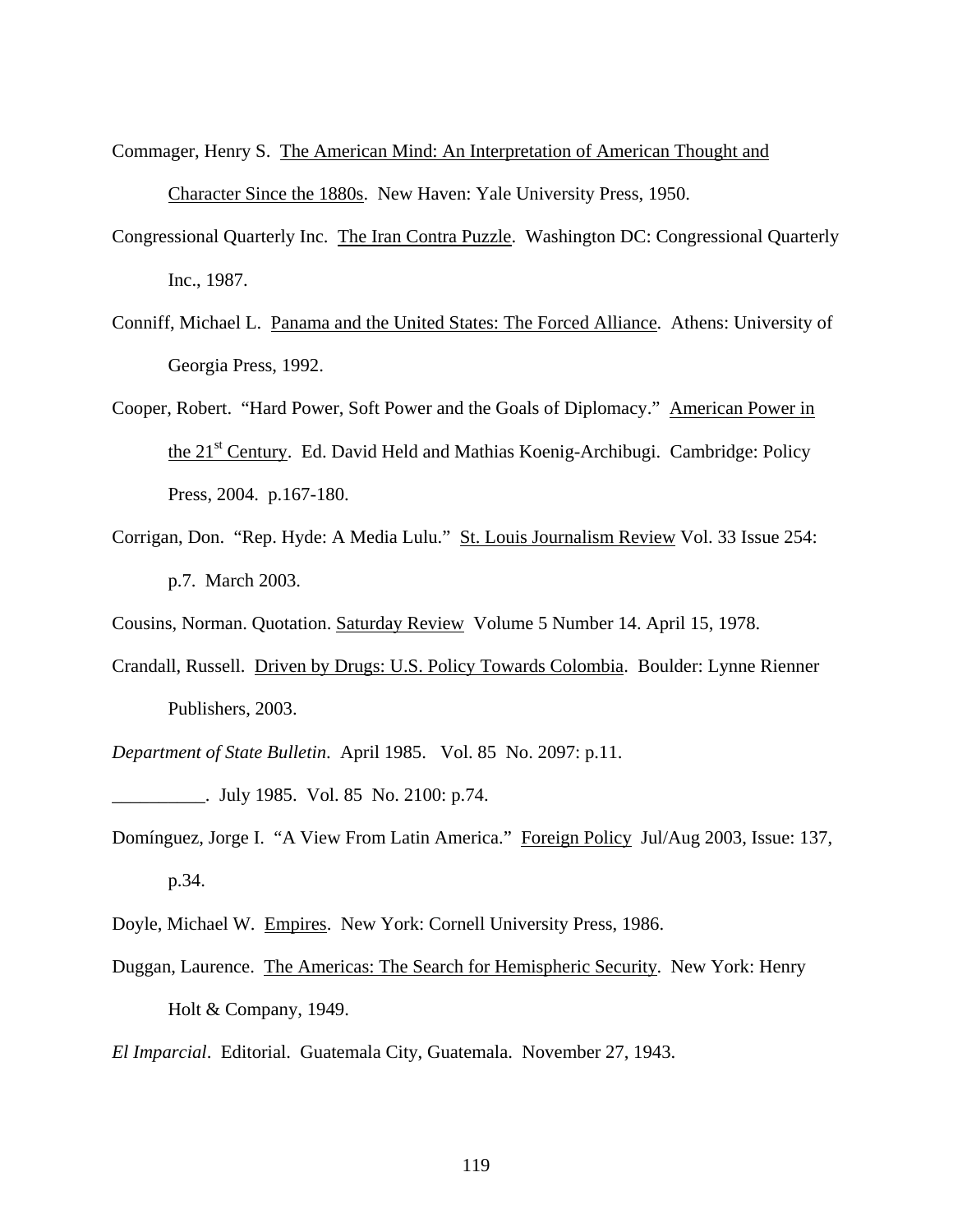Commager, Henry S. The American Mind: An Interpretation of American Thought and Character Since the 1880s. New Haven: Yale University Press, 1950.

Congressional Quarterly Inc. The Iran Contra Puzzle. Washington DC: Congressional Quarterly Inc., 1987.

Conniff, Michael L. Panama and the United States: The Forced Alliance. Athens: University of Georgia Press, 1992.

Cooper, Robert. "Hard Power, Soft Power and the Goals of Diplomacy." American Power in the 21st Century. Ed. David Held and Mathias Koenig-Archibugi. Cambridge: Policy Press, 2004. p.167-180.

Corrigan, Don. "Rep. Hyde: A Media Lulu." St. Louis Journalism Review Vol. 33 Issue 254: p.7. March 2003.

Cousins, Norman. Quotation. Saturday Review Volume 5 Number 14. April 15, 1978.

Crandall, Russell. Driven by Drugs: U.S. Policy Towards Colombia. Boulder: Lynne Rienner Publishers, 2003.

*Department of State Bulletin*. April 1985. Vol. 85 No. 2097: p.11.

__________. July 1985. Vol. 85 No. 2100: p.74.

Domínguez, Jorge I. "A View From Latin America." Foreign Policy Jul/Aug 2003, Issue: 137, p.34.

Doyle, Michael W. Empires. New York: Cornell University Press, 1986.

Duggan, Laurence. The Americas: The Search for Hemispheric Security. New York: Henry Holt & Company, 1949.

*El Imparcial*. Editorial. Guatemala City, Guatemala. November 27, 1943.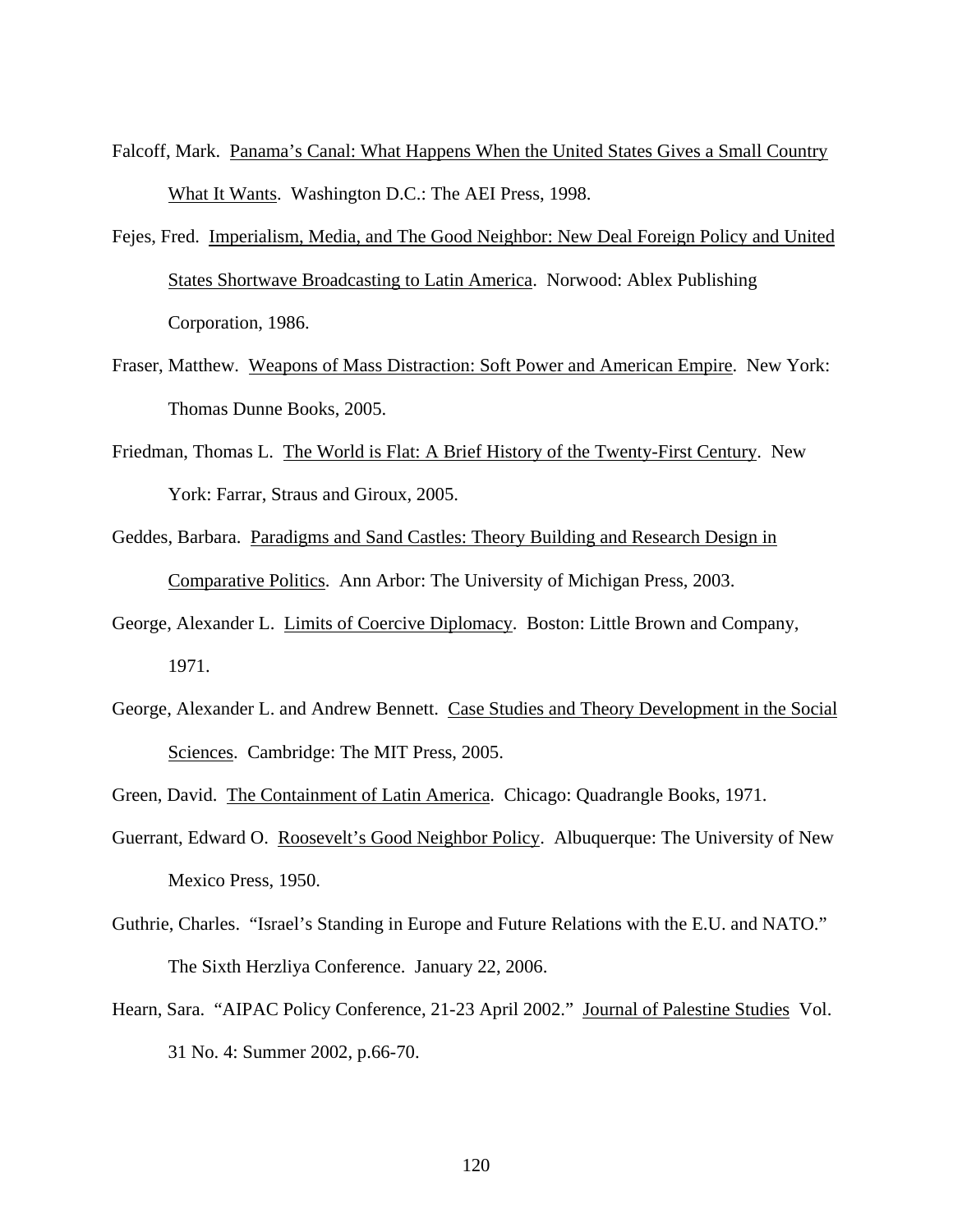Falcoff, Mark. Panama's Canal: What Happens When the United States Gives a Small Country What It Wants. Washington D.C.: The AEI Press, 1998.

Fejes, Fred. Imperialism, Media, and The Good Neighbor: New Deal Foreign Policy and United States Shortwave Broadcasting to Latin America. Norwood: Ablex Publishing Corporation, 1986.

Fraser, Matthew. Weapons of Mass Distraction: Soft Power and American Empire. New York: Thomas Dunne Books, 2005.

Friedman, Thomas L. The World is Flat: A Brief History of the Twenty-First Century. New York: Farrar, Straus and Giroux, 2005.

Geddes, Barbara. Paradigms and Sand Castles: Theory Building and Research Design in Comparative Politics. Ann Arbor: The University of Michigan Press, 2003.

George, Alexander L. Limits of Coercive Diplomacy. Boston: Little Brown and Company, 1971.

George, Alexander L. and Andrew Bennett. Case Studies and Theory Development in the Social Sciences. Cambridge: The MIT Press, 2005.

Green, David. The Containment of Latin America. Chicago: Quadrangle Books, 1971.

Guerrant, Edward O. Roosevelt's Good Neighbor Policy. Albuquerque: The University of New Mexico Press, 1950.

Guthrie, Charles. "Israel's Standing in Europe and Future Relations with the E.U. and NATO." The Sixth Herzliya Conference. January 22, 2006.

Hearn, Sara. "AIPAC Policy Conference, 21-23 April 2002." Journal of Palestine Studies Vol. 31 No. 4: Summer 2002, p.66-70.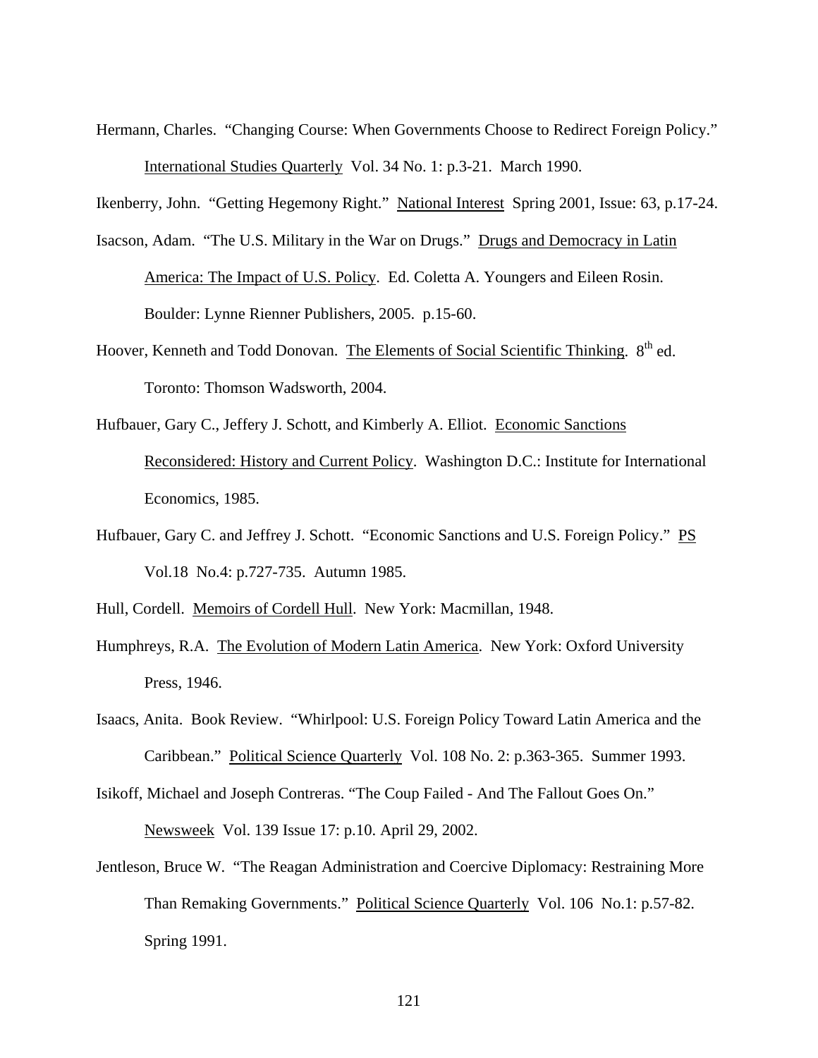Hermann, Charles. "Changing Course: When Governments Choose to Redirect Foreign Policy." International Studies Quarterly Vol. 34 No. 1: p.3-21. March 1990.

Ikenberry, John. "Getting Hegemony Right." National Interest Spring 2001, Issue: 63, p.17-24.

Isacson, Adam. "The U.S. Military in the War on Drugs." Drugs and Democracy in Latin America: The Impact of U.S. Policy. Ed. Coletta A. Youngers and Eileen Rosin. Boulder: Lynne Rienner Publishers, 2005. p.15-60.

Hoover, Kenneth and Todd Donovan. The Elements of Social Scientific Thinking. 8th ed. Toronto: Thomson Wadsworth, 2004.

Hufbauer, Gary C., Jeffery J. Schott, and Kimberly A. Elliot. Economic Sanctions Reconsidered: History and Current Policy. Washington D.C.: Institute for International Economics, 1985.

Hufbauer, Gary C. and Jeffrey J. Schott. "Economic Sanctions and U.S. Foreign Policy." PS Vol.18 No.4: p.727-735. Autumn 1985.

Hull, Cordell. Memoirs of Cordell Hull. New York: Macmillan, 1948.

Humphreys, R.A. The Evolution of Modern Latin America. New York: Oxford University Press, 1946.

Isaacs, Anita. Book Review. "Whirlpool: U.S. Foreign Policy Toward Latin America and the Caribbean." Political Science Quarterly Vol. 108 No. 2: p.363-365. Summer 1993.

Isikoff, Michael and Joseph Contreras. "The Coup Failed - And The Fallout Goes On." Newsweek Vol. 139 Issue 17: p.10. April 29, 2002.

Jentleson, Bruce W. "The Reagan Administration and Coercive Diplomacy: Restraining More Than Remaking Governments." Political Science Quarterly Vol. 106 No.1: p.57-82. Spring 1991.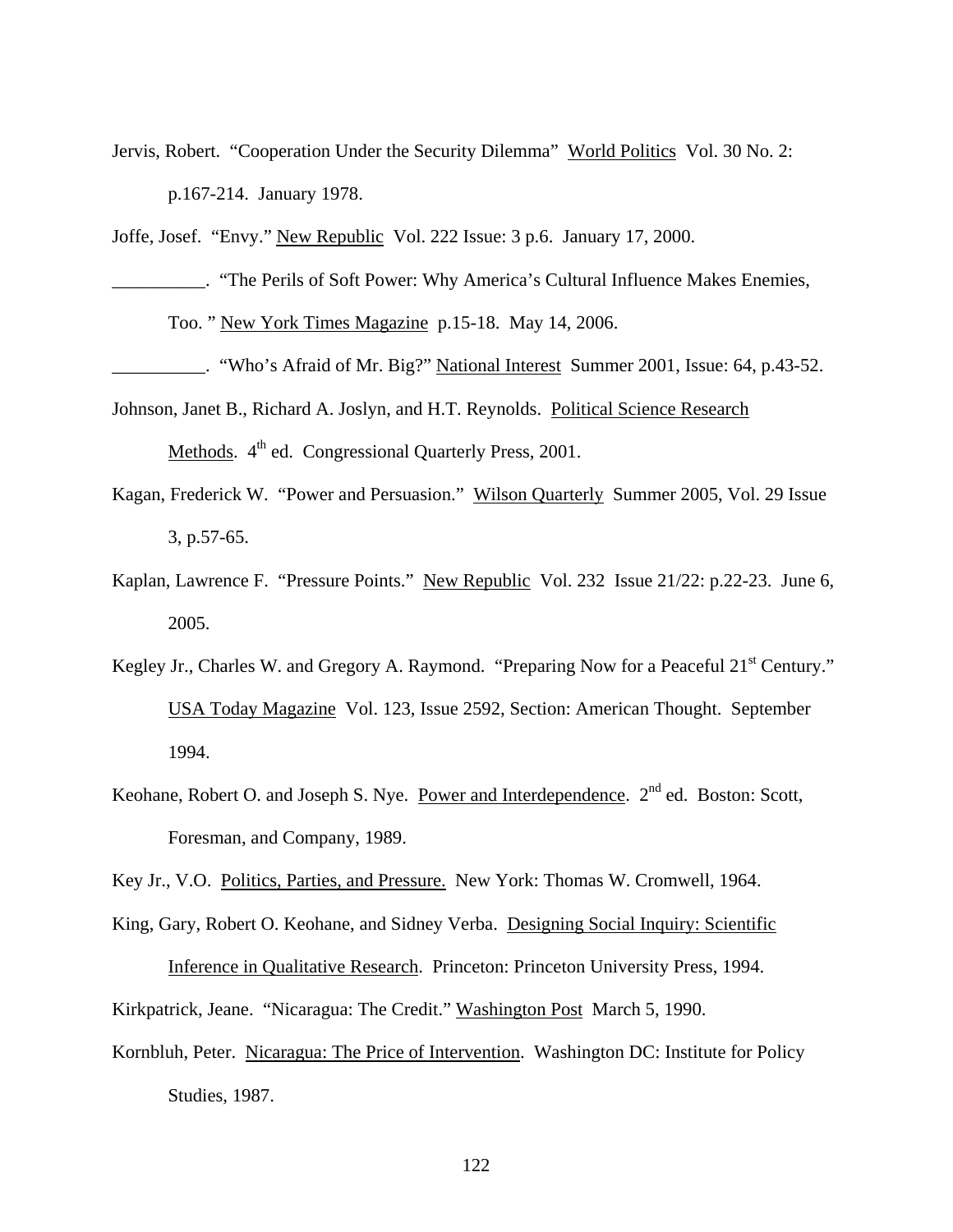Jervis, Robert. "Cooperation Under the Security Dilemma" World Politics Vol. 30 No. 2: p.167-214. January 1978.

Joffe, Josef. "Envy." New Republic Vol. 222 Issue: 3 p.6. January 17, 2000.

__________. "The Perils of Soft Power: Why America's Cultural Influence Makes Enemies, Too. " New York Times Magazine p.15-18. May 14, 2006.

__________. "Who's Afraid of Mr. Big?" National Interest Summer 2001, Issue: 64, p.43-52.

Johnson, Janet B., Richard A. Joslyn, and H.T. Reynolds. Political Science Research Methods. 4th ed. Congressional Quarterly Press, 2001.

Kagan, Frederick W. "Power and Persuasion." Wilson Quarterly Summer 2005, Vol. 29 Issue 3, p.57-65.

Kaplan, Lawrence F. "Pressure Points." New Republic Vol. 232 Issue 21/22: p.22-23. June 6, 2005.

Kegley Jr., Charles W. and Gregory A. Raymond. "Preparing Now for a Peaceful 21st Century." USA Today Magazine Vol. 123, Issue 2592, Section: American Thought. September 1994.

Keohane, Robert O. and Joseph S. Nye. Power and Interdependence. 2nd ed. Boston: Scott, Foresman, and Company, 1989.

Key Jr., V.O. Politics, Parties, and Pressure. New York: Thomas W. Cromwell, 1964.

King, Gary, Robert O. Keohane, and Sidney Verba. Designing Social Inquiry: Scientific Inference in Qualitative Research. Princeton: Princeton University Press, 1994.

Kirkpatrick, Jeane. "Nicaragua: The Credit." Washington Post March 5, 1990.

Kornbluh, Peter. Nicaragua: The Price of Intervention. Washington DC: Institute for Policy Studies, 1987.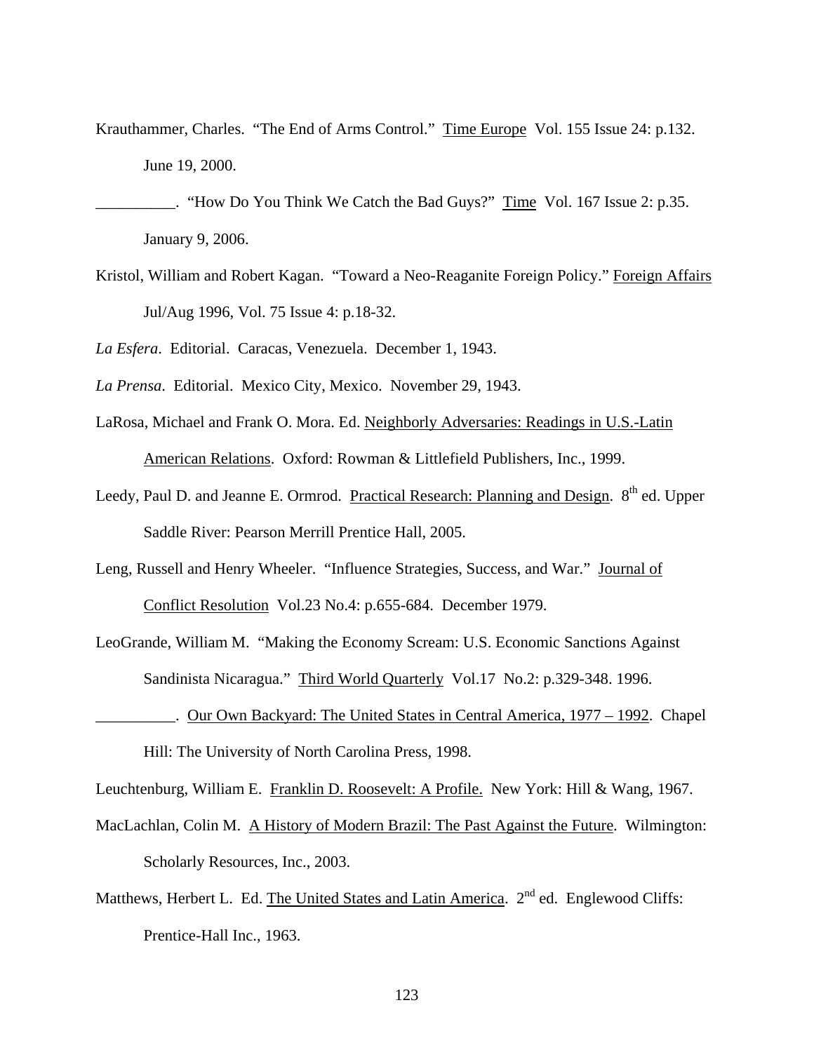Krauthammer, Charles. "The End of Arms Control." Time Europe Vol. 155 Issue 24: p.132. June 19, 2000.

__________. "How Do You Think We Catch the Bad Guys?" Time Vol. 167 Issue 2: p.35. January 9, 2006.

Kristol, William and Robert Kagan. "Toward a Neo-Reaganite Foreign Policy." Foreign Affairs Jul/Aug 1996, Vol. 75 Issue 4: p.18-32.

*La Esfera*. Editorial. Caracas, Venezuela. December 1, 1943.

*La Prensa*. Editorial. Mexico City, Mexico. November 29, 1943.

LaRosa, Michael and Frank O. Mora. Ed. Neighborly Adversaries: Readings in U.S.-Latin American Relations. Oxford: Rowman & Littlefield Publishers, Inc., 1999.

Leedy, Paul D. and Jeanne E. Ormrod. Practical Research: Planning and Design. 8th ed. Upper Saddle River: Pearson Merrill Prentice Hall, 2005.

Leng, Russell and Henry Wheeler. "Influence Strategies, Success, and War." Journal of Conflict Resolution Vol.23 No.4: p.655-684. December 1979.

LeoGrande, William M. "Making the Economy Scream: U.S. Economic Sanctions Against Sandinista Nicaragua." Third World Quarterly Vol.17 No.2: p.329-348. 1996.

__________. Our Own Backyard: The United States in Central America, 1977 – 1992. Chapel Hill: The University of North Carolina Press, 1998.

Leuchtenburg, William E. Franklin D. Roosevelt: A Profile. New York: Hill & Wang, 1967.

MacLachlan, Colin M. A History of Modern Brazil: The Past Against the Future. Wilmington: Scholarly Resources, Inc., 2003.

Matthews, Herbert L. Ed. The United States and Latin America. 2nd ed. Englewood Cliffs: Prentice-Hall Inc., 1963.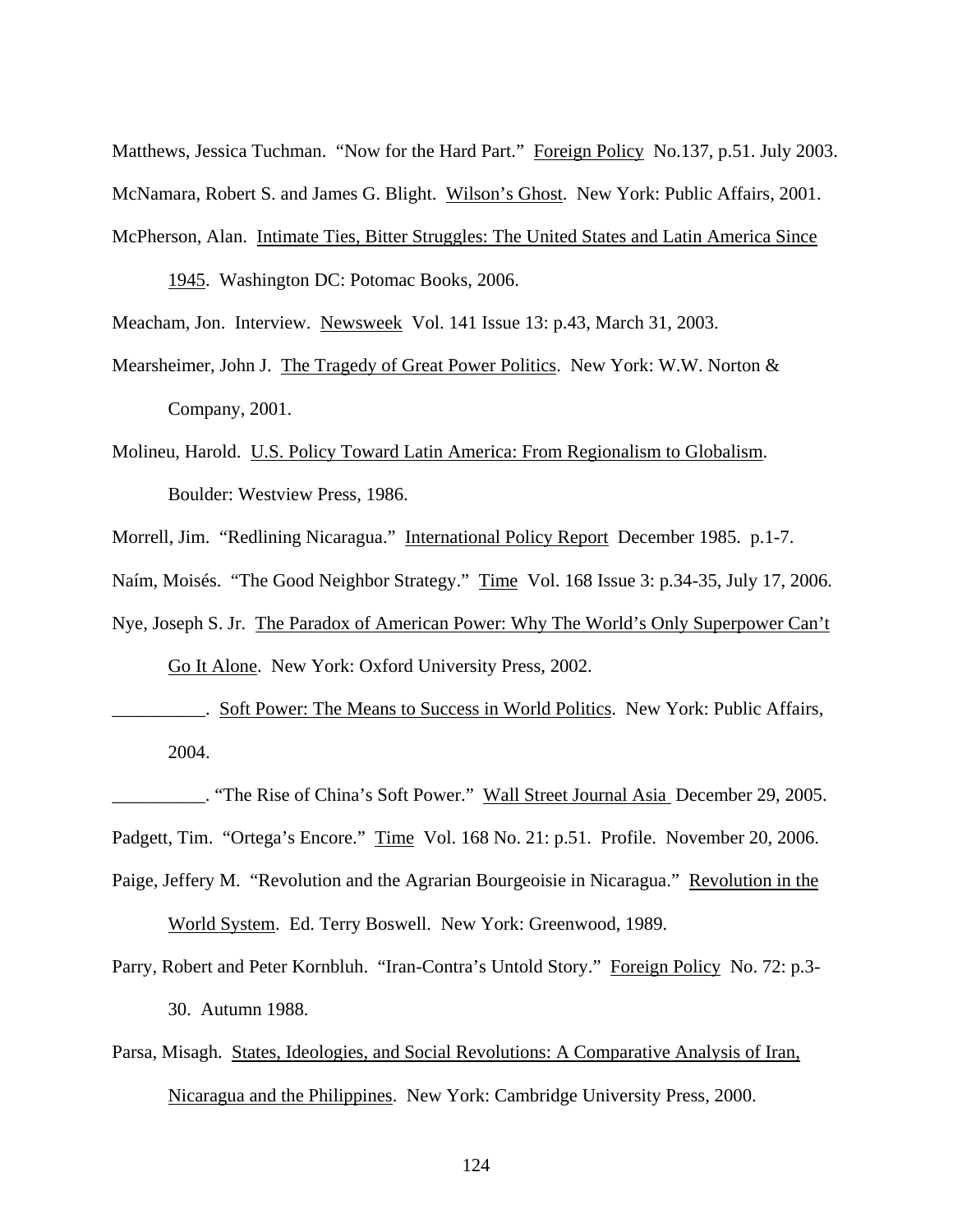Matthews, Jessica Tuchman. "Now for the Hard Part." Foreign Policy No.137, p.51. July 2003.

McNamara, Robert S. and James G. Blight. Wilson's Ghost. New York: Public Affairs, 2001.

McPherson, Alan. Intimate Ties, Bitter Struggles: The United States and Latin America Since 1945. Washington DC: Potomac Books, 2006.

Meacham, Jon. Interview. Newsweek Vol. 141 Issue 13: p.43, March 31, 2003.

Mearsheimer, John J. The Tragedy of Great Power Politics. New York: W.W. Norton & Company, 2001.

Molineu, Harold. U.S. Policy Toward Latin America: From Regionalism to Globalism. Boulder: Westview Press, 1986.

Morrell, Jim. "Redlining Nicaragua." International Policy Report December 1985. p.1-7.

Naím, Moisés. "The Good Neighbor Strategy." Time Vol. 168 Issue 3: p.34-35, July 17, 2006.

Nye, Joseph S. Jr. The Paradox of American Power: Why The World's Only Superpower Can't Go It Alone. New York: Oxford University Press, 2002.

__________. Soft Power: The Means to Success in World Politics. New York: Public Affairs, 2004.

__________. "The Rise of China's Soft Power." Wall Street Journal Asia December 29, 2005.

Padgett, Tim. "Ortega's Encore." Time Vol. 168 No. 21: p.51. Profile. November 20, 2006.

Paige, Jeffery M. "Revolution and the Agrarian Bourgeoisie in Nicaragua." Revolution in the World System. Ed. Terry Boswell. New York: Greenwood, 1989.

Parry, Robert and Peter Kornbluh. "Iran-Contra's Untold Story." Foreign Policy No. 72: p.3-30. Autumn 1988.

Parsa, Misagh. States, Ideologies, and Social Revolutions: A Comparative Analysis of Iran, Nicaragua and the Philippines. New York: Cambridge University Press, 2000.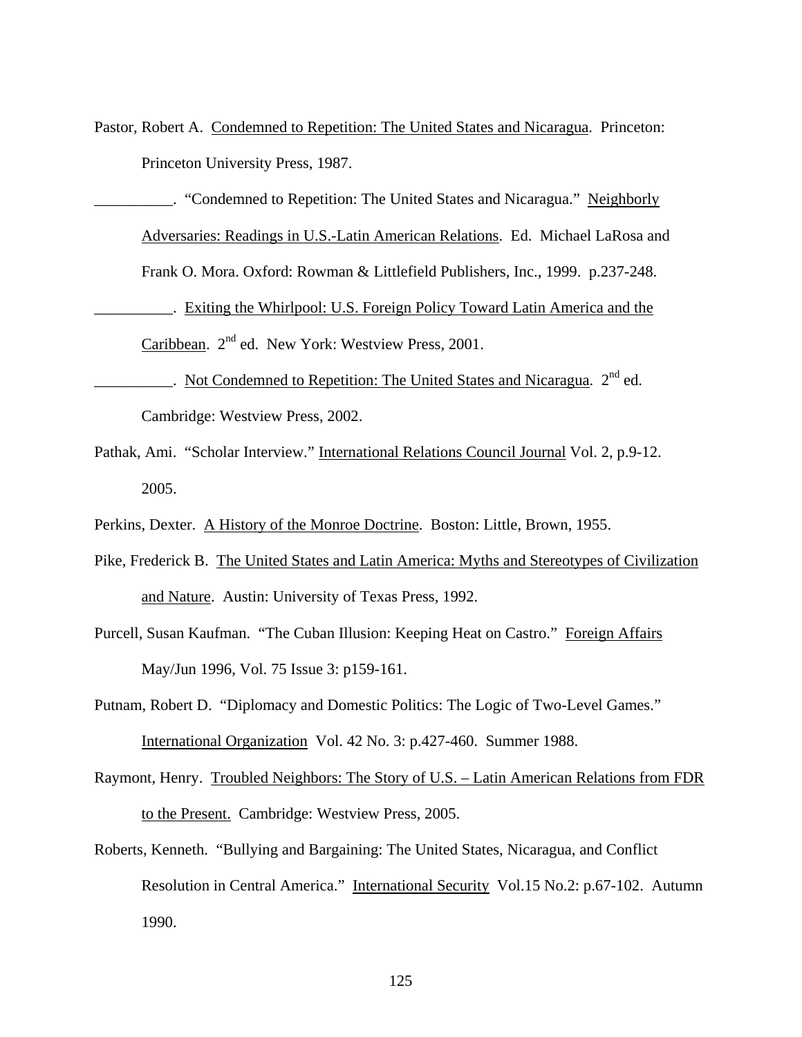Pastor, Robert A. Condemned to Repetition: The United States and Nicaragua. Princeton: Princeton University Press, 1987.

__________. "Condemned to Repetition: The United States and Nicaragua." Neighborly Adversaries: Readings in U.S.-Latin American Relations. Ed. Michael LaRosa and Frank O. Mora. Oxford: Rowman & Littlefield Publishers, Inc., 1999. p.237-248.

__________. Exiting the Whirlpool: U.S. Foreign Policy Toward Latin America and the Caribbean. 2nd ed. New York: Westview Press, 2001.

__________. Not Condemned to Repetition: The United States and Nicaragua. 2nd ed. Cambridge: Westview Press, 2002.

Pathak, Ami. "Scholar Interview." International Relations Council Journal Vol. 2, p.9-12. 2005.

Perkins, Dexter. A History of the Monroe Doctrine. Boston: Little, Brown, 1955.

Pike, Frederick B. The United States and Latin America: Myths and Stereotypes of Civilization and Nature. Austin: University of Texas Press, 1992.

Purcell, Susan Kaufman. "The Cuban Illusion: Keeping Heat on Castro." Foreign Affairs May/Jun 1996, Vol. 75 Issue 3: p159-161.

Putnam, Robert D. "Diplomacy and Domestic Politics: The Logic of Two-Level Games." International Organization Vol. 42 No. 3: p.427-460. Summer 1988.

Raymont, Henry. Troubled Neighbors: The Story of U.S. – Latin American Relations from FDR to the Present. Cambridge: Westview Press, 2005.

Roberts, Kenneth. "Bullying and Bargaining: The United States, Nicaragua, and Conflict Resolution in Central America." International Security Vol.15 No.2: p.67-102. Autumn 1990.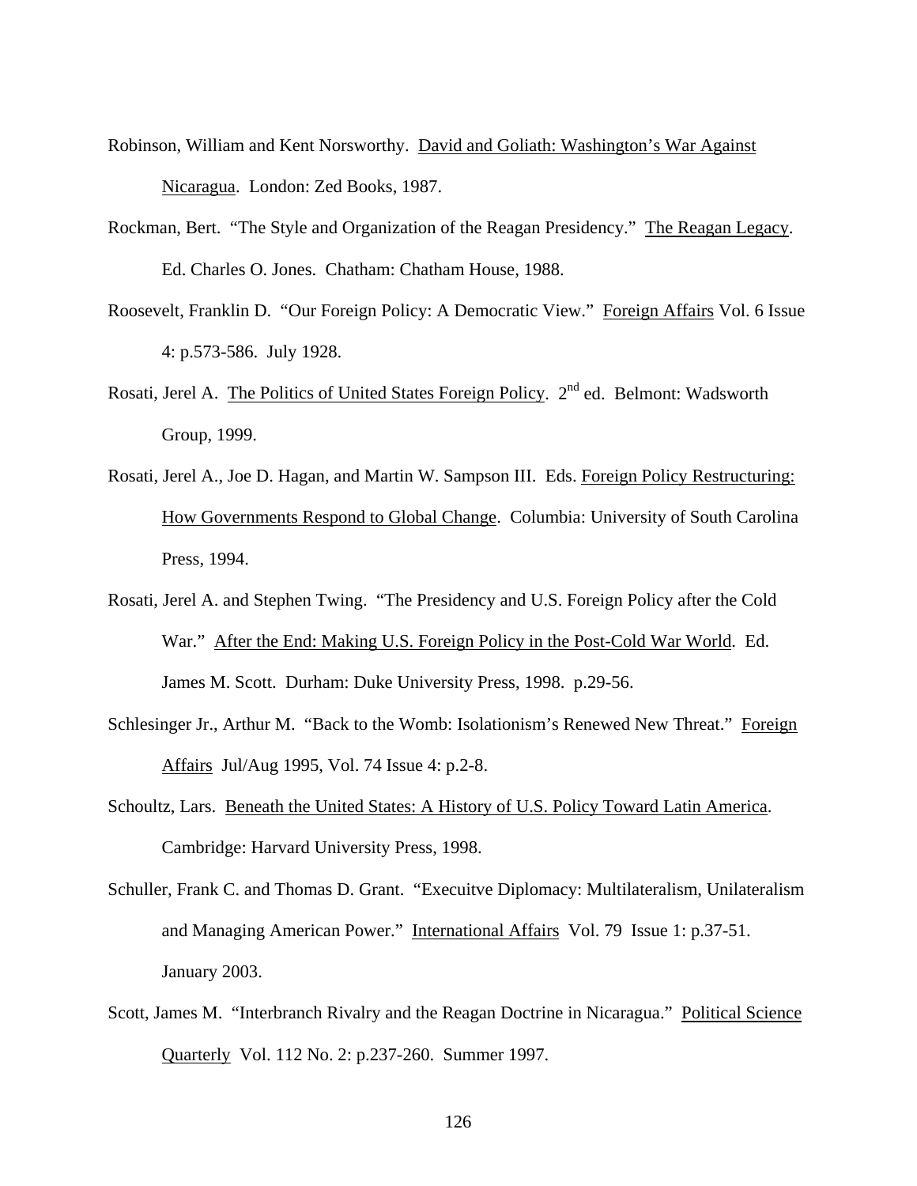Robinson, William and Kent Norsworthy. David and Goliath: Washington's War Against Nicaragua. London: Zed Books, 1987.

Rockman, Bert. "The Style and Organization of the Reagan Presidency." The Reagan Legacy. Ed. Charles O. Jones. Chatham: Chatham House, 1988.

Roosevelt, Franklin D. "Our Foreign Policy: A Democratic View." Foreign Affairs Vol. 6 Issue 4: p.573-586. July 1928.

Rosati, Jerel A. The Politics of United States Foreign Policy. 2nd ed. Belmont: Wadsworth Group, 1999.

Rosati, Jerel A., Joe D. Hagan, and Martin W. Sampson III. Eds. Foreign Policy Restructuring: How Governments Respond to Global Change. Columbia: University of South Carolina Press, 1994.

Rosati, Jerel A. and Stephen Twing. "The Presidency and U.S. Foreign Policy after the Cold War." After the End: Making U.S. Foreign Policy in the Post-Cold War World. Ed. James M. Scott. Durham: Duke University Press, 1998. p.29-56.

Schlesinger Jr., Arthur M. "Back to the Womb: Isolationism's Renewed New Threat." Foreign Affairs Jul/Aug 1995, Vol. 74 Issue 4: p.2-8.

Schoultz, Lars. Beneath the United States: A History of U.S. Policy Toward Latin America. Cambridge: Harvard University Press, 1998.

Schuller, Frank C. and Thomas D. Grant. "Execuitve Diplomacy: Multilateralism, Unilateralism and Managing American Power." International Affairs Vol. 79 Issue 1: p.37-51. January 2003.

Scott, James M. "Interbranch Rivalry and the Reagan Doctrine in Nicaragua." Political Science Quarterly Vol. 112 No. 2: p.237-260. Summer 1997.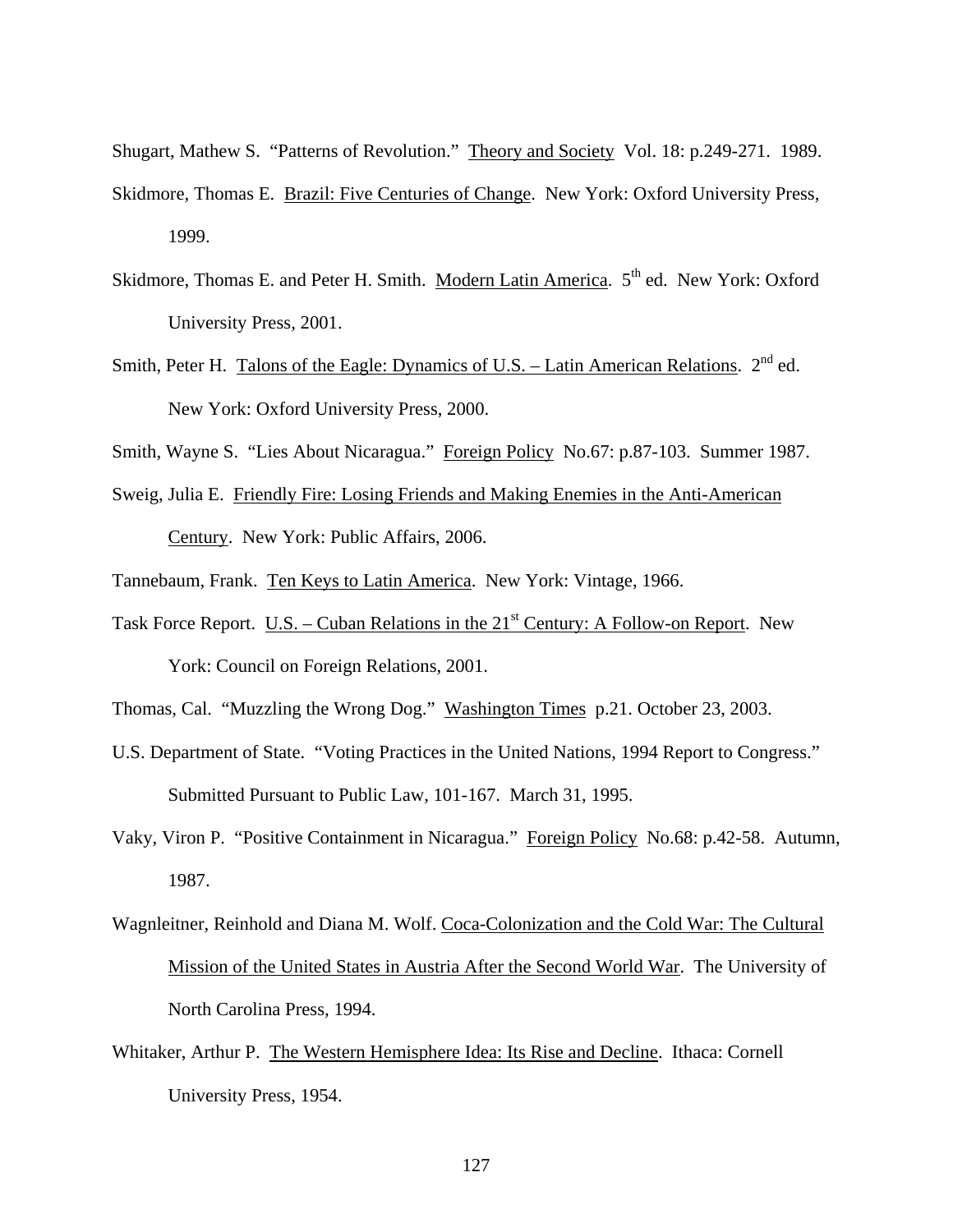Shugart, Mathew S. "Patterns of Revolution." Theory and Society Vol. 18: p.249-271. 1989.

Skidmore, Thomas E. Brazil: Five Centuries of Change. New York: Oxford University Press, 1999.

Skidmore, Thomas E. and Peter H. Smith. Modern Latin America. 5th ed. New York: Oxford University Press, 2001.

Smith, Peter H. Talons of the Eagle: Dynamics of U.S. – Latin American Relations. 2nd ed. New York: Oxford University Press, 2000.

Smith, Wayne S. "Lies About Nicaragua." Foreign Policy No.67: p.87-103. Summer 1987.

Sweig, Julia E. Friendly Fire: Losing Friends and Making Enemies in the Anti-American Century. New York: Public Affairs, 2006.

Tannebaum, Frank. Ten Keys to Latin America. New York: Vintage, 1966.

Task Force Report. U.S. – Cuban Relations in the 21st Century: A Follow-on Report. New York: Council on Foreign Relations, 2001.

Thomas, Cal. "Muzzling the Wrong Dog." Washington Times p.21. October 23, 2003.

U.S. Department of State. "Voting Practices in the United Nations, 1994 Report to Congress." Submitted Pursuant to Public Law, 101-167. March 31, 1995.

Vaky, Viron P. "Positive Containment in Nicaragua." Foreign Policy No.68: p.42-58. Autumn, 1987.

Wagnleitner, Reinhold and Diana M. Wolf. Coca-Colonization and the Cold War: The Cultural Mission of the United States in Austria After the Second World War. The University of North Carolina Press, 1994.

Whitaker, Arthur P. The Western Hemisphere Idea: Its Rise and Decline. Ithaca: Cornell University Press, 1954.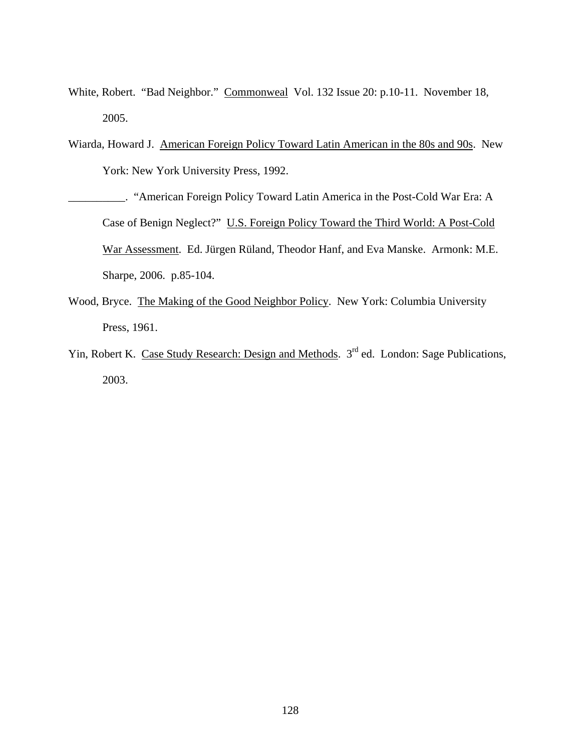White, Robert. “Bad Neighbor.” Commonweal Vol. 132 Issue 20: p.10-11. November 18, 2005.

Wiarda, Howard J. American Foreign Policy Toward Latin American in the 80s and 90s. New York: New York University Press, 1992.

__________. “American Foreign Policy Toward Latin America in the Post-Cold War Era: A Case of Benign Neglect?” U.S. Foreign Policy Toward the Third World: A Post-Cold War Assessment. Ed. Jürgen Rüland, Theodor Hanf, and Eva Manske. Armonk: M.E. Sharpe, 2006. p.85-104.

Wood, Bryce. The Making of the Good Neighbor Policy. New York: Columbia University Press, 1961.

Yin, Robert K. Case Study Research: Design and Methods. 3rd ed. London: Sage Publications, 2003.